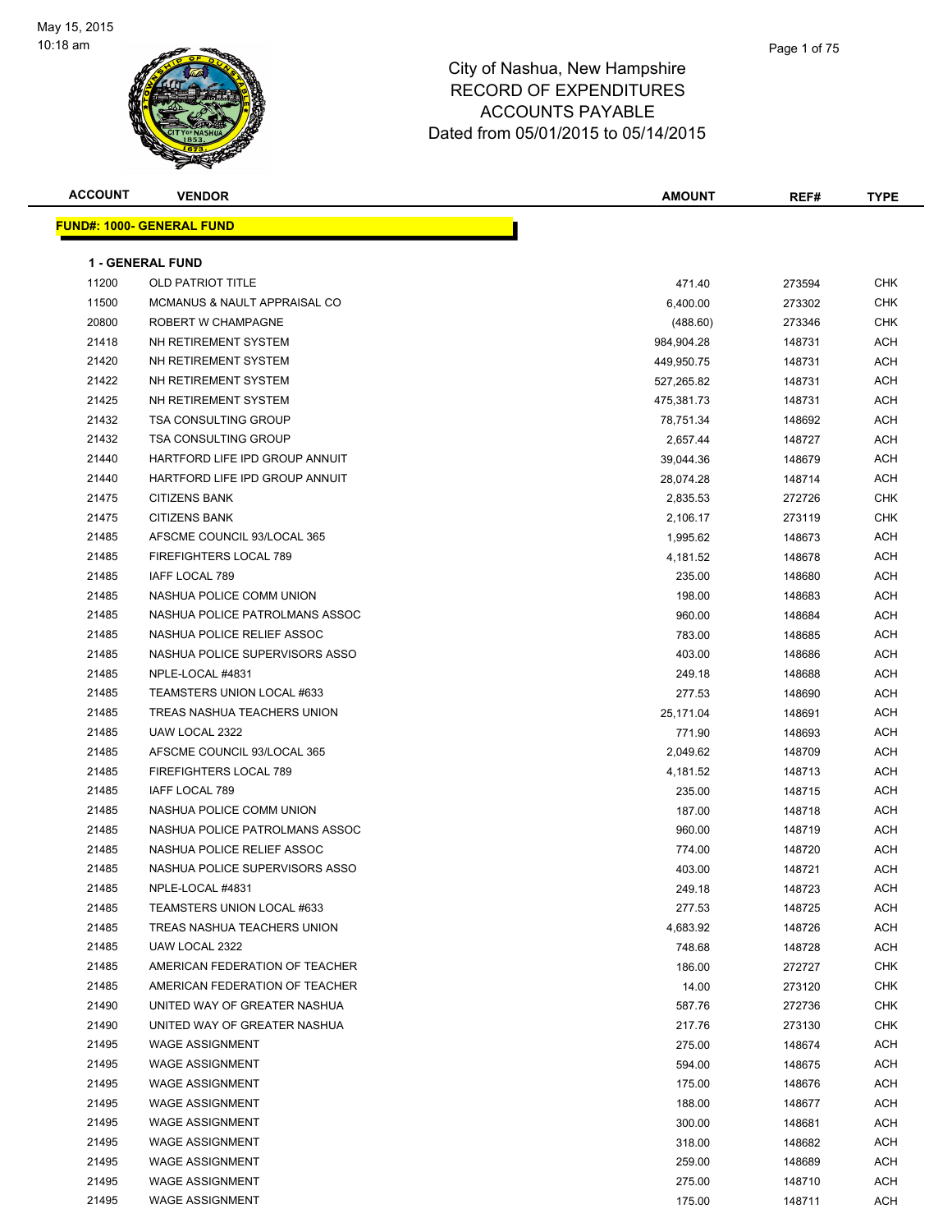City of Nashua, New Hampshire
RECORD OF EXPENDITURES
ACCOUNTS PAYABLE
Dated from 05/01/2015 to 05/14/2015

May 15, 2015
10:18 am

| ACCOUNT | VENDOR | AMOUNT | REF# | TYPE |
|---|---|---|---|---|

**FUND#: 1000- GENERAL FUND**

**1 - GENERAL FUND**

| ACCOUNT | VENDOR | AMOUNT | REF# | TYPE |
|---|---|---|---|---|
| 11200 | OLD PATRIOT TITLE | 471.40 | 273594 | CHK |
| 11500 | MCMANUS & NAULT APPRAISAL CO | 6,400.00 | 273302 | CHK |
| 20800 | ROBERT W CHAMPAGNE | (488.60) | 273346 | CHK |
| 21418 | NH RETIREMENT SYSTEM | 984,904.28 | 148731 | ACH |
| 21420 | NH RETIREMENT SYSTEM | 449,950.75 | 148731 | ACH |
| 21422 | NH RETIREMENT SYSTEM | 527,265.82 | 148731 | ACH |
| 21425 | NH RETIREMENT SYSTEM | 475,381.73 | 148731 | ACH |
| 21432 | TSA CONSULTING GROUP | 78,751.34 | 148692 | ACH |
| 21432 | TSA CONSULTING GROUP | 2,657.44 | 148727 | ACH |
| 21440 | HARTFORD LIFE IPD GROUP ANNUIT | 39,044.36 | 148679 | ACH |
| 21440 | HARTFORD LIFE IPD GROUP ANNUIT | 28,074.28 | 148714 | ACH |
| 21475 | CITIZENS BANK | 2,835.53 | 272726 | CHK |
| 21475 | CITIZENS BANK | 2,106.17 | 273119 | CHK |
| 21485 | AFSCME COUNCIL 93/LOCAL 365 | 1,995.62 | 148673 | ACH |
| 21485 | FIREFIGHTERS LOCAL 789 | 4,181.52 | 148678 | ACH |
| 21485 | IAFF LOCAL 789 | 235.00 | 148680 | ACH |
| 21485 | NASHUA POLICE COMM UNION | 198.00 | 148683 | ACH |
| 21485 | NASHUA POLICE PATROLMANS ASSOC | 960.00 | 148684 | ACH |
| 21485 | NASHUA POLICE RELIEF ASSOC | 783.00 | 148685 | ACH |
| 21485 | NASHUA POLICE SUPERVISORS ASSO | 403.00 | 148686 | ACH |
| 21485 | NPLE-LOCAL #4831 | 249.18 | 148688 | ACH |
| 21485 | TEAMSTERS UNION LOCAL #633 | 277.53 | 148690 | ACH |
| 21485 | TREAS NASHUA TEACHERS UNION | 25,171.04 | 148691 | ACH |
| 21485 | UAW LOCAL 2322 | 771.90 | 148693 | ACH |
| 21485 | AFSCME COUNCIL 93/LOCAL 365 | 2,049.62 | 148709 | ACH |
| 21485 | FIREFIGHTERS LOCAL 789 | 4,181.52 | 148713 | ACH |
| 21485 | IAFF LOCAL 789 | 235.00 | 148715 | ACH |
| 21485 | NASHUA POLICE COMM UNION | 187.00 | 148718 | ACH |
| 21485 | NASHUA POLICE PATROLMANS ASSOC | 960.00 | 148719 | ACH |
| 21485 | NASHUA POLICE RELIEF ASSOC | 774.00 | 148720 | ACH |
| 21485 | NASHUA POLICE SUPERVISORS ASSO | 403.00 | 148721 | ACH |
| 21485 | NPLE-LOCAL #4831 | 249.18 | 148723 | ACH |
| 21485 | TEAMSTERS UNION LOCAL #633 | 277.53 | 148725 | ACH |
| 21485 | TREAS NASHUA TEACHERS UNION | 4,683.92 | 148726 | ACH |
| 21485 | UAW LOCAL 2322 | 748.68 | 148728 | ACH |
| 21485 | AMERICAN FEDERATION OF TEACHER | 186.00 | 272727 | CHK |
| 21485 | AMERICAN FEDERATION OF TEACHER | 14.00 | 273120 | CHK |
| 21490 | UNITED WAY OF GREATER NASHUA | 587.76 | 272736 | CHK |
| 21490 | UNITED WAY OF GREATER NASHUA | 217.76 | 273130 | CHK |
| 21495 | WAGE ASSIGNMENT | 275.00 | 148674 | ACH |
| 21495 | WAGE ASSIGNMENT | 594.00 | 148675 | ACH |
| 21495 | WAGE ASSIGNMENT | 175.00 | 148676 | ACH |
| 21495 | WAGE ASSIGNMENT | 188.00 | 148677 | ACH |
| 21495 | WAGE ASSIGNMENT | 300.00 | 148681 | ACH |
| 21495 | WAGE ASSIGNMENT | 318.00 | 148682 | ACH |
| 21495 | WAGE ASSIGNMENT | 259.00 | 148689 | ACH |
| 21495 | WAGE ASSIGNMENT | 275.00 | 148710 | ACH |
| 21495 | WAGE ASSIGNMENT | 175.00 | 148711 | ACH |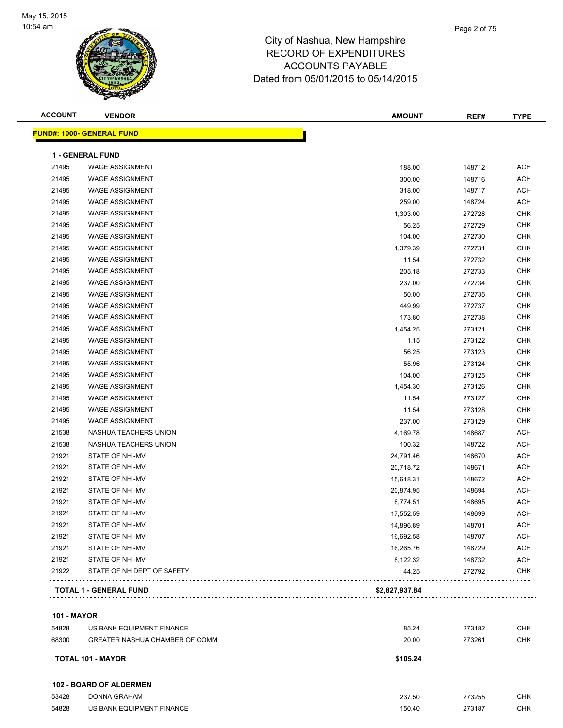# City of Nashua, New Hampshire
## RECORD OF EXPENDITURES
## ACCOUNTS PAYABLE
## Dated from 05/01/2015 to 05/14/2015

May 15, 2015
10:54 am

**FUND#: 1000- GENERAL FUND**

**1 - GENERAL FUND**

| ACCOUNT | VENDOR | AMOUNT | REF# | TYPE |
|---|---|---|---|---|
| 21495 | WAGE ASSIGNMENT | 188.00 | 148712 | ACH |
| 21495 | WAGE ASSIGNMENT | 300.00 | 148716 | ACH |
| 21495 | WAGE ASSIGNMENT | 318.00 | 148717 | ACH |
| 21495 | WAGE ASSIGNMENT | 259.00 | 148724 | ACH |
| 21495 | WAGE ASSIGNMENT | 1,303.00 | 272728 | CHK |
| 21495 | WAGE ASSIGNMENT | 56.25 | 272729 | CHK |
| 21495 | WAGE ASSIGNMENT | 104.00 | 272730 | CHK |
| 21495 | WAGE ASSIGNMENT | 1,379.39 | 272731 | CHK |
| 21495 | WAGE ASSIGNMENT | 11.54 | 272732 | CHK |
| 21495 | WAGE ASSIGNMENT | 205.18 | 272733 | CHK |
| 21495 | WAGE ASSIGNMENT | 237.00 | 272734 | CHK |
| 21495 | WAGE ASSIGNMENT | 50.00 | 272735 | CHK |
| 21495 | WAGE ASSIGNMENT | 449.99 | 272737 | CHK |
| 21495 | WAGE ASSIGNMENT | 173.80 | 272738 | CHK |
| 21495 | WAGE ASSIGNMENT | 1,454.25 | 273121 | CHK |
| 21495 | WAGE ASSIGNMENT | 1.15 | 273122 | CHK |
| 21495 | WAGE ASSIGNMENT | 56.25 | 273123 | CHK |
| 21495 | WAGE ASSIGNMENT | 55.96 | 273124 | CHK |
| 21495 | WAGE ASSIGNMENT | 104.00 | 273125 | CHK |
| 21495 | WAGE ASSIGNMENT | 1,454.30 | 273126 | CHK |
| 21495 | WAGE ASSIGNMENT | 11.54 | 273127 | CHK |
| 21495 | WAGE ASSIGNMENT | 11.54 | 273128 | CHK |
| 21495 | WAGE ASSIGNMENT | 237.00 | 273129 | CHK |
| 21538 | NASHUA TEACHERS UNION | 4,169.78 | 148687 | ACH |
| 21538 | NASHUA TEACHERS UNION | 100.32 | 148722 | ACH |
| 21921 | STATE OF NH -MV | 24,791.46 | 148670 | ACH |
| 21921 | STATE OF NH -MV | 20,718.72 | 148671 | ACH |
| 21921 | STATE OF NH -MV | 15,618.31 | 148672 | ACH |
| 21921 | STATE OF NH -MV | 20,874.95 | 148694 | ACH |
| 21921 | STATE OF NH -MV | 8,774.51 | 148695 | ACH |
| 21921 | STATE OF NH -MV | 17,552.59 | 148699 | ACH |
| 21921 | STATE OF NH -MV | 14,896.89 | 148701 | ACH |
| 21921 | STATE OF NH -MV | 16,692.58 | 148707 | ACH |
| 21921 | STATE OF NH -MV | 16,265.76 | 148729 | ACH |
| 21921 | STATE OF NH -MV | 8,122.32 | 148732 | ACH |
| 21922 | STATE OF NH DEPT OF SAFETY | 44.25 | 272792 | CHK |
| | **TOTAL 1 - GENERAL FUND** | **$2,827,937.84** | | |

**101 - MAYOR**

| ACCOUNT | VENDOR | AMOUNT | REF# | TYPE |
|---|---|---|---|---|
| 54828 | US BANK EQUIPMENT FINANCE | 85.24 | 273182 | CHK |
| 68300 | GREATER NASHUA CHAMBER OF COMM | 20.00 | 273261 | CHK |
| | **TOTAL 101 - MAYOR** | **$105.24** | | |

**102 - BOARD OF ALDERMEN**

| ACCOUNT | VENDOR | AMOUNT | REF# | TYPE |
|---|---|---|---|---|
| 53428 | DONNA GRAHAM | 237.50 | 273255 | CHK |
| 54828 | US BANK EQUIPMENT FINANCE | 150.40 | 273187 | CHK |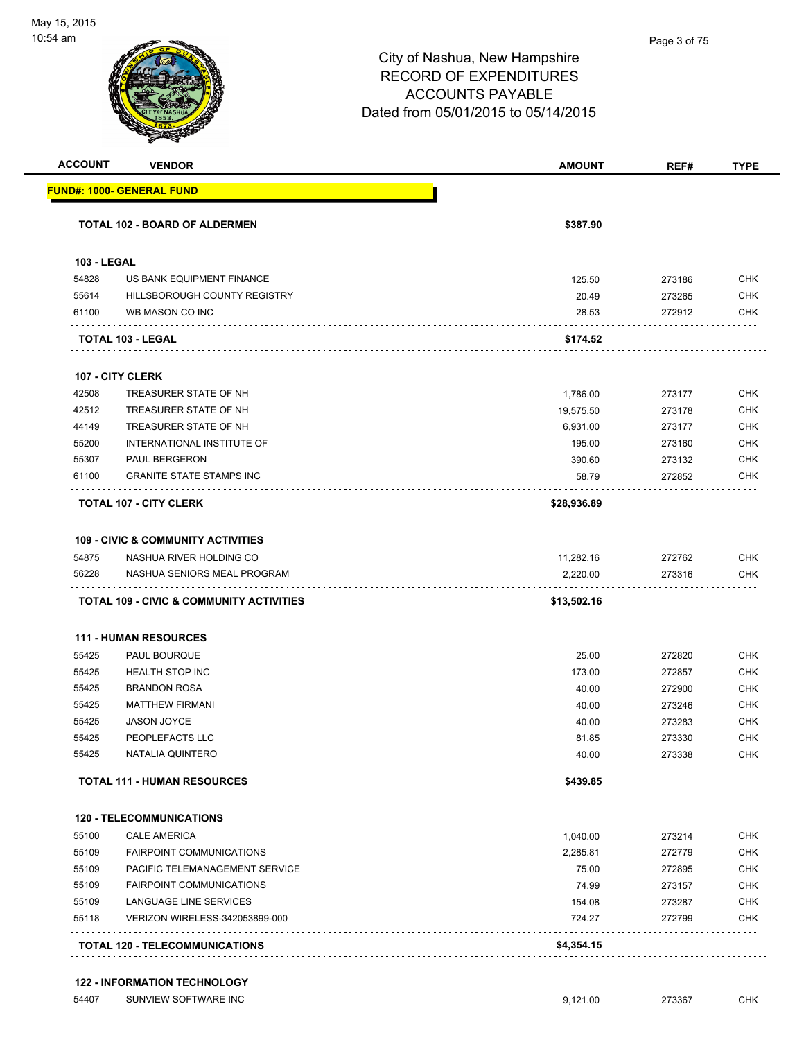# City of Nashua, New Hampshire
## RECORD OF EXPENDITURES
## ACCOUNTS PAYABLE
## Dated from 05/01/2015 to 05/14/2015

**FUND#: 1000- GENERAL FUND**

| ACCOUNT | VENDOR | AMOUNT | REF# | TYPE |
|---|---|---|---|---|
| | **TOTAL 102 - BOARD OF ALDERMEN** | **$387.90** | | |
| **103 - LEGAL** | | | | |
| 54828 | US BANK EQUIPMENT FINANCE | 125.50 | 273186 | CHK |
| 55614 | HILLSBOROUGH COUNTY REGISTRY | 20.49 | 273265 | CHK |
| 61100 | WB MASON CO INC | 28.53 | 272912 | CHK |
| | **TOTAL 103 - LEGAL** | **$174.52** | | |
| **107 - CITY CLERK** | | | | |
| 42508 | TREASURER STATE OF NH | 1,786.00 | 273177 | CHK |
| 42512 | TREASURER STATE OF NH | 19,575.50 | 273178 | CHK |
| 44149 | TREASURER STATE OF NH | 6,931.00 | 273177 | CHK |
| 55200 | INTERNATIONAL INSTITUTE OF | 195.00 | 273160 | CHK |
| 55307 | PAUL BERGERON | 390.60 | 273132 | CHK |
| 61100 | GRANITE STATE STAMPS INC | 58.79 | 272852 | CHK |
| | **TOTAL 107 - CITY CLERK** | **$28,936.89** | | |
| **109 - CIVIC & COMMUNITY ACTIVITIES** | | | | |
| 54875 | NASHUA RIVER HOLDING CO | 11,282.16 | 272762 | CHK |
| 56228 | NASHUA SENIORS MEAL PROGRAM | 2,220.00 | 273316 | CHK |
| | **TOTAL 109 - CIVIC & COMMUNITY ACTIVITIES** | **$13,502.16** | | |
| **111 - HUMAN RESOURCES** | | | | |
| 55425 | PAUL BOURQUE | 25.00 | 272820 | CHK |
| 55425 | HEALTH STOP INC | 173.00 | 272857 | CHK |
| 55425 | BRANDON ROSA | 40.00 | 272900 | CHK |
| 55425 | MATTHEW FIRMANI | 40.00 | 273246 | CHK |
| 55425 | JASON JOYCE | 40.00 | 273283 | CHK |
| 55425 | PEOPLEFACTS LLC | 81.85 | 273330 | CHK |
| 55425 | NATALIA QUINTERO | 40.00 | 273338 | CHK |
| | **TOTAL 111 - HUMAN RESOURCES** | **$439.85** | | |
| **120 - TELECOMMUNICATIONS** | | | | |
| 55100 | CALE AMERICA | 1,040.00 | 273214 | CHK |
| 55109 | FAIRPOINT COMMUNICATIONS | 2,285.81 | 272779 | CHK |
| 55109 | PACIFIC TELEMANAGEMENT SERVICE | 75.00 | 272895 | CHK |
| 55109 | FAIRPOINT COMMUNICATIONS | 74.99 | 273157 | CHK |
| 55109 | LANGUAGE LINE SERVICES | 154.08 | 273287 | CHK |
| 55118 | VERIZON WIRELESS-342053899-000 | 724.27 | 272799 | CHK |
| | **TOTAL 120 - TELECOMMUNICATIONS** | **$4,354.15** | | |
| **122 - INFORMATION TECHNOLOGY** | | | | |
| 54407 | SUNVIEW SOFTWARE INC | 9,121.00 | 273367 | CHK |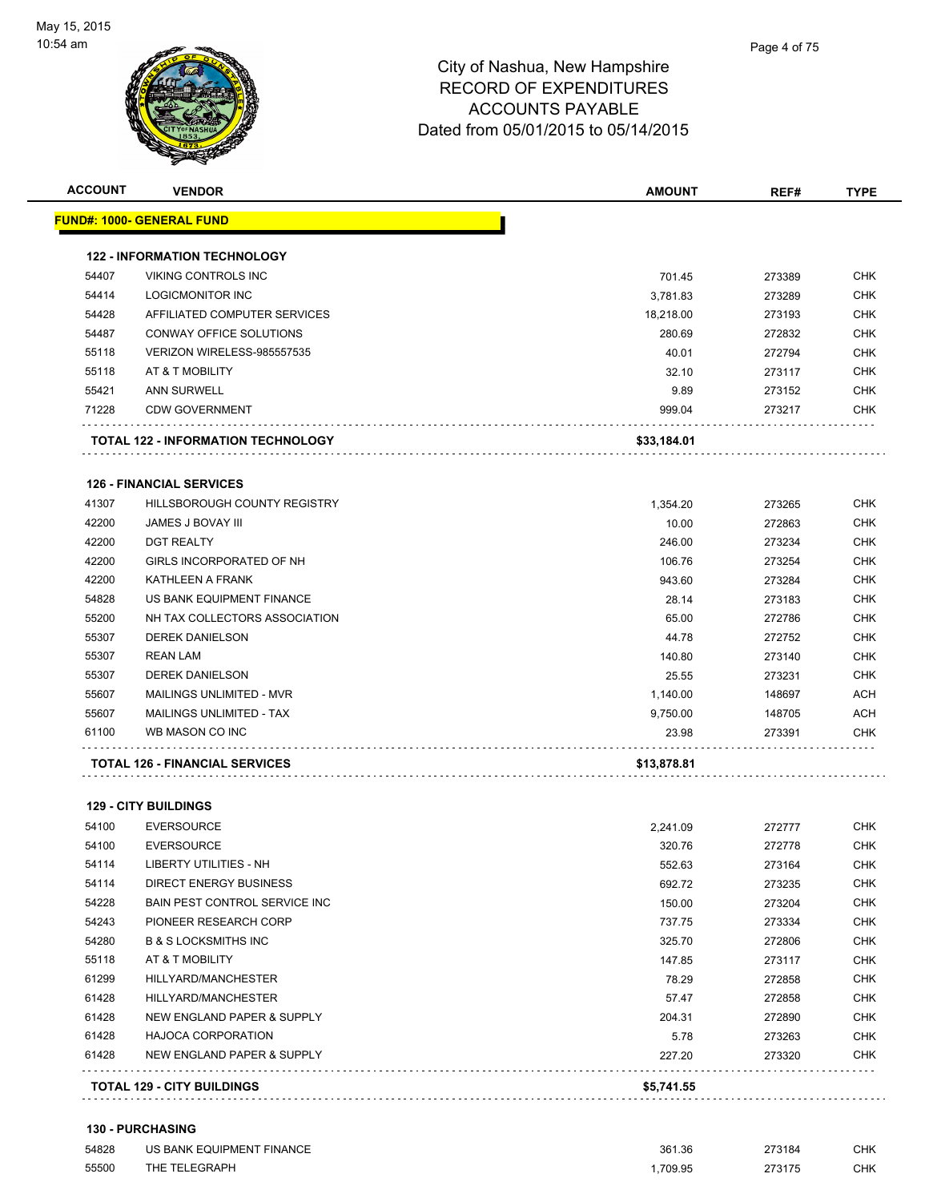# City of Nashua, New Hampshire
## RECORD OF EXPENDITURES
## ACCOUNTS PAYABLE
## Dated from 05/01/2015 to 05/14/2015

| ACCOUNT | VENDOR | AMOUNT | REF# | TYPE |
|---|---|---|---|---|
| **FUND#: 1000- GENERAL FUND** | | | | |
| **122 - INFORMATION TECHNOLOGY** | | | | |
| 54407 | VIKING CONTROLS INC | 701.45 | 273389 | CHK |
| 54414 | LOGICMONITOR INC | 3,781.83 | 273289 | CHK |
| 54428 | AFFILIATED COMPUTER SERVICES | 18,218.00 | 273193 | CHK |
| 54487 | CONWAY OFFICE SOLUTIONS | 280.69 | 272832 | CHK |
| 55118 | VERIZON WIRELESS-985557535 | 40.01 | 272794 | CHK |
| 55118 | AT & T MOBILITY | 32.10 | 273117 | CHK |
| 55421 | ANN SURWELL | 9.89 | 273152 | CHK |
| 71228 | CDW GOVERNMENT | 999.04 | 273217 | CHK |
| | **TOTAL 122 - INFORMATION TECHNOLOGY** | **$33,184.01** | | |
| **126 - FINANCIAL SERVICES** | | | | |
| 41307 | HILLSBOROUGH COUNTY REGISTRY | 1,354.20 | 273265 | CHK |
| 42200 | JAMES J BOVAY III | 10.00 | 272863 | CHK |
| 42200 | DGT REALTY | 246.00 | 273234 | CHK |
| 42200 | GIRLS INCORPORATED OF NH | 106.76 | 273254 | CHK |
| 42200 | KATHLEEN A FRANK | 943.60 | 273284 | CHK |
| 54828 | US BANK EQUIPMENT FINANCE | 28.14 | 273183 | CHK |
| 55200 | NH TAX COLLECTORS ASSOCIATION | 65.00 | 272786 | CHK |
| 55307 | DEREK DANIELSON | 44.78 | 272752 | CHK |
| 55307 | REAN LAM | 140.80 | 273140 | CHK |
| 55307 | DEREK DANIELSON | 25.55 | 273231 | CHK |
| 55607 | MAILINGS UNLIMITED - MVR | 1,140.00 | 148697 | ACH |
| 55607 | MAILINGS UNLIMITED - TAX | 9,750.00 | 148705 | ACH |
| 61100 | WB MASON CO INC | 23.98 | 273391 | CHK |
| | **TOTAL 126 - FINANCIAL SERVICES** | **$13,878.81** | | |
| **129 - CITY BUILDINGS** | | | | |
| 54100 | EVERSOURCE | 2,241.09 | 272777 | CHK |
| 54100 | EVERSOURCE | 320.76 | 272778 | CHK |
| 54114 | LIBERTY UTILITIES - NH | 552.63 | 273164 | CHK |
| 54114 | DIRECT ENERGY BUSINESS | 692.72 | 273235 | CHK |
| 54228 | BAIN PEST CONTROL SERVICE INC | 150.00 | 273204 | CHK |
| 54243 | PIONEER RESEARCH CORP | 737.75 | 273334 | CHK |
| 54280 | B & S LOCKSMITHS INC | 325.70 | 272806 | CHK |
| 55118 | AT & T MOBILITY | 147.85 | 273117 | CHK |
| 61299 | HILLYARD/MANCHESTER | 78.29 | 272858 | CHK |
| 61428 | HILLYARD/MANCHESTER | 57.47 | 272858 | CHK |
| 61428 | NEW ENGLAND PAPER & SUPPLY | 204.31 | 272890 | CHK |
| 61428 | HAJOCA CORPORATION | 5.78 | 273263 | CHK |
| 61428 | NEW ENGLAND PAPER & SUPPLY | 227.20 | 273320 | CHK |
| | **TOTAL 129 - CITY BUILDINGS** | **$5,741.55** | | |
| **130 - PURCHASING** | | | | |
| 54828 | US BANK EQUIPMENT FINANCE | 361.36 | 273184 | CHK |
| 55500 | THE TELEGRAPH | 1,709.95 | 273175 | CHK |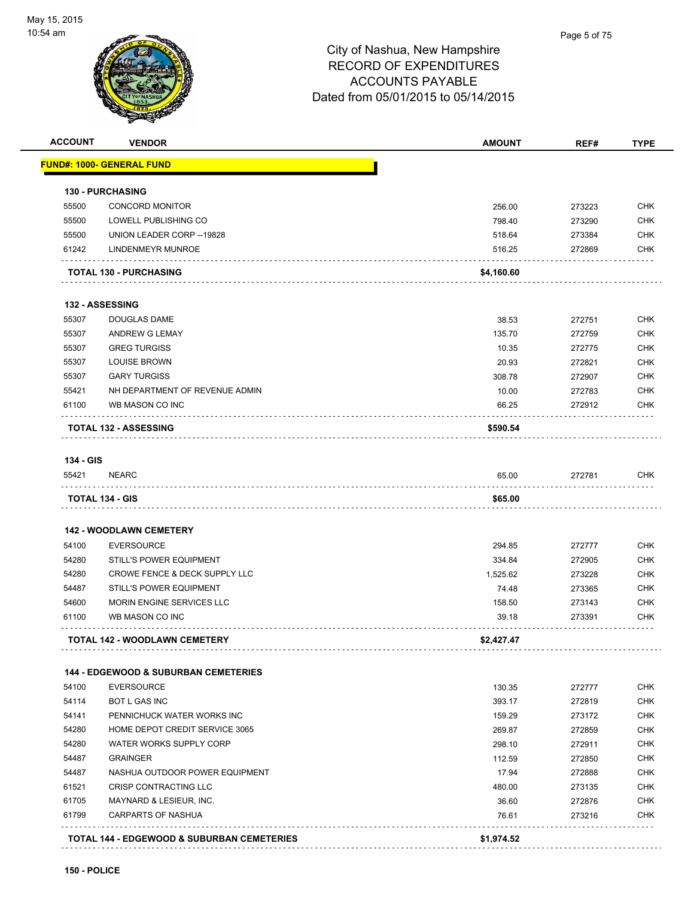City of Nashua, New Hampshire
RECORD OF EXPENDITURES
ACCOUNTS PAYABLE
Dated from 05/01/2015 to 05/14/2015

| ACCOUNT | VENDOR | AMOUNT | REF# | TYPE |
|---|---|---|---|---|
| **FUND#: 1000- GENERAL FUND** | | | | |
| **130 - PURCHASING** | | | | |
| 55500 | CONCORD MONITOR | 256.00 | 273223 | CHK |
| 55500 | LOWELL PUBLISHING CO | 798.40 | 273290 | CHK |
| 55500 | UNION LEADER CORP --19828 | 518.64 | 273384 | CHK |
| 61242 | LINDENMEYR MUNROE | 516.25 | 272869 | CHK |
| | **TOTAL 130 - PURCHASING** | **$4,160.60** | | |
| **132 - ASSESSING** | | | | |
| 55307 | DOUGLAS DAME | 38.53 | 272751 | CHK |
| 55307 | ANDREW G LEMAY | 135.70 | 272759 | CHK |
| 55307 | GREG TURGISS | 10.35 | 272775 | CHK |
| 55307 | LOUISE BROWN | 20.93 | 272821 | CHK |
| 55307 | GARY TURGISS | 308.78 | 272907 | CHK |
| 55421 | NH DEPARTMENT OF REVENUE ADMIN | 10.00 | 272783 | CHK |
| 61100 | WB MASON CO INC | 66.25 | 272912 | CHK |
| | **TOTAL 132 - ASSESSING** | **$590.54** | | |
| **134 - GIS** | | | | |
| 55421 | NEARC | 65.00 | 272781 | CHK |
| | **TOTAL 134 - GIS** | **$65.00** | | |
| **142 - WOODLAWN CEMETERY** | | | | |
| 54100 | EVERSOURCE | 294.85 | 272777 | CHK |
| 54280 | STILL'S POWER EQUIPMENT | 334.84 | 272905 | CHK |
| 54280 | CROWE FENCE & DECK SUPPLY LLC | 1,525.62 | 273228 | CHK |
| 54487 | STILL'S POWER EQUIPMENT | 74.48 | 273365 | CHK |
| 54600 | MORIN ENGINE SERVICES LLC | 158.50 | 273143 | CHK |
| 61100 | WB MASON CO INC | 39.18 | 273391 | CHK |
| | **TOTAL 142 - WOODLAWN CEMETERY** | **$2,427.47** | | |
| **144 - EDGEWOOD & SUBURBAN CEMETERIES** | | | | |
| 54100 | EVERSOURCE | 130.35 | 272777 | CHK |
| 54114 | BOT L GAS INC | 393.17 | 272819 | CHK |
| 54141 | PENNICHUCK WATER WORKS INC | 159.29 | 273172 | CHK |
| 54280 | HOME DEPOT CREDIT SERVICE 3065 | 269.87 | 272859 | CHK |
| 54280 | WATER WORKS SUPPLY CORP | 298.10 | 272911 | CHK |
| 54487 | GRAINGER | 112.59 | 272850 | CHK |
| 54487 | NASHUA OUTDOOR POWER EQUIPMENT | 17.94 | 272888 | CHK |
| 61521 | CRISP CONTRACTING LLC | 480.00 | 273135 | CHK |
| 61705 | MAYNARD & LESIEUR, INC. | 36.60 | 272876 | CHK |
| 61799 | CARPARTS OF NASHUA | 76.61 | 273216 | CHK |
| | **TOTAL 144 - EDGEWOOD & SUBURBAN CEMETERIES** | **$1,974.52** | | |

**150 - POLICE**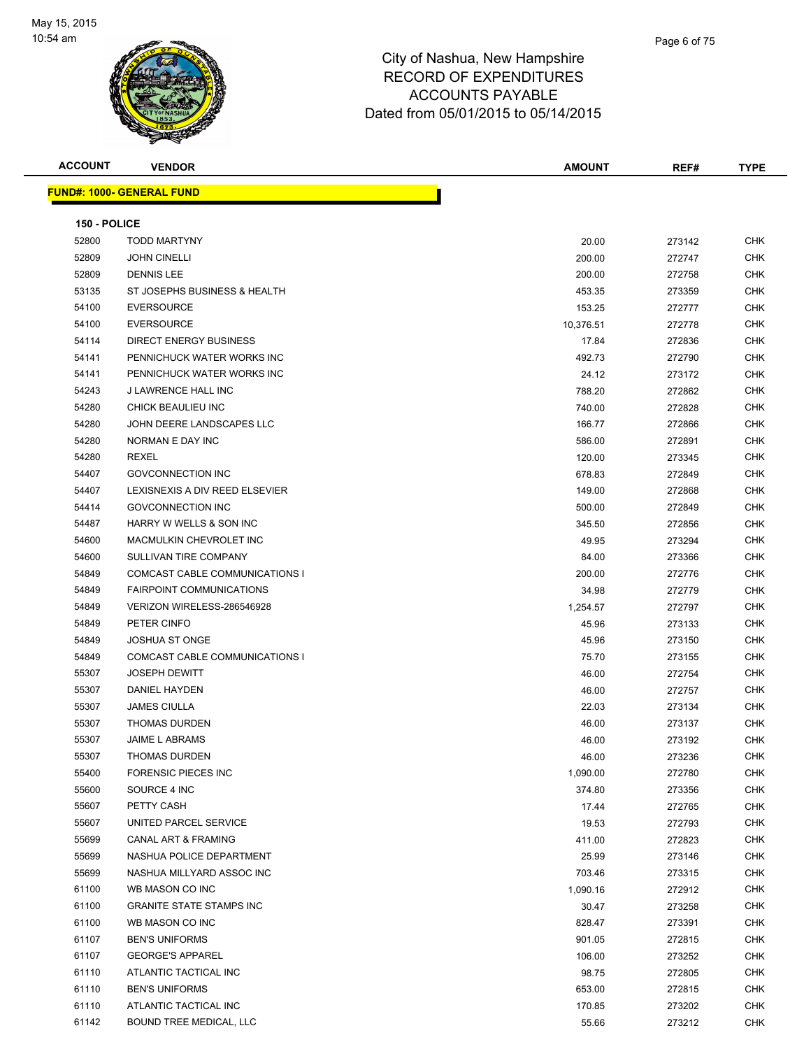# City of Nashua, New Hampshire
## RECORD OF EXPENDITURES
## ACCOUNTS PAYABLE
## Dated from 05/01/2015 to 05/14/2015

| ACCOUNT | VENDOR | AMOUNT | REF# | TYPE |
|---|---|---|---|---|
| **FUND#: 1000- GENERAL FUND** | | | | |
| **150 - POLICE** | | | | |
| 52800 | TODD MARTYNY | 20.00 | 273142 | CHK |
| 52809 | JOHN CINELLI | 200.00 | 272747 | CHK |
| 52809 | DENNIS LEE | 200.00 | 272758 | CHK |
| 53135 | ST JOSEPHS BUSINESS & HEALTH | 453.35 | 273359 | CHK |
| 54100 | EVERSOURCE | 153.25 | 272777 | CHK |
| 54100 | EVERSOURCE | 10,376.51 | 272778 | CHK |
| 54114 | DIRECT ENERGY BUSINESS | 17.84 | 272836 | CHK |
| 54141 | PENNICHUCK WATER WORKS INC | 492.73 | 272790 | CHK |
| 54141 | PENNICHUCK WATER WORKS INC | 24.12 | 273172 | CHK |
| 54243 | J LAWRENCE HALL INC | 788.20 | 272862 | CHK |
| 54280 | CHICK BEAULIEU INC | 740.00 | 272828 | CHK |
| 54280 | JOHN DEERE LANDSCAPES LLC | 166.77 | 272866 | CHK |
| 54280 | NORMAN E DAY INC | 586.00 | 272891 | CHK |
| 54280 | REXEL | 120.00 | 273345 | CHK |
| 54407 | GOVCONNECTION INC | 678.83 | 272849 | CHK |
| 54407 | LEXISNEXIS A DIV REED ELSEVIER | 149.00 | 272868 | CHK |
| 54414 | GOVCONNECTION INC | 500.00 | 272849 | CHK |
| 54487 | HARRY W WELLS & SON INC | 345.50 | 272856 | CHK |
| 54600 | MACMULKIN CHEVROLET INC | 49.95 | 273294 | CHK |
| 54600 | SULLIVAN TIRE COMPANY | 84.00 | 273366 | CHK |
| 54849 | COMCAST CABLE COMMUNICATIONS I | 200.00 | 272776 | CHK |
| 54849 | FAIRPOINT COMMUNICATIONS | 34.98 | 272779 | CHK |
| 54849 | VERIZON WIRELESS-286546928 | 1,254.57 | 272797 | CHK |
| 54849 | PETER CINFO | 45.96 | 273133 | CHK |
| 54849 | JOSHUA ST ONGE | 45.96 | 273150 | CHK |
| 54849 | COMCAST CABLE COMMUNICATIONS I | 75.70 | 273155 | CHK |
| 55307 | JOSEPH DEWITT | 46.00 | 272754 | CHK |
| 55307 | DANIEL HAYDEN | 46.00 | 272757 | CHK |
| 55307 | JAMES CIULLA | 22.03 | 273134 | CHK |
| 55307 | THOMAS DURDEN | 46.00 | 273137 | CHK |
| 55307 | JAIME L ABRAMS | 46.00 | 273192 | CHK |
| 55307 | THOMAS DURDEN | 46.00 | 273236 | CHK |
| 55400 | FORENSIC PIECES INC | 1,090.00 | 272780 | CHK |
| 55600 | SOURCE 4 INC | 374.80 | 273356 | CHK |
| 55607 | PETTY CASH | 17.44 | 272765 | CHK |
| 55607 | UNITED PARCEL SERVICE | 19.53 | 272793 | CHK |
| 55699 | CANAL ART & FRAMING | 411.00 | 272823 | CHK |
| 55699 | NASHUA POLICE DEPARTMENT | 25.99 | 273146 | CHK |
| 55699 | NASHUA MILLYARD ASSOC INC | 703.46 | 273315 | CHK |
| 61100 | WB MASON CO INC | 1,090.16 | 272912 | CHK |
| 61100 | GRANITE STATE STAMPS INC | 30.47 | 273258 | CHK |
| 61100 | WB MASON CO INC | 828.47 | 273391 | CHK |
| 61107 | BEN'S UNIFORMS | 901.05 | 272815 | CHK |
| 61107 | GEORGE'S APPAREL | 106.00 | 273252 | CHK |
| 61110 | ATLANTIC TACTICAL INC | 98.75 | 272805 | CHK |
| 61110 | BEN'S UNIFORMS | 653.00 | 272815 | CHK |
| 61110 | ATLANTIC TACTICAL INC | 170.85 | 273202 | CHK |
| 61142 | BOUND TREE MEDICAL, LLC | 55.66 | 273212 | CHK |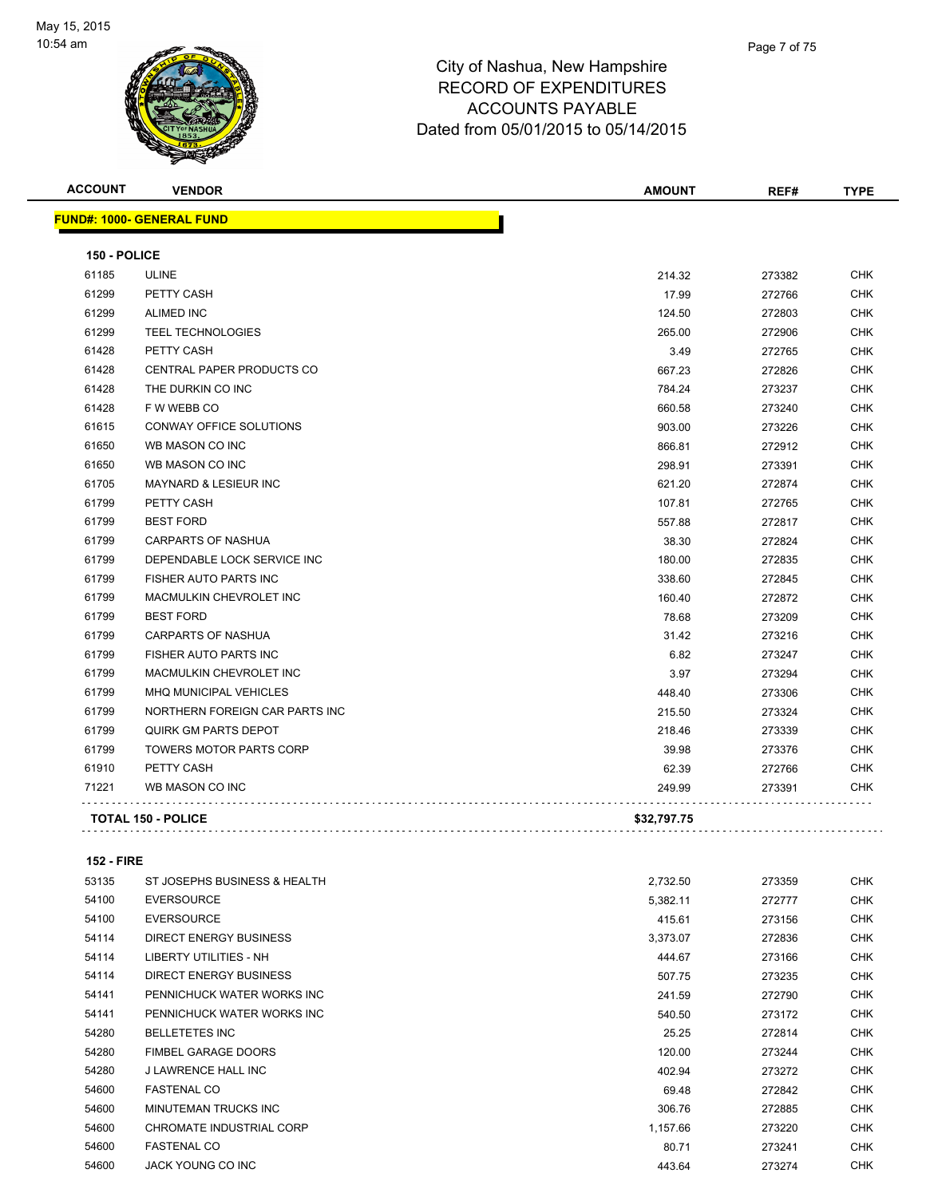May 15, 2015
10:54 am

# City of Nashua, New Hampshire
## RECORD OF EXPENDITURES
## ACCOUNTS PAYABLE
### Dated from 05/01/2015 to 05/14/2015

**FUND#: 1000- GENERAL FUND**

**150 - POLICE**

| ACCOUNT | VENDOR | AMOUNT | REF# | TYPE |
|---|---|---|---|---|
| 61185 | ULINE | 214.32 | 273382 | CHK |
| 61299 | PETTY CASH | 17.99 | 272766 | CHK |
| 61299 | ALIMED INC | 124.50 | 272803 | CHK |
| 61299 | TEEL TECHNOLOGIES | 265.00 | 272906 | CHK |
| 61428 | PETTY CASH | 3.49 | 272765 | CHK |
| 61428 | CENTRAL PAPER PRODUCTS CO | 667.23 | 272826 | CHK |
| 61428 | THE DURKIN CO INC | 784.24 | 273237 | CHK |
| 61428 | F W WEBB CO | 660.58 | 273240 | CHK |
| 61615 | CONWAY OFFICE SOLUTIONS | 903.00 | 273226 | CHK |
| 61650 | WB MASON CO INC | 866.81 | 272912 | CHK |
| 61650 | WB MASON CO INC | 298.91 | 273391 | CHK |
| 61705 | MAYNARD & LESIEUR INC | 621.20 | 272874 | CHK |
| 61799 | PETTY CASH | 107.81 | 272765 | CHK |
| 61799 | BEST FORD | 557.88 | 272817 | CHK |
| 61799 | CARPARTS OF NASHUA | 38.30 | 272824 | CHK |
| 61799 | DEPENDABLE LOCK SERVICE INC | 180.00 | 272835 | CHK |
| 61799 | FISHER AUTO PARTS INC | 338.60 | 272845 | CHK |
| 61799 | MACMULKIN CHEVROLET INC | 160.40 | 272872 | CHK |
| 61799 | BEST FORD | 78.68 | 273209 | CHK |
| 61799 | CARPARTS OF NASHUA | 31.42 | 273216 | CHK |
| 61799 | FISHER AUTO PARTS INC | 6.82 | 273247 | CHK |
| 61799 | MACMULKIN CHEVROLET INC | 3.97 | 273294 | CHK |
| 61799 | MHQ MUNICIPAL VEHICLES | 448.40 | 273306 | CHK |
| 61799 | NORTHERN FOREIGN CAR PARTS INC | 215.50 | 273324 | CHK |
| 61799 | QUIRK GM PARTS DEPOT | 218.46 | 273339 | CHK |
| 61799 | TOWERS MOTOR PARTS CORP | 39.98 | 273376 | CHK |
| 61910 | PETTY CASH | 62.39 | 272766 | CHK |
| 71221 | WB MASON CO INC | 249.99 | 273391 | CHK |
| | **TOTAL 150 - POLICE** | **$32,797.75** | | |

**152 - FIRE**

| ACCOUNT | VENDOR | AMOUNT | REF# | TYPE |
|---|---|---|---|---|
| 53135 | ST JOSEPHS BUSINESS & HEALTH | 2,732.50 | 273359 | CHK |
| 54100 | EVERSOURCE | 5,382.11 | 272777 | CHK |
| 54100 | EVERSOURCE | 415.61 | 273156 | CHK |
| 54114 | DIRECT ENERGY BUSINESS | 3,373.07 | 272836 | CHK |
| 54114 | LIBERTY UTILITIES - NH | 444.67 | 273166 | CHK |
| 54114 | DIRECT ENERGY BUSINESS | 507.75 | 273235 | CHK |
| 54141 | PENNICHUCK WATER WORKS INC | 241.59 | 272790 | CHK |
| 54141 | PENNICHUCK WATER WORKS INC | 540.50 | 273172 | CHK |
| 54280 | BELLETETES INC | 25.25 | 272814 | CHK |
| 54280 | FIMBEL GARAGE DOORS | 120.00 | 273244 | CHK |
| 54280 | J LAWRENCE HALL INC | 402.94 | 273272 | CHK |
| 54600 | FASTENAL CO | 69.48 | 272842 | CHK |
| 54600 | MINUTEMAN TRUCKS INC | 306.76 | 272885 | CHK |
| 54600 | CHROMATE INDUSTRIAL CORP | 1,157.66 | 273220 | CHK |
| 54600 | FASTENAL CO | 80.71 | 273241 | CHK |
| 54600 | JACK YOUNG CO INC | 443.64 | 273274 | CHK |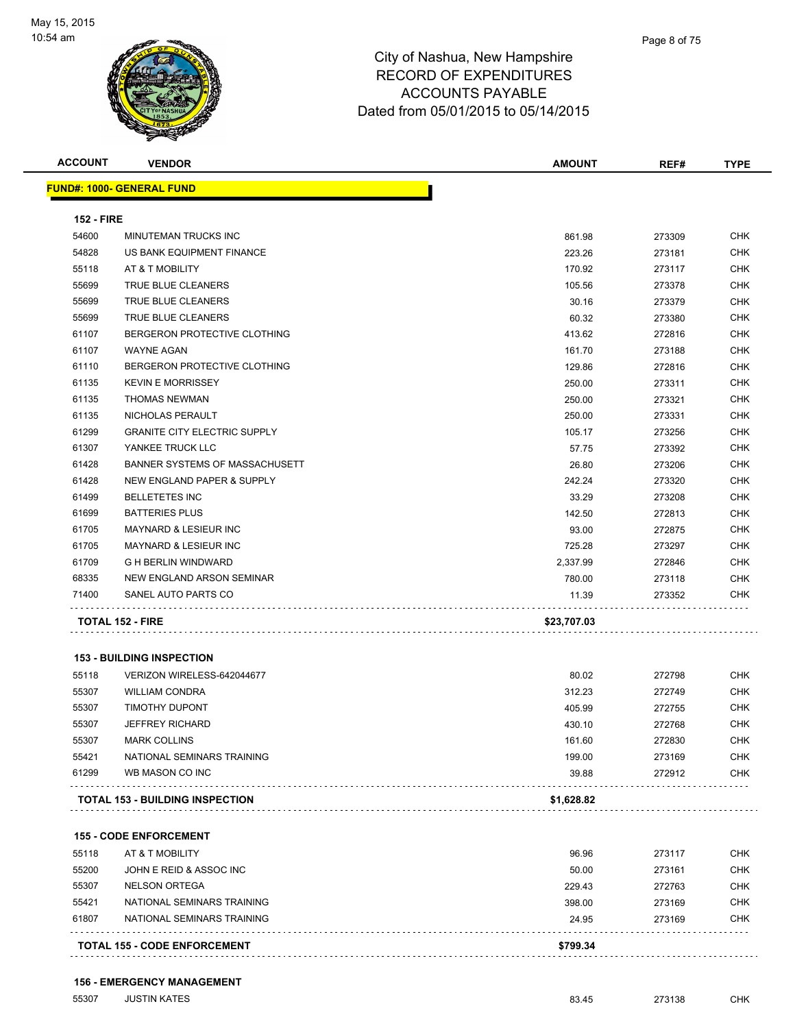# City of Nashua, New Hampshire
## RECORD OF EXPENDITURES
## ACCOUNTS PAYABLE
## Dated from 05/01/2015 to 05/14/2015

May 15, 2015
10:54 am

| ACCOUNT | VENDOR | AMOUNT | REF# | TYPE |
|---|---|---|---|---|
| **FUND#: 1000- GENERAL FUND** | | | | |
| **152 - FIRE** | | | | |
| 54600 | MINUTEMAN TRUCKS INC | 861.98 | 273309 | CHK |
| 54828 | US BANK EQUIPMENT FINANCE | 223.26 | 273181 | CHK |
| 55118 | AT & T MOBILITY | 170.92 | 273117 | CHK |
| 55699 | TRUE BLUE CLEANERS | 105.56 | 273378 | CHK |
| 55699 | TRUE BLUE CLEANERS | 30.16 | 273379 | CHK |
| 55699 | TRUE BLUE CLEANERS | 60.32 | 273380 | CHK |
| 61107 | BERGERON PROTECTIVE CLOTHING | 413.62 | 272816 | CHK |
| 61107 | WAYNE AGAN | 161.70 | 273188 | CHK |
| 61110 | BERGERON PROTECTIVE CLOTHING | 129.86 | 272816 | CHK |
| 61135 | KEVIN E MORRISSEY | 250.00 | 273311 | CHK |
| 61135 | THOMAS NEWMAN | 250.00 | 273321 | CHK |
| 61135 | NICHOLAS PERAULT | 250.00 | 273331 | CHK |
| 61299 | GRANITE CITY ELECTRIC SUPPLY | 105.17 | 273256 | CHK |
| 61307 | YANKEE TRUCK LLC | 57.75 | 273392 | CHK |
| 61428 | BANNER SYSTEMS OF MASSACHUSETT | 26.80 | 273206 | CHK |
| 61428 | NEW ENGLAND PAPER & SUPPLY | 242.24 | 273320 | CHK |
| 61499 | BELLETETES INC | 33.29 | 273208 | CHK |
| 61699 | BATTERIES PLUS | 142.50 | 272813 | CHK |
| 61705 | MAYNARD & LESIEUR INC | 93.00 | 272875 | CHK |
| 61705 | MAYNARD & LESIEUR INC | 725.28 | 273297 | CHK |
| 61709 | G H BERLIN WINDWARD | 2,337.99 | 272846 | CHK |
| 68335 | NEW ENGLAND ARSON SEMINAR | 780.00 | 273118 | CHK |
| 71400 | SANEL AUTO PARTS CO | 11.39 | 273352 | CHK |
| **TOTAL 152 - FIRE** | | **$23,707.03** | | |
| **153 - BUILDING INSPECTION** | | | | |
| 55118 | VERIZON WIRELESS-642044677 | 80.02 | 272798 | CHK |
| 55307 | WILLIAM CONDRA | 312.23 | 272749 | CHK |
| 55307 | TIMOTHY DUPONT | 405.99 | 272755 | CHK |
| 55307 | JEFFREY RICHARD | 430.10 | 272768 | CHK |
| 55307 | MARK COLLINS | 161.60 | 272830 | CHK |
| 55421 | NATIONAL SEMINARS TRAINING | 199.00 | 273169 | CHK |
| 61299 | WB MASON CO INC | 39.88 | 272912 | CHK |
| **TOTAL 153 - BUILDING INSPECTION** | | **$1,628.82** | | |
| **155 - CODE ENFORCEMENT** | | | | |
| 55118 | AT & T MOBILITY | 96.96 | 273117 | CHK |
| 55200 | JOHN E REID & ASSOC INC | 50.00 | 273161 | CHK |
| 55307 | NELSON ORTEGA | 229.43 | 272763 | CHK |
| 55421 | NATIONAL SEMINARS TRAINING | 398.00 | 273169 | CHK |
| 61807 | NATIONAL SEMINARS TRAINING | 24.95 | 273169 | CHK |
| **TOTAL 155 - CODE ENFORCEMENT** | | **$799.34** | | |
| **156 - EMERGENCY MANAGEMENT** | | | | |
| 55307 | JUSTIN KATES | 83.45 | 273138 | CHK |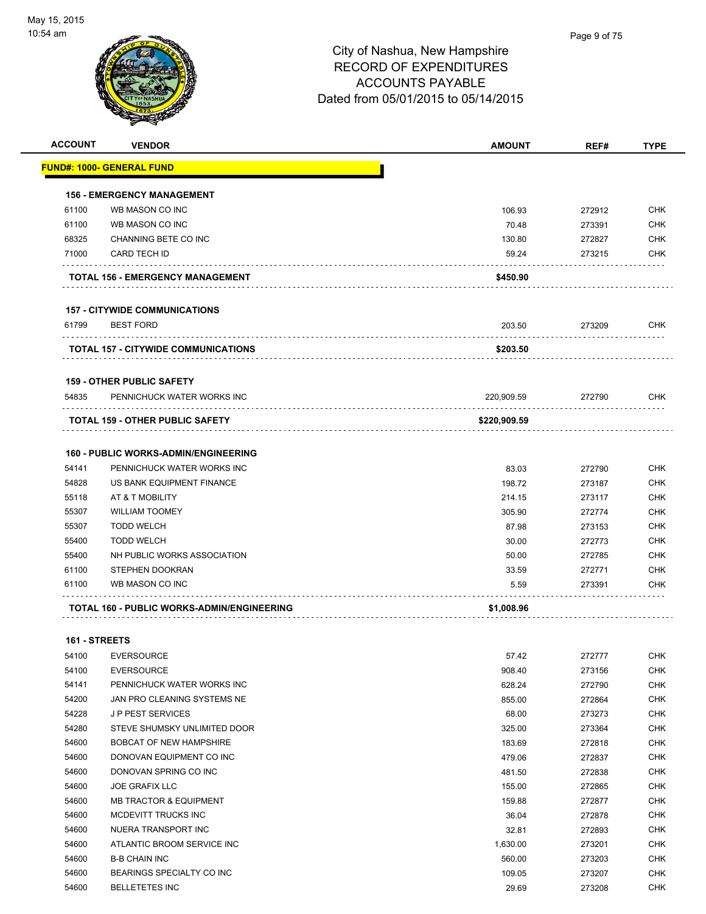# City of Nashua, New Hampshire
## RECORD OF EXPENDITURES
## ACCOUNTS PAYABLE
## Dated from 05/01/2015 to 05/14/2015

May 15, 2015
10:54 am

| ACCOUNT | VENDOR | AMOUNT | REF# | TYPE |
|---|---|---|---|---|
| **FUND#: 1000- GENERAL FUND** | | | | |
| **156 - EMERGENCY MANAGEMENT** | | | | |
| 61100 | WB MASON CO INC | 106.93 | 272912 | CHK |
| 61100 | WB MASON CO INC | 70.48 | 273391 | CHK |
| 68325 | CHANNING BETE CO INC | 130.80 | 272827 | CHK |
| 71000 | CARD TECH ID | 59.24 | 273215 | CHK |
| | **TOTAL 156 - EMERGENCY MANAGEMENT** | **$450.90** | | |
| **157 - CITYWIDE COMMUNICATIONS** | | | | |
| 61799 | BEST FORD | 203.50 | 273209 | CHK |
| | **TOTAL 157 - CITYWIDE COMMUNICATIONS** | **$203.50** | | |
| **159 - OTHER PUBLIC SAFETY** | | | | |
| 54835 | PENNICHUCK WATER WORKS INC | 220,909.59 | 272790 | CHK |
| | **TOTAL 159 - OTHER PUBLIC SAFETY** | **$220,909.59** | | |
| **160 - PUBLIC WORKS-ADMIN/ENGINEERING** | | | | |
| 54141 | PENNICHUCK WATER WORKS INC | 83.03 | 272790 | CHK |
| 54828 | US BANK EQUIPMENT FINANCE | 198.72 | 273187 | CHK |
| 55118 | AT & T MOBILITY | 214.15 | 273117 | CHK |
| 55307 | WILLIAM TOOMEY | 305.90 | 272774 | CHK |
| 55307 | TODD WELCH | 87.98 | 273153 | CHK |
| 55400 | TODD WELCH | 30.00 | 272773 | CHK |
| 55400 | NH PUBLIC WORKS ASSOCIATION | 50.00 | 272785 | CHK |
| 61100 | STEPHEN DOOKRAN | 33.59 | 272771 | CHK |
| 61100 | WB MASON CO INC | 5.59 | 273391 | CHK |
| | **TOTAL 160 - PUBLIC WORKS-ADMIN/ENGINEERING** | **$1,008.96** | | |
| **161 - STREETS** | | | | |
| 54100 | EVERSOURCE | 57.42 | 272777 | CHK |
| 54100 | EVERSOURCE | 908.40 | 273156 | CHK |
| 54141 | PENNICHUCK WATER WORKS INC | 628.24 | 272790 | CHK |
| 54200 | JAN PRO CLEANING SYSTEMS NE | 855.00 | 272864 | CHK |
| 54228 | J P PEST SERVICES | 68.00 | 273273 | CHK |
| 54280 | STEVE SHUMSKY UNLIMITED DOOR | 325.00 | 273364 | CHK |
| 54600 | BOBCAT OF NEW HAMPSHIRE | 183.69 | 272818 | CHK |
| 54600 | DONOVAN EQUIPMENT CO INC | 479.06 | 272837 | CHK |
| 54600 | DONOVAN SPRING CO INC | 481.50 | 272838 | CHK |
| 54600 | JOE GRAFIX LLC | 155.00 | 272865 | CHK |
| 54600 | MB TRACTOR & EQUIPMENT | 159.88 | 272877 | CHK |
| 54600 | MCDEVITT TRUCKS INC | 36.04 | 272878 | CHK |
| 54600 | NUERA TRANSPORT INC | 32.81 | 272893 | CHK |
| 54600 | ATLANTIC BROOM SERVICE INC | 1,630.00 | 273201 | CHK |
| 54600 | B-B CHAIN INC | 560.00 | 273203 | CHK |
| 54600 | BEARINGS SPECIALTY CO INC | 109.05 | 273207 | CHK |
| 54600 | BELLETETES INC | 29.69 | 273208 | CHK |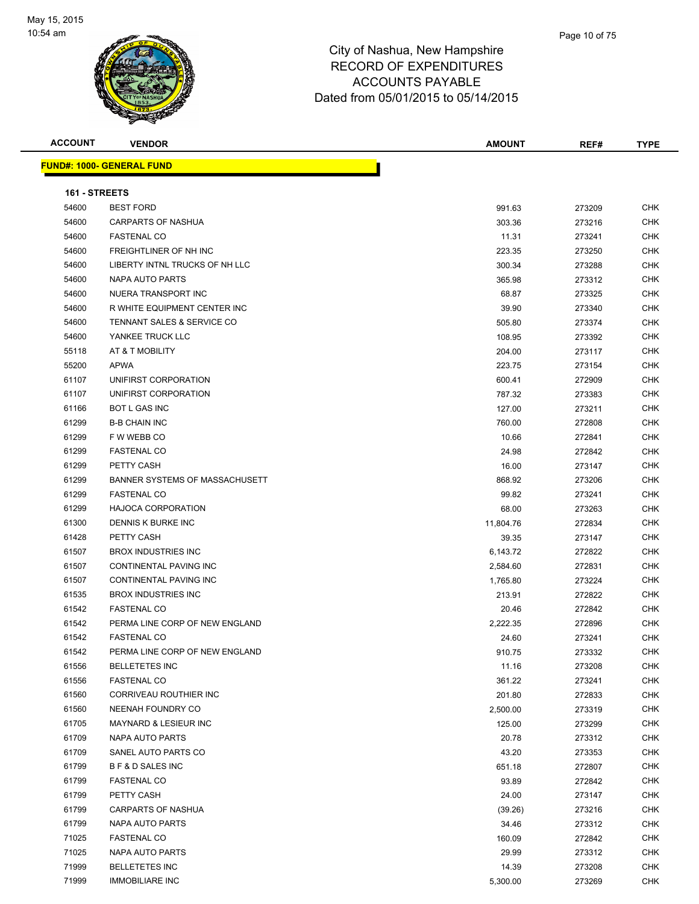City of Nashua, New Hampshire
RECORD OF EXPENDITURES
ACCOUNTS PAYABLE
Dated from 05/01/2015 to 05/14/2015

| ACCOUNT | VENDOR | AMOUNT | REF# | TYPE |
|---|---|---|---|---|
| **FUND#: 1000- GENERAL FUND** | | | | |
| **161 - STREETS** | | | | |
| 54600 | BEST FORD | 991.63 | 273209 | CHK |
| 54600 | CARPARTS OF NASHUA | 303.36 | 273216 | CHK |
| 54600 | FASTENAL CO | 11.31 | 273241 | CHK |
| 54600 | FREIGHTLINER OF NH INC | 223.35 | 273250 | CHK |
| 54600 | LIBERTY INTNL TRUCKS OF NH LLC | 300.34 | 273288 | CHK |
| 54600 | NAPA AUTO PARTS | 365.98 | 273312 | CHK |
| 54600 | NUERA TRANSPORT INC | 68.87 | 273325 | CHK |
| 54600 | R WHITE EQUIPMENT CENTER INC | 39.90 | 273340 | CHK |
| 54600 | TENNANT SALES & SERVICE CO | 505.80 | 273374 | CHK |
| 54600 | YANKEE TRUCK LLC | 108.95 | 273392 | CHK |
| 55118 | AT & T MOBILITY | 204.00 | 273117 | CHK |
| 55200 | APWA | 223.75 | 273154 | CHK |
| 61107 | UNIFIRST CORPORATION | 600.41 | 272909 | CHK |
| 61107 | UNIFIRST CORPORATION | 787.32 | 273383 | CHK |
| 61166 | BOT L GAS INC | 127.00 | 273211 | CHK |
| 61299 | B-B CHAIN INC | 760.00 | 272808 | CHK |
| 61299 | F W WEBB CO | 10.66 | 272841 | CHK |
| 61299 | FASTENAL CO | 24.98 | 272842 | CHK |
| 61299 | PETTY CASH | 16.00 | 273147 | CHK |
| 61299 | BANNER SYSTEMS OF MASSACHUSETT | 868.92 | 273206 | CHK |
| 61299 | FASTENAL CO | 99.82 | 273241 | CHK |
| 61299 | HAJOCA CORPORATION | 68.00 | 273263 | CHK |
| 61300 | DENNIS K BURKE INC | 11,804.76 | 272834 | CHK |
| 61428 | PETTY CASH | 39.35 | 273147 | CHK |
| 61507 | BROX INDUSTRIES INC | 6,143.72 | 272822 | CHK |
| 61507 | CONTINENTAL PAVING INC | 2,584.60 | 272831 | CHK |
| 61507 | CONTINENTAL PAVING INC | 1,765.80 | 273224 | CHK |
| 61535 | BROX INDUSTRIES INC | 213.91 | 272822 | CHK |
| 61542 | FASTENAL CO | 20.46 | 272842 | CHK |
| 61542 | PERMA LINE CORP OF NEW ENGLAND | 2,222.35 | 272896 | CHK |
| 61542 | FASTENAL CO | 24.60 | 273241 | CHK |
| 61542 | PERMA LINE CORP OF NEW ENGLAND | 910.75 | 273332 | CHK |
| 61556 | BELLETETES INC | 11.16 | 273208 | CHK |
| 61556 | FASTENAL CO | 361.22 | 273241 | CHK |
| 61560 | CORRIVEAU ROUTHIER INC | 201.80 | 272833 | CHK |
| 61560 | NEENAH FOUNDRY CO | 2,500.00 | 273319 | CHK |
| 61705 | MAYNARD & LESIEUR INC | 125.00 | 273299 | CHK |
| 61709 | NAPA AUTO PARTS | 20.78 | 273312 | CHK |
| 61709 | SANEL AUTO PARTS CO | 43.20 | 273353 | CHK |
| 61799 | B F & D SALES INC | 651.18 | 272807 | CHK |
| 61799 | FASTENAL CO | 93.89 | 272842 | CHK |
| 61799 | PETTY CASH | 24.00 | 273147 | CHK |
| 61799 | CARPARTS OF NASHUA | (39.26) | 273216 | CHK |
| 61799 | NAPA AUTO PARTS | 34.46 | 273312 | CHK |
| 71025 | FASTENAL CO | 160.09 | 272842 | CHK |
| 71025 | NAPA AUTO PARTS | 29.99 | 273312 | CHK |
| 71999 | BELLETETES INC | 14.39 | 273208 | CHK |
| 71999 | IMMOBILIARE INC | 5,300.00 | 273269 | CHK |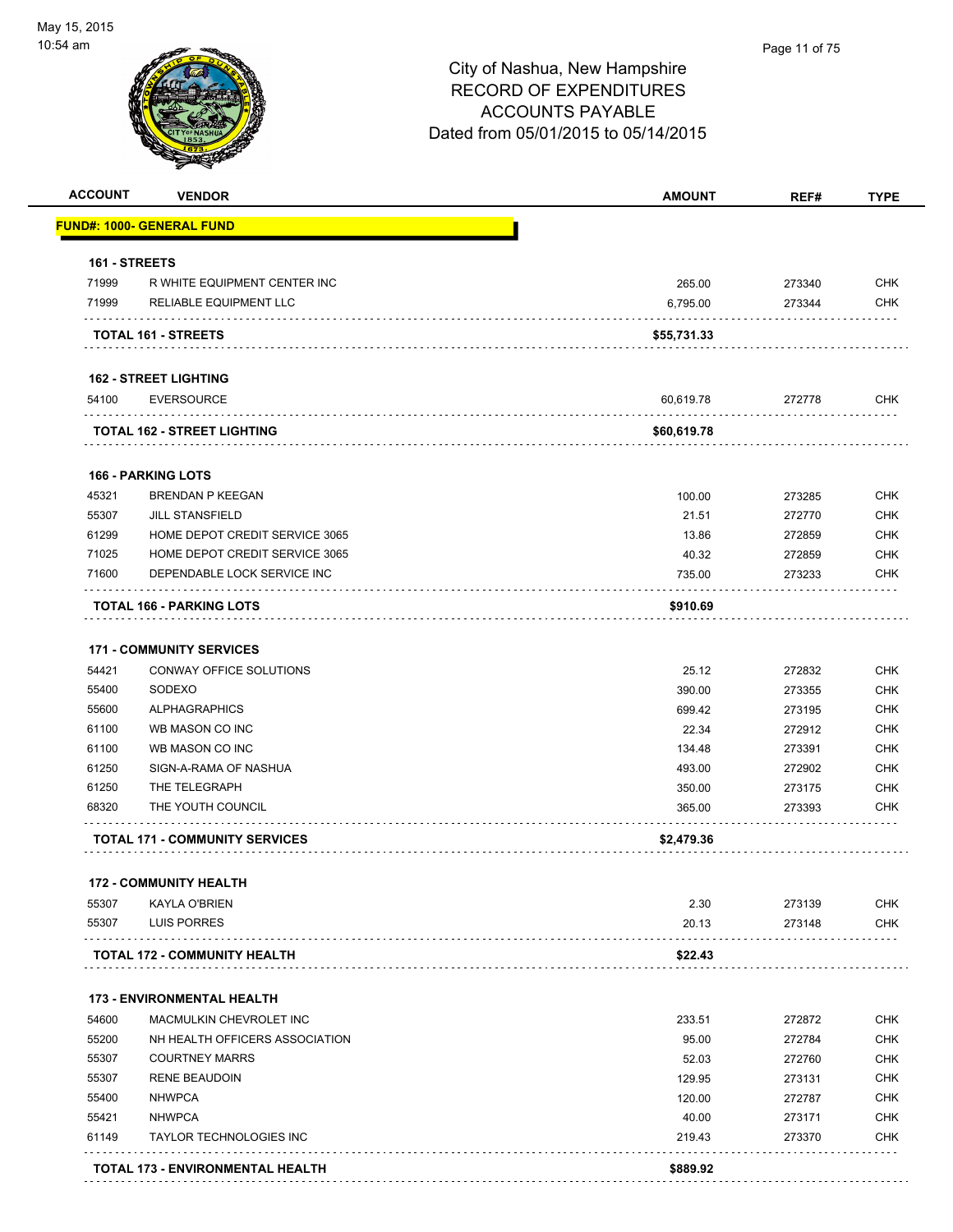# City of Nashua, New Hampshire
## RECORD OF EXPENDITURES
## ACCOUNTS PAYABLE
## Dated from 05/01/2015 to 05/14/2015

| ACCOUNT | VENDOR | AMOUNT | REF# | TYPE |
|---|---|---|---|---|
| **FUND#: 1000- GENERAL FUND** | | | | |
| **161 - STREETS** | | | | |
| 71999 | R WHITE EQUIPMENT CENTER INC | 265.00 | 273340 | CHK |
| 71999 | RELIABLE EQUIPMENT LLC | 6,795.00 | 273344 | CHK |
| | **TOTAL 161 - STREETS** | **$55,731.33** | | |
| **162 - STREET LIGHTING** | | | | |
| 54100 | EVERSOURCE | 60,619.78 | 272778 | CHK |
| | **TOTAL 162 - STREET LIGHTING** | **$60,619.78** | | |
| **166 - PARKING LOTS** | | | | |
| 45321 | BRENDAN P KEEGAN | 100.00 | 273285 | CHK |
| 55307 | JILL STANSFIELD | 21.51 | 272770 | CHK |
| 61299 | HOME DEPOT CREDIT SERVICE 3065 | 13.86 | 272859 | CHK |
| 71025 | HOME DEPOT CREDIT SERVICE 3065 | 40.32 | 272859 | CHK |
| 71600 | DEPENDABLE LOCK SERVICE INC | 735.00 | 273233 | CHK |
| | **TOTAL 166 - PARKING LOTS** | **$910.69** | | |
| **171 - COMMUNITY SERVICES** | | | | |
| 54421 | CONWAY OFFICE SOLUTIONS | 25.12 | 272832 | CHK |
| 55400 | SODEXO | 390.00 | 273355 | CHK |
| 55600 | ALPHAGRAPHICS | 699.42 | 273195 | CHK |
| 61100 | WB MASON CO INC | 22.34 | 272912 | CHK |
| 61100 | WB MASON CO INC | 134.48 | 273391 | CHK |
| 61250 | SIGN-A-RAMA OF NASHUA | 493.00 | 272902 | CHK |
| 61250 | THE TELEGRAPH | 350.00 | 273175 | CHK |
| 68320 | THE YOUTH COUNCIL | 365.00 | 273393 | CHK |
| | **TOTAL 171 - COMMUNITY SERVICES** | **$2,479.36** | | |
| **172 - COMMUNITY HEALTH** | | | | |
| 55307 | KAYLA O'BRIEN | 2.30 | 273139 | CHK |
| 55307 | LUIS PORRES | 20.13 | 273148 | CHK |
| | **TOTAL 172 - COMMUNITY HEALTH** | **$22.43** | | |
| **173 - ENVIRONMENTAL HEALTH** | | | | |
| 54600 | MACMULKIN CHEVROLET INC | 233.51 | 272872 | CHK |
| 55200 | NH HEALTH OFFICERS ASSOCIATION | 95.00 | 272784 | CHK |
| 55307 | COURTNEY MARRS | 52.03 | 272760 | CHK |
| 55307 | RENE BEAUDOIN | 129.95 | 273131 | CHK |
| 55400 | NHWPCA | 120.00 | 272787 | CHK |
| 55421 | NHWPCA | 40.00 | 273171 | CHK |
| 61149 | TAYLOR TECHNOLOGIES INC | 219.43 | 273370 | CHK |
| | **TOTAL 173 - ENVIRONMENTAL HEALTH** | **$889.92** | | |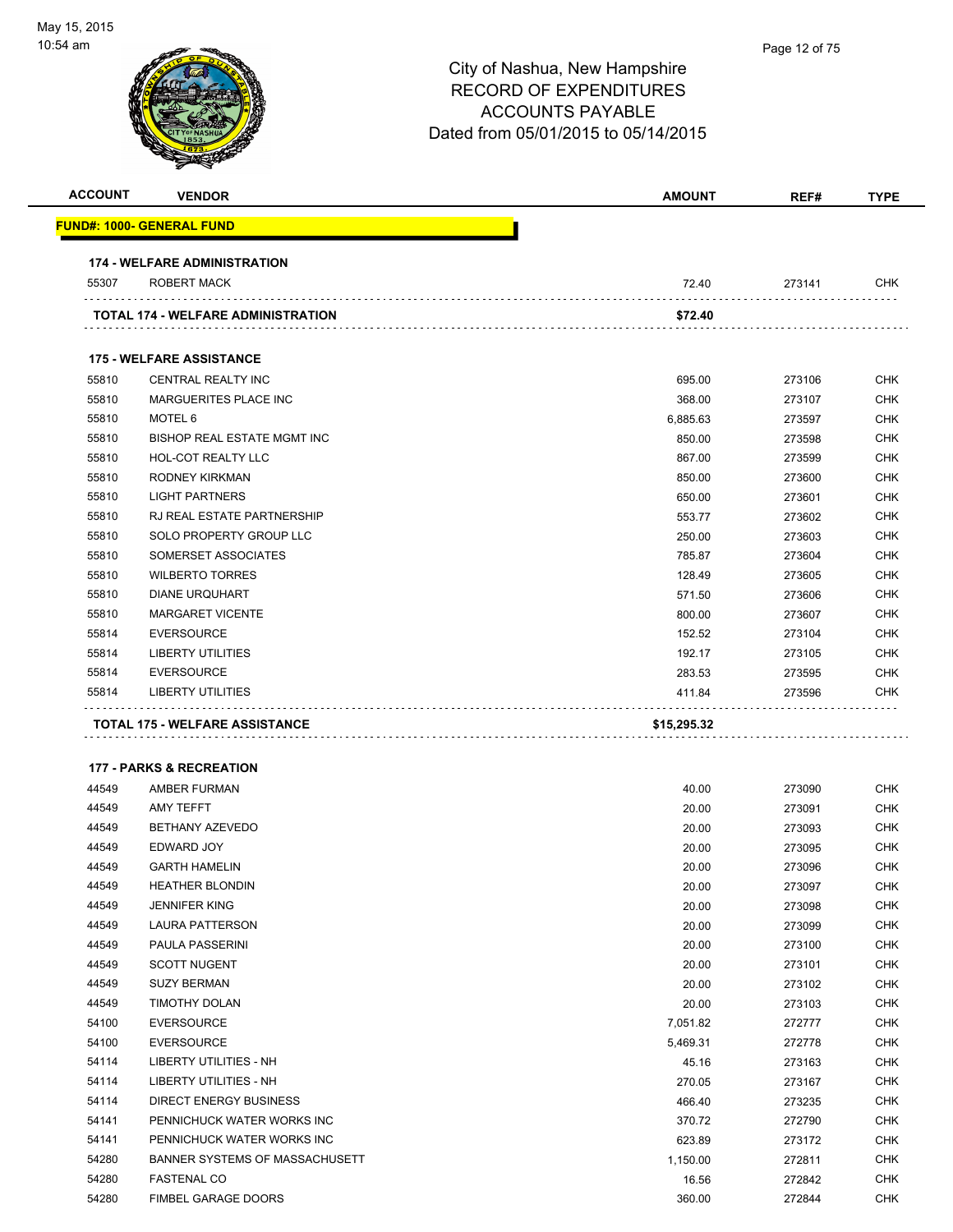# City of Nashua, New Hampshire
## RECORD OF EXPENDITURES
## ACCOUNTS PAYABLE
## Dated from 05/01/2015 to 05/14/2015

| ACCOUNT | VENDOR | AMOUNT | REF# | TYPE |
|---|---|---|---|---|
| **FUND#: 1000- GENERAL FUND** | | | | |
| **174 - WELFARE ADMINISTRATION** | | | | |
| 55307 | ROBERT MACK | 72.40 | 273141 | CHK |
| | **TOTAL 174 - WELFARE ADMINISTRATION** | **$72.40** | | |
| **175 - WELFARE ASSISTANCE** | | | | |
| 55810 | CENTRAL REALTY INC | 695.00 | 273106 | CHK |
| 55810 | MARGUERITES PLACE INC | 368.00 | 273107 | CHK |
| 55810 | MOTEL 6 | 6,885.63 | 273597 | CHK |
| 55810 | BISHOP REAL ESTATE MGMT INC | 850.00 | 273598 | CHK |
| 55810 | HOL-COT REALTY LLC | 867.00 | 273599 | CHK |
| 55810 | RODNEY KIRKMAN | 850.00 | 273600 | CHK |
| 55810 | LIGHT PARTNERS | 650.00 | 273601 | CHK |
| 55810 | RJ REAL ESTATE PARTNERSHIP | 553.77 | 273602 | CHK |
| 55810 | SOLO PROPERTY GROUP LLC | 250.00 | 273603 | CHK |
| 55810 | SOMERSET ASSOCIATES | 785.87 | 273604 | CHK |
| 55810 | WILBERTO TORRES | 128.49 | 273605 | CHK |
| 55810 | DIANE URQUHART | 571.50 | 273606 | CHK |
| 55810 | MARGARET VICENTE | 800.00 | 273607 | CHK |
| 55814 | EVERSOURCE | 152.52 | 273104 | CHK |
| 55814 | LIBERTY UTILITIES | 192.17 | 273105 | CHK |
| 55814 | EVERSOURCE | 283.53 | 273595 | CHK |
| 55814 | LIBERTY UTILITIES | 411.84 | 273596 | CHK |
| | **TOTAL 175 - WELFARE ASSISTANCE** | **$15,295.32** | | |
| **177 - PARKS & RECREATION** | | | | |
| 44549 | AMBER FURMAN | 40.00 | 273090 | CHK |
| 44549 | AMY TEFFT | 20.00 | 273091 | CHK |
| 44549 | BETHANY AZEVEDO | 20.00 | 273093 | CHK |
| 44549 | EDWARD JOY | 20.00 | 273095 | CHK |
| 44549 | GARTH HAMELIN | 20.00 | 273096 | CHK |
| 44549 | HEATHER BLONDIN | 20.00 | 273097 | CHK |
| 44549 | JENNIFER KING | 20.00 | 273098 | CHK |
| 44549 | LAURA PATTERSON | 20.00 | 273099 | CHK |
| 44549 | PAULA PASSERINI | 20.00 | 273100 | CHK |
| 44549 | SCOTT NUGENT | 20.00 | 273101 | CHK |
| 44549 | SUZY BERMAN | 20.00 | 273102 | CHK |
| 44549 | TIMOTHY DOLAN | 20.00 | 273103 | CHK |
| 54100 | EVERSOURCE | 7,051.82 | 272777 | CHK |
| 54100 | EVERSOURCE | 5,469.31 | 272778 | CHK |
| 54114 | LIBERTY UTILITIES - NH | 45.16 | 273163 | CHK |
| 54114 | LIBERTY UTILITIES - NH | 270.05 | 273167 | CHK |
| 54114 | DIRECT ENERGY BUSINESS | 466.40 | 273235 | CHK |
| 54141 | PENNICHUCK WATER WORKS INC | 370.72 | 272790 | CHK |
| 54141 | PENNICHUCK WATER WORKS INC | 623.89 | 273172 | CHK |
| 54280 | BANNER SYSTEMS OF MASSACHUSETT | 1,150.00 | 272811 | CHK |
| 54280 | FASTENAL CO | 16.56 | 272842 | CHK |
| 54280 | FIMBEL GARAGE DOORS | 360.00 | 272844 | CHK |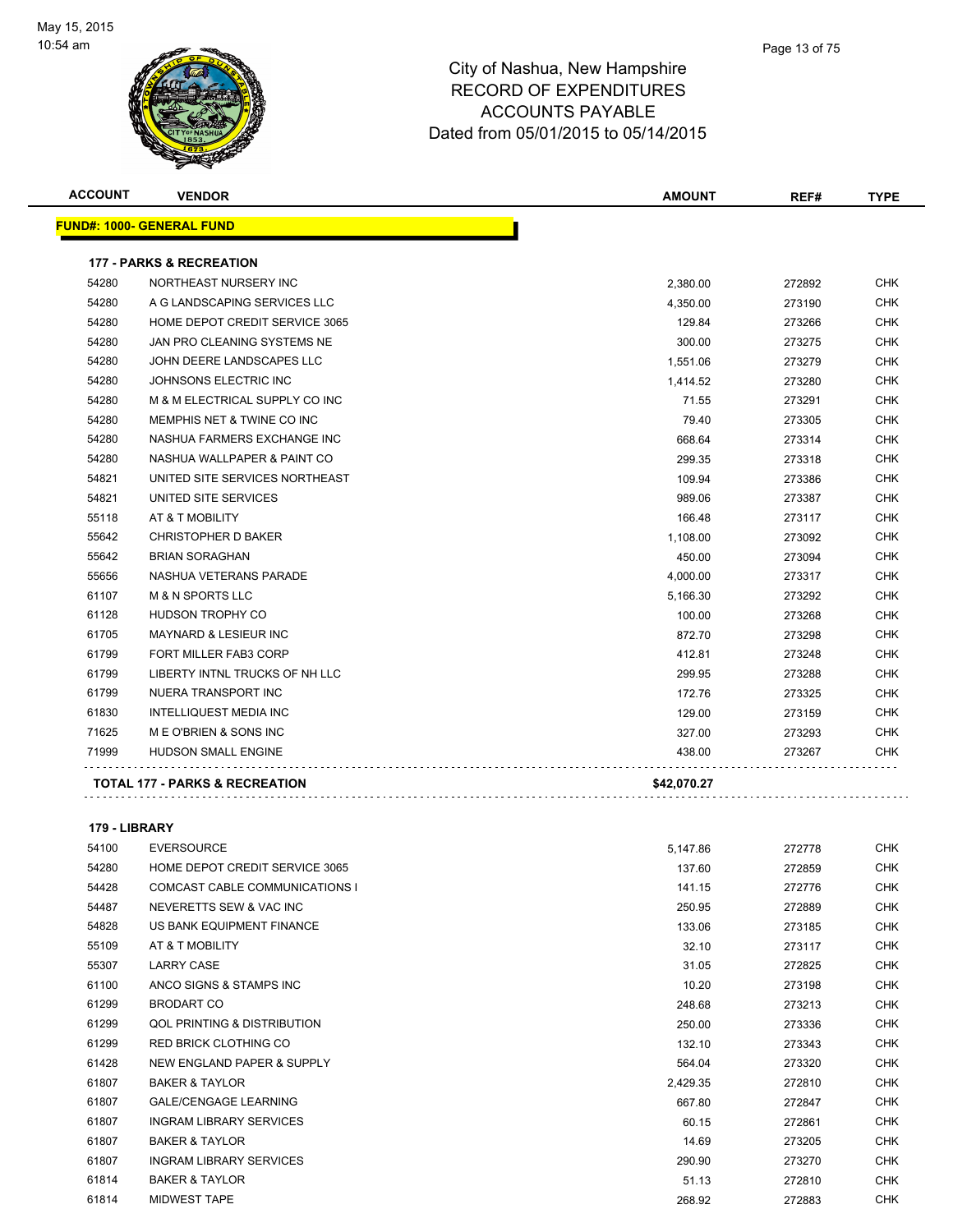# City of Nashua, New Hampshire
# RECORD OF EXPENDITURES
# ACCOUNTS PAYABLE
# Dated from 05/01/2015 to 05/14/2015

May 15, 2015
10:54 am

| ACCOUNT | VENDOR | AMOUNT | REF# | TYPE |
|---|---|---|---|---|
| **FUND#: 1000- GENERAL FUND** | | | | |
| **177 - PARKS & RECREATION** | | | | |
| 54280 | NORTHEAST NURSERY INC | 2,380.00 | 272892 | CHK |
| 54280 | A G LANDSCAPING SERVICES LLC | 4,350.00 | 273190 | CHK |
| 54280 | HOME DEPOT CREDIT SERVICE 3065 | 129.84 | 273266 | CHK |
| 54280 | JAN PRO CLEANING SYSTEMS NE | 300.00 | 273275 | CHK |
| 54280 | JOHN DEERE LANDSCAPES LLC | 1,551.06 | 273279 | CHK |
| 54280 | JOHNSONS ELECTRIC INC | 1,414.52 | 273280 | CHK |
| 54280 | M & M ELECTRICAL SUPPLY CO INC | 71.55 | 273291 | CHK |
| 54280 | MEMPHIS NET & TWINE CO INC | 79.40 | 273305 | CHK |
| 54280 | NASHUA FARMERS EXCHANGE INC | 668.64 | 273314 | CHK |
| 54280 | NASHUA WALLPAPER & PAINT CO | 299.35 | 273318 | CHK |
| 54821 | UNITED SITE SERVICES NORTHEAST | 109.94 | 273386 | CHK |
| 54821 | UNITED SITE SERVICES | 989.06 | 273387 | CHK |
| 55118 | AT & T MOBILITY | 166.48 | 273117 | CHK |
| 55642 | CHRISTOPHER D BAKER | 1,108.00 | 273092 | CHK |
| 55642 | BRIAN SORAGHAN | 450.00 | 273094 | CHK |
| 55656 | NASHUA VETERANS PARADE | 4,000.00 | 273317 | CHK |
| 61107 | M & N SPORTS LLC | 5,166.30 | 273292 | CHK |
| 61128 | HUDSON TROPHY CO | 100.00 | 273268 | CHK |
| 61705 | MAYNARD & LESIEUR INC | 872.70 | 273298 | CHK |
| 61799 | FORT MILLER FAB3 CORP | 412.81 | 273248 | CHK |
| 61799 | LIBERTY INTNL TRUCKS OF NH LLC | 299.95 | 273288 | CHK |
| 61799 | NUERA TRANSPORT INC | 172.76 | 273325 | CHK |
| 61830 | INTELLIQUEST MEDIA INC | 129.00 | 273159 | CHK |
| 71625 | M E O'BRIEN & SONS INC | 327.00 | 273293 | CHK |
| 71999 | HUDSON SMALL ENGINE | 438.00 | 273267 | CHK |
| **TOTAL 177 - PARKS & RECREATION** | | **$42,070.27** | | |
| **179 - LIBRARY** | | | | |
| 54100 | EVERSOURCE | 5,147.86 | 272778 | CHK |
| 54280 | HOME DEPOT CREDIT SERVICE 3065 | 137.60 | 272859 | CHK |
| 54428 | COMCAST CABLE COMMUNICATIONS I | 141.15 | 272776 | CHK |
| 54487 | NEVERETTS SEW & VAC INC | 250.95 | 272889 | CHK |
| 54828 | US BANK EQUIPMENT FINANCE | 133.06 | 273185 | CHK |
| 55109 | AT & T MOBILITY | 32.10 | 273117 | CHK |
| 55307 | LARRY CASE | 31.05 | 272825 | CHK |
| 61100 | ANCO SIGNS & STAMPS INC | 10.20 | 273198 | CHK |
| 61299 | BRODART CO | 248.68 | 273213 | CHK |
| 61299 | QOL PRINTING & DISTRIBUTION | 250.00 | 273336 | CHK |
| 61299 | RED BRICK CLOTHING CO | 132.10 | 273343 | CHK |
| 61428 | NEW ENGLAND PAPER & SUPPLY | 564.04 | 273320 | CHK |
| 61807 | BAKER & TAYLOR | 2,429.35 | 272810 | CHK |
| 61807 | GALE/CENGAGE LEARNING | 667.80 | 272847 | CHK |
| 61807 | INGRAM LIBRARY SERVICES | 60.15 | 272861 | CHK |
| 61807 | BAKER & TAYLOR | 14.69 | 273205 | CHK |
| 61807 | INGRAM LIBRARY SERVICES | 290.90 | 273270 | CHK |
| 61814 | BAKER & TAYLOR | 51.13 | 272810 | CHK |
| 61814 | MIDWEST TAPE | 268.92 | 272883 | CHK |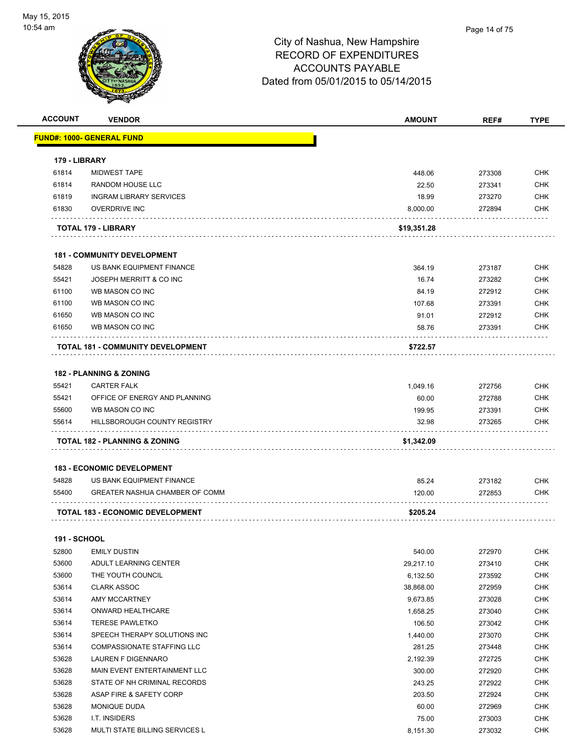# City of Nashua, New Hampshire
## RECORD OF EXPENDITURES
## ACCOUNTS PAYABLE
## Dated from 05/01/2015 to 05/14/2015

| ACCOUNT | VENDOR | AMOUNT | REF# | TYPE |
|---|---|---|---|---|
| **FUND#: 1000- GENERAL FUND** | | | | |
| **179 - LIBRARY** | | | | |
| 61814 | MIDWEST TAPE | 448.06 | 273308 | CHK |
| 61814 | RANDOM HOUSE LLC | 22.50 | 273341 | CHK |
| 61819 | INGRAM LIBRARY SERVICES | 18.99 | 273270 | CHK |
| 61830 | OVERDRIVE INC | 8,000.00 | 272894 | CHK |
| | **TOTAL 179 - LIBRARY** | **$19,351.28** | | |
| **181 - COMMUNITY DEVELOPMENT** | | | | |
| 54828 | US BANK EQUIPMENT FINANCE | 364.19 | 273187 | CHK |
| 55421 | JOSEPH MERRITT & CO INC | 16.74 | 273282 | CHK |
| 61100 | WB MASON CO INC | 84.19 | 272912 | CHK |
| 61100 | WB MASON CO INC | 107.68 | 273391 | CHK |
| 61650 | WB MASON CO INC | 91.01 | 272912 | CHK |
| 61650 | WB MASON CO INC | 58.76 | 273391 | CHK |
| | **TOTAL 181 - COMMUNITY DEVELOPMENT** | **$722.57** | | |
| **182 - PLANNING & ZONING** | | | | |
| 55421 | CARTER FALK | 1,049.16 | 272756 | CHK |
| 55421 | OFFICE OF ENERGY AND PLANNING | 60.00 | 272788 | CHK |
| 55600 | WB MASON CO INC | 199.95 | 273391 | CHK |
| 55614 | HILLSBOROUGH COUNTY REGISTRY | 32.98 | 273265 | CHK |
| | **TOTAL 182 - PLANNING & ZONING** | **$1,342.09** | | |
| **183 - ECONOMIC DEVELOPMENT** | | | | |
| 54828 | US BANK EQUIPMENT FINANCE | 85.24 | 273182 | CHK |
| 55400 | GREATER NASHUA CHAMBER OF COMM | 120.00 | 272853 | CHK |
| | **TOTAL 183 - ECONOMIC DEVELOPMENT** | **$205.24** | | |
| **191 - SCHOOL** | | | | |
| 52800 | EMILY DUSTIN | 540.00 | 272970 | CHK |
| 53600 | ADULT LEARNING CENTER | 29,217.10 | 273410 | CHK |
| 53600 | THE YOUTH COUNCIL | 6,132.50 | 273592 | CHK |
| 53614 | CLARK ASSOC | 38,868.00 | 272959 | CHK |
| 53614 | AMY MCCARTNEY | 9,673.85 | 273028 | CHK |
| 53614 | ONWARD HEALTHCARE | 1,658.25 | 273040 | CHK |
| 53614 | TERESE PAWLETKO | 106.50 | 273042 | CHK |
| 53614 | SPEECH THERAPY SOLUTIONS INC | 1,440.00 | 273070 | CHK |
| 53614 | COMPASSIONATE STAFFING LLC | 281.25 | 273448 | CHK |
| 53628 | LAUREN F DIGENNARO | 2,192.39 | 272725 | CHK |
| 53628 | MAIN EVENT ENTERTAINMENT LLC | 300.00 | 272920 | CHK |
| 53628 | STATE OF NH CRIMINAL RECORDS | 243.25 | 272922 | CHK |
| 53628 | ASAP FIRE & SAFETY CORP | 203.50 | 272924 | CHK |
| 53628 | MONIQUE DUDA | 60.00 | 272969 | CHK |
| 53628 | I.T. INSIDERS | 75.00 | 273003 | CHK |
| 53628 | MULTI STATE BILLING SERVICES L | 8,151.30 | 273032 | CHK |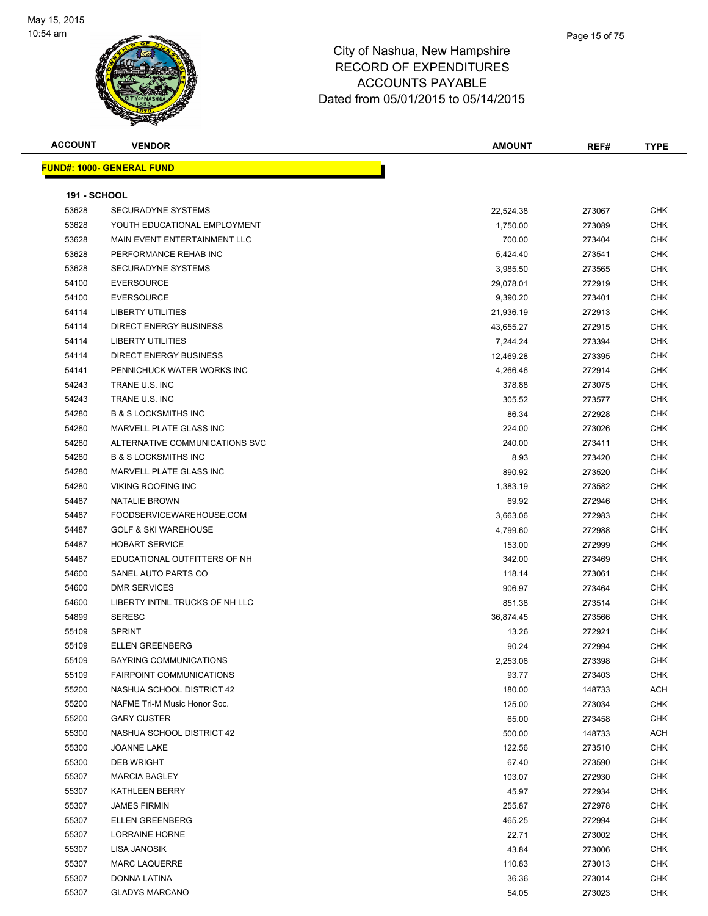# City of Nashua, New Hampshire
## RECORD OF EXPENDITURES
## ACCOUNTS PAYABLE
## Dated from 05/01/2015 to 05/14/2015

| ACCOUNT | VENDOR | AMOUNT | REF# | TYPE |
|---|---|---|---|---|
| **FUND#: 1000- GENERAL FUND** | | | | |
| **191 - SCHOOL** | | | | |
| 53628 | SECURADYNE SYSTEMS | 22,524.38 | 273067 | CHK |
| 53628 | YOUTH EDUCATIONAL EMPLOYMENT | 1,750.00 | 273089 | CHK |
| 53628 | MAIN EVENT ENTERTAINMENT LLC | 700.00 | 273404 | CHK |
| 53628 | PERFORMANCE REHAB INC | 5,424.40 | 273541 | CHK |
| 53628 | SECURADYNE SYSTEMS | 3,985.50 | 273565 | CHK |
| 54100 | EVERSOURCE | 29,078.01 | 272919 | CHK |
| 54100 | EVERSOURCE | 9,390.20 | 273401 | CHK |
| 54114 | LIBERTY UTILITIES | 21,936.19 | 272913 | CHK |
| 54114 | DIRECT ENERGY BUSINESS | 43,655.27 | 272915 | CHK |
| 54114 | LIBERTY UTILITIES | 7,244.24 | 273394 | CHK |
| 54114 | DIRECT ENERGY BUSINESS | 12,469.28 | 273395 | CHK |
| 54141 | PENNICHUCK WATER WORKS INC | 4,266.46 | 272914 | CHK |
| 54243 | TRANE U.S. INC | 378.88 | 273075 | CHK |
| 54243 | TRANE U.S. INC | 305.52 | 273577 | CHK |
| 54280 | B & S LOCKSMITHS INC | 86.34 | 272928 | CHK |
| 54280 | MARVELL PLATE GLASS INC | 224.00 | 273026 | CHK |
| 54280 | ALTERNATIVE COMMUNICATIONS SVC | 240.00 | 273411 | CHK |
| 54280 | B & S LOCKSMITHS INC | 8.93 | 273420 | CHK |
| 54280 | MARVELL PLATE GLASS INC | 890.92 | 273520 | CHK |
| 54280 | VIKING ROOFING INC | 1,383.19 | 273582 | CHK |
| 54487 | NATALIE BROWN | 69.92 | 272946 | CHK |
| 54487 | FOODSERVICEWAREHOUSE.COM | 3,663.06 | 272983 | CHK |
| 54487 | GOLF & SKI WAREHOUSE | 4,799.60 | 272988 | CHK |
| 54487 | HOBART SERVICE | 153.00 | 272999 | CHK |
| 54487 | EDUCATIONAL OUTFITTERS OF NH | 342.00 | 273469 | CHK |
| 54600 | SANEL AUTO PARTS CO | 118.14 | 273061 | CHK |
| 54600 | DMR SERVICES | 906.97 | 273464 | CHK |
| 54600 | LIBERTY INTNL TRUCKS OF NH LLC | 851.38 | 273514 | CHK |
| 54899 | SERESC | 36,874.45 | 273566 | CHK |
| 55109 | SPRINT | 13.26 | 272921 | CHK |
| 55109 | ELLEN GREENBERG | 90.24 | 272994 | CHK |
| 55109 | BAYRING COMMUNICATIONS | 2,253.06 | 273398 | CHK |
| 55109 | FAIRPOINT COMMUNICATIONS | 93.77 | 273403 | CHK |
| 55200 | NASHUA SCHOOL DISTRICT 42 | 180.00 | 148733 | ACH |
| 55200 | NAFME Tri-M Music Honor Soc. | 125.00 | 273034 | CHK |
| 55200 | GARY CUSTER | 65.00 | 273458 | CHK |
| 55300 | NASHUA SCHOOL DISTRICT 42 | 500.00 | 148733 | ACH |
| 55300 | JOANNE LAKE | 122.56 | 273510 | CHK |
| 55300 | DEB WRIGHT | 67.40 | 273590 | CHK |
| 55307 | MARCIA BAGLEY | 103.07 | 272930 | CHK |
| 55307 | KATHLEEN BERRY | 45.97 | 272934 | CHK |
| 55307 | JAMES FIRMIN | 255.87 | 272978 | CHK |
| 55307 | ELLEN GREENBERG | 465.25 | 272994 | CHK |
| 55307 | LORRAINE HORNE | 22.71 | 273002 | CHK |
| 55307 | LISA JANOSIK | 43.84 | 273006 | CHK |
| 55307 | MARC LAQUERRE | 110.83 | 273013 | CHK |
| 55307 | DONNA LATINA | 36.36 | 273014 | CHK |
| 55307 | GLADYS MARCANO | 54.05 | 273023 | CHK |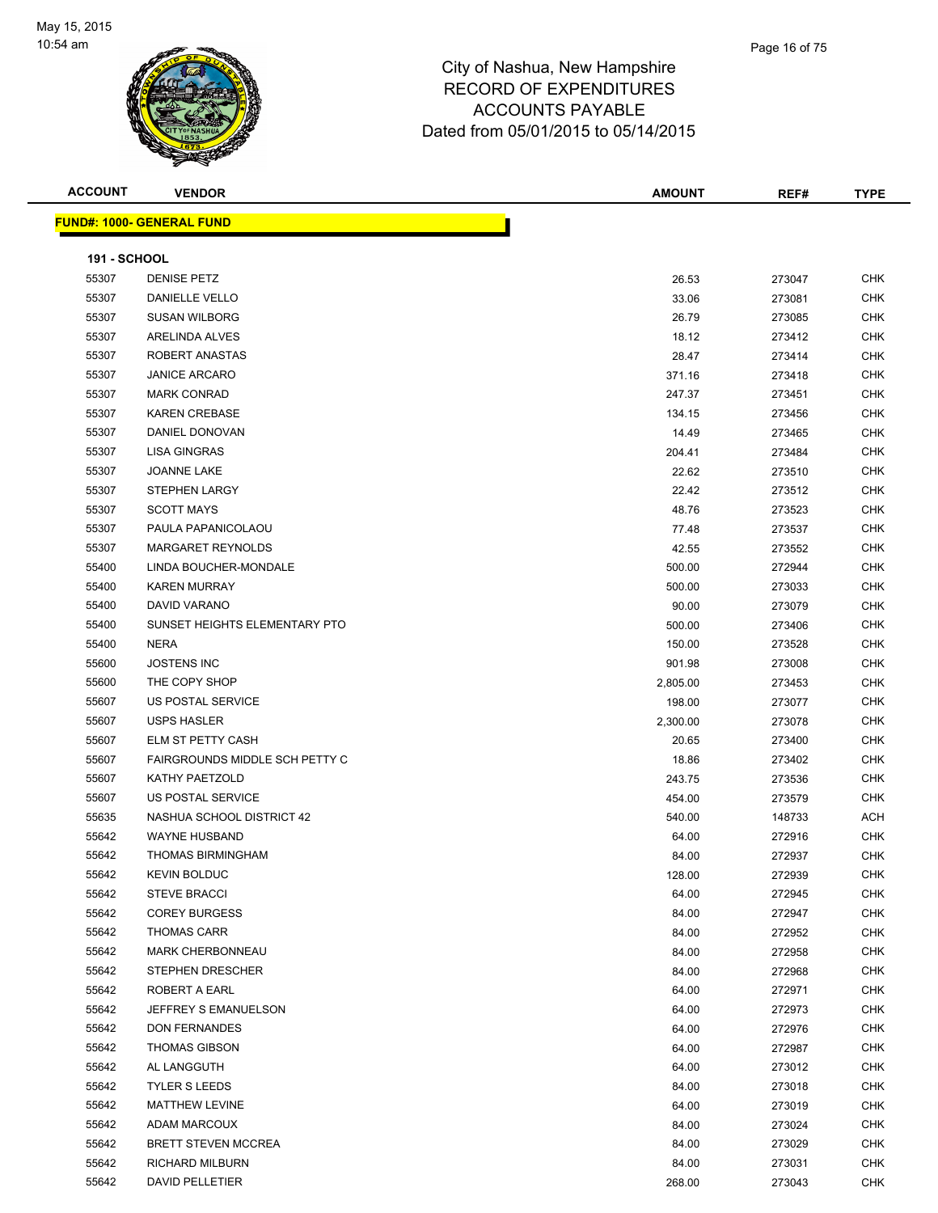City of Nashua, New Hampshire
RECORD OF EXPENDITURES
ACCOUNTS PAYABLE
Dated from 05/01/2015 to 05/14/2015

| ACCOUNT | VENDOR | AMOUNT | REF# | TYPE |
|---|---|---|---|---|

**FUND#: 1000- GENERAL FUND**

**191 - SCHOOL**

| ACCOUNT | VENDOR | AMOUNT | REF# | TYPE |
|---|---|---|---|---|
| 55307 | DENISE PETZ | 26.53 | 273047 | CHK |
| 55307 | DANIELLE VELLO | 33.06 | 273081 | CHK |
| 55307 | SUSAN WILBORG | 26.79 | 273085 | CHK |
| 55307 | ARELINDA ALVES | 18.12 | 273412 | CHK |
| 55307 | ROBERT ANASTAS | 28.47 | 273414 | CHK |
| 55307 | JANICE ARCARO | 371.16 | 273418 | CHK |
| 55307 | MARK CONRAD | 247.37 | 273451 | CHK |
| 55307 | KAREN CREBASE | 134.15 | 273456 | CHK |
| 55307 | DANIEL DONOVAN | 14.49 | 273465 | CHK |
| 55307 | LISA GINGRAS | 204.41 | 273484 | CHK |
| 55307 | JOANNE LAKE | 22.62 | 273510 | CHK |
| 55307 | STEPHEN LARGY | 22.42 | 273512 | CHK |
| 55307 | SCOTT MAYS | 48.76 | 273523 | CHK |
| 55307 | PAULA PAPANICOLAOU | 77.48 | 273537 | CHK |
| 55307 | MARGARET REYNOLDS | 42.55 | 273552 | CHK |
| 55400 | LINDA BOUCHER-MONDALE | 500.00 | 272944 | CHK |
| 55400 | KAREN MURRAY | 500.00 | 273033 | CHK |
| 55400 | DAVID VARANO | 90.00 | 273079 | CHK |
| 55400 | SUNSET HEIGHTS ELEMENTARY PTO | 500.00 | 273406 | CHK |
| 55400 | NERA | 150.00 | 273528 | CHK |
| 55600 | JOSTENS INC | 901.98 | 273008 | CHK |
| 55600 | THE COPY SHOP | 2,805.00 | 273453 | CHK |
| 55607 | US POSTAL SERVICE | 198.00 | 273077 | CHK |
| 55607 | USPS HASLER | 2,300.00 | 273078 | CHK |
| 55607 | ELM ST PETTY CASH | 20.65 | 273400 | CHK |
| 55607 | FAIRGROUNDS MIDDLE SCH PETTY C | 18.86 | 273402 | CHK |
| 55607 | KATHY PAETZOLD | 243.75 | 273536 | CHK |
| 55607 | US POSTAL SERVICE | 454.00 | 273579 | CHK |
| 55635 | NASHUA SCHOOL DISTRICT 42 | 540.00 | 148733 | ACH |
| 55642 | WAYNE HUSBAND | 64.00 | 272916 | CHK |
| 55642 | THOMAS BIRMINGHAM | 84.00 | 272937 | CHK |
| 55642 | KEVIN BOLDUC | 128.00 | 272939 | CHK |
| 55642 | STEVE BRACCI | 64.00 | 272945 | CHK |
| 55642 | COREY BURGESS | 84.00 | 272947 | CHK |
| 55642 | THOMAS CARR | 84.00 | 272952 | CHK |
| 55642 | MARK CHERBONNEAU | 84.00 | 272958 | CHK |
| 55642 | STEPHEN DRESCHER | 84.00 | 272968 | CHK |
| 55642 | ROBERT A EARL | 64.00 | 272971 | CHK |
| 55642 | JEFFREY S EMANUELSON | 64.00 | 272973 | CHK |
| 55642 | DON FERNANDES | 64.00 | 272976 | CHK |
| 55642 | THOMAS GIBSON | 64.00 | 272987 | CHK |
| 55642 | AL LANGGUTH | 64.00 | 273012 | CHK |
| 55642 | TYLER S LEEDS | 84.00 | 273018 | CHK |
| 55642 | MATTHEW LEVINE | 64.00 | 273019 | CHK |
| 55642 | ADAM MARCOUX | 84.00 | 273024 | CHK |
| 55642 | BRETT STEVEN MCCREA | 84.00 | 273029 | CHK |
| 55642 | RICHARD MILBURN | 84.00 | 273031 | CHK |
| 55642 | DAVID PELLETIER | 268.00 | 273043 | CHK |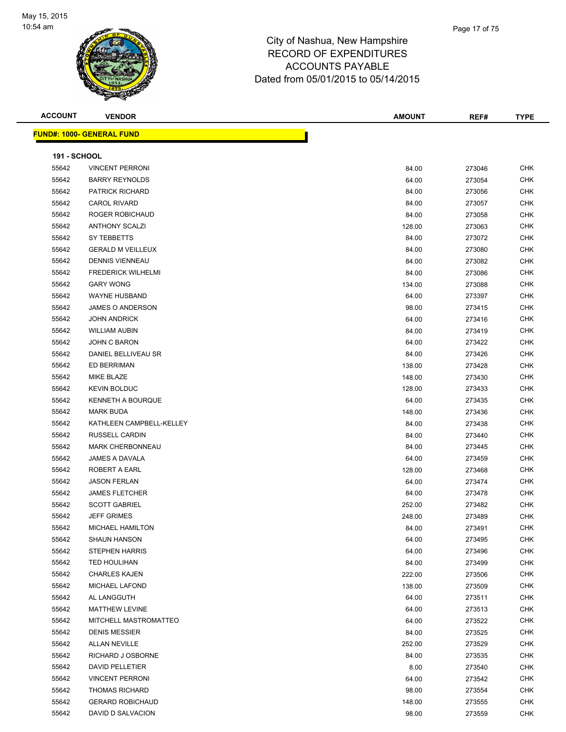# City of Nashua, New Hampshire
## RECORD OF EXPENDITURES
## ACCOUNTS PAYABLE
## Dated from 05/01/2015 to 05/14/2015

May 15, 2015
10:54 am

**FUND#: 1000- GENERAL FUND**

**191 - SCHOOL**

| ACCOUNT | VENDOR | AMOUNT | REF# | TYPE |
|---|---|---|---|---|
| 55642 | VINCENT PERRONI | 84.00 | 273046 | CHK |
| 55642 | BARRY REYNOLDS | 64.00 | 273054 | CHK |
| 55642 | PATRICK RICHARD | 84.00 | 273056 | CHK |
| 55642 | CAROL RIVARD | 84.00 | 273057 | CHK |
| 55642 | ROGER ROBICHAUD | 84.00 | 273058 | CHK |
| 55642 | ANTHONY SCALZI | 128.00 | 273063 | CHK |
| 55642 | SY TEBBETTS | 84.00 | 273072 | CHK |
| 55642 | GERALD M VEILLEUX | 84.00 | 273080 | CHK |
| 55642 | DENNIS VIENNEAU | 84.00 | 273082 | CHK |
| 55642 | FREDERICK WILHELMI | 84.00 | 273086 | CHK |
| 55642 | GARY WONG | 134.00 | 273088 | CHK |
| 55642 | WAYNE HUSBAND | 64.00 | 273397 | CHK |
| 55642 | JAMES O ANDERSON | 98.00 | 273415 | CHK |
| 55642 | JOHN ANDRICK | 64.00 | 273416 | CHK |
| 55642 | WILLIAM AUBIN | 84.00 | 273419 | CHK |
| 55642 | JOHN C BARON | 64.00 | 273422 | CHK |
| 55642 | DANIEL BELLIVEAU SR | 84.00 | 273426 | CHK |
| 55642 | ED BERRIMAN | 138.00 | 273428 | CHK |
| 55642 | MIKE BLAZE | 148.00 | 273430 | CHK |
| 55642 | KEVIN BOLDUC | 128.00 | 273433 | CHK |
| 55642 | KENNETH A BOURQUE | 64.00 | 273435 | CHK |
| 55642 | MARK BUDA | 148.00 | 273436 | CHK |
| 55642 | KATHLEEN CAMPBELL-KELLEY | 84.00 | 273438 | CHK |
| 55642 | RUSSELL CARDIN | 84.00 | 273440 | CHK |
| 55642 | MARK CHERBONNEAU | 84.00 | 273445 | CHK |
| 55642 | JAMES A DAVALA | 64.00 | 273459 | CHK |
| 55642 | ROBERT A EARL | 128.00 | 273468 | CHK |
| 55642 | JASON FERLAN | 64.00 | 273474 | CHK |
| 55642 | JAMES FLETCHER | 84.00 | 273478 | CHK |
| 55642 | SCOTT GABRIEL | 252.00 | 273482 | CHK |
| 55642 | JEFF GRIMES | 248.00 | 273489 | CHK |
| 55642 | MICHAEL HAMILTON | 84.00 | 273491 | CHK |
| 55642 | SHAUN HANSON | 64.00 | 273495 | CHK |
| 55642 | STEPHEN HARRIS | 64.00 | 273496 | CHK |
| 55642 | TED HOULIHAN | 84.00 | 273499 | CHK |
| 55642 | CHARLES KAJEN | 222.00 | 273506 | CHK |
| 55642 | MICHAEL LAFOND | 138.00 | 273509 | CHK |
| 55642 | AL LANGGUTH | 64.00 | 273511 | CHK |
| 55642 | MATTHEW LEVINE | 64.00 | 273513 | CHK |
| 55642 | MITCHELL MASTROMATTEO | 64.00 | 273522 | CHK |
| 55642 | DENIS MESSIER | 84.00 | 273525 | CHK |
| 55642 | ALLAN NEVILLE | 252.00 | 273529 | CHK |
| 55642 | RICHARD J OSBORNE | 84.00 | 273535 | CHK |
| 55642 | DAVID PELLETIER | 8.00 | 273540 | CHK |
| 55642 | VINCENT PERRONI | 64.00 | 273542 | CHK |
| 55642 | THOMAS RICHARD | 98.00 | 273554 | CHK |
| 55642 | GERARD ROBICHAUD | 148.00 | 273555 | CHK |
| 55642 | DAVID D SALVACION | 98.00 | 273559 | CHK |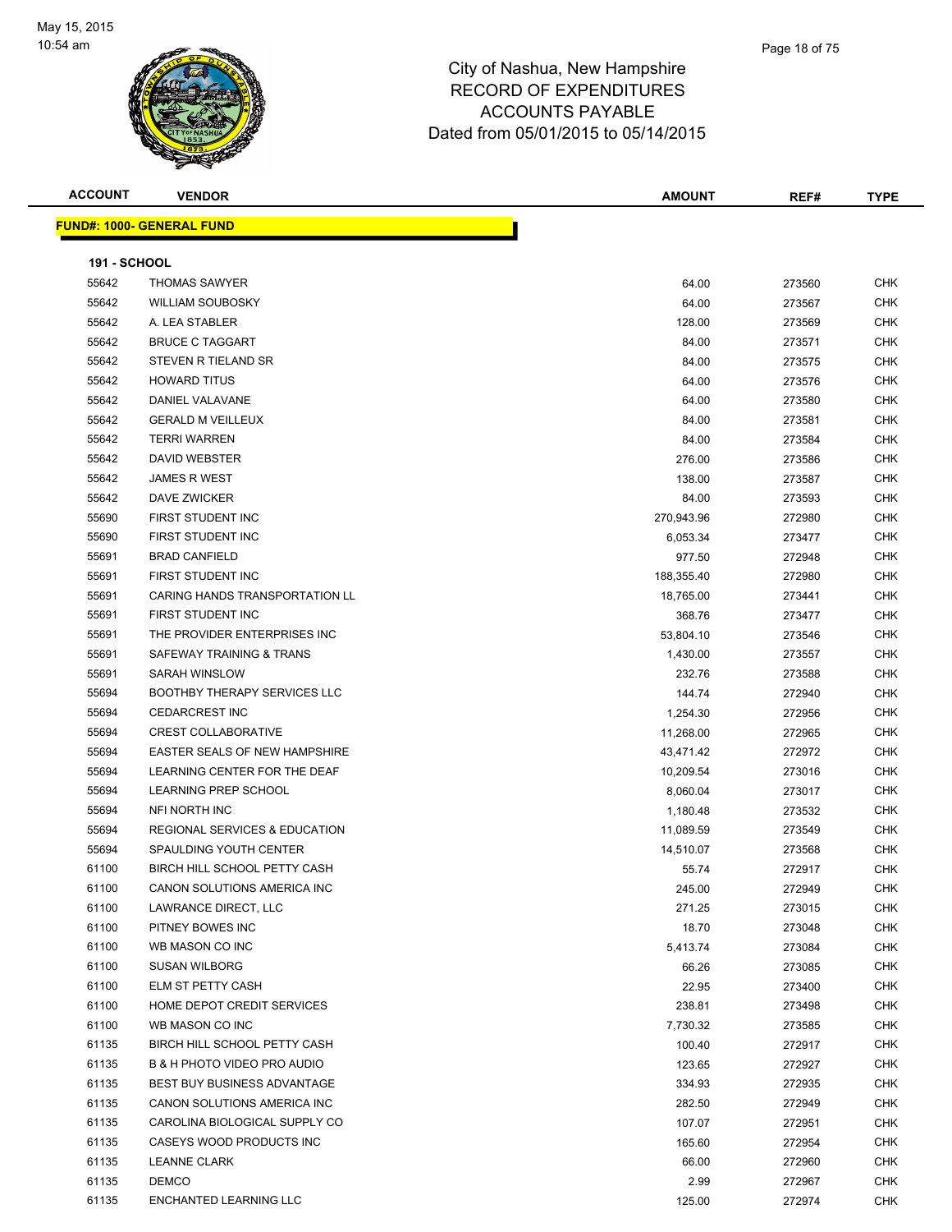# City of Nashua, New Hampshire
## RECORD OF EXPENDITURES
## ACCOUNTS PAYABLE
## Dated from 05/01/2015 to 05/14/2015

May 15, 2015
10:54 am

| ACCOUNT | VENDOR | AMOUNT | REF# | TYPE |
|---|---|---|---|---|
| **FUND#: 1000- GENERAL FUND** | | | | |
| **191 - SCHOOL** | | | | |
| 55642 | THOMAS SAWYER | 64.00 | 273560 | CHK |
| 55642 | WILLIAM SOUBOSKY | 64.00 | 273567 | CHK |
| 55642 | A. LEA STABLER | 128.00 | 273569 | CHK |
| 55642 | BRUCE C TAGGART | 84.00 | 273571 | CHK |
| 55642 | STEVEN R TIELAND SR | 84.00 | 273575 | CHK |
| 55642 | HOWARD TITUS | 64.00 | 273576 | CHK |
| 55642 | DANIEL VALAVANE | 64.00 | 273580 | CHK |
| 55642 | GERALD M VEILLEUX | 84.00 | 273581 | CHK |
| 55642 | TERRI WARREN | 84.00 | 273584 | CHK |
| 55642 | DAVID WEBSTER | 276.00 | 273586 | CHK |
| 55642 | JAMES R WEST | 138.00 | 273587 | CHK |
| 55642 | DAVE ZWICKER | 84.00 | 273593 | CHK |
| 55690 | FIRST STUDENT INC | 270,943.96 | 272980 | CHK |
| 55690 | FIRST STUDENT INC | 6,053.34 | 273477 | CHK |
| 55691 | BRAD CANFIELD | 977.50 | 272948 | CHK |
| 55691 | FIRST STUDENT INC | 188,355.40 | 272980 | CHK |
| 55691 | CARING HANDS TRANSPORTATION LL | 18,765.00 | 273441 | CHK |
| 55691 | FIRST STUDENT INC | 368.76 | 273477 | CHK |
| 55691 | THE PROVIDER ENTERPRISES INC | 53,804.10 | 273546 | CHK |
| 55691 | SAFEWAY TRAINING & TRANS | 1,430.00 | 273557 | CHK |
| 55691 | SARAH WINSLOW | 232.76 | 273588 | CHK |
| 55694 | BOOTHBY THERAPY SERVICES LLC | 144.74 | 272940 | CHK |
| 55694 | CEDARCREST INC | 1,254.30 | 272956 | CHK |
| 55694 | CREST COLLABORATIVE | 11,268.00 | 272965 | CHK |
| 55694 | EASTER SEALS OF NEW HAMPSHIRE | 43,471.42 | 272972 | CHK |
| 55694 | LEARNING CENTER FOR THE DEAF | 10,209.54 | 273016 | CHK |
| 55694 | LEARNING PREP SCHOOL | 8,060.04 | 273017 | CHK |
| 55694 | NFI NORTH INC | 1,180.48 | 273532 | CHK |
| 55694 | REGIONAL SERVICES & EDUCATION | 11,089.59 | 273549 | CHK |
| 55694 | SPAULDING YOUTH CENTER | 14,510.07 | 273568 | CHK |
| 61100 | BIRCH HILL SCHOOL PETTY CASH | 55.74 | 272917 | CHK |
| 61100 | CANON SOLUTIONS AMERICA INC | 245.00 | 272949 | CHK |
| 61100 | LAWRANCE DIRECT, LLC | 271.25 | 273015 | CHK |
| 61100 | PITNEY BOWES INC | 18.70 | 273048 | CHK |
| 61100 | WB MASON CO INC | 5,413.74 | 273084 | CHK |
| 61100 | SUSAN WILBORG | 66.26 | 273085 | CHK |
| 61100 | ELM ST PETTY CASH | 22.95 | 273400 | CHK |
| 61100 | HOME DEPOT CREDIT SERVICES | 238.81 | 273498 | CHK |
| 61100 | WB MASON CO INC | 7,730.32 | 273585 | CHK |
| 61135 | BIRCH HILL SCHOOL PETTY CASH | 100.40 | 272917 | CHK |
| 61135 | B & H PHOTO VIDEO PRO AUDIO | 123.65 | 272927 | CHK |
| 61135 | BEST BUY BUSINESS ADVANTAGE | 334.93 | 272935 | CHK |
| 61135 | CANON SOLUTIONS AMERICA INC | 282.50 | 272949 | CHK |
| 61135 | CAROLINA BIOLOGICAL SUPPLY CO | 107.07 | 272951 | CHK |
| 61135 | CASEYS WOOD PRODUCTS INC | 165.60 | 272954 | CHK |
| 61135 | LEANNE CLARK | 66.00 | 272960 | CHK |
| 61135 | DEMCO | 2.99 | 272967 | CHK |
| 61135 | ENCHANTED LEARNING LLC | 125.00 | 272974 | CHK |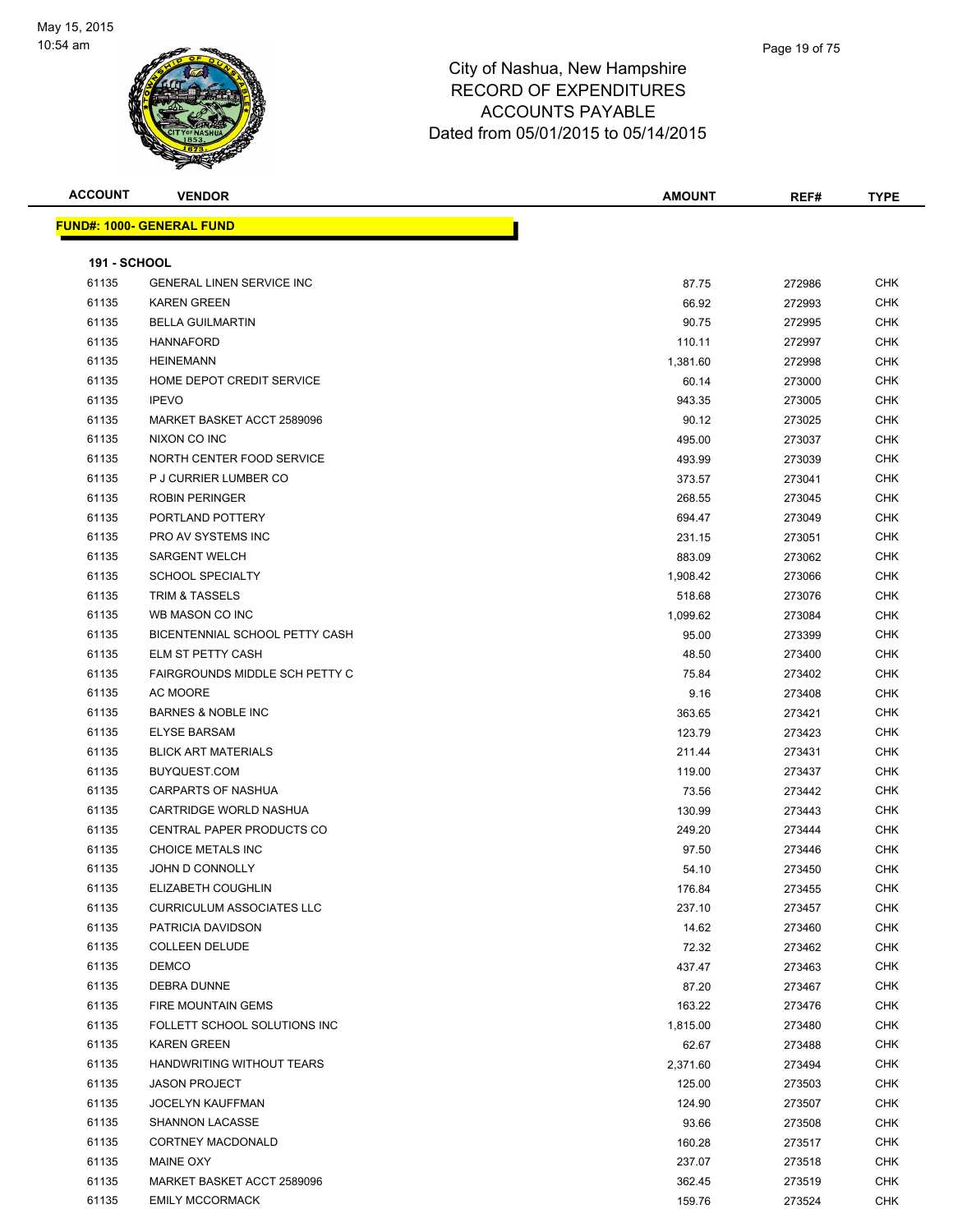May 15, 2015
10:54 am

# City of Nashua, New Hampshire
## RECORD OF EXPENDITURES
## ACCOUNTS PAYABLE
## Dated from 05/01/2015 to 05/14/2015

| ACCOUNT | VENDOR | AMOUNT | REF# | TYPE |
|---|---|---|---|---|
| **FUND#: 1000- GENERAL FUND** | | | | |
| **191 - SCHOOL** | | | | |
| 61135 | GENERAL LINEN SERVICE INC | 87.75 | 272986 | CHK |
| 61135 | KAREN GREEN | 66.92 | 272993 | CHK |
| 61135 | BELLA GUILMARTIN | 90.75 | 272995 | CHK |
| 61135 | HANNAFORD | 110.11 | 272997 | CHK |
| 61135 | HEINEMANN | 1,381.60 | 272998 | CHK |
| 61135 | HOME DEPOT CREDIT SERVICE | 60.14 | 273000 | CHK |
| 61135 | IPEVO | 943.35 | 273005 | CHK |
| 61135 | MARKET BASKET ACCT 2589096 | 90.12 | 273025 | CHK |
| 61135 | NIXON CO INC | 495.00 | 273037 | CHK |
| 61135 | NORTH CENTER FOOD SERVICE | 493.99 | 273039 | CHK |
| 61135 | P J CURRIER LUMBER CO | 373.57 | 273041 | CHK |
| 61135 | ROBIN PERINGER | 268.55 | 273045 | CHK |
| 61135 | PORTLAND POTTERY | 694.47 | 273049 | CHK |
| 61135 | PRO AV SYSTEMS INC | 231.15 | 273051 | CHK |
| 61135 | SARGENT WELCH | 883.09 | 273062 | CHK |
| 61135 | SCHOOL SPECIALTY | 1,908.42 | 273066 | CHK |
| 61135 | TRIM & TASSELS | 518.68 | 273076 | CHK |
| 61135 | WB MASON CO INC | 1,099.62 | 273084 | CHK |
| 61135 | BICENTENNIAL SCHOOL PETTY CASH | 95.00 | 273399 | CHK |
| 61135 | ELM ST PETTY CASH | 48.50 | 273400 | CHK |
| 61135 | FAIRGROUNDS MIDDLE SCH PETTY C | 75.84 | 273402 | CHK |
| 61135 | AC MOORE | 9.16 | 273408 | CHK |
| 61135 | BARNES & NOBLE INC | 363.65 | 273421 | CHK |
| 61135 | ELYSE BARSAM | 123.79 | 273423 | CHK |
| 61135 | BLICK ART MATERIALS | 211.44 | 273431 | CHK |
| 61135 | BUYQUEST.COM | 119.00 | 273437 | CHK |
| 61135 | CARPARTS OF NASHUA | 73.56 | 273442 | CHK |
| 61135 | CARTRIDGE WORLD NASHUA | 130.99 | 273443 | CHK |
| 61135 | CENTRAL PAPER PRODUCTS CO | 249.20 | 273444 | CHK |
| 61135 | CHOICE METALS INC | 97.50 | 273446 | CHK |
| 61135 | JOHN D CONNOLLY | 54.10 | 273450 | CHK |
| 61135 | ELIZABETH COUGHLIN | 176.84 | 273455 | CHK |
| 61135 | CURRICULUM ASSOCIATES LLC | 237.10 | 273457 | CHK |
| 61135 | PATRICIA DAVIDSON | 14.62 | 273460 | CHK |
| 61135 | COLLEEN DELUDE | 72.32 | 273462 | CHK |
| 61135 | DEMCO | 437.47 | 273463 | CHK |
| 61135 | DEBRA DUNNE | 87.20 | 273467 | CHK |
| 61135 | FIRE MOUNTAIN GEMS | 163.22 | 273476 | CHK |
| 61135 | FOLLETT SCHOOL SOLUTIONS INC | 1,815.00 | 273480 | CHK |
| 61135 | KAREN GREEN | 62.67 | 273488 | CHK |
| 61135 | HANDWRITING WITHOUT TEARS | 2,371.60 | 273494 | CHK |
| 61135 | JASON PROJECT | 125.00 | 273503 | CHK |
| 61135 | JOCELYN KAUFFMAN | 124.90 | 273507 | CHK |
| 61135 | SHANNON LACASSE | 93.66 | 273508 | CHK |
| 61135 | CORTNEY MACDONALD | 160.28 | 273517 | CHK |
| 61135 | MAINE OXY | 237.07 | 273518 | CHK |
| 61135 | MARKET BASKET ACCT 2589096 | 362.45 | 273519 | CHK |
| 61135 | EMILY MCCORMACK | 159.76 | 273524 | CHK |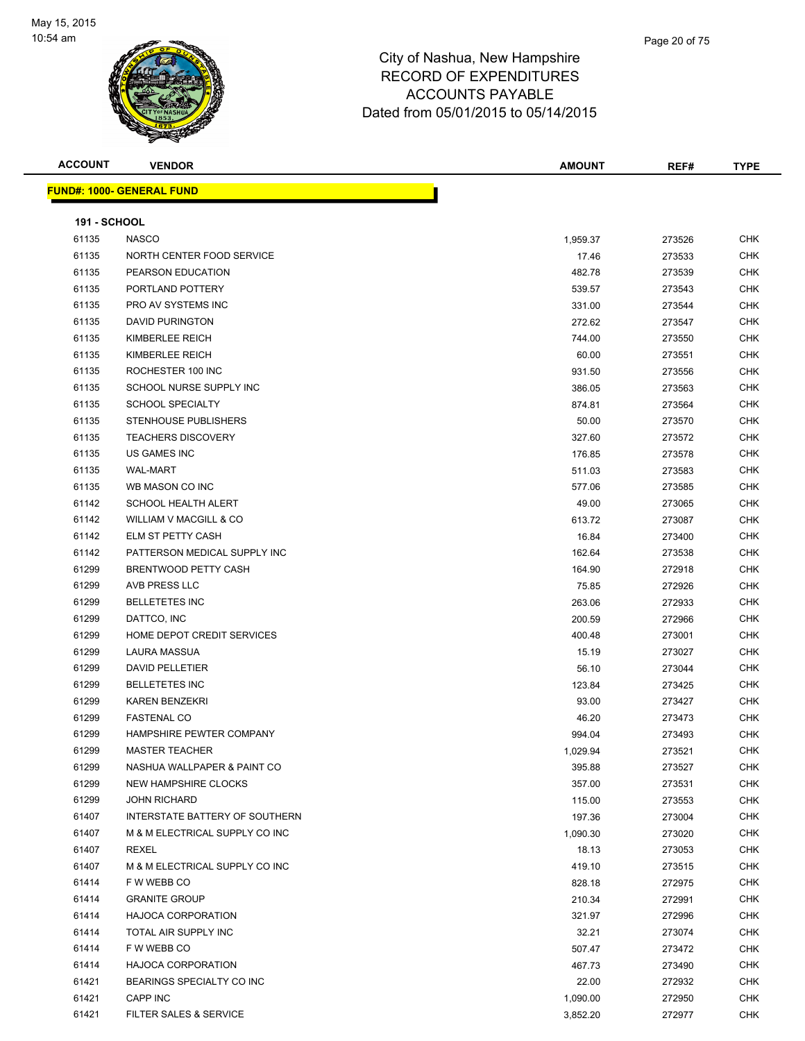# City of Nashua, New Hampshire
## RECORD OF EXPENDITURES
## ACCOUNTS PAYABLE
## Dated from 05/01/2015 to 05/14/2015

| ACCOUNT | VENDOR | AMOUNT | REF# | TYPE |
|---|---|---|---|---|

**FUND#: 1000- GENERAL FUND**

**191 - SCHOOL**

| ACCOUNT | VENDOR | AMOUNT | REF# | TYPE |
|---|---|---|---|---|
| 61135 | NASCO | 1,959.37 | 273526 | CHK |
| 61135 | NORTH CENTER FOOD SERVICE | 17.46 | 273533 | CHK |
| 61135 | PEARSON EDUCATION | 482.78 | 273539 | CHK |
| 61135 | PORTLAND POTTERY | 539.57 | 273543 | CHK |
| 61135 | PRO AV SYSTEMS INC | 331.00 | 273544 | CHK |
| 61135 | DAVID PURINGTON | 272.62 | 273547 | CHK |
| 61135 | KIMBERLEE REICH | 744.00 | 273550 | CHK |
| 61135 | KIMBERLEE REICH | 60.00 | 273551 | CHK |
| 61135 | ROCHESTER 100 INC | 931.50 | 273556 | CHK |
| 61135 | SCHOOL NURSE SUPPLY INC | 386.05 | 273563 | CHK |
| 61135 | SCHOOL SPECIALTY | 874.81 | 273564 | CHK |
| 61135 | STENHOUSE PUBLISHERS | 50.00 | 273570 | CHK |
| 61135 | TEACHERS DISCOVERY | 327.60 | 273572 | CHK |
| 61135 | US GAMES INC | 176.85 | 273578 | CHK |
| 61135 | WAL-MART | 511.03 | 273583 | CHK |
| 61135 | WB MASON CO INC | 577.06 | 273585 | CHK |
| 61142 | SCHOOL HEALTH ALERT | 49.00 | 273065 | CHK |
| 61142 | WILLIAM V MACGILL & CO | 613.72 | 273087 | CHK |
| 61142 | ELM ST PETTY CASH | 16.84 | 273400 | CHK |
| 61142 | PATTERSON MEDICAL SUPPLY INC | 162.64 | 273538 | CHK |
| 61299 | BRENTWOOD PETTY CASH | 164.90 | 272918 | CHK |
| 61299 | AVB PRESS LLC | 75.85 | 272926 | CHK |
| 61299 | BELLETETES INC | 263.06 | 272933 | CHK |
| 61299 | DATTCO, INC | 200.59 | 272966 | CHK |
| 61299 | HOME DEPOT CREDIT SERVICES | 400.48 | 273001 | CHK |
| 61299 | LAURA MASSUA | 15.19 | 273027 | CHK |
| 61299 | DAVID PELLETIER | 56.10 | 273044 | CHK |
| 61299 | BELLETETES INC | 123.84 | 273425 | CHK |
| 61299 | KAREN BENZEKRI | 93.00 | 273427 | CHK |
| 61299 | FASTENAL CO | 46.20 | 273473 | CHK |
| 61299 | HAMPSHIRE PEWTER COMPANY | 994.04 | 273493 | CHK |
| 61299 | MASTER TEACHER | 1,029.94 | 273521 | CHK |
| 61299 | NASHUA WALLPAPER & PAINT CO | 395.88 | 273527 | CHK |
| 61299 | NEW HAMPSHIRE CLOCKS | 357.00 | 273531 | CHK |
| 61299 | JOHN RICHARD | 115.00 | 273553 | CHK |
| 61407 | INTERSTATE BATTERY OF SOUTHERN | 197.36 | 273004 | CHK |
| 61407 | M & M ELECTRICAL SUPPLY CO INC | 1,090.30 | 273020 | CHK |
| 61407 | REXEL | 18.13 | 273053 | CHK |
| 61407 | M & M ELECTRICAL SUPPLY CO INC | 419.10 | 273515 | CHK |
| 61414 | F W WEBB CO | 828.18 | 272975 | CHK |
| 61414 | GRANITE GROUP | 210.34 | 272991 | CHK |
| 61414 | HAJOCA CORPORATION | 321.97 | 272996 | CHK |
| 61414 | TOTAL AIR SUPPLY INC | 32.21 | 273074 | CHK |
| 61414 | F W WEBB CO | 507.47 | 273472 | CHK |
| 61414 | HAJOCA CORPORATION | 467.73 | 273490 | CHK |
| 61421 | BEARINGS SPECIALTY CO INC | 22.00 | 272932 | CHK |
| 61421 | CAPP INC | 1,090.00 | 272950 | CHK |
| 61421 | FILTER SALES & SERVICE | 3,852.20 | 272977 | CHK |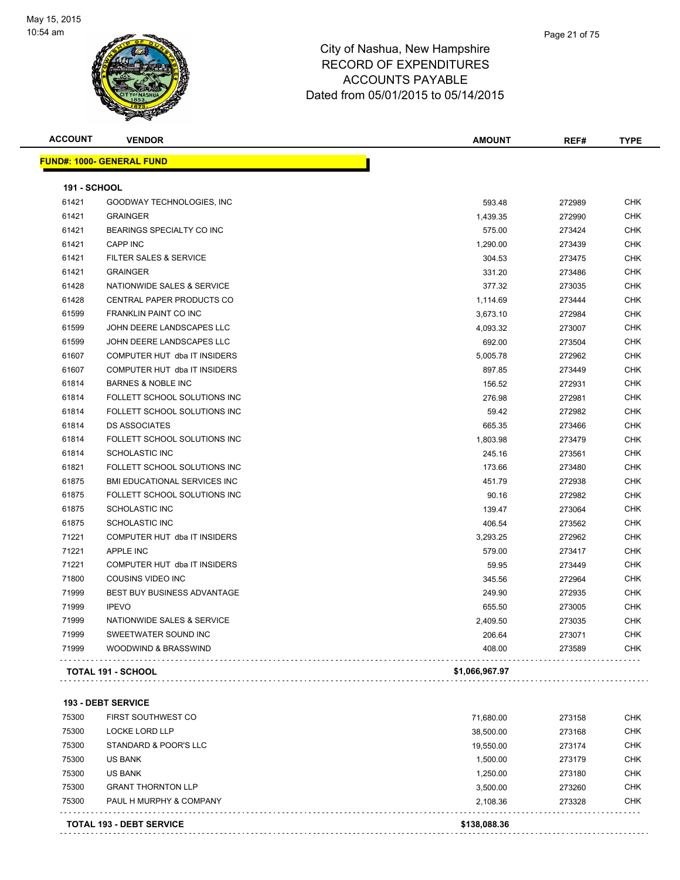# City of Nashua, New Hampshire
## RECORD OF EXPENDITURES
## ACCOUNTS PAYABLE
## Dated from 05/01/2015 to 05/14/2015

| ACCOUNT | VENDOR | AMOUNT | REF# | TYPE |
|---|---|---|---|---|
| **FUND#: 1000- GENERAL FUND** | | | | |
| **191 - SCHOOL** | | | | |
| 61421 | GOODWAY TECHNOLOGIES, INC | 593.48 | 272989 | CHK |
| 61421 | GRAINGER | 1,439.35 | 272990 | CHK |
| 61421 | BEARINGS SPECIALTY CO INC | 575.00 | 273424 | CHK |
| 61421 | CAPP INC | 1,290.00 | 273439 | CHK |
| 61421 | FILTER SALES & SERVICE | 304.53 | 273475 | CHK |
| 61421 | GRAINGER | 331.20 | 273486 | CHK |
| 61428 | NATIONWIDE SALES & SERVICE | 377.32 | 273035 | CHK |
| 61428 | CENTRAL PAPER PRODUCTS CO | 1,114.69 | 273444 | CHK |
| 61599 | FRANKLIN PAINT CO INC | 3,673.10 | 272984 | CHK |
| 61599 | JOHN DEERE LANDSCAPES LLC | 4,093.32 | 273007 | CHK |
| 61599 | JOHN DEERE LANDSCAPES LLC | 692.00 | 273504 | CHK |
| 61607 | COMPUTER HUT dba IT INSIDERS | 5,005.78 | 272962 | CHK |
| 61607 | COMPUTER HUT dba IT INSIDERS | 897.85 | 273449 | CHK |
| 61814 | BARNES & NOBLE INC | 156.52 | 272931 | CHK |
| 61814 | FOLLETT SCHOOL SOLUTIONS INC | 276.98 | 272981 | CHK |
| 61814 | FOLLETT SCHOOL SOLUTIONS INC | 59.42 | 272982 | CHK |
| 61814 | DS ASSOCIATES | 665.35 | 273466 | CHK |
| 61814 | FOLLETT SCHOOL SOLUTIONS INC | 1,803.98 | 273479 | CHK |
| 61814 | SCHOLASTIC INC | 245.16 | 273561 | CHK |
| 61821 | FOLLETT SCHOOL SOLUTIONS INC | 173.66 | 273480 | CHK |
| 61875 | BMI EDUCATIONAL SERVICES INC | 451.79 | 272938 | CHK |
| 61875 | FOLLETT SCHOOL SOLUTIONS INC | 90.16 | 272982 | CHK |
| 61875 | SCHOLASTIC INC | 139.47 | 273064 | CHK |
| 61875 | SCHOLASTIC INC | 406.54 | 273562 | CHK |
| 71221 | COMPUTER HUT dba IT INSIDERS | 3,293.25 | 272962 | CHK |
| 71221 | APPLE INC | 579.00 | 273417 | CHK |
| 71221 | COMPUTER HUT dba IT INSIDERS | 59.95 | 273449 | CHK |
| 71800 | COUSINS VIDEO INC | 345.56 | 272964 | CHK |
| 71999 | BEST BUY BUSINESS ADVANTAGE | 249.90 | 272935 | CHK |
| 71999 | IPEVO | 655.50 | 273005 | CHK |
| 71999 | NATIONWIDE SALES & SERVICE | 2,409.50 | 273035 | CHK |
| 71999 | SWEETWATER SOUND INC | 206.64 | 273071 | CHK |
| 71999 | WOODWIND & BRASSWIND | 408.00 | 273589 | CHK |
| **TOTAL 191 - SCHOOL** | | **$1,066,967.97** | | |
| **193 - DEBT SERVICE** | | | | |
| 75300 | FIRST SOUTHWEST CO | 71,680.00 | 273158 | CHK |
| 75300 | LOCKE LORD LLP | 38,500.00 | 273168 | CHK |
| 75300 | STANDARD & POOR'S LLC | 19,550.00 | 273174 | CHK |
| 75300 | US BANK | 1,500.00 | 273179 | CHK |
| 75300 | US BANK | 1,250.00 | 273180 | CHK |
| 75300 | GRANT THORNTON LLP | 3,500.00 | 273260 | CHK |
| 75300 | PAUL H MURPHY & COMPANY | 2,108.36 | 273328 | CHK |
| **TOTAL 193 - DEBT SERVICE** | | **$138,088.36** | | |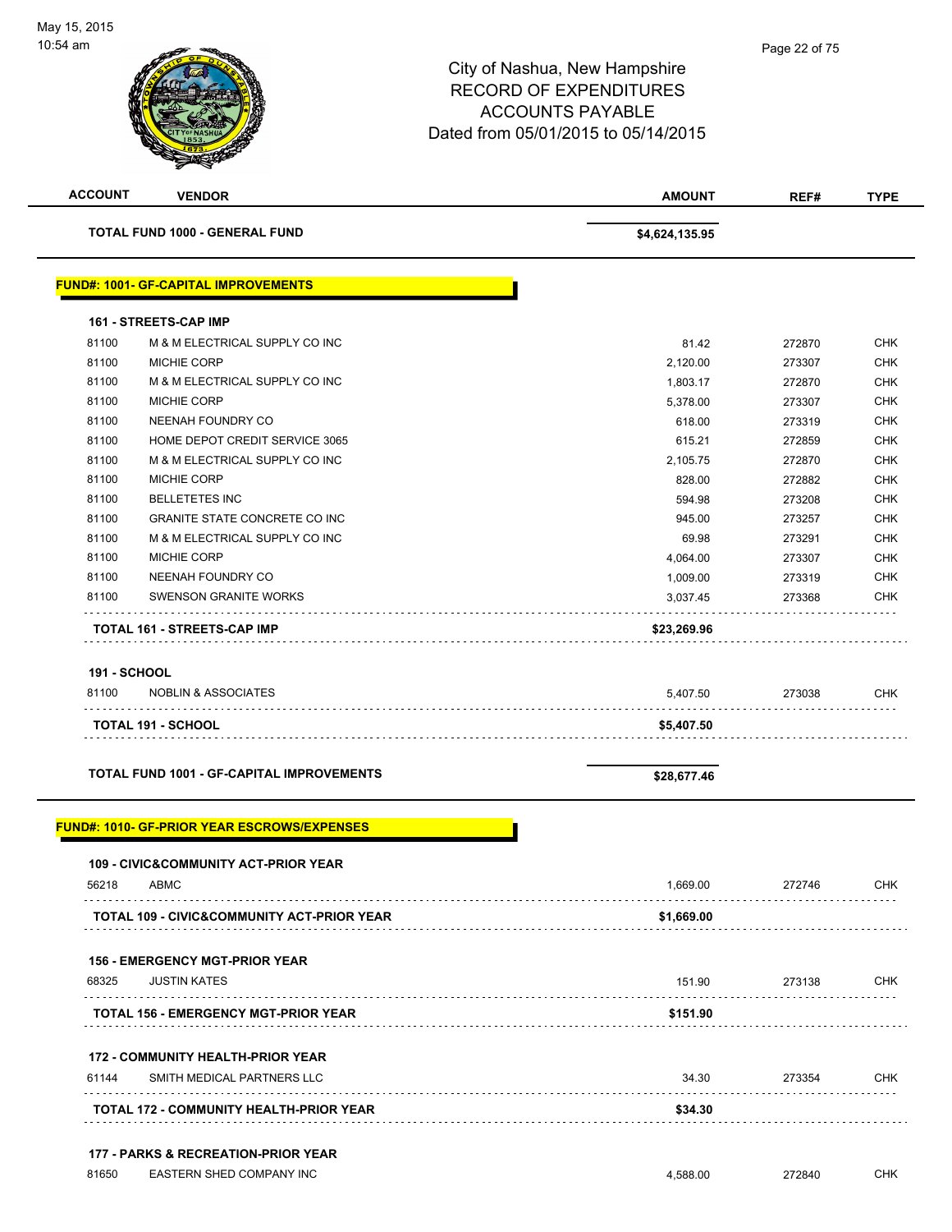City of Nashua, New Hampshire
RECORD OF EXPENDITURES
ACCOUNTS PAYABLE
Dated from 05/01/2015 to 05/14/2015

| ACCOUNT | VENDOR | AMOUNT | REF# | TYPE |
|---|---|---|---|---|
| | **TOTAL FUND 1000 - GENERAL FUND** | **$4,624,135.95** | | |

## FUND#: 1001- GF-CAPITAL IMPROVEMENTS

### 161 - STREETS-CAP IMP

| ACCOUNT | VENDOR | AMOUNT | REF# | TYPE |
|---|---|---|---|---|
| 81100 | M & M ELECTRICAL SUPPLY CO INC | 81.42 | 272870 | CHK |
| 81100 | MICHIE CORP | 2,120.00 | 273307 | CHK |
| 81100 | M & M ELECTRICAL SUPPLY CO INC | 1,803.17 | 272870 | CHK |
| 81100 | MICHIE CORP | 5,378.00 | 273307 | CHK |
| 81100 | NEENAH FOUNDRY CO | 618.00 | 273319 | CHK |
| 81100 | HOME DEPOT CREDIT SERVICE 3065 | 615.21 | 272859 | CHK |
| 81100 | M & M ELECTRICAL SUPPLY CO INC | 2,105.75 | 272870 | CHK |
| 81100 | MICHIE CORP | 828.00 | 272882 | CHK |
| 81100 | BELLETETES INC | 594.98 | 273208 | CHK |
| 81100 | GRANITE STATE CONCRETE CO INC | 945.00 | 273257 | CHK |
| 81100 | M & M ELECTRICAL SUPPLY CO INC | 69.98 | 273291 | CHK |
| 81100 | MICHIE CORP | 4,064.00 | 273307 | CHK |
| 81100 | NEENAH FOUNDRY CO | 1,009.00 | 273319 | CHK |
| 81100 | SWENSON GRANITE WORKS | 3,037.45 | 273368 | CHK |
| | **TOTAL 161 - STREETS-CAP IMP** | **$23,269.96** | | |

### 191 - SCHOOL

| ACCOUNT | VENDOR | AMOUNT | REF# | TYPE |
|---|---|---|---|---|
| 81100 | NOBLIN & ASSOCIATES | 5,407.50 | 273038 | CHK |
| | **TOTAL 191 - SCHOOL** | **$5,407.50** | | |
| | **TOTAL FUND 1001 - GF-CAPITAL IMPROVEMENTS** | **$28,677.46** | | |

## FUND#: 1010- GF-PRIOR YEAR ESCROWS/EXPENSES

### 109 - CIVIC&COMMUNITY ACT-PRIOR YEAR

| ACCOUNT | VENDOR | AMOUNT | REF# | TYPE |
|---|---|---|---|---|
| 56218 | ABMC | 1,669.00 | 272746 | CHK |
| | **TOTAL 109 - CIVIC&COMMUNITY ACT-PRIOR YEAR** | **$1,669.00** | | |

### 156 - EMERGENCY MGT-PRIOR YEAR

| ACCOUNT | VENDOR | AMOUNT | REF# | TYPE |
|---|---|---|---|---|
| 68325 | JUSTIN KATES | 151.90 | 273138 | CHK |
| | **TOTAL 156 - EMERGENCY MGT-PRIOR YEAR** | **$151.90** | | |

### 172 - COMMUNITY HEALTH-PRIOR YEAR

| ACCOUNT | VENDOR | AMOUNT | REF# | TYPE |
|---|---|---|---|---|
| 61144 | SMITH MEDICAL PARTNERS LLC | 34.30 | 273354 | CHK |
| | **TOTAL 172 - COMMUNITY HEALTH-PRIOR YEAR** | **$34.30** | | |

### 177 - PARKS & RECREATION-PRIOR YEAR

| ACCOUNT | VENDOR | AMOUNT | REF# | TYPE |
|---|---|---|---|---|
| 81650 | EASTERN SHED COMPANY INC | 4,588.00 | 272840 | CHK |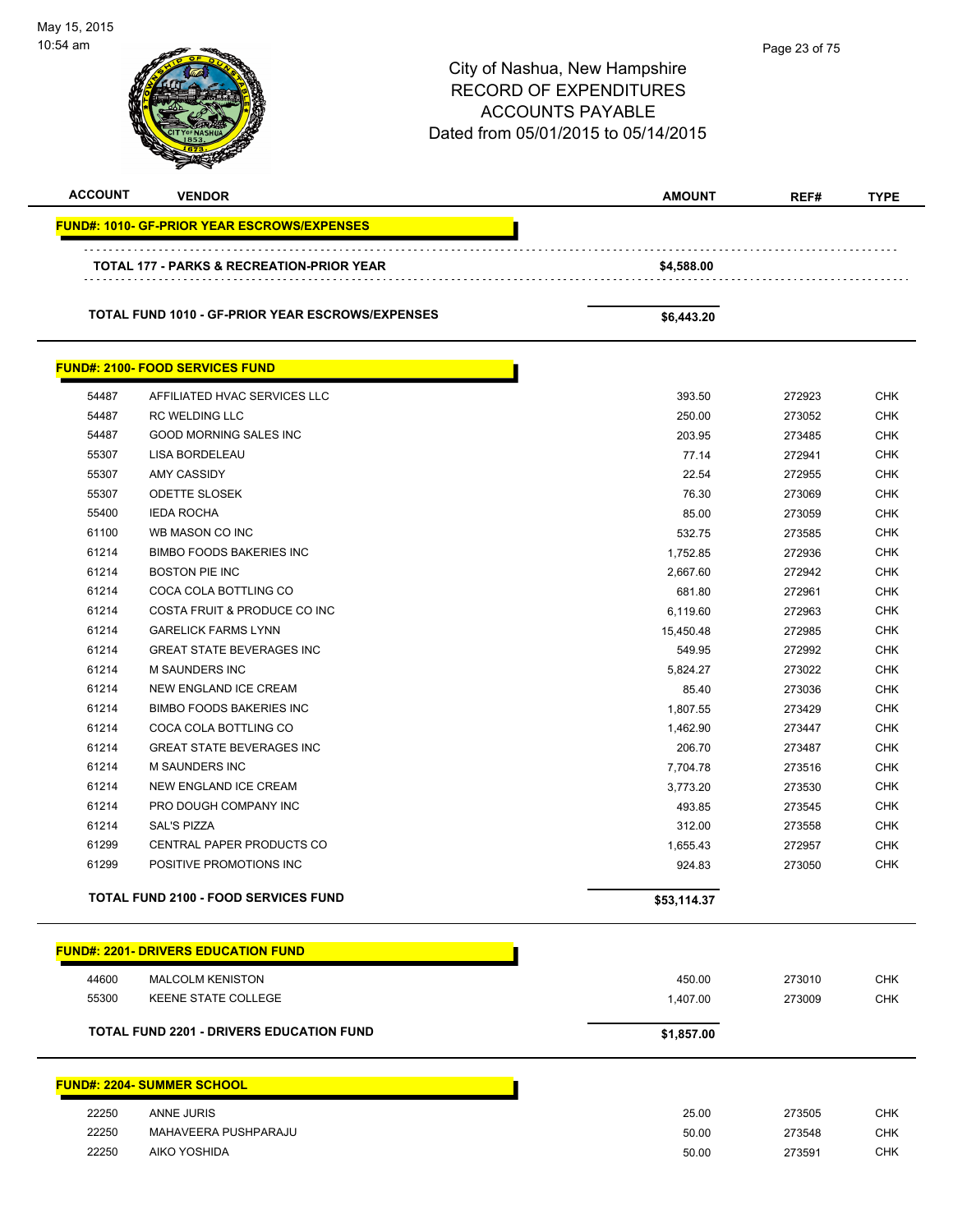City of Nashua, New Hampshire
RECORD OF EXPENDITURES
ACCOUNTS PAYABLE
Dated from 05/01/2015 to 05/14/2015

| ACCOUNT | VENDOR | AMOUNT | REF# | TYPE |
|---|---|---|---|---|
| **FUND#: 1010- GF-PRIOR YEAR ESCROWS/EXPENSES** | | | | |
| | **TOTAL 177 - PARKS & RECREATION-PRIOR YEAR** | **$4,588.00** | | |
| | **TOTAL FUND 1010 - GF-PRIOR YEAR ESCROWS/EXPENSES** | **$6,443.20** | | |
| **FUND#: 2100- FOOD SERVICES FUND** | | | | |
| 54487 | AFFILIATED HVAC SERVICES LLC | 393.50 | 272923 | CHK |
| 54487 | RC WELDING LLC | 250.00 | 273052 | CHK |
| 54487 | GOOD MORNING SALES INC | 203.95 | 273485 | CHK |
| 55307 | LISA BORDELEAU | 77.14 | 272941 | CHK |
| 55307 | AMY CASSIDY | 22.54 | 272955 | CHK |
| 55307 | ODETTE SLOSEK | 76.30 | 273069 | CHK |
| 55400 | IEDA ROCHA | 85.00 | 273059 | CHK |
| 61100 | WB MASON CO INC | 532.75 | 273585 | CHK |
| 61214 | BIMBO FOODS BAKERIES INC | 1,752.85 | 272936 | CHK |
| 61214 | BOSTON PIE INC | 2,667.60 | 272942 | CHK |
| 61214 | COCA COLA BOTTLING CO | 681.80 | 272961 | CHK |
| 61214 | COSTA FRUIT & PRODUCE CO INC | 6,119.60 | 272963 | CHK |
| 61214 | GARELICK FARMS LYNN | 15,450.48 | 272985 | CHK |
| 61214 | GREAT STATE BEVERAGES INC | 549.95 | 272992 | CHK |
| 61214 | M SAUNDERS INC | 5,824.27 | 273022 | CHK |
| 61214 | NEW ENGLAND ICE CREAM | 85.40 | 273036 | CHK |
| 61214 | BIMBO FOODS BAKERIES INC | 1,807.55 | 273429 | CHK |
| 61214 | COCA COLA BOTTLING CO | 1,462.90 | 273447 | CHK |
| 61214 | GREAT STATE BEVERAGES INC | 206.70 | 273487 | CHK |
| 61214 | M SAUNDERS INC | 7,704.78 | 273516 | CHK |
| 61214 | NEW ENGLAND ICE CREAM | 3,773.20 | 273530 | CHK |
| 61214 | PRO DOUGH COMPANY INC | 493.85 | 273545 | CHK |
| 61214 | SAL'S PIZZA | 312.00 | 273558 | CHK |
| 61299 | CENTRAL PAPER PRODUCTS CO | 1,655.43 | 272957 | CHK |
| 61299 | POSITIVE PROMOTIONS INC | 924.83 | 273050 | CHK |
| | **TOTAL FUND 2100 - FOOD SERVICES FUND** | **$53,114.37** | | |
| **FUND#: 2201- DRIVERS EDUCATION FUND** | | | | |
| 44600 | MALCOLM KENISTON | 450.00 | 273010 | CHK |
| 55300 | KEENE STATE COLLEGE | 1,407.00 | 273009 | CHK |
| | **TOTAL FUND 2201 - DRIVERS EDUCATION FUND** | **$1,857.00** | | |
| **FUND#: 2204- SUMMER SCHOOL** | | | | |
| 22250 | ANNE JURIS | 25.00 | 273505 | CHK |
| 22250 | MAHAVEERA PUSHPARAJU | 50.00 | 273548 | CHK |
| 22250 | AIKO YOSHIDA | 50.00 | 273591 | CHK |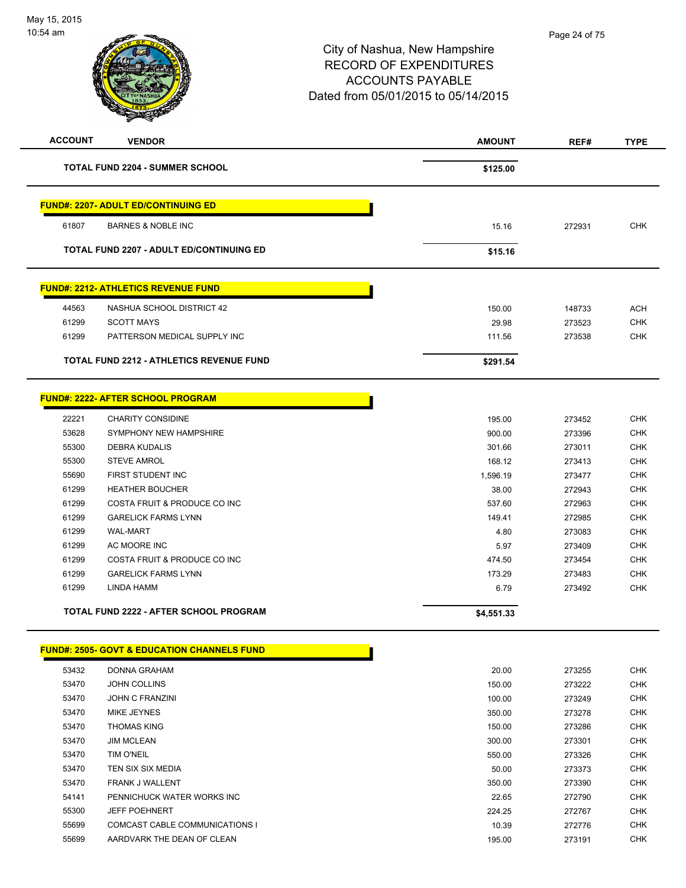# City of Nashua, New Hampshire
# RECORD OF EXPENDITURES
# ACCOUNTS PAYABLE
# Dated from 05/01/2015 to 05/14/2015

| ACCOUNT | VENDOR | AMOUNT | REF# | TYPE |
|---|---|---|---|---|
| | **TOTAL FUND 2204 - SUMMER SCHOOL** | **$125.00** | | |

**FUND#: 2207- ADULT ED/CONTINUING ED**

| ACCOUNT | VENDOR | AMOUNT | REF# | TYPE |
|---|---|---|---|---|
| 61807 | BARNES & NOBLE INC | 15.16 | 272931 | CHK |
| | **TOTAL FUND 2207 - ADULT ED/CONTINUING ED** | **$15.16** | | |

**FUND#: 2212- ATHLETICS REVENUE FUND**

| ACCOUNT | VENDOR | AMOUNT | REF# | TYPE |
|---|---|---|---|---|
| 44563 | NASHUA SCHOOL DISTRICT 42 | 150.00 | 148733 | ACH |
| 61299 | SCOTT MAYS | 29.98 | 273523 | CHK |
| 61299 | PATTERSON MEDICAL SUPPLY INC | 111.56 | 273538 | CHK |
| | **TOTAL FUND 2212 - ATHLETICS REVENUE FUND** | **$291.54** | | |

**FUND#: 2222- AFTER SCHOOL PROGRAM**

| ACCOUNT | VENDOR | AMOUNT | REF# | TYPE |
|---|---|---|---|---|
| 22221 | CHARITY CONSIDINE | 195.00 | 273452 | CHK |
| 53628 | SYMPHONY NEW HAMPSHIRE | 900.00 | 273396 | CHK |
| 55300 | DEBRA KUDALIS | 301.66 | 273011 | CHK |
| 55300 | STEVE AMROL | 168.12 | 273413 | CHK |
| 55690 | FIRST STUDENT INC | 1,596.19 | 273477 | CHK |
| 61299 | HEATHER BOUCHER | 38.00 | 272943 | CHK |
| 61299 | COSTA FRUIT & PRODUCE CO INC | 537.60 | 272963 | CHK |
| 61299 | GARELICK FARMS LYNN | 149.41 | 272985 | CHK |
| 61299 | WAL-MART | 4.80 | 273083 | CHK |
| 61299 | AC MOORE INC | 5.97 | 273409 | CHK |
| 61299 | COSTA FRUIT & PRODUCE CO INC | 474.50 | 273454 | CHK |
| 61299 | GARELICK FARMS LYNN | 173.29 | 273483 | CHK |
| 61299 | LINDA HAMM | 6.79 | 273492 | CHK |
| | **TOTAL FUND 2222 - AFTER SCHOOL PROGRAM** | **$4,551.33** | | |

**FUND#: 2505- GOVT & EDUCATION CHANNELS FUND**

| ACCOUNT | VENDOR | AMOUNT | REF# | TYPE |
|---|---|---|---|---|
| 53432 | DONNA GRAHAM | 20.00 | 273255 | CHK |
| 53470 | JOHN COLLINS | 150.00 | 273222 | CHK |
| 53470 | JOHN C FRANZINI | 100.00 | 273249 | CHK |
| 53470 | MIKE JEYNES | 350.00 | 273278 | CHK |
| 53470 | THOMAS KING | 150.00 | 273286 | CHK |
| 53470 | JIM MCLEAN | 300.00 | 273301 | CHK |
| 53470 | TIM O'NEIL | 550.00 | 273326 | CHK |
| 53470 | TEN SIX SIX MEDIA | 50.00 | 273373 | CHK |
| 53470 | FRANK J WALLENT | 350.00 | 273390 | CHK |
| 54141 | PENNICHUCK WATER WORKS INC | 22.65 | 272790 | CHK |
| 55300 | JEFF POEHNERT | 224.25 | 272767 | CHK |
| 55699 | COMCAST CABLE COMMUNICATIONS I | 10.39 | 272776 | CHK |
| 55699 | AARDVARK THE DEAN OF CLEAN | 195.00 | 273191 | CHK |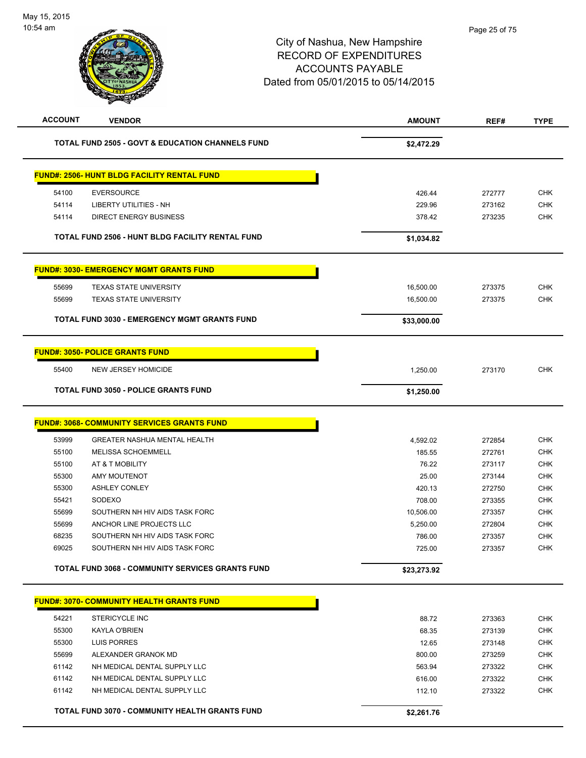City of Nashua, New Hampshire
RECORD OF EXPENDITURES
ACCOUNTS PAYABLE
Dated from 05/01/2015 to 05/14/2015

| ACCOUNT | VENDOR | AMOUNT | REF# | TYPE |
|---|---|---|---|---|
| | **TOTAL FUND 2505 - GOVT & EDUCATION CHANNELS FUND** | **$2,472.29** | | |

**FUND#: 2506- HUNT BLDG FACILITY RENTAL FUND**

| ACCOUNT | VENDOR | AMOUNT | REF# | TYPE |
|---|---|---|---|---|
| 54100 | EVERSOURCE | 426.44 | 272777 | CHK |
| 54114 | LIBERTY UTILITIES - NH | 229.96 | 273162 | CHK |
| 54114 | DIRECT ENERGY BUSINESS | 378.42 | 273235 | CHK |
| | **TOTAL FUND 2506 - HUNT BLDG FACILITY RENTAL FUND** | **$1,034.82** | | |

**FUND#: 3030- EMERGENCY MGMT GRANTS FUND**

| ACCOUNT | VENDOR | AMOUNT | REF# | TYPE |
|---|---|---|---|---|
| 55699 | TEXAS STATE UNIVERSITY | 16,500.00 | 273375 | CHK |
| 55699 | TEXAS STATE UNIVERSITY | 16,500.00 | 273375 | CHK |
| | **TOTAL FUND 3030 - EMERGENCY MGMT GRANTS FUND** | **$33,000.00** | | |

**FUND#: 3050- POLICE GRANTS FUND**

| ACCOUNT | VENDOR | AMOUNT | REF# | TYPE |
|---|---|---|---|---|
| 55400 | NEW JERSEY HOMICIDE | 1,250.00 | 273170 | CHK |
| | **TOTAL FUND 3050 - POLICE GRANTS FUND** | **$1,250.00** | | |

**FUND#: 3068- COMMUNITY SERVICES GRANTS FUND**

| ACCOUNT | VENDOR | AMOUNT | REF# | TYPE |
|---|---|---|---|---|
| 53999 | GREATER NASHUA MENTAL HEALTH | 4,592.02 | 272854 | CHK |
| 55100 | MELISSA SCHOEMMELL | 185.55 | 272761 | CHK |
| 55100 | AT & T MOBILITY | 76.22 | 273117 | CHK |
| 55300 | AMY MOUTENOT | 25.00 | 273144 | CHK |
| 55300 | ASHLEY CONLEY | 420.13 | 272750 | CHK |
| 55421 | SODEXO | 708.00 | 273355 | CHK |
| 55699 | SOUTHERN NH HIV AIDS TASK FORC | 10,506.00 | 273357 | CHK |
| 55699 | ANCHOR LINE PROJECTS LLC | 5,250.00 | 272804 | CHK |
| 68235 | SOUTHERN NH HIV AIDS TASK FORC | 786.00 | 273357 | CHK |
| 69025 | SOUTHERN NH HIV AIDS TASK FORC | 725.00 | 273357 | CHK |
| | **TOTAL FUND 3068 - COMMUNITY SERVICES GRANTS FUND** | **$23,273.92** | | |

**FUND#: 3070- COMMUNITY HEALTH GRANTS FUND**

| ACCOUNT | VENDOR | AMOUNT | REF# | TYPE |
|---|---|---|---|---|
| 54221 | STERICYCLE INC | 88.72 | 273363 | CHK |
| 55300 | KAYLA O'BRIEN | 68.35 | 273139 | CHK |
| 55300 | LUIS PORRES | 12.65 | 273148 | CHK |
| 55699 | ALEXANDER GRANOK MD | 800.00 | 273259 | CHK |
| 61142 | NH MEDICAL DENTAL SUPPLY LLC | 563.94 | 273322 | CHK |
| 61142 | NH MEDICAL DENTAL SUPPLY LLC | 616.00 | 273322 | CHK |
| 61142 | NH MEDICAL DENTAL SUPPLY LLC | 112.10 | 273322 | CHK |
| | **TOTAL FUND 3070 - COMMUNITY HEALTH GRANTS FUND** | **$2,261.76** | | |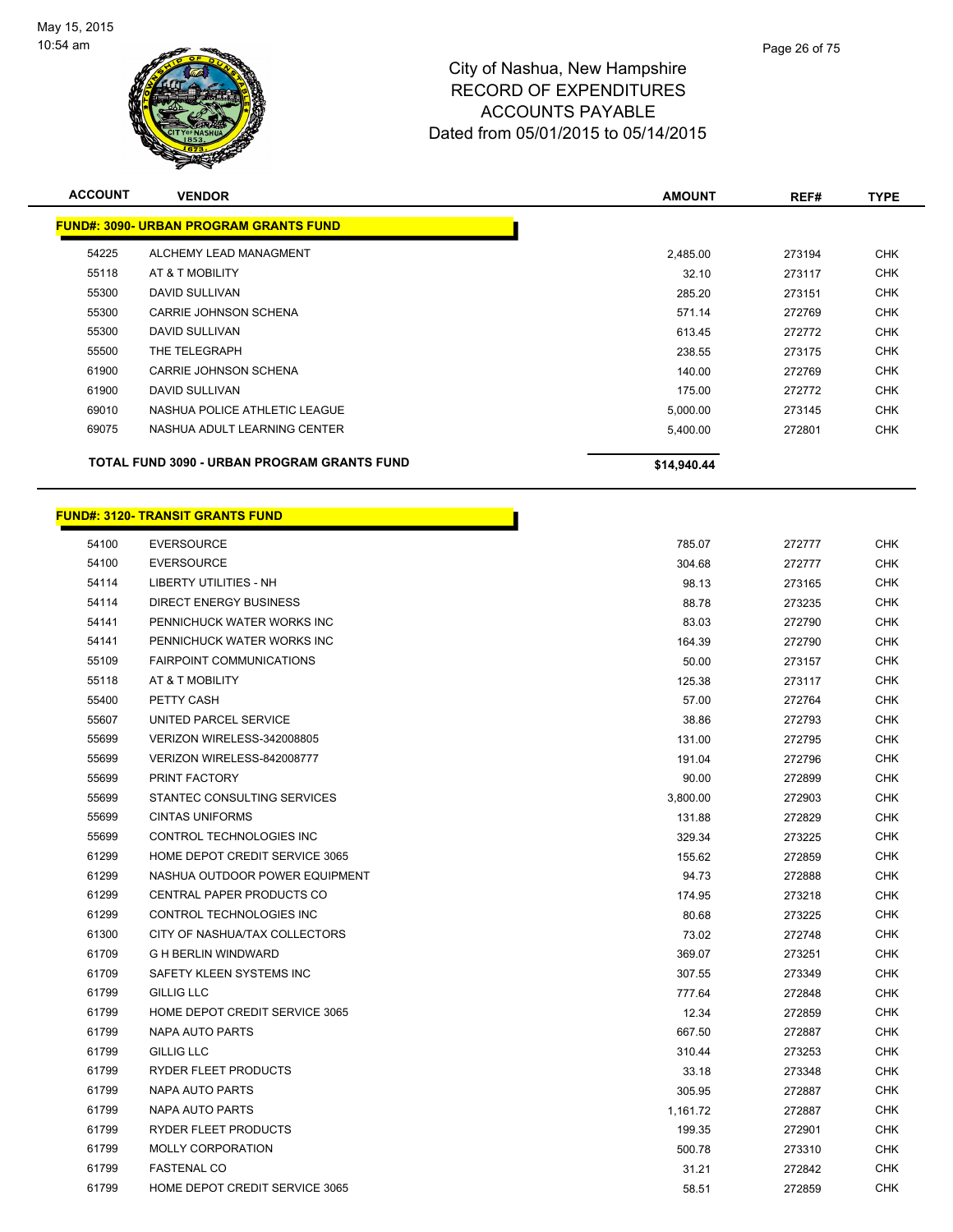# City of Nashua, New Hampshire
## RECORD OF EXPENDITURES
## ACCOUNTS PAYABLE
## Dated from 05/01/2015 to 05/14/2015

| ACCOUNT | VENDOR | AMOUNT | REF# | TYPE |
|---|---|---|---|---|
| **FUND#: 3090- URBAN PROGRAM GRANTS FUND** | | | | |
| 54225 | ALCHEMY LEAD MANAGMENT | 2,485.00 | 273194 | CHK |
| 55118 | AT & T MOBILITY | 32.10 | 273117 | CHK |
| 55300 | DAVID SULLIVAN | 285.20 | 273151 | CHK |
| 55300 | CARRIE JOHNSON SCHENA | 571.14 | 272769 | CHK |
| 55300 | DAVID SULLIVAN | 613.45 | 272772 | CHK |
| 55500 | THE TELEGRAPH | 238.55 | 273175 | CHK |
| 61900 | CARRIE JOHNSON SCHENA | 140.00 | 272769 | CHK |
| 61900 | DAVID SULLIVAN | 175.00 | 272772 | CHK |
| 69010 | NASHUA POLICE ATHLETIC LEAGUE | 5,000.00 | 273145 | CHK |
| 69075 | NASHUA ADULT LEARNING CENTER | 5,400.00 | 272801 | CHK |
| | **TOTAL FUND 3090 - URBAN PROGRAM GRANTS FUND** | **$14,940.44** | | |

| ACCOUNT | VENDOR | AMOUNT | REF# | TYPE |
|---|---|---|---|---|
| **FUND#: 3120- TRANSIT GRANTS FUND** | | | | |
| 54100 | EVERSOURCE | 785.07 | 272777 | CHK |
| 54100 | EVERSOURCE | 304.68 | 272777 | CHK |
| 54114 | LIBERTY UTILITIES - NH | 98.13 | 273165 | CHK |
| 54114 | DIRECT ENERGY BUSINESS | 88.78 | 273235 | CHK |
| 54141 | PENNICHUCK WATER WORKS INC | 83.03 | 272790 | CHK |
| 54141 | PENNICHUCK WATER WORKS INC | 164.39 | 272790 | CHK |
| 55109 | FAIRPOINT COMMUNICATIONS | 50.00 | 273157 | CHK |
| 55118 | AT & T MOBILITY | 125.38 | 273117 | CHK |
| 55400 | PETTY CASH | 57.00 | 272764 | CHK |
| 55607 | UNITED PARCEL SERVICE | 38.86 | 272793 | CHK |
| 55699 | VERIZON WIRELESS-342008805 | 131.00 | 272795 | CHK |
| 55699 | VERIZON WIRELESS-842008777 | 191.04 | 272796 | CHK |
| 55699 | PRINT FACTORY | 90.00 | 272899 | CHK |
| 55699 | STANTEC CONSULTING SERVICES | 3,800.00 | 272903 | CHK |
| 55699 | CINTAS UNIFORMS | 131.88 | 272829 | CHK |
| 55699 | CONTROL TECHNOLOGIES INC | 329.34 | 273225 | CHK |
| 61299 | HOME DEPOT CREDIT SERVICE 3065 | 155.62 | 272859 | CHK |
| 61299 | NASHUA OUTDOOR POWER EQUIPMENT | 94.73 | 272888 | CHK |
| 61299 | CENTRAL PAPER PRODUCTS CO | 174.95 | 273218 | CHK |
| 61299 | CONTROL TECHNOLOGIES INC | 80.68 | 273225 | CHK |
| 61300 | CITY OF NASHUA/TAX COLLECTORS | 73.02 | 272748 | CHK |
| 61709 | G H BERLIN WINDWARD | 369.07 | 273251 | CHK |
| 61709 | SAFETY KLEEN SYSTEMS INC | 307.55 | 273349 | CHK |
| 61799 | GILLIG LLC | 777.64 | 272848 | CHK |
| 61799 | HOME DEPOT CREDIT SERVICE 3065 | 12.34 | 272859 | CHK |
| 61799 | NAPA AUTO PARTS | 667.50 | 272887 | CHK |
| 61799 | GILLIG LLC | 310.44 | 273253 | CHK |
| 61799 | RYDER FLEET PRODUCTS | 33.18 | 273348 | CHK |
| 61799 | NAPA AUTO PARTS | 305.95 | 272887 | CHK |
| 61799 | NAPA AUTO PARTS | 1,161.72 | 272887 | CHK |
| 61799 | RYDER FLEET PRODUCTS | 199.35 | 272901 | CHK |
| 61799 | MOLLY CORPORATION | 500.78 | 273310 | CHK |
| 61799 | FASTENAL CO | 31.21 | 272842 | CHK |
| 61799 | HOME DEPOT CREDIT SERVICE 3065 | 58.51 | 272859 | CHK |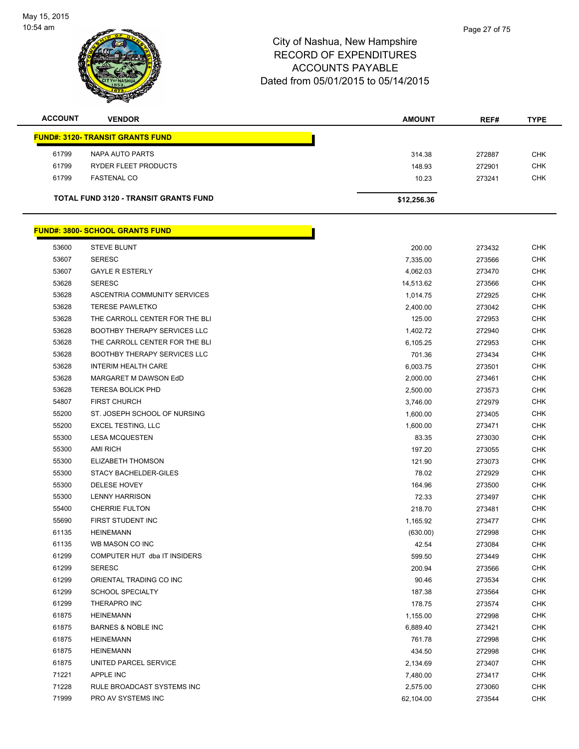City of Nashua, New Hampshire
RECORD OF EXPENDITURES
ACCOUNTS PAYABLE
Dated from 05/01/2015 to 05/14/2015

| ACCOUNT | VENDOR | AMOUNT | REF# | TYPE |
|---|---|---|---|---|
| **FUND#: 3120- TRANSIT GRANTS FUND** | | | | |
| 61799 | NAPA AUTO PARTS | 314.38 | 272887 | CHK |
| 61799 | RYDER FLEET PRODUCTS | 148.93 | 272901 | CHK |
| 61799 | FASTENAL CO | 10.23 | 273241 | CHK |
| **TOTAL FUND 3120 - TRANSIT GRANTS FUND** | | **$12,256.36** | | |
| **FUND#: 3800- SCHOOL GRANTS FUND** | | | | |
| 53600 | STEVE BLUNT | 200.00 | 273432 | CHK |
| 53607 | SERESC | 7,335.00 | 273566 | CHK |
| 53607 | GAYLE R ESTERLY | 4,062.03 | 273470 | CHK |
| 53628 | SERESC | 14,513.62 | 273566 | CHK |
| 53628 | ASCENTRIA COMMUNITY SERVICES | 1,014.75 | 272925 | CHK |
| 53628 | TERESE PAWLETKO | 2,400.00 | 273042 | CHK |
| 53628 | THE CARROLL CENTER FOR THE BLI | 125.00 | 272953 | CHK |
| 53628 | BOOTHBY THERAPY SERVICES LLC | 1,402.72 | 272940 | CHK |
| 53628 | THE CARROLL CENTER FOR THE BLI | 6,105.25 | 272953 | CHK |
| 53628 | BOOTHBY THERAPY SERVICES LLC | 701.36 | 273434 | CHK |
| 53628 | INTERIM HEALTH CARE | 6,003.75 | 273501 | CHK |
| 53628 | MARGARET M DAWSON EdD | 2,000.00 | 273461 | CHK |
| 53628 | TERESA BOLICK PHD | 2,500.00 | 273573 | CHK |
| 54807 | FIRST CHURCH | 3,746.00 | 272979 | CHK |
| 55200 | ST. JOSEPH SCHOOL OF NURSING | 1,600.00 | 273405 | CHK |
| 55200 | EXCEL TESTING, LLC | 1,600.00 | 273471 | CHK |
| 55300 | LESA MCQUESTEN | 83.35 | 273030 | CHK |
| 55300 | AMI RICH | 197.20 | 273055 | CHK |
| 55300 | ELIZABETH THOMSON | 121.90 | 273073 | CHK |
| 55300 | STACY BACHELDER-GILES | 78.02 | 272929 | CHK |
| 55300 | DELESE HOVEY | 164.96 | 273500 | CHK |
| 55300 | LENNY HARRISON | 72.33 | 273497 | CHK |
| 55400 | CHERRIE FULTON | 218.70 | 273481 | CHK |
| 55690 | FIRST STUDENT INC | 1,165.92 | 273477 | CHK |
| 61135 | HEINEMANN | (630.00) | 272998 | CHK |
| 61135 | WB MASON CO INC | 42.54 | 273084 | CHK |
| 61299 | COMPUTER HUT dba IT INSIDERS | 599.50 | 273449 | CHK |
| 61299 | SERESC | 200.94 | 273566 | CHK |
| 61299 | ORIENTAL TRADING CO INC | 90.46 | 273534 | CHK |
| 61299 | SCHOOL SPECIALTY | 187.38 | 273564 | CHK |
| 61299 | THERAPRO INC | 178.75 | 273574 | CHK |
| 61875 | HEINEMANN | 1,155.00 | 272998 | CHK |
| 61875 | BARNES & NOBLE INC | 6,889.40 | 273421 | CHK |
| 61875 | HEINEMANN | 761.78 | 272998 | CHK |
| 61875 | HEINEMANN | 434.50 | 272998 | CHK |
| 61875 | UNITED PARCEL SERVICE | 2,134.69 | 273407 | CHK |
| 71221 | APPLE INC | 7,480.00 | 273417 | CHK |
| 71228 | RULE BROADCAST SYSTEMS INC | 2,575.00 | 273060 | CHK |
| 71999 | PRO AV SYSTEMS INC | 62,104.00 | 273544 | CHK |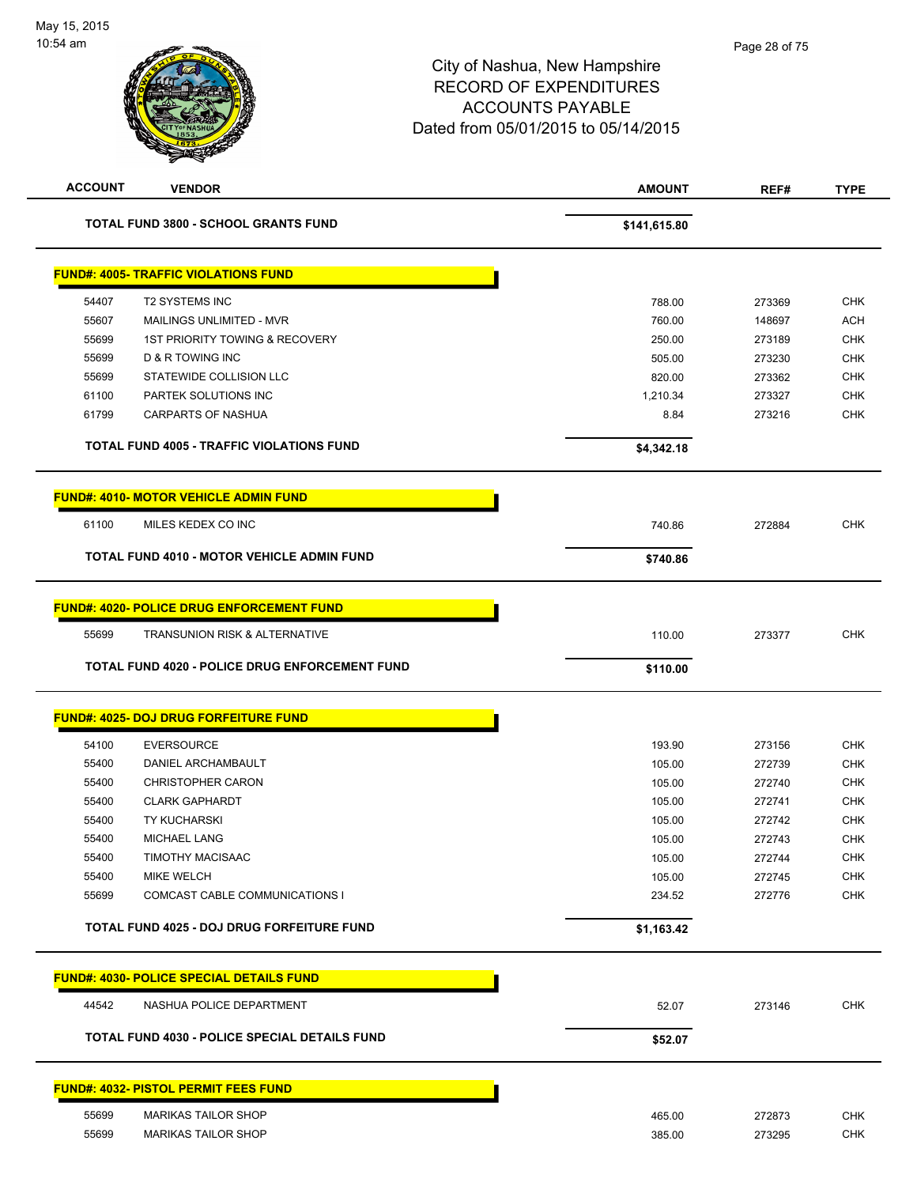City of Nashua, New Hampshire
RECORD OF EXPENDITURES
ACCOUNTS PAYABLE
Dated from 05/01/2015 to 05/14/2015

| ACCOUNT | VENDOR | AMOUNT | REF# | TYPE |
|---|---|---|---|---|
| | **TOTAL FUND 3800 - SCHOOL GRANTS FUND** | **$141,615.80** | | |

**FUND#: 4005- TRAFFIC VIOLATIONS FUND**

| ACCOUNT | VENDOR | AMOUNT | REF# | TYPE |
|---|---|---|---|---|
| 54407 | T2 SYSTEMS INC | 788.00 | 273369 | CHK |
| 55607 | MAILINGS UNLIMITED - MVR | 760.00 | 148697 | ACH |
| 55699 | 1ST PRIORITY TOWING & RECOVERY | 250.00 | 273189 | CHK |
| 55699 | D & R TOWING INC | 505.00 | 273230 | CHK |
| 55699 | STATEWIDE COLLISION LLC | 820.00 | 273362 | CHK |
| 61100 | PARTEK SOLUTIONS INC | 1,210.34 | 273327 | CHK |
| 61799 | CARPARTS OF NASHUA | 8.84 | 273216 | CHK |
| | **TOTAL FUND 4005 - TRAFFIC VIOLATIONS FUND** | **$4,342.18** | | |

**FUND#: 4010- MOTOR VEHICLE ADMIN FUND**

| ACCOUNT | VENDOR | AMOUNT | REF# | TYPE |
|---|---|---|---|---|
| 61100 | MILES KEDEX CO INC | 740.86 | 272884 | CHK |
| | **TOTAL FUND 4010 - MOTOR VEHICLE ADMIN FUND** | **$740.86** | | |

**FUND#: 4020- POLICE DRUG ENFORCEMENT FUND**

| ACCOUNT | VENDOR | AMOUNT | REF# | TYPE |
|---|---|---|---|---|
| 55699 | TRANSUNION RISK & ALTERNATIVE | 110.00 | 273377 | CHK |
| | **TOTAL FUND 4020 - POLICE DRUG ENFORCEMENT FUND** | **$110.00** | | |

**FUND#: 4025- DOJ DRUG FORFEITURE FUND**

| ACCOUNT | VENDOR | AMOUNT | REF# | TYPE |
|---|---|---|---|---|
| 54100 | EVERSOURCE | 193.90 | 273156 | CHK |
| 55400 | DANIEL ARCHAMBAULT | 105.00 | 272739 | CHK |
| 55400 | CHRISTOPHER CARON | 105.00 | 272740 | CHK |
| 55400 | CLARK GAPHARDT | 105.00 | 272741 | CHK |
| 55400 | TY KUCHARSKI | 105.00 | 272742 | CHK |
| 55400 | MICHAEL LANG | 105.00 | 272743 | CHK |
| 55400 | TIMOTHY MACISAAC | 105.00 | 272744 | CHK |
| 55400 | MIKE WELCH | 105.00 | 272745 | CHK |
| 55699 | COMCAST CABLE COMMUNICATIONS I | 234.52 | 272776 | CHK |
| | **TOTAL FUND 4025 - DOJ DRUG FORFEITURE FUND** | **$1,163.42** | | |

**FUND#: 4030- POLICE SPECIAL DETAILS FUND**

| ACCOUNT | VENDOR | AMOUNT | REF# | TYPE |
|---|---|---|---|---|
| 44542 | NASHUA POLICE DEPARTMENT | 52.07 | 273146 | CHK |
| | **TOTAL FUND 4030 - POLICE SPECIAL DETAILS FUND** | **$52.07** | | |

**FUND#: 4032- PISTOL PERMIT FEES FUND**

| ACCOUNT | VENDOR | AMOUNT | REF# | TYPE |
|---|---|---|---|---|
| 55699 | MARIKAS TAILOR SHOP | 465.00 | 272873 | CHK |
| 55699 | MARIKAS TAILOR SHOP | 385.00 | 273295 | CHK |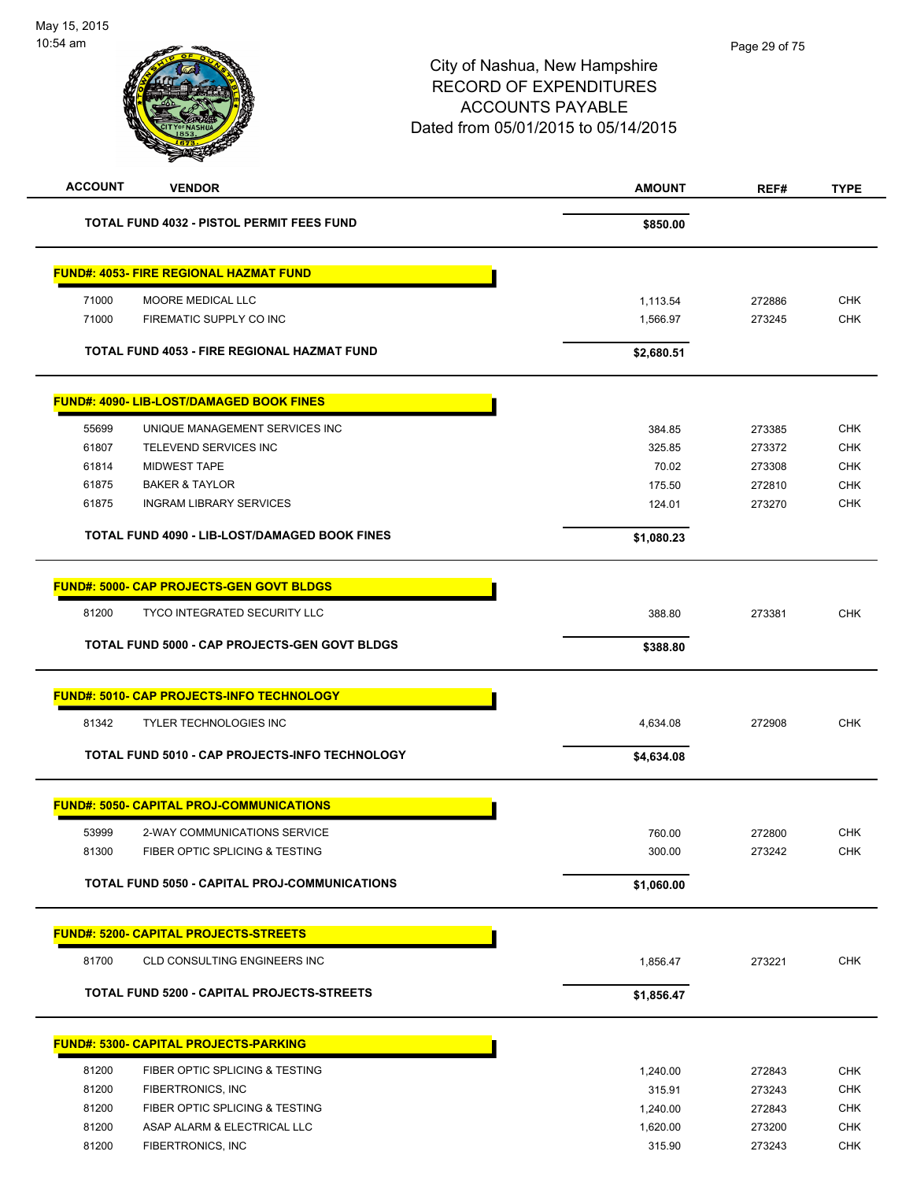# City of Nashua, New Hampshire
## RECORD OF EXPENDITURES
## ACCOUNTS PAYABLE
## Dated from 05/01/2015 to 05/14/2015

| ACCOUNT | VENDOR | AMOUNT | REF# | TYPE |
|---|---|---|---|---|
| | **TOTAL FUND 4032 - PISTOL PERMIT FEES FUND** | **$850.00** | | |
| | **FUND#: 4053- FIRE REGIONAL HAZMAT FUND** | | | |
| 71000 | MOORE MEDICAL LLC | 1,113.54 | 272886 | CHK |
| 71000 | FIREMATIC SUPPLY CO INC | 1,566.97 | 273245 | CHK |
| | **TOTAL FUND 4053 - FIRE REGIONAL HAZMAT FUND** | **$2,680.51** | | |
| | **FUND#: 4090- LIB-LOST/DAMAGED BOOK FINES** | | | |
| 55699 | UNIQUE MANAGEMENT SERVICES INC | 384.85 | 273385 | CHK |
| 61807 | TELEVEND SERVICES INC | 325.85 | 273372 | CHK |
| 61814 | MIDWEST TAPE | 70.02 | 273308 | CHK |
| 61875 | BAKER & TAYLOR | 175.50 | 272810 | CHK |
| 61875 | INGRAM LIBRARY SERVICES | 124.01 | 273270 | CHK |
| | **TOTAL FUND 4090 - LIB-LOST/DAMAGED BOOK FINES** | **$1,080.23** | | |
| | **FUND#: 5000- CAP PROJECTS-GEN GOVT BLDGS** | | | |
| 81200 | TYCO INTEGRATED SECURITY LLC | 388.80 | 273381 | CHK |
| | **TOTAL FUND 5000 - CAP PROJECTS-GEN GOVT BLDGS** | **$388.80** | | |
| | **FUND#: 5010- CAP PROJECTS-INFO TECHNOLOGY** | | | |
| 81342 | TYLER TECHNOLOGIES INC | 4,634.08 | 272908 | CHK |
| | **TOTAL FUND 5010 - CAP PROJECTS-INFO TECHNOLOGY** | **$4,634.08** | | |
| | **FUND#: 5050- CAPITAL PROJ-COMMUNICATIONS** | | | |
| 53999 | 2-WAY COMMUNICATIONS SERVICE | 760.00 | 272800 | CHK |
| 81300 | FIBER OPTIC SPLICING & TESTING | 300.00 | 273242 | CHK |
| | **TOTAL FUND 5050 - CAPITAL PROJ-COMMUNICATIONS** | **$1,060.00** | | |
| | **FUND#: 5200- CAPITAL PROJECTS-STREETS** | | | |
| 81700 | CLD CONSULTING ENGINEERS INC | 1,856.47 | 273221 | CHK |
| | **TOTAL FUND 5200 - CAPITAL PROJECTS-STREETS** | **$1,856.47** | | |
| | **FUND#: 5300- CAPITAL PROJECTS-PARKING** | | | |
| 81200 | FIBER OPTIC SPLICING & TESTING | 1,240.00 | 272843 | CHK |
| 81200 | FIBERTRONICS, INC | 315.91 | 273243 | CHK |
| 81200 | FIBER OPTIC SPLICING & TESTING | 1,240.00 | 272843 | CHK |
| 81200 | ASAP ALARM & ELECTRICAL LLC | 1,620.00 | 273200 | CHK |
| 81200 | FIBERTRONICS, INC | 315.90 | 273243 | CHK |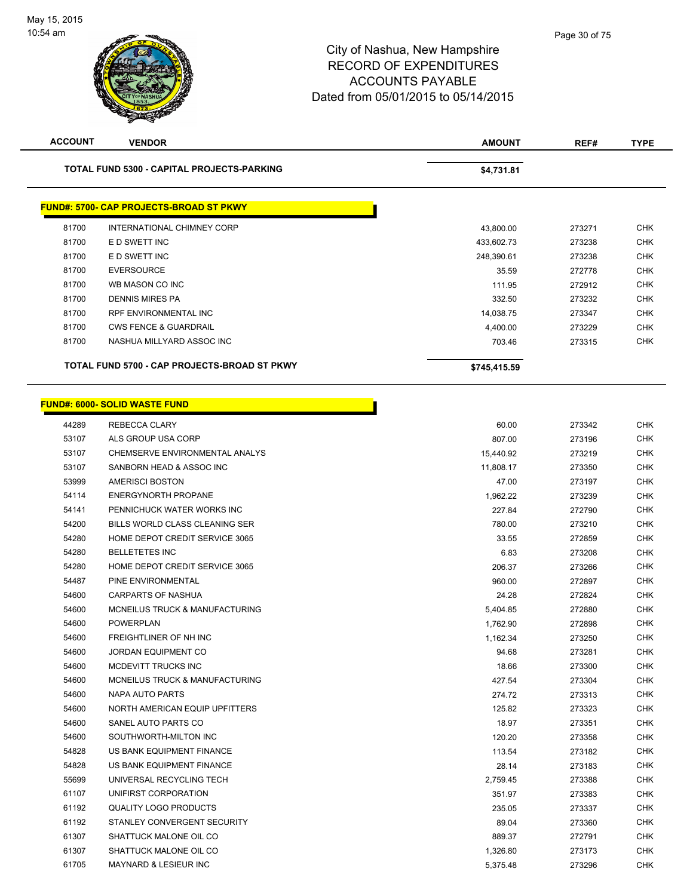City of Nashua, New Hampshire
RECORD OF EXPENDITURES
ACCOUNTS PAYABLE
Dated from 05/01/2015 to 05/14/2015

| ACCOUNT | VENDOR | AMOUNT | REF# | TYPE |
|---|---|---|---|---|
| | **TOTAL FUND 5300 - CAPITAL PROJECTS-PARKING** | **$4,731.81** | | |

**FUND#: 5700- CAP PROJECTS-BROAD ST PKWY**

| ACCOUNT | VENDOR | AMOUNT | REF# | TYPE |
|---|---|---|---|---|
| 81700 | INTERNATIONAL CHIMNEY CORP | 43,800.00 | 273271 | CHK |
| 81700 | E D SWETT INC | 433,602.73 | 273238 | CHK |
| 81700 | E D SWETT INC | 248,390.61 | 273238 | CHK |
| 81700 | EVERSOURCE | 35.59 | 272778 | CHK |
| 81700 | WB MASON CO INC | 111.95 | 272912 | CHK |
| 81700 | DENNIS MIRES PA | 332.50 | 273232 | CHK |
| 81700 | RPF ENVIRONMENTAL INC | 14,038.75 | 273347 | CHK |
| 81700 | CWS FENCE & GUARDRAIL | 4,400.00 | 273229 | CHK |
| 81700 | NASHUA MILLYARD ASSOC INC | 703.46 | 273315 | CHK |
| | **TOTAL FUND 5700 - CAP PROJECTS-BROAD ST PKWY** | **$745,415.59** | | |

**FUND#: 6000- SOLID WASTE FUND**

| ACCOUNT | VENDOR | AMOUNT | REF# | TYPE |
|---|---|---|---|---|
| 44289 | REBECCA CLARY | 60.00 | 273342 | CHK |
| 53107 | ALS GROUP USA CORP | 807.00 | 273196 | CHK |
| 53107 | CHEMSERVE ENVIRONMENTAL ANALYS | 15,440.92 | 273219 | CHK |
| 53107 | SANBORN HEAD & ASSOC INC | 11,808.17 | 273350 | CHK |
| 53999 | AMERISCI BOSTON | 47.00 | 273197 | CHK |
| 54114 | ENERGYNORTH PROPANE | 1,962.22 | 273239 | CHK |
| 54141 | PENNICHUCK WATER WORKS INC | 227.84 | 272790 | CHK |
| 54200 | BILLS WORLD CLASS CLEANING SER | 780.00 | 273210 | CHK |
| 54280 | HOME DEPOT CREDIT SERVICE 3065 | 33.55 | 272859 | CHK |
| 54280 | BELLETETES INC | 6.83 | 273208 | CHK |
| 54280 | HOME DEPOT CREDIT SERVICE 3065 | 206.37 | 273266 | CHK |
| 54487 | PINE ENVIRONMENTAL | 960.00 | 272897 | CHK |
| 54600 | CARPARTS OF NASHUA | 24.28 | 272824 | CHK |
| 54600 | MCNEILUS TRUCK & MANUFACTURING | 5,404.85 | 272880 | CHK |
| 54600 | POWERPLAN | 1,762.90 | 272898 | CHK |
| 54600 | FREIGHTLINER OF NH INC | 1,162.34 | 273250 | CHK |
| 54600 | JORDAN EQUIPMENT CO | 94.68 | 273281 | CHK |
| 54600 | MCDEVITT TRUCKS INC | 18.66 | 273300 | CHK |
| 54600 | MCNEILUS TRUCK & MANUFACTURING | 427.54 | 273304 | CHK |
| 54600 | NAPA AUTO PARTS | 274.72 | 273313 | CHK |
| 54600 | NORTH AMERICAN EQUIP UPFITTERS | 125.82 | 273323 | CHK |
| 54600 | SANEL AUTO PARTS CO | 18.97 | 273351 | CHK |
| 54600 | SOUTHWORTH-MILTON INC | 120.20 | 273358 | CHK |
| 54828 | US BANK EQUIPMENT FINANCE | 113.54 | 273182 | CHK |
| 54828 | US BANK EQUIPMENT FINANCE | 28.14 | 273183 | CHK |
| 55699 | UNIVERSAL RECYCLING TECH | 2,759.45 | 273388 | CHK |
| 61107 | UNIFIRST CORPORATION | 351.97 | 273383 | CHK |
| 61192 | QUALITY LOGO PRODUCTS | 235.05 | 273337 | CHK |
| 61192 | STANLEY CONVERGENT SECURITY | 89.04 | 273360 | CHK |
| 61307 | SHATTUCK MALONE OIL CO | 889.37 | 272791 | CHK |
| 61307 | SHATTUCK MALONE OIL CO | 1,326.80 | 273173 | CHK |
| 61705 | MAYNARD & LESIEUR INC | 5,375.48 | 273296 | CHK |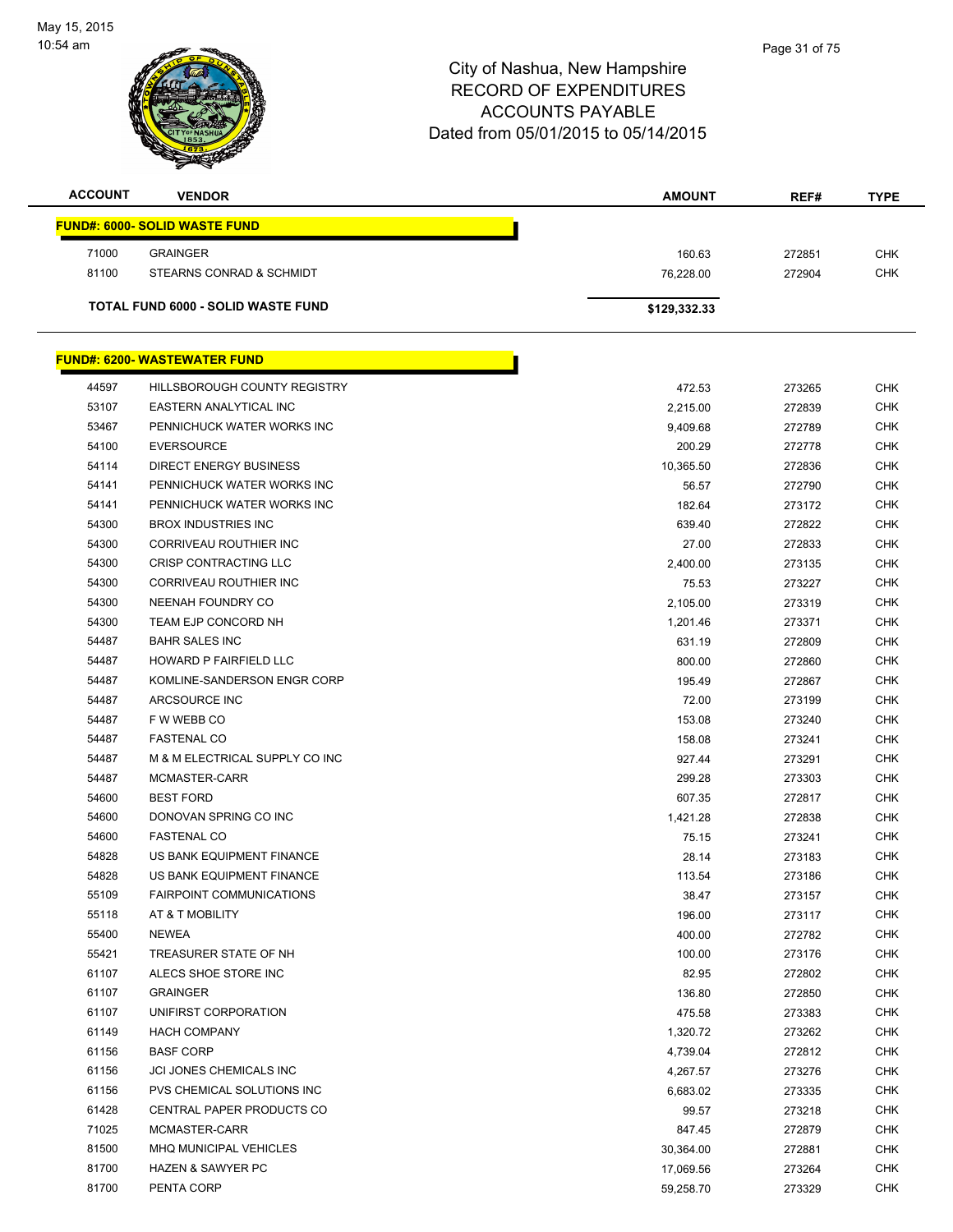# City of Nashua, New Hampshire
# RECORD OF EXPENDITURES
# ACCOUNTS PAYABLE
# Dated from 05/01/2015 to 05/14/2015

| ACCOUNT | VENDOR | AMOUNT | REF# | TYPE |
|---|---|---|---|---|
| **FUND#: 6000- SOLID WASTE FUND** | | | | |
| 71000 | GRAINGER | 160.63 | 272851 | CHK |
| 81100 | STEARNS CONRAD & SCHMIDT | 76,228.00 | 272904 | CHK |
| **TOTAL FUND 6000 - SOLID WASTE FUND** | | **$129,332.33** | | |

| ACCOUNT | VENDOR | AMOUNT | REF# | TYPE |
|---|---|---|---|---|
| **FUND#: 6200- WASTEWATER FUND** | | | | |
| 44597 | HILLSBOROUGH COUNTY REGISTRY | 472.53 | 273265 | CHK |
| 53107 | EASTERN ANALYTICAL INC | 2,215.00 | 272839 | CHK |
| 53467 | PENNICHUCK WATER WORKS INC | 9,409.68 | 272789 | CHK |
| 54100 | EVERSOURCE | 200.29 | 272778 | CHK |
| 54114 | DIRECT ENERGY BUSINESS | 10,365.50 | 272836 | CHK |
| 54141 | PENNICHUCK WATER WORKS INC | 56.57 | 272790 | CHK |
| 54141 | PENNICHUCK WATER WORKS INC | 182.64 | 273172 | CHK |
| 54300 | BROX INDUSTRIES INC | 639.40 | 272822 | CHK |
| 54300 | CORRIVEAU ROUTHIER INC | 27.00 | 272833 | CHK |
| 54300 | CRISP CONTRACTING LLC | 2,400.00 | 273135 | CHK |
| 54300 | CORRIVEAU ROUTHIER INC | 75.53 | 273227 | CHK |
| 54300 | NEENAH FOUNDRY CO | 2,105.00 | 273319 | CHK |
| 54300 | TEAM EJP CONCORD NH | 1,201.46 | 273371 | CHK |
| 54487 | BAHR SALES INC | 631.19 | 272809 | CHK |
| 54487 | HOWARD P FAIRFIELD LLC | 800.00 | 272860 | CHK |
| 54487 | KOMLINE-SANDERSON ENGR CORP | 195.49 | 272867 | CHK |
| 54487 | ARCSOURCE INC | 72.00 | 273199 | CHK |
| 54487 | F W WEBB CO | 153.08 | 273240 | CHK |
| 54487 | FASTENAL CO | 158.08 | 273241 | CHK |
| 54487 | M & M ELECTRICAL SUPPLY CO INC | 927.44 | 273291 | CHK |
| 54487 | MCMASTER-CARR | 299.28 | 273303 | CHK |
| 54600 | BEST FORD | 607.35 | 272817 | CHK |
| 54600 | DONOVAN SPRING CO INC | 1,421.28 | 272838 | CHK |
| 54600 | FASTENAL CO | 75.15 | 273241 | CHK |
| 54828 | US BANK EQUIPMENT FINANCE | 28.14 | 273183 | CHK |
| 54828 | US BANK EQUIPMENT FINANCE | 113.54 | 273186 | CHK |
| 55109 | FAIRPOINT COMMUNICATIONS | 38.47 | 273157 | CHK |
| 55118 | AT & T MOBILITY | 196.00 | 273117 | CHK |
| 55400 | NEWEA | 400.00 | 272782 | CHK |
| 55421 | TREASURER STATE OF NH | 100.00 | 273176 | CHK |
| 61107 | ALECS SHOE STORE INC | 82.95 | 272802 | CHK |
| 61107 | GRAINGER | 136.80 | 272850 | CHK |
| 61107 | UNIFIRST CORPORATION | 475.58 | 273383 | CHK |
| 61149 | HACH COMPANY | 1,320.72 | 273262 | CHK |
| 61156 | BASF CORP | 4,739.04 | 272812 | CHK |
| 61156 | JCI JONES CHEMICALS INC | 4,267.57 | 273276 | CHK |
| 61156 | PVS CHEMICAL SOLUTIONS INC | 6,683.02 | 273335 | CHK |
| 61428 | CENTRAL PAPER PRODUCTS CO | 99.57 | 273218 | CHK |
| 71025 | MCMASTER-CARR | 847.45 | 272879 | CHK |
| 81500 | MHQ MUNICIPAL VEHICLES | 30,364.00 | 272881 | CHK |
| 81700 | HAZEN & SAWYER PC | 17,069.56 | 273264 | CHK |
| 81700 | PENTA CORP | 59,258.70 | 273329 | CHK |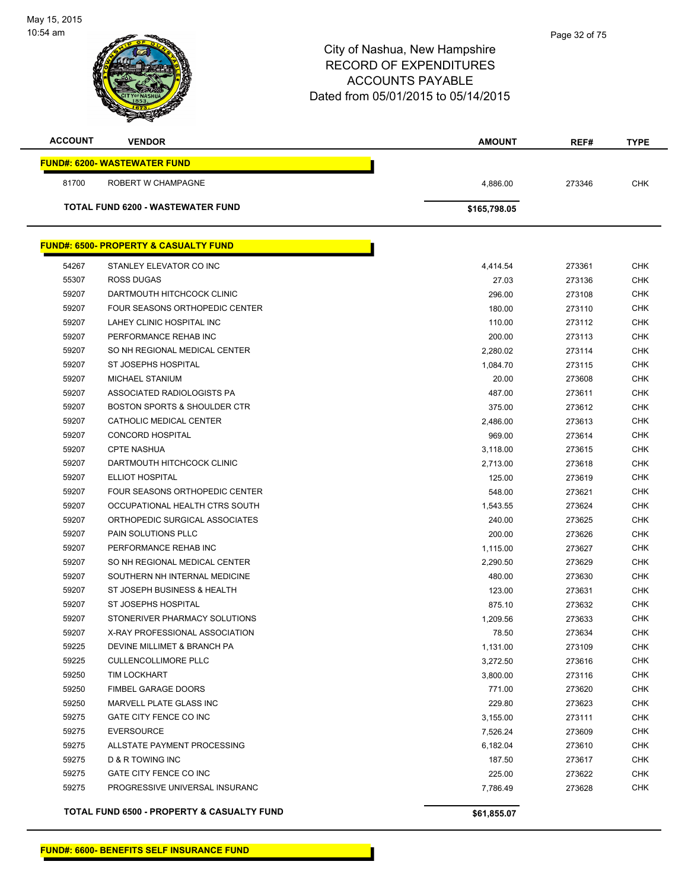City of Nashua, New Hampshire
RECORD OF EXPENDITURES
ACCOUNTS PAYABLE
Dated from 05/01/2015 to 05/14/2015

| ACCOUNT | VENDOR | AMOUNT | REF# | TYPE |
|---|---|---|---|---|
| **FUND#: 6200- WASTEWATER FUND** | | | | |
| 81700 | ROBERT W CHAMPAGNE | 4,886.00 | 273346 | CHK |
| | **TOTAL FUND 6200 - WASTEWATER FUND** | **$165,798.05** | | |
| **FUND#: 6500- PROPERTY & CASUALTY FUND** | | | | |
| 54267 | STANLEY ELEVATOR CO INC | 4,414.54 | 273361 | CHK |
| 55307 | ROSS DUGAS | 27.03 | 273136 | CHK |
| 59207 | DARTMOUTH HITCHCOCK CLINIC | 296.00 | 273108 | CHK |
| 59207 | FOUR SEASONS ORTHOPEDIC CENTER | 180.00 | 273110 | CHK |
| 59207 | LAHEY CLINIC HOSPITAL INC | 110.00 | 273112 | CHK |
| 59207 | PERFORMANCE REHAB INC | 200.00 | 273113 | CHK |
| 59207 | SO NH REGIONAL MEDICAL CENTER | 2,280.02 | 273114 | CHK |
| 59207 | ST JOSEPHS HOSPITAL | 1,084.70 | 273115 | CHK |
| 59207 | MICHAEL STANIUM | 20.00 | 273608 | CHK |
| 59207 | ASSOCIATED RADIOLOGISTS PA | 487.00 | 273611 | CHK |
| 59207 | BOSTON SPORTS & SHOULDER CTR | 375.00 | 273612 | CHK |
| 59207 | CATHOLIC MEDICAL CENTER | 2,486.00 | 273613 | CHK |
| 59207 | CONCORD HOSPITAL | 969.00 | 273614 | CHK |
| 59207 | CPTE NASHUA | 3,118.00 | 273615 | CHK |
| 59207 | DARTMOUTH HITCHCOCK CLINIC | 2,713.00 | 273618 | CHK |
| 59207 | ELLIOT HOSPITAL | 125.00 | 273619 | CHK |
| 59207 | FOUR SEASONS ORTHOPEDIC CENTER | 548.00 | 273621 | CHK |
| 59207 | OCCUPATIONAL HEALTH CTRS SOUTH | 1,543.55 | 273624 | CHK |
| 59207 | ORTHOPEDIC SURGICAL ASSOCIATES | 240.00 | 273625 | CHK |
| 59207 | PAIN SOLUTIONS PLLC | 200.00 | 273626 | CHK |
| 59207 | PERFORMANCE REHAB INC | 1,115.00 | 273627 | CHK |
| 59207 | SO NH REGIONAL MEDICAL CENTER | 2,290.50 | 273629 | CHK |
| 59207 | SOUTHERN NH INTERNAL MEDICINE | 480.00 | 273630 | CHK |
| 59207 | ST JOSEPH BUSINESS & HEALTH | 123.00 | 273631 | CHK |
| 59207 | ST JOSEPHS HOSPITAL | 875.10 | 273632 | CHK |
| 59207 | STONERIVER PHARMACY SOLUTIONS | 1,209.56 | 273633 | CHK |
| 59207 | X-RAY PROFESSIONAL ASSOCIATION | 78.50 | 273634 | CHK |
| 59225 | DEVINE MILLIMET & BRANCH PA | 1,131.00 | 273109 | CHK |
| 59225 | CULLENCOLLIMORE PLLC | 3,272.50 | 273616 | CHK |
| 59250 | TIM LOCKHART | 3,800.00 | 273116 | CHK |
| 59250 | FIMBEL GARAGE DOORS | 771.00 | 273620 | CHK |
| 59250 | MARVELL PLATE GLASS INC | 229.80 | 273623 | CHK |
| 59275 | GATE CITY FENCE CO INC | 3,155.00 | 273111 | CHK |
| 59275 | EVERSOURCE | 7,526.24 | 273609 | CHK |
| 59275 | ALLSTATE PAYMENT PROCESSING | 6,182.04 | 273610 | CHK |
| 59275 | D & R TOWING INC | 187.50 | 273617 | CHK |
| 59275 | GATE CITY FENCE CO INC | 225.00 | 273622 | CHK |
| 59275 | PROGRESSIVE UNIVERSAL INSURANC | 7,786.49 | 273628 | CHK |
| | **TOTAL FUND 6500 - PROPERTY & CASUALTY FUND** | **$61,855.07** | | |
| **FUND#: 6600- BENEFITS SELF INSURANCE FUND** | | | | |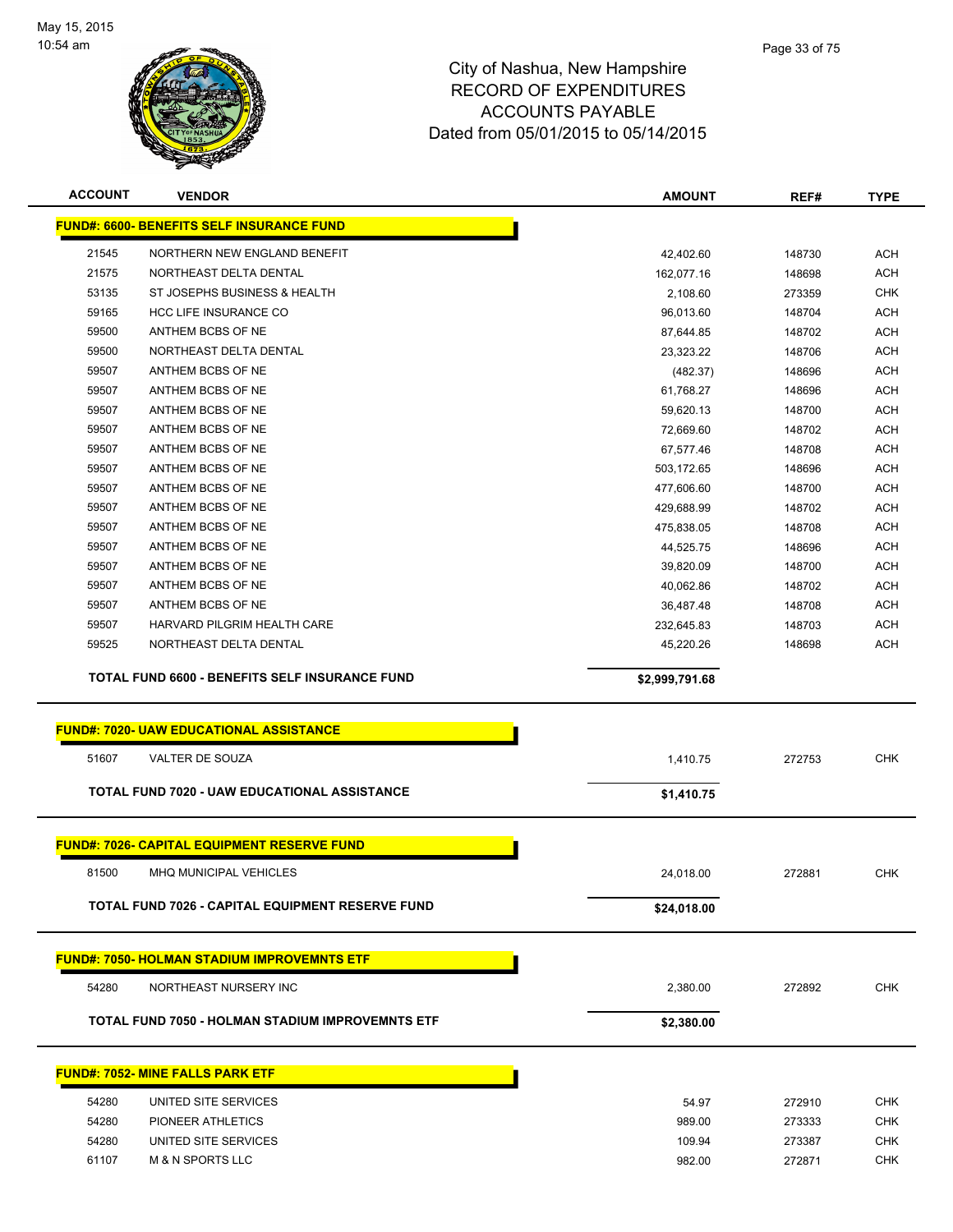# City of Nashua, New Hampshire
## RECORD OF EXPENDITURES
## ACCOUNTS PAYABLE
## Dated from 05/01/2015 to 05/14/2015

| ACCOUNT | VENDOR | AMOUNT | REF# | TYPE |
|---|---|---|---|---|
| **FUND#: 6600- BENEFITS SELF INSURANCE FUND** | | | | |
| 21545 | NORTHERN NEW ENGLAND BENEFIT | 42,402.60 | 148730 | ACH |
| 21575 | NORTHEAST DELTA DENTAL | 162,077.16 | 148698 | ACH |
| 53135 | ST JOSEPHS BUSINESS & HEALTH | 2,108.60 | 273359 | CHK |
| 59165 | HCC LIFE INSURANCE CO | 96,013.60 | 148704 | ACH |
| 59500 | ANTHEM BCBS OF NE | 87,644.85 | 148702 | ACH |
| 59500 | NORTHEAST DELTA DENTAL | 23,323.22 | 148706 | ACH |
| 59507 | ANTHEM BCBS OF NE | (482.37) | 148696 | ACH |
| 59507 | ANTHEM BCBS OF NE | 61,768.27 | 148696 | ACH |
| 59507 | ANTHEM BCBS OF NE | 59,620.13 | 148700 | ACH |
| 59507 | ANTHEM BCBS OF NE | 72,669.60 | 148702 | ACH |
| 59507 | ANTHEM BCBS OF NE | 67,577.46 | 148708 | ACH |
| 59507 | ANTHEM BCBS OF NE | 503,172.65 | 148696 | ACH |
| 59507 | ANTHEM BCBS OF NE | 477,606.60 | 148700 | ACH |
| 59507 | ANTHEM BCBS OF NE | 429,688.99 | 148702 | ACH |
| 59507 | ANTHEM BCBS OF NE | 475,838.05 | 148708 | ACH |
| 59507 | ANTHEM BCBS OF NE | 44,525.75 | 148696 | ACH |
| 59507 | ANTHEM BCBS OF NE | 39,820.09 | 148700 | ACH |
| 59507 | ANTHEM BCBS OF NE | 40,062.86 | 148702 | ACH |
| 59507 | ANTHEM BCBS OF NE | 36,487.48 | 148708 | ACH |
| 59507 | HARVARD PILGRIM HEALTH CARE | 232,645.83 | 148703 | ACH |
| 59525 | NORTHEAST DELTA DENTAL | 45,220.26 | 148698 | ACH |
| | **TOTAL FUND 6600 - BENEFITS SELF INSURANCE FUND** | **$2,999,791.68** | | |
| **FUND#: 7020- UAW EDUCATIONAL ASSISTANCE** | | | | |
| 51607 | VALTER DE SOUZA | 1,410.75 | 272753 | CHK |
| | **TOTAL FUND 7020 - UAW EDUCATIONAL ASSISTANCE** | **$1,410.75** | | |
| **FUND#: 7026- CAPITAL EQUIPMENT RESERVE FUND** | | | | |
| 81500 | MHQ MUNICIPAL VEHICLES | 24,018.00 | 272881 | CHK |
| | **TOTAL FUND 7026 - CAPITAL EQUIPMENT RESERVE FUND** | **$24,018.00** | | |
| **FUND#: 7050- HOLMAN STADIUM IMPROVEMNTS ETF** | | | | |
| 54280 | NORTHEAST NURSERY INC | 2,380.00 | 272892 | CHK |
| | **TOTAL FUND 7050 - HOLMAN STADIUM IMPROVEMNTS ETF** | **$2,380.00** | | |
| **FUND#: 7052- MINE FALLS PARK ETF** | | | | |
| 54280 | UNITED SITE SERVICES | 54.97 | 272910 | CHK |
| 54280 | PIONEER ATHLETICS | 989.00 | 273333 | CHK |
| 54280 | UNITED SITE SERVICES | 109.94 | 273387 | CHK |
| 61107 | M & N SPORTS LLC | 982.00 | 272871 | CHK |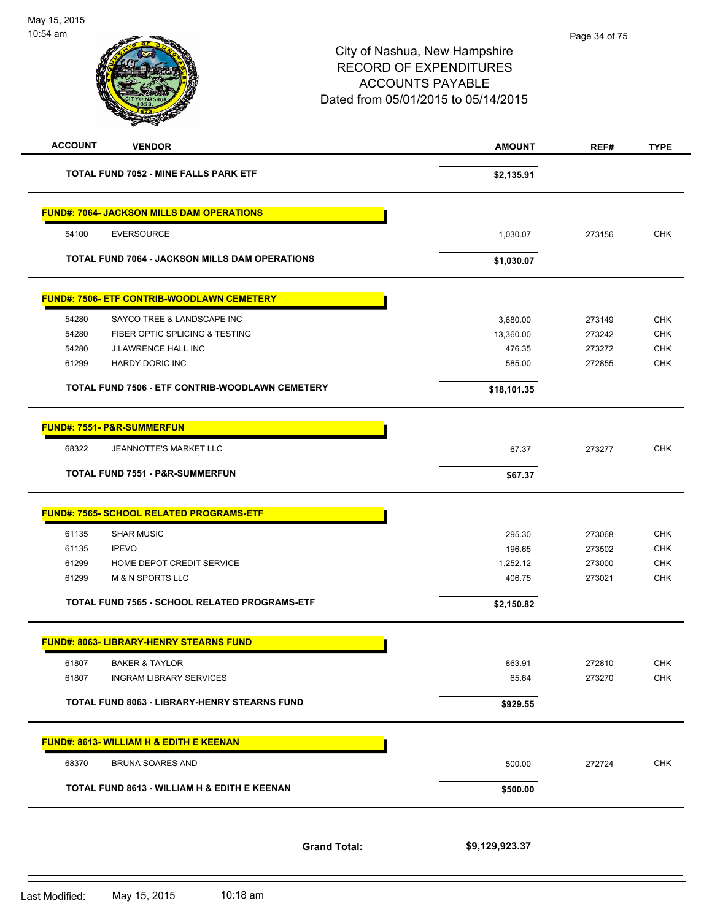| ACCOUNT | VENDOR | AMOUNT | REF# | TYPE |
|---|---|---|---|---|
| | **TOTAL FUND 7052 - MINE FALLS PARK ETF** | **$2,135.91** | | |
| | **FUND#: 7064- JACKSON MILLS DAM OPERATIONS** | | | |
| 54100 | EVERSOURCE | 1,030.07 | 273156 | CHK |
| | **TOTAL FUND 7064 - JACKSON MILLS DAM OPERATIONS** | **$1,030.07** | | |
| | **FUND#: 7506- ETF CONTRIB-WOODLAWN CEMETERY** | | | |
| 54280 | SAYCO TREE & LANDSCAPE INC | 3,680.00 | 273149 | CHK |
| 54280 | FIBER OPTIC SPLICING & TESTING | 13,360.00 | 273242 | CHK |
| 54280 | J LAWRENCE HALL INC | 476.35 | 273272 | CHK |
| 61299 | HARDY DORIC INC | 585.00 | 272855 | CHK |
| | **TOTAL FUND 7506 - ETF CONTRIB-WOODLAWN CEMETERY** | **$18,101.35** | | |
| | **FUND#: 7551- P&R-SUMMERFUN** | | | |
| 68322 | JEANNOTTE'S MARKET LLC | 67.37 | 273277 | CHK |
| | **TOTAL FUND 7551 - P&R-SUMMERFUN** | **$67.37** | | |
| | **FUND#: 7565- SCHOOL RELATED PROGRAMS-ETF** | | | |
| 61135 | SHAR MUSIC | 295.30 | 273068 | CHK |
| 61135 | IPEVO | 196.65 | 273502 | CHK |
| 61299 | HOME DEPOT CREDIT SERVICE | 1,252.12 | 273000 | CHK |
| 61299 | M & N SPORTS LLC | 406.75 | 273021 | CHK |
| | **TOTAL FUND 7565 - SCHOOL RELATED PROGRAMS-ETF** | **$2,150.82** | | |
| | **FUND#: 8063- LIBRARY-HENRY STEARNS FUND** | | | |
| 61807 | BAKER & TAYLOR | 863.91 | 272810 | CHK |
| 61807 | INGRAM LIBRARY SERVICES | 65.64 | 273270 | CHK |
| | **TOTAL FUND 8063 - LIBRARY-HENRY STEARNS FUND** | **$929.55** | | |
| | **FUND#: 8613- WILLIAM H & EDITH E KEENAN** | | | |
| 68370 | BRUNA SOARES AND | 500.00 | 272724 | CHK |
| | **TOTAL FUND 8613 - WILLIAM H & EDITH E KEENAN** | **$500.00** | | |
| | **Grand Total:** | **$9,129,923.37** | | |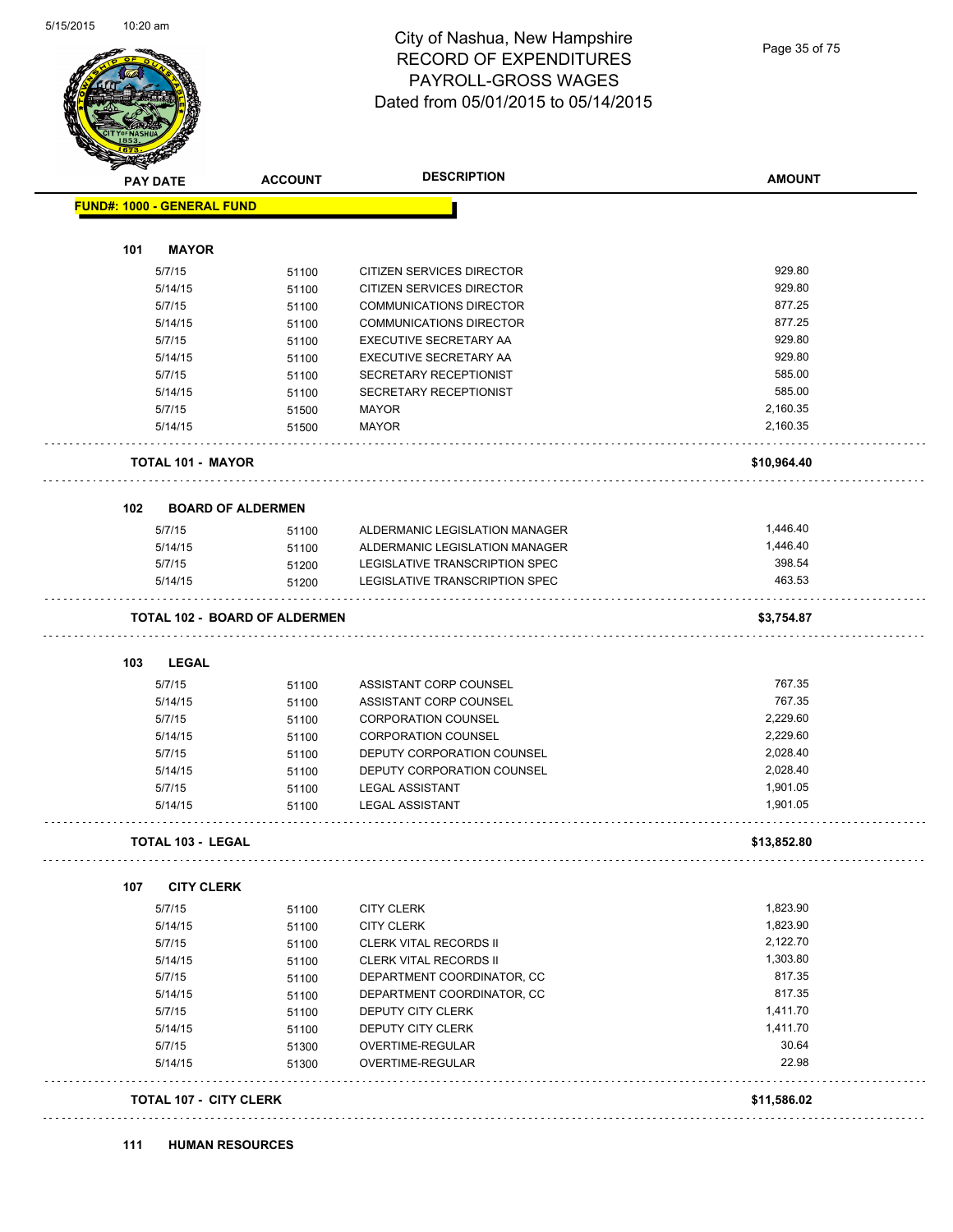# City of Nashua, New Hampshire
## RECORD OF EXPENDITURES
## PAYROLL-GROSS WAGES
## Dated from 05/01/2015 to 05/14/2015

| PAY DATE | ACCOUNT | DESCRIPTION | AMOUNT |
|---|---|---|---|

**FUND#: 1000 - GENERAL FUND**

### 101 MAYOR

| PAY DATE | ACCOUNT | DESCRIPTION | AMOUNT |
|---|---|---|---|
| 5/7/15 | 51100 | CITIZEN SERVICES DIRECTOR | 929.80 |
| 5/14/15 | 51100 | CITIZEN SERVICES DIRECTOR | 929.80 |
| 5/7/15 | 51100 | COMMUNICATIONS DIRECTOR | 877.25 |
| 5/14/15 | 51100 | COMMUNICATIONS DIRECTOR | 877.25 |
| 5/7/15 | 51100 | EXECUTIVE SECRETARY AA | 929.80 |
| 5/14/15 | 51100 | EXECUTIVE SECRETARY AA | 929.80 |
| 5/7/15 | 51100 | SECRETARY RECEPTIONIST | 585.00 |
| 5/14/15 | 51100 | SECRETARY RECEPTIONIST | 585.00 |
| 5/7/15 | 51500 | MAYOR | 2,160.35 |
| 5/14/15 | 51500 | MAYOR | 2,160.35 |

**TOTAL 101 - MAYOR** **$10,964.40**

### 102 BOARD OF ALDERMEN

| PAY DATE | ACCOUNT | DESCRIPTION | AMOUNT |
|---|---|---|---|
| 5/7/15 | 51100 | ALDERMANIC LEGISLATION MANAGER | 1,446.40 |
| 5/14/15 | 51100 | ALDERMANIC LEGISLATION MANAGER | 1,446.40 |
| 5/7/15 | 51200 | LEGISLATIVE TRANSCRIPTION SPEC | 398.54 |
| 5/14/15 | 51200 | LEGISLATIVE TRANSCRIPTION SPEC | 463.53 |

**TOTAL 102 - BOARD OF ALDERMEN** **$3,754.87**

### 103 LEGAL

| PAY DATE | ACCOUNT | DESCRIPTION | AMOUNT |
|---|---|---|---|
| 5/7/15 | 51100 | ASSISTANT CORP COUNSEL | 767.35 |
| 5/14/15 | 51100 | ASSISTANT CORP COUNSEL | 767.35 |
| 5/7/15 | 51100 | CORPORATION COUNSEL | 2,229.60 |
| 5/14/15 | 51100 | CORPORATION COUNSEL | 2,229.60 |
| 5/7/15 | 51100 | DEPUTY CORPORATION COUNSEL | 2,028.40 |
| 5/14/15 | 51100 | DEPUTY CORPORATION COUNSEL | 2,028.40 |
| 5/7/15 | 51100 | LEGAL ASSISTANT | 1,901.05 |
| 5/14/15 | 51100 | LEGAL ASSISTANT | 1,901.05 |

**TOTAL 103 - LEGAL** **$13,852.80**

### 107 CITY CLERK

| PAY DATE | ACCOUNT | DESCRIPTION | AMOUNT |
|---|---|---|---|
| 5/7/15 | 51100 | CITY CLERK | 1,823.90 |
| 5/14/15 | 51100 | CITY CLERK | 1,823.90 |
| 5/7/15 | 51100 | CLERK VITAL RECORDS II | 2,122.70 |
| 5/14/15 | 51100 | CLERK VITAL RECORDS II | 1,303.80 |
| 5/7/15 | 51100 | DEPARTMENT COORDINATOR, CC | 817.35 |
| 5/14/15 | 51100 | DEPARTMENT COORDINATOR, CC | 817.35 |
| 5/7/15 | 51100 | DEPUTY CITY CLERK | 1,411.70 |
| 5/14/15 | 51100 | DEPUTY CITY CLERK | 1,411.70 |
| 5/7/15 | 51300 | OVERTIME-REGULAR | 30.64 |
| 5/14/15 | 51300 | OVERTIME-REGULAR | 22.98 |

**TOTAL 107 - CITY CLERK** **$11,586.02**

### 111 HUMAN RESOURCES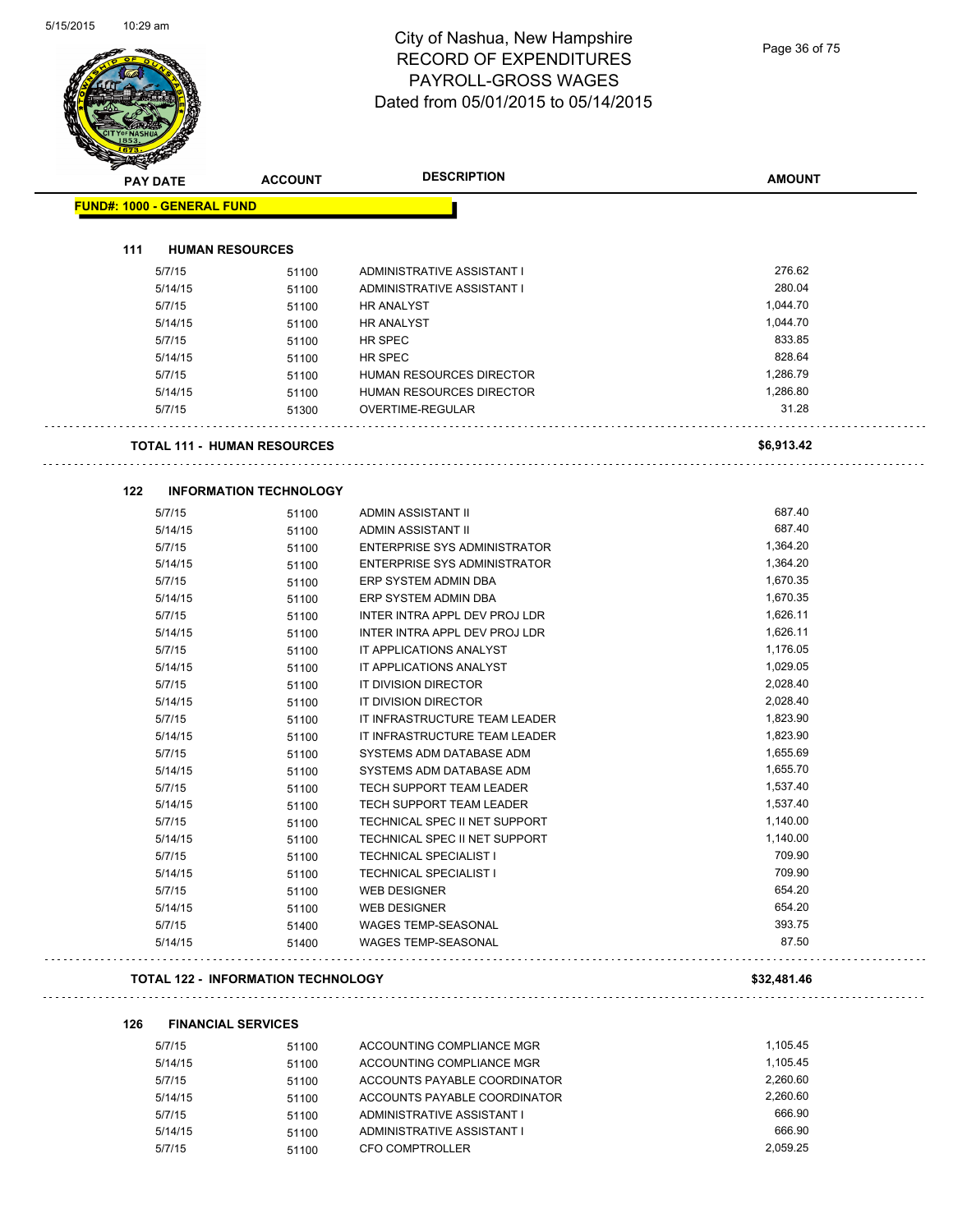# City of Nashua, New Hampshire
## RECORD OF EXPENDITURES
## PAYROLL-GROSS WAGES
## Dated from 05/01/2015 to 05/14/2015

5/15/2015 10:29 am

| PAY DATE | ACCOUNT | DESCRIPTION | AMOUNT |
|---|---|---|---|

**FUND#: 1000 - GENERAL FUND**

### 111 HUMAN RESOURCES

| PAY DATE | ACCOUNT | DESCRIPTION | AMOUNT |
|---|---|---|---|
| 5/7/15 | 51100 | ADMINISTRATIVE ASSISTANT I | 276.62 |
| 5/14/15 | 51100 | ADMINISTRATIVE ASSISTANT I | 280.04 |
| 5/7/15 | 51100 | HR ANALYST | 1,044.70 |
| 5/14/15 | 51100 | HR ANALYST | 1,044.70 |
| 5/7/15 | 51100 | HR SPEC | 833.85 |
| 5/14/15 | 51100 | HR SPEC | 828.64 |
| 5/7/15 | 51100 | HUMAN RESOURCES DIRECTOR | 1,286.79 |
| 5/14/15 | 51100 | HUMAN RESOURCES DIRECTOR | 1,286.80 |
| 5/7/15 | 51300 | OVERTIME-REGULAR | 31.28 |

**TOTAL 111 - HUMAN RESOURCES** **$6,913.42**

### 122 INFORMATION TECHNOLOGY

| PAY DATE | ACCOUNT | DESCRIPTION | AMOUNT |
|---|---|---|---|
| 5/7/15 | 51100 | ADMIN ASSISTANT II | 687.40 |
| 5/14/15 | 51100 | ADMIN ASSISTANT II | 687.40 |
| 5/7/15 | 51100 | ENTERPRISE SYS ADMINISTRATOR | 1,364.20 |
| 5/14/15 | 51100 | ENTERPRISE SYS ADMINISTRATOR | 1,364.20 |
| 5/7/15 | 51100 | ERP SYSTEM ADMIN DBA | 1,670.35 |
| 5/14/15 | 51100 | ERP SYSTEM ADMIN DBA | 1,670.35 |
| 5/7/15 | 51100 | INTER INTRA APPL DEV PROJ LDR | 1,626.11 |
| 5/14/15 | 51100 | INTER INTRA APPL DEV PROJ LDR | 1,626.11 |
| 5/7/15 | 51100 | IT APPLICATIONS ANALYST | 1,176.05 |
| 5/14/15 | 51100 | IT APPLICATIONS ANALYST | 1,029.05 |
| 5/7/15 | 51100 | IT DIVISION DIRECTOR | 2,028.40 |
| 5/14/15 | 51100 | IT DIVISION DIRECTOR | 2,028.40 |
| 5/7/15 | 51100 | IT INFRASTRUCTURE TEAM LEADER | 1,823.90 |
| 5/14/15 | 51100 | IT INFRASTRUCTURE TEAM LEADER | 1,823.90 |
| 5/7/15 | 51100 | SYSTEMS ADM DATABASE ADM | 1,655.69 |
| 5/14/15 | 51100 | SYSTEMS ADM DATABASE ADM | 1,655.70 |
| 5/7/15 | 51100 | TECH SUPPORT TEAM LEADER | 1,537.40 |
| 5/14/15 | 51100 | TECH SUPPORT TEAM LEADER | 1,537.40 |
| 5/7/15 | 51100 | TECHNICAL SPEC II NET SUPPORT | 1,140.00 |
| 5/14/15 | 51100 | TECHNICAL SPEC II NET SUPPORT | 1,140.00 |
| 5/7/15 | 51100 | TECHNICAL SPECIALIST I | 709.90 |
| 5/14/15 | 51100 | TECHNICAL SPECIALIST I | 709.90 |
| 5/7/15 | 51100 | WEB DESIGNER | 654.20 |
| 5/14/15 | 51100 | WEB DESIGNER | 654.20 |
| 5/7/15 | 51400 | WAGES TEMP-SEASONAL | 393.75 |
| 5/14/15 | 51400 | WAGES TEMP-SEASONAL | 87.50 |

**TOTAL 122 - INFORMATION TECHNOLOGY** **$32,481.46**

### 126 FINANCIAL SERVICES

| PAY DATE | ACCOUNT | DESCRIPTION | AMOUNT |
|---|---|---|---|
| 5/7/15 | 51100 | ACCOUNTING COMPLIANCE MGR | 1,105.45 |
| 5/14/15 | 51100 | ACCOUNTING COMPLIANCE MGR | 1,105.45 |
| 5/7/15 | 51100 | ACCOUNTS PAYABLE COORDINATOR | 2,260.60 |
| 5/14/15 | 51100 | ACCOUNTS PAYABLE COORDINATOR | 2,260.60 |
| 5/7/15 | 51100 | ADMINISTRATIVE ASSISTANT I | 666.90 |
| 5/14/15 | 51100 | ADMINISTRATIVE ASSISTANT I | 666.90 |
| 5/7/15 | 51100 | CFO COMPTROLLER | 2,059.25 |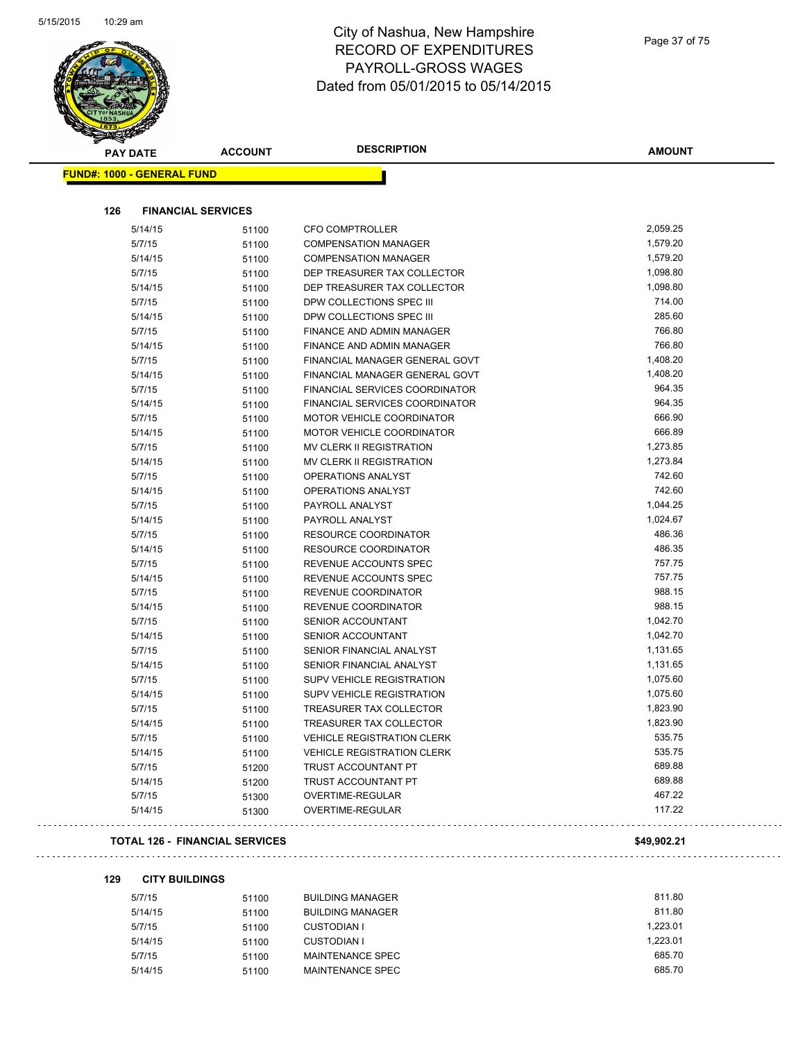# City of Nashua, New Hampshire
# RECORD OF EXPENDITURES
# PAYROLL-GROSS WAGES
# Dated from 05/01/2015 to 05/14/2015

**FUND#: 1000 - GENERAL FUND**

| PAY DATE | ACCOUNT | DESCRIPTION | AMOUNT |
|---|---|---|---|
| **126 FINANCIAL SERVICES** | | | |
| 5/14/15 | 51100 | CFO COMPTROLLER | 2,059.25 |
| 5/7/15 | 51100 | COMPENSATION MANAGER | 1,579.20 |
| 5/14/15 | 51100 | COMPENSATION MANAGER | 1,579.20 |
| 5/7/15 | 51100 | DEP TREASURER TAX COLLECTOR | 1,098.80 |
| 5/14/15 | 51100 | DEP TREASURER TAX COLLECTOR | 1,098.80 |
| 5/7/15 | 51100 | DPW COLLECTIONS SPEC III | 714.00 |
| 5/14/15 | 51100 | DPW COLLECTIONS SPEC III | 285.60 |
| 5/7/15 | 51100 | FINANCE AND ADMIN MANAGER | 766.80 |
| 5/14/15 | 51100 | FINANCE AND ADMIN MANAGER | 766.80 |
| 5/7/15 | 51100 | FINANCIAL MANAGER GENERAL GOVT | 1,408.20 |
| 5/14/15 | 51100 | FINANCIAL MANAGER GENERAL GOVT | 1,408.20 |
| 5/7/15 | 51100 | FINANCIAL SERVICES COORDINATOR | 964.35 |
| 5/14/15 | 51100 | FINANCIAL SERVICES COORDINATOR | 964.35 |
| 5/7/15 | 51100 | MOTOR VEHICLE COORDINATOR | 666.90 |
| 5/14/15 | 51100 | MOTOR VEHICLE COORDINATOR | 666.89 |
| 5/7/15 | 51100 | MV CLERK II REGISTRATION | 1,273.85 |
| 5/14/15 | 51100 | MV CLERK II REGISTRATION | 1,273.84 |
| 5/7/15 | 51100 | OPERATIONS ANALYST | 742.60 |
| 5/14/15 | 51100 | OPERATIONS ANALYST | 742.60 |
| 5/7/15 | 51100 | PAYROLL ANALYST | 1,044.25 |
| 5/14/15 | 51100 | PAYROLL ANALYST | 1,024.67 |
| 5/7/15 | 51100 | RESOURCE COORDINATOR | 486.36 |
| 5/14/15 | 51100 | RESOURCE COORDINATOR | 486.35 |
| 5/7/15 | 51100 | REVENUE ACCOUNTS SPEC | 757.75 |
| 5/14/15 | 51100 | REVENUE ACCOUNTS SPEC | 757.75 |
| 5/7/15 | 51100 | REVENUE COORDINATOR | 988.15 |
| 5/14/15 | 51100 | REVENUE COORDINATOR | 988.15 |
| 5/7/15 | 51100 | SENIOR ACCOUNTANT | 1,042.70 |
| 5/14/15 | 51100 | SENIOR ACCOUNTANT | 1,042.70 |
| 5/7/15 | 51100 | SENIOR FINANCIAL ANALYST | 1,131.65 |
| 5/14/15 | 51100 | SENIOR FINANCIAL ANALYST | 1,131.65 |
| 5/7/15 | 51100 | SUPV VEHICLE REGISTRATION | 1,075.60 |
| 5/14/15 | 51100 | SUPV VEHICLE REGISTRATION | 1,075.60 |
| 5/7/15 | 51100 | TREASURER TAX COLLECTOR | 1,823.90 |
| 5/14/15 | 51100 | TREASURER TAX COLLECTOR | 1,823.90 |
| 5/7/15 | 51100 | VEHICLE REGISTRATION CLERK | 535.75 |
| 5/14/15 | 51100 | VEHICLE REGISTRATION CLERK | 535.75 |
| 5/7/15 | 51200 | TRUST ACCOUNTANT PT | 689.88 |
| 5/14/15 | 51200 | TRUST ACCOUNTANT PT | 689.88 |
| 5/7/15 | 51300 | OVERTIME-REGULAR | 467.22 |
| 5/14/15 | 51300 | OVERTIME-REGULAR | 117.22 |
| **TOTAL 126 - FINANCIAL SERVICES** | | | **$49,902.21** |
| **129 CITY BUILDINGS** | | | |
| 5/7/15 | 51100 | BUILDING MANAGER | 811.80 |
| 5/14/15 | 51100 | BUILDING MANAGER | 811.80 |
| 5/7/15 | 51100 | CUSTODIAN I | 1,223.01 |
| 5/14/15 | 51100 | CUSTODIAN I | 1,223.01 |
| 5/7/15 | 51100 | MAINTENANCE SPEC | 685.70 |
| 5/14/15 | 51100 | MAINTENANCE SPEC | 685.70 |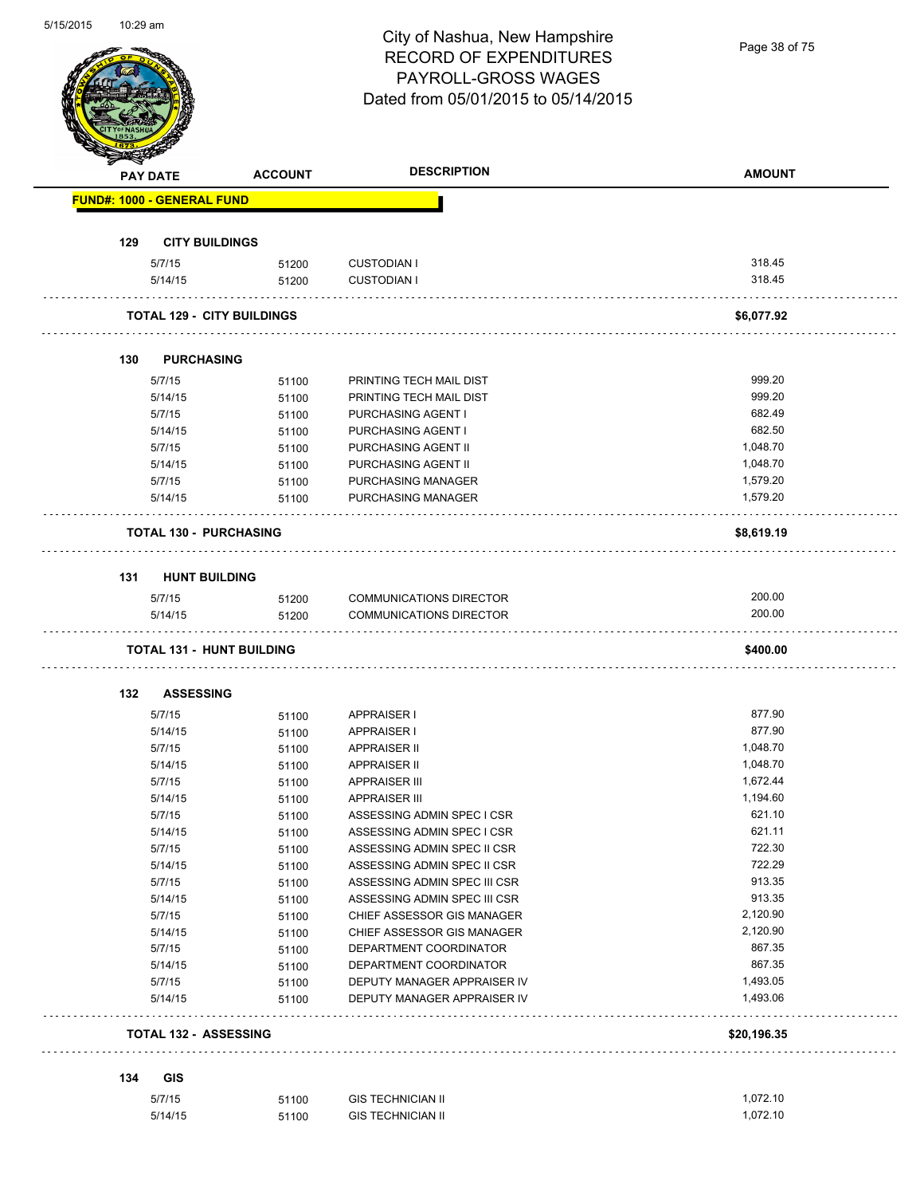# City of Nashua, New Hampshire
## RECORD OF EXPENDITURES
## PAYROLL-GROSS WAGES
## Dated from 05/01/2015 to 05/14/2015

| PAY DATE | ACCOUNT | DESCRIPTION | AMOUNT |
|---|---|---|---|
| **FUND#: 1000 - GENERAL FUND** | | | |
| **129 CITY BUILDINGS** | | | |
| 5/7/15 | 51200 | CUSTODIAN I | 318.45 |
| 5/14/15 | 51200 | CUSTODIAN I | 318.45 |
| **TOTAL 129 - CITY BUILDINGS** | | | **$6,077.92** |
| **130 PURCHASING** | | | |
| 5/7/15 | 51100 | PRINTING TECH MAIL DIST | 999.20 |
| 5/14/15 | 51100 | PRINTING TECH MAIL DIST | 999.20 |
| 5/7/15 | 51100 | PURCHASING AGENT I | 682.49 |
| 5/14/15 | 51100 | PURCHASING AGENT I | 682.50 |
| 5/7/15 | 51100 | PURCHASING AGENT II | 1,048.70 |
| 5/14/15 | 51100 | PURCHASING AGENT II | 1,048.70 |
| 5/7/15 | 51100 | PURCHASING MANAGER | 1,579.20 |
| 5/14/15 | 51100 | PURCHASING MANAGER | 1,579.20 |
| **TOTAL 130 - PURCHASING** | | | **$8,619.19** |
| **131 HUNT BUILDING** | | | |
| 5/7/15 | 51200 | COMMUNICATIONS DIRECTOR | 200.00 |
| 5/14/15 | 51200 | COMMUNICATIONS DIRECTOR | 200.00 |
| **TOTAL 131 - HUNT BUILDING** | | | **$400.00** |
| **132 ASSESSING** | | | |
| 5/7/15 | 51100 | APPRAISER I | 877.90 |
| 5/14/15 | 51100 | APPRAISER I | 877.90 |
| 5/7/15 | 51100 | APPRAISER II | 1,048.70 |
| 5/14/15 | 51100 | APPRAISER II | 1,048.70 |
| 5/7/15 | 51100 | APPRAISER III | 1,672.44 |
| 5/14/15 | 51100 | APPRAISER III | 1,194.60 |
| 5/7/15 | 51100 | ASSESSING ADMIN SPEC I CSR | 621.10 |
| 5/14/15 | 51100 | ASSESSING ADMIN SPEC I CSR | 621.11 |
| 5/7/15 | 51100 | ASSESSING ADMIN SPEC II CSR | 722.30 |
| 5/14/15 | 51100 | ASSESSING ADMIN SPEC II CSR | 722.29 |
| 5/7/15 | 51100 | ASSESSING ADMIN SPEC III CSR | 913.35 |
| 5/14/15 | 51100 | ASSESSING ADMIN SPEC III CSR | 913.35 |
| 5/7/15 | 51100 | CHIEF ASSESSOR GIS MANAGER | 2,120.90 |
| 5/14/15 | 51100 | CHIEF ASSESSOR GIS MANAGER | 2,120.90 |
| 5/7/15 | 51100 | DEPARTMENT COORDINATOR | 867.35 |
| 5/14/15 | 51100 | DEPARTMENT COORDINATOR | 867.35 |
| 5/7/15 | 51100 | DEPUTY MANAGER APPRAISER IV | 1,493.05 |
| 5/14/15 | 51100 | DEPUTY MANAGER APPRAISER IV | 1,493.06 |
| **TOTAL 132 - ASSESSING** | | | **$20,196.35** |
| **134 GIS** | | | |
| 5/7/15 | 51100 | GIS TECHNICIAN II | 1,072.10 |
| 5/14/15 | 51100 | GIS TECHNICIAN II | 1,072.10 |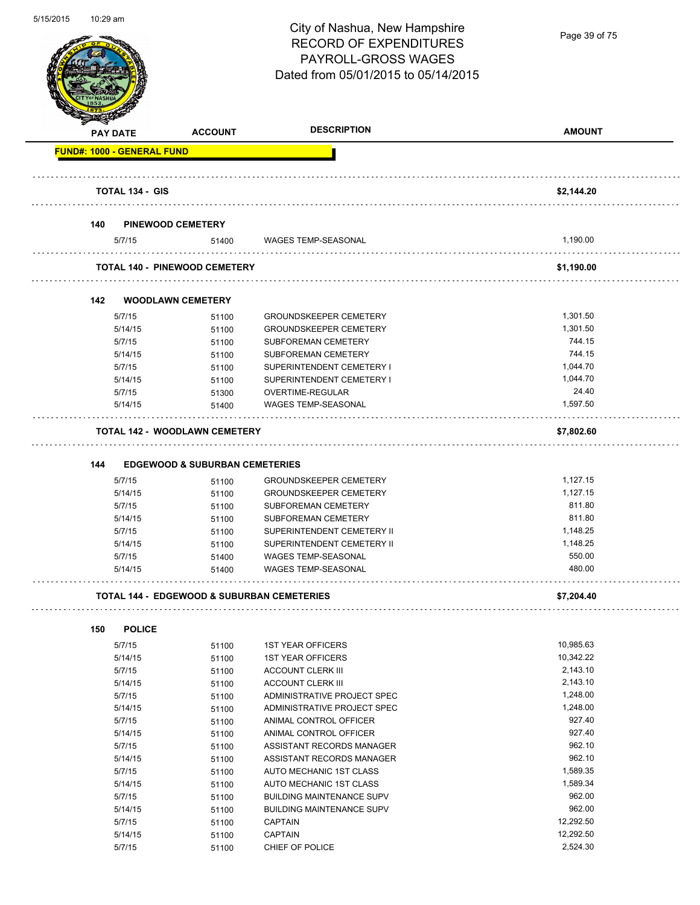City of Nashua, New Hampshire
RECORD OF EXPENDITURES
PAYROLL-GROSS WAGES
Dated from 05/01/2015 to 05/14/2015

| PAY DATE | ACCOUNT | DESCRIPTION | AMOUNT |
|---|---|---|---|
| **FUND#: 1000 - GENERAL FUND** | | | |
| **TOTAL 134 - GIS** | | | **$2,144.20** |
| **140 PINEWOOD CEMETERY** | | | |
| 5/7/15 | 51400 | WAGES TEMP-SEASONAL | 1,190.00 |
| **TOTAL 140 - PINEWOOD CEMETERY** | | | **$1,190.00** |
| **142 WOODLAWN CEMETERY** | | | |
| 5/7/15 | 51100 | GROUNDSKEEPER CEMETERY | 1,301.50 |
| 5/14/15 | 51100 | GROUNDSKEEPER CEMETERY | 1,301.50 |
| 5/7/15 | 51100 | SUBFOREMAN CEMETERY | 744.15 |
| 5/14/15 | 51100 | SUBFOREMAN CEMETERY | 744.15 |
| 5/7/15 | 51100 | SUPERINTENDENT CEMETERY I | 1,044.70 |
| 5/14/15 | 51100 | SUPERINTENDENT CEMETERY I | 1,044.70 |
| 5/7/15 | 51300 | OVERTIME-REGULAR | 24.40 |
| 5/14/15 | 51400 | WAGES TEMP-SEASONAL | 1,597.50 |
| **TOTAL 142 - WOODLAWN CEMETERY** | | | **$7,802.60** |
| **144 EDGEWOOD & SUBURBAN CEMETERIES** | | | |
| 5/7/15 | 51100 | GROUNDSKEEPER CEMETERY | 1,127.15 |
| 5/14/15 | 51100 | GROUNDSKEEPER CEMETERY | 1,127.15 |
| 5/7/15 | 51100 | SUBFOREMAN CEMETERY | 811.80 |
| 5/14/15 | 51100 | SUBFOREMAN CEMETERY | 811.80 |
| 5/7/15 | 51100 | SUPERINTENDENT CEMETERY II | 1,148.25 |
| 5/14/15 | 51100 | SUPERINTENDENT CEMETERY II | 1,148.25 |
| 5/7/15 | 51400 | WAGES TEMP-SEASONAL | 550.00 |
| 5/14/15 | 51400 | WAGES TEMP-SEASONAL | 480.00 |
| **TOTAL 144 - EDGEWOOD & SUBURBAN CEMETERIES** | | | **$7,204.40** |
| **150 POLICE** | | | |
| 5/7/15 | 51100 | 1ST YEAR OFFICERS | 10,985.63 |
| 5/14/15 | 51100 | 1ST YEAR OFFICERS | 10,342.22 |
| 5/7/15 | 51100 | ACCOUNT CLERK III | 2,143.10 |
| 5/14/15 | 51100 | ACCOUNT CLERK III | 2,143.10 |
| 5/7/15 | 51100 | ADMINISTRATIVE PROJECT SPEC | 1,248.00 |
| 5/14/15 | 51100 | ADMINISTRATIVE PROJECT SPEC | 1,248.00 |
| 5/7/15 | 51100 | ANIMAL CONTROL OFFICER | 927.40 |
| 5/14/15 | 51100 | ANIMAL CONTROL OFFICER | 927.40 |
| 5/7/15 | 51100 | ASSISTANT RECORDS MANAGER | 962.10 |
| 5/14/15 | 51100 | ASSISTANT RECORDS MANAGER | 962.10 |
| 5/7/15 | 51100 | AUTO MECHANIC 1ST CLASS | 1,589.35 |
| 5/14/15 | 51100 | AUTO MECHANIC 1ST CLASS | 1,589.34 |
| 5/7/15 | 51100 | BUILDING MAINTENANCE SUPV | 962.00 |
| 5/14/15 | 51100 | BUILDING MAINTENANCE SUPV | 962.00 |
| 5/7/15 | 51100 | CAPTAIN | 12,292.50 |
| 5/14/15 | 51100 | CAPTAIN | 12,292.50 |
| 5/7/15 | 51100 | CHIEF OF POLICE | 2,524.30 |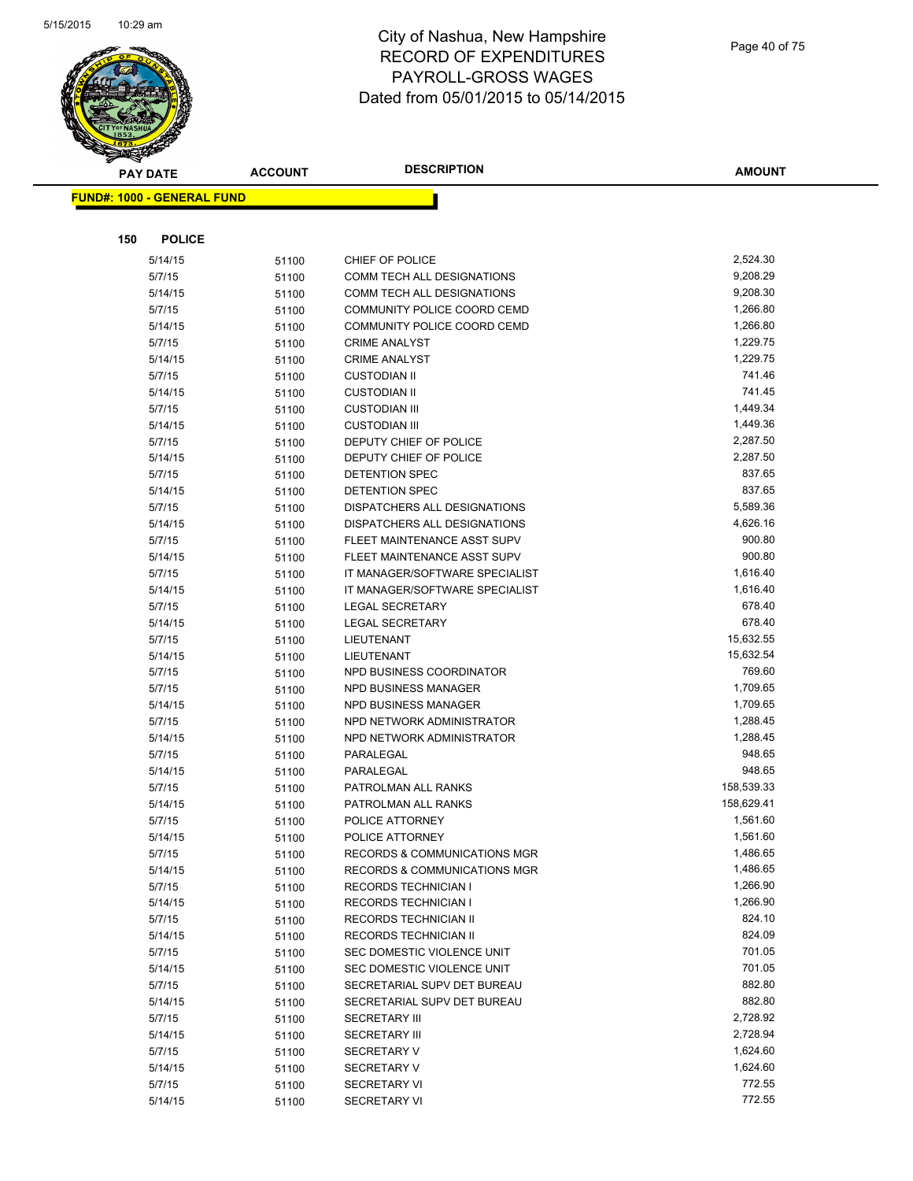# City of Nashua, New Hampshire
## RECORD OF EXPENDITURES
## PAYROLL-GROSS WAGES
## Dated from 05/01/2015 to 05/14/2015

**FUND#: 1000 - GENERAL FUND**

**150 POLICE**

| PAY DATE | ACCOUNT | DESCRIPTION | AMOUNT |
|---|---|---|---|
| 5/14/15 | 51100 | CHIEF OF POLICE | 2,524.30 |
| 5/7/15 | 51100 | COMM TECH ALL DESIGNATIONS | 9,208.29 |
| 5/14/15 | 51100 | COMM TECH ALL DESIGNATIONS | 9,208.30 |
| 5/7/15 | 51100 | COMMUNITY POLICE COORD CEMD | 1,266.80 |
| 5/14/15 | 51100 | COMMUNITY POLICE COORD CEMD | 1,266.80 |
| 5/7/15 | 51100 | CRIME ANALYST | 1,229.75 |
| 5/14/15 | 51100 | CRIME ANALYST | 1,229.75 |
| 5/7/15 | 51100 | CUSTODIAN II | 741.46 |
| 5/14/15 | 51100 | CUSTODIAN II | 741.45 |
| 5/7/15 | 51100 | CUSTODIAN III | 1,449.34 |
| 5/14/15 | 51100 | CUSTODIAN III | 1,449.36 |
| 5/7/15 | 51100 | DEPUTY CHIEF OF POLICE | 2,287.50 |
| 5/14/15 | 51100 | DEPUTY CHIEF OF POLICE | 2,287.50 |
| 5/7/15 | 51100 | DETENTION SPEC | 837.65 |
| 5/14/15 | 51100 | DETENTION SPEC | 837.65 |
| 5/7/15 | 51100 | DISPATCHERS ALL DESIGNATIONS | 5,589.36 |
| 5/14/15 | 51100 | DISPATCHERS ALL DESIGNATIONS | 4,626.16 |
| 5/7/15 | 51100 | FLEET MAINTENANCE ASST SUPV | 900.80 |
| 5/14/15 | 51100 | FLEET MAINTENANCE ASST SUPV | 900.80 |
| 5/7/15 | 51100 | IT MANAGER/SOFTWARE SPECIALIST | 1,616.40 |
| 5/14/15 | 51100 | IT MANAGER/SOFTWARE SPECIALIST | 1,616.40 |
| 5/7/15 | 51100 | LEGAL SECRETARY | 678.40 |
| 5/14/15 | 51100 | LEGAL SECRETARY | 678.40 |
| 5/7/15 | 51100 | LIEUTENANT | 15,632.55 |
| 5/14/15 | 51100 | LIEUTENANT | 15,632.54 |
| 5/7/15 | 51100 | NPD BUSINESS COORDINATOR | 769.60 |
| 5/7/15 | 51100 | NPD BUSINESS MANAGER | 1,709.65 |
| 5/14/15 | 51100 | NPD BUSINESS MANAGER | 1,709.65 |
| 5/7/15 | 51100 | NPD NETWORK ADMINISTRATOR | 1,288.45 |
| 5/14/15 | 51100 | NPD NETWORK ADMINISTRATOR | 1,288.45 |
| 5/7/15 | 51100 | PARALEGAL | 948.65 |
| 5/14/15 | 51100 | PARALEGAL | 948.65 |
| 5/7/15 | 51100 | PATROLMAN ALL RANKS | 158,539.33 |
| 5/14/15 | 51100 | PATROLMAN ALL RANKS | 158,629.41 |
| 5/7/15 | 51100 | POLICE ATTORNEY | 1,561.60 |
| 5/14/15 | 51100 | POLICE ATTORNEY | 1,561.60 |
| 5/7/15 | 51100 | RECORDS & COMMUNICATIONS MGR | 1,486.65 |
| 5/14/15 | 51100 | RECORDS & COMMUNICATIONS MGR | 1,486.65 |
| 5/7/15 | 51100 | RECORDS TECHNICIAN I | 1,266.90 |
| 5/14/15 | 51100 | RECORDS TECHNICIAN I | 1,266.90 |
| 5/7/15 | 51100 | RECORDS TECHNICIAN II | 824.10 |
| 5/14/15 | 51100 | RECORDS TECHNICIAN II | 824.09 |
| 5/7/15 | 51100 | SEC DOMESTIC VIOLENCE UNIT | 701.05 |
| 5/14/15 | 51100 | SEC DOMESTIC VIOLENCE UNIT | 701.05 |
| 5/7/15 | 51100 | SECRETARIAL SUPV DET BUREAU | 882.80 |
| 5/14/15 | 51100 | SECRETARIAL SUPV DET BUREAU | 882.80 |
| 5/7/15 | 51100 | SECRETARY III | 2,728.92 |
| 5/14/15 | 51100 | SECRETARY III | 2,728.94 |
| 5/7/15 | 51100 | SECRETARY V | 1,624.60 |
| 5/14/15 | 51100 | SECRETARY V | 1,624.60 |
| 5/7/15 | 51100 | SECRETARY VI | 772.55 |
| 5/14/15 | 51100 | SECRETARY VI | 772.55 |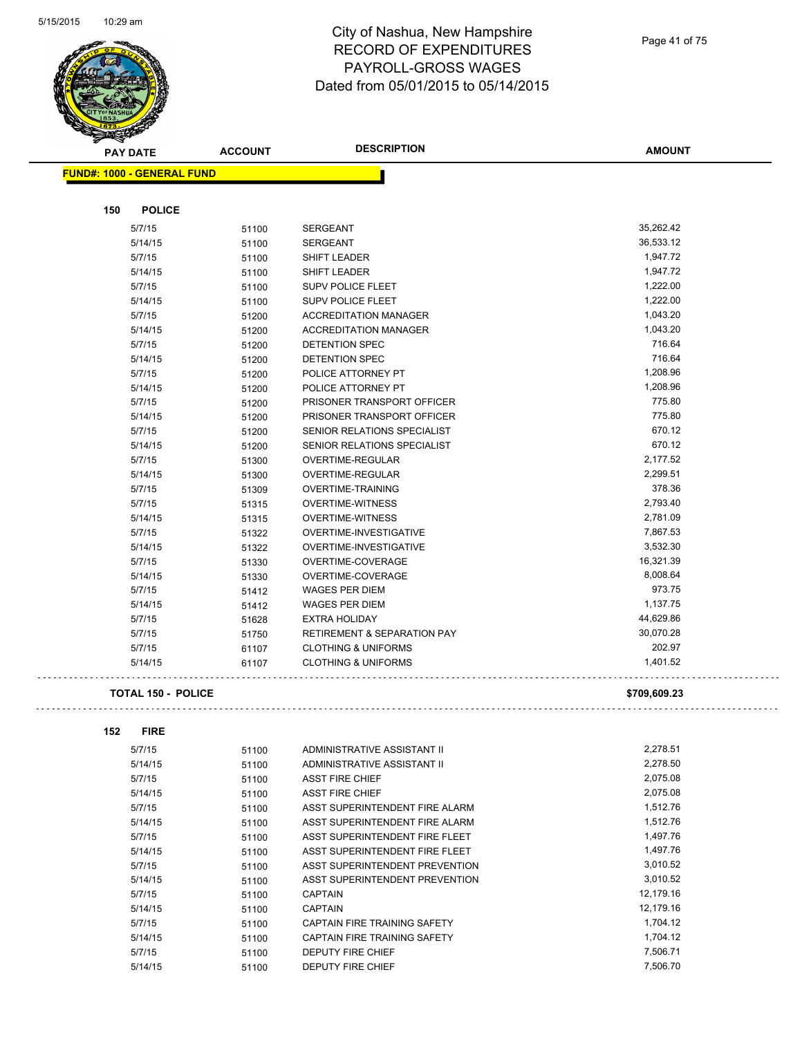# City of Nashua, New Hampshire
## RECORD OF EXPENDITURES
## PAYROLL-GROSS WAGES
## Dated from 05/01/2015 to 05/14/2015

**FUND#: 1000 - GENERAL FUND**

**150 POLICE**

| PAY DATE | ACCOUNT | DESCRIPTION | AMOUNT |
|---|---|---|---|
| 5/7/15 | 51100 | SERGEANT | 35,262.42 |
| 5/14/15 | 51100 | SERGEANT | 36,533.12 |
| 5/7/15 | 51100 | SHIFT LEADER | 1,947.72 |
| 5/14/15 | 51100 | SHIFT LEADER | 1,947.72 |
| 5/7/15 | 51100 | SUPV POLICE FLEET | 1,222.00 |
| 5/14/15 | 51100 | SUPV POLICE FLEET | 1,222.00 |
| 5/7/15 | 51200 | ACCREDITATION MANAGER | 1,043.20 |
| 5/14/15 | 51200 | ACCREDITATION MANAGER | 1,043.20 |
| 5/7/15 | 51200 | DETENTION SPEC | 716.64 |
| 5/14/15 | 51200 | DETENTION SPEC | 716.64 |
| 5/7/15 | 51200 | POLICE ATTORNEY PT | 1,208.96 |
| 5/14/15 | 51200 | POLICE ATTORNEY PT | 1,208.96 |
| 5/7/15 | 51200 | PRISONER TRANSPORT OFFICER | 775.80 |
| 5/14/15 | 51200 | PRISONER TRANSPORT OFFICER | 775.80 |
| 5/7/15 | 51200 | SENIOR RELATIONS SPECIALIST | 670.12 |
| 5/14/15 | 51200 | SENIOR RELATIONS SPECIALIST | 670.12 |
| 5/7/15 | 51300 | OVERTIME-REGULAR | 2,177.52 |
| 5/14/15 | 51300 | OVERTIME-REGULAR | 2,299.51 |
| 5/7/15 | 51309 | OVERTIME-TRAINING | 378.36 |
| 5/7/15 | 51315 | OVERTIME-WITNESS | 2,793.40 |
| 5/14/15 | 51315 | OVERTIME-WITNESS | 2,781.09 |
| 5/7/15 | 51322 | OVERTIME-INVESTIGATIVE | 7,867.53 |
| 5/14/15 | 51322 | OVERTIME-INVESTIGATIVE | 3,532.30 |
| 5/7/15 | 51330 | OVERTIME-COVERAGE | 16,321.39 |
| 5/14/15 | 51330 | OVERTIME-COVERAGE | 8,008.64 |
| 5/7/15 | 51412 | WAGES PER DIEM | 973.75 |
| 5/14/15 | 51412 | WAGES PER DIEM | 1,137.75 |
| 5/7/15 | 51628 | EXTRA HOLIDAY | 44,629.86 |
| 5/7/15 | 51750 | RETIREMENT & SEPARATION PAY | 30,070.28 |
| 5/7/15 | 61107 | CLOTHING & UNIFORMS | 202.97 |
| 5/14/15 | 61107 | CLOTHING & UNIFORMS | 1,401.52 |

**TOTAL 150 - POLICE** **$709,609.23**

**152 FIRE**

| PAY DATE | ACCOUNT | DESCRIPTION | AMOUNT |
|---|---|---|---|
| 5/7/15 | 51100 | ADMINISTRATIVE ASSISTANT II | 2,278.51 |
| 5/14/15 | 51100 | ADMINISTRATIVE ASSISTANT II | 2,278.50 |
| 5/7/15 | 51100 | ASST FIRE CHIEF | 2,075.08 |
| 5/14/15 | 51100 | ASST FIRE CHIEF | 2,075.08 |
| 5/7/15 | 51100 | ASST SUPERINTENDENT FIRE ALARM | 1,512.76 |
| 5/14/15 | 51100 | ASST SUPERINTENDENT FIRE ALARM | 1,512.76 |
| 5/7/15 | 51100 | ASST SUPERINTENDENT FIRE FLEET | 1,497.76 |
| 5/14/15 | 51100 | ASST SUPERINTENDENT FIRE FLEET | 1,497.76 |
| 5/7/15 | 51100 | ASST SUPERINTENDENT PREVENTION | 3,010.52 |
| 5/14/15 | 51100 | ASST SUPERINTENDENT PREVENTION | 3,010.52 |
| 5/7/15 | 51100 | CAPTAIN | 12,179.16 |
| 5/14/15 | 51100 | CAPTAIN | 12,179.16 |
| 5/7/15 | 51100 | CAPTAIN FIRE TRAINING SAFETY | 1,704.12 |
| 5/14/15 | 51100 | CAPTAIN FIRE TRAINING SAFETY | 1,704.12 |
| 5/7/15 | 51100 | DEPUTY FIRE CHIEF | 7,506.71 |
| 5/14/15 | 51100 | DEPUTY FIRE CHIEF | 7,506.70 |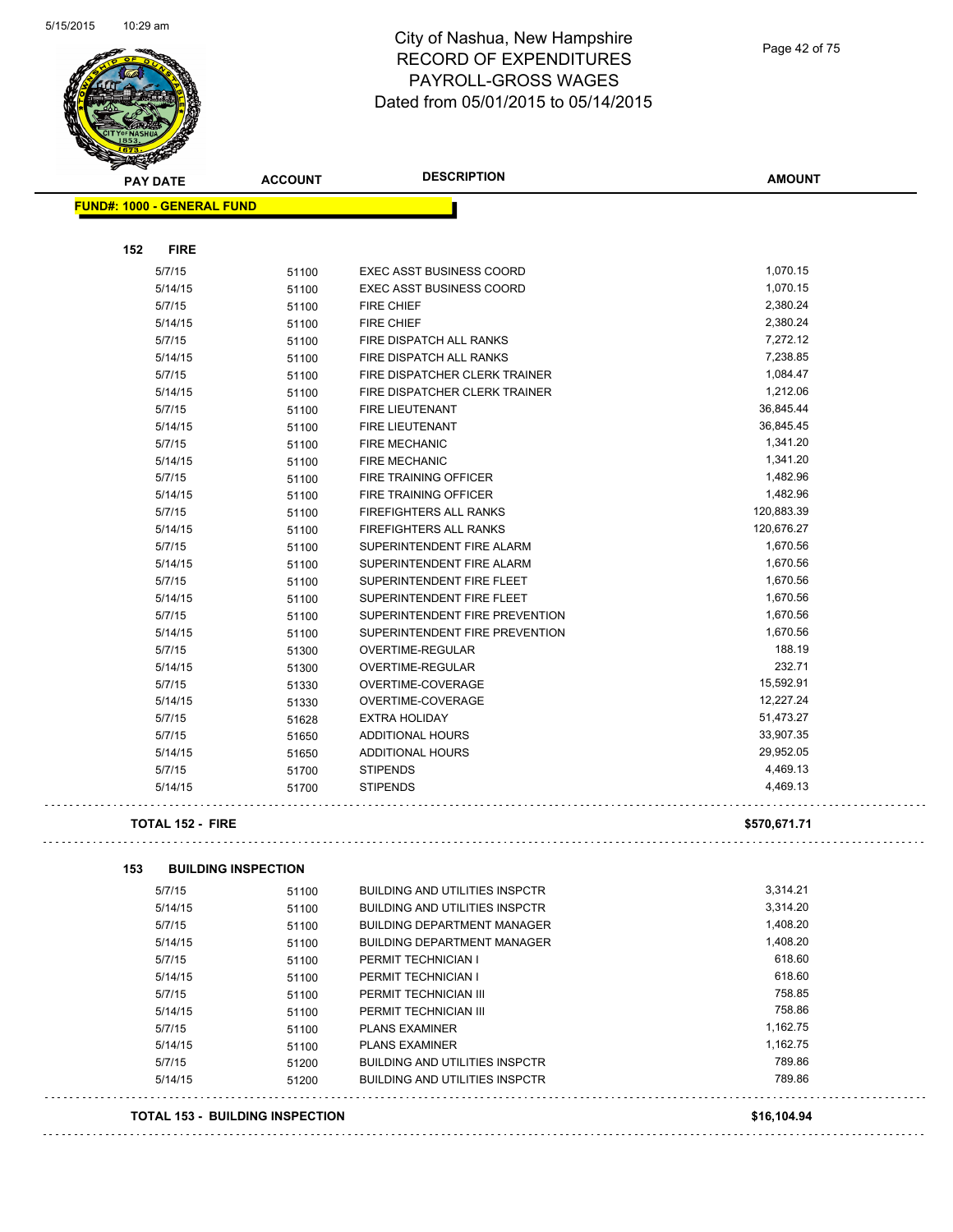# City of Nashua, New Hampshire
## RECORD OF EXPENDITURES
## PAYROLL-GROSS WAGES
## Dated from 05/01/2015 to 05/14/2015

| PAY DATE | ACCOUNT | DESCRIPTION | AMOUNT |
|---|---|---|---|

**FUND#: 1000 - GENERAL FUND**

**152 FIRE**

| PAY DATE | ACCOUNT | DESCRIPTION | AMOUNT |
|---|---|---|---|
| 5/7/15 | 51100 | EXEC ASST BUSINESS COORD | 1,070.15 |
| 5/14/15 | 51100 | EXEC ASST BUSINESS COORD | 1,070.15 |
| 5/7/15 | 51100 | FIRE CHIEF | 2,380.24 |
| 5/14/15 | 51100 | FIRE CHIEF | 2,380.24 |
| 5/7/15 | 51100 | FIRE DISPATCH ALL RANKS | 7,272.12 |
| 5/14/15 | 51100 | FIRE DISPATCH ALL RANKS | 7,238.85 |
| 5/7/15 | 51100 | FIRE DISPATCHER CLERK TRAINER | 1,084.47 |
| 5/14/15 | 51100 | FIRE DISPATCHER CLERK TRAINER | 1,212.06 |
| 5/7/15 | 51100 | FIRE LIEUTENANT | 36,845.44 |
| 5/14/15 | 51100 | FIRE LIEUTENANT | 36,845.45 |
| 5/7/15 | 51100 | FIRE MECHANIC | 1,341.20 |
| 5/14/15 | 51100 | FIRE MECHANIC | 1,341.20 |
| 5/7/15 | 51100 | FIRE TRAINING OFFICER | 1,482.96 |
| 5/14/15 | 51100 | FIRE TRAINING OFFICER | 1,482.96 |
| 5/7/15 | 51100 | FIREFIGHTERS ALL RANKS | 120,883.39 |
| 5/14/15 | 51100 | FIREFIGHTERS ALL RANKS | 120,676.27 |
| 5/7/15 | 51100 | SUPERINTENDENT FIRE ALARM | 1,670.56 |
| 5/14/15 | 51100 | SUPERINTENDENT FIRE ALARM | 1,670.56 |
| 5/7/15 | 51100 | SUPERINTENDENT FIRE FLEET | 1,670.56 |
| 5/14/15 | 51100 | SUPERINTENDENT FIRE FLEET | 1,670.56 |
| 5/7/15 | 51100 | SUPERINTENDENT FIRE PREVENTION | 1,670.56 |
| 5/14/15 | 51100 | SUPERINTENDENT FIRE PREVENTION | 1,670.56 |
| 5/7/15 | 51300 | OVERTIME-REGULAR | 188.19 |
| 5/14/15 | 51300 | OVERTIME-REGULAR | 232.71 |
| 5/7/15 | 51330 | OVERTIME-COVERAGE | 15,592.91 |
| 5/14/15 | 51330 | OVERTIME-COVERAGE | 12,227.24 |
| 5/7/15 | 51628 | EXTRA HOLIDAY | 51,473.27 |
| 5/7/15 | 51650 | ADDITIONAL HOURS | 33,907.35 |
| 5/14/15 | 51650 | ADDITIONAL HOURS | 29,952.05 |
| 5/7/15 | 51700 | STIPENDS | 4,469.13 |
| 5/14/15 | 51700 | STIPENDS | 4,469.13 |

**TOTAL 152 - FIRE** **$570,671.71**

**153 BUILDING INSPECTION**

| PAY DATE | ACCOUNT | DESCRIPTION | AMOUNT |
|---|---|---|---|
| 5/7/15 | 51100 | BUILDING AND UTILITIES INSPCTR | 3,314.21 |
| 5/14/15 | 51100 | BUILDING AND UTILITIES INSPCTR | 3,314.20 |
| 5/7/15 | 51100 | BUILDING DEPARTMENT MANAGER | 1,408.20 |
| 5/14/15 | 51100 | BUILDING DEPARTMENT MANAGER | 1,408.20 |
| 5/7/15 | 51100 | PERMIT TECHNICIAN I | 618.60 |
| 5/14/15 | 51100 | PERMIT TECHNICIAN I | 618.60 |
| 5/7/15 | 51100 | PERMIT TECHNICIAN III | 758.85 |
| 5/14/15 | 51100 | PERMIT TECHNICIAN III | 758.86 |
| 5/7/15 | 51100 | PLANS EXAMINER | 1,162.75 |
| 5/14/15 | 51100 | PLANS EXAMINER | 1,162.75 |
| 5/7/15 | 51200 | BUILDING AND UTILITIES INSPCTR | 789.86 |
| 5/14/15 | 51200 | BUILDING AND UTILITIES INSPCTR | 789.86 |

**TOTAL 153 - BUILDING INSPECTION** **$16,104.94**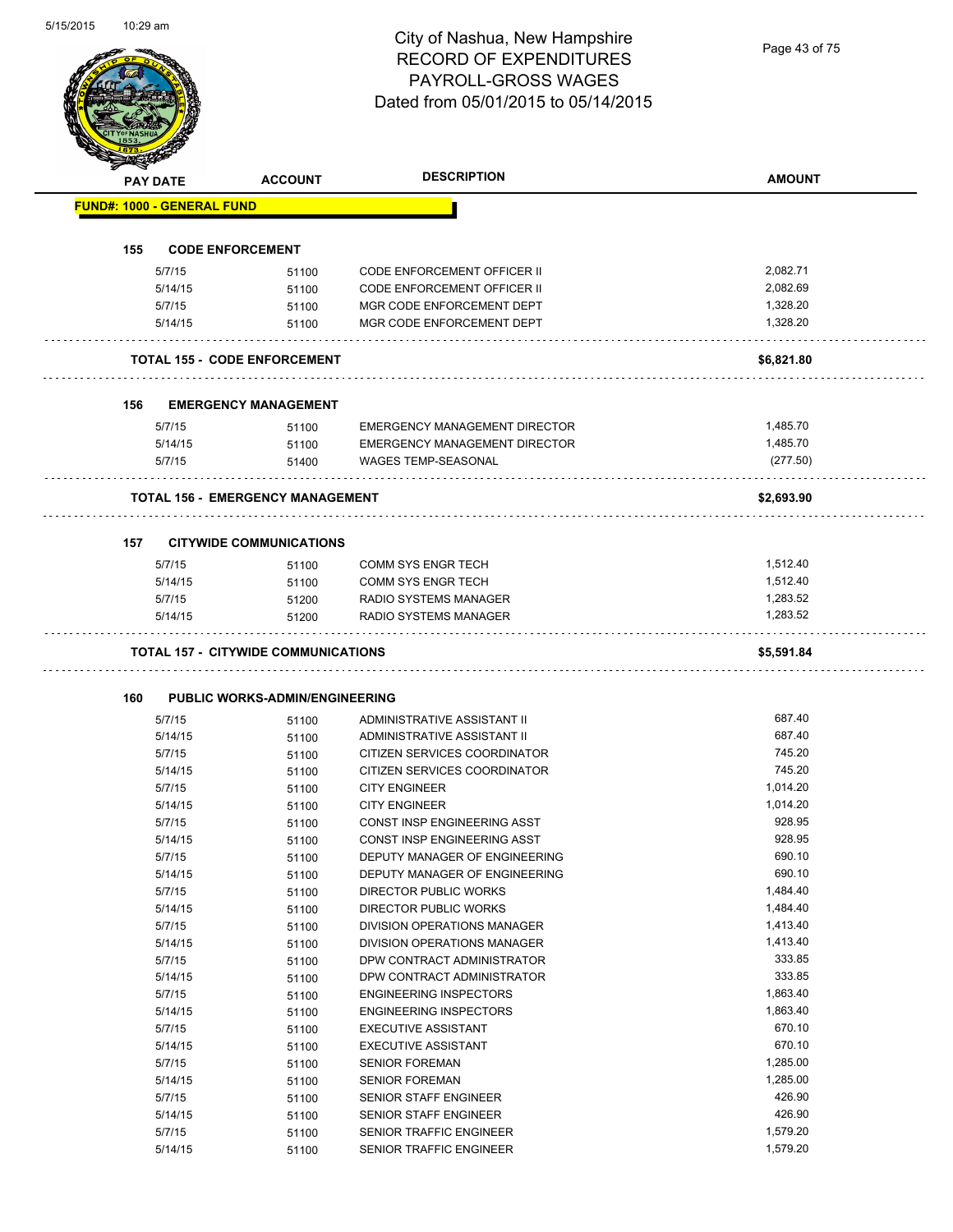# City of Nashua, New Hampshire
## RECORD OF EXPENDITURES
## PAYROLL-GROSS WAGES
## Dated from 05/01/2015 to 05/14/2015

| PAY DATE | ACCOUNT | DESCRIPTION | AMOUNT |
|---|---|---|---|
| **FUND#: 1000 - GENERAL FUND** | | | |
| **155 CODE ENFORCEMENT** | | | |
| 5/7/15 | 51100 | CODE ENFORCEMENT OFFICER II | 2,082.71 |
| 5/14/15 | 51100 | CODE ENFORCEMENT OFFICER II | 2,082.69 |
| 5/7/15 | 51100 | MGR CODE ENFORCEMENT DEPT | 1,328.20 |
| 5/14/15 | 51100 | MGR CODE ENFORCEMENT DEPT | 1,328.20 |
| **TOTAL 155 - CODE ENFORCEMENT** | | | **$6,821.80** |
| **156 EMERGENCY MANAGEMENT** | | | |
| 5/7/15 | 51100 | EMERGENCY MANAGEMENT DIRECTOR | 1,485.70 |
| 5/14/15 | 51100 | EMERGENCY MANAGEMENT DIRECTOR | 1,485.70 |
| 5/7/15 | 51400 | WAGES TEMP-SEASONAL | (277.50) |
| **TOTAL 156 - EMERGENCY MANAGEMENT** | | | **$2,693.90** |
| **157 CITYWIDE COMMUNICATIONS** | | | |
| 5/7/15 | 51100 | COMM SYS ENGR TECH | 1,512.40 |
| 5/14/15 | 51100 | COMM SYS ENGR TECH | 1,512.40 |
| 5/7/15 | 51200 | RADIO SYSTEMS MANAGER | 1,283.52 |
| 5/14/15 | 51200 | RADIO SYSTEMS MANAGER | 1,283.52 |
| **TOTAL 157 - CITYWIDE COMMUNICATIONS** | | | **$5,591.84** |
| **160 PUBLIC WORKS-ADMIN/ENGINEERING** | | | |
| 5/7/15 | 51100 | ADMINISTRATIVE ASSISTANT II | 687.40 |
| 5/14/15 | 51100 | ADMINISTRATIVE ASSISTANT II | 687.40 |
| 5/7/15 | 51100 | CITIZEN SERVICES COORDINATOR | 745.20 |
| 5/14/15 | 51100 | CITIZEN SERVICES COORDINATOR | 745.20 |
| 5/7/15 | 51100 | CITY ENGINEER | 1,014.20 |
| 5/14/15 | 51100 | CITY ENGINEER | 1,014.20 |
| 5/7/15 | 51100 | CONST INSP ENGINEERING ASST | 928.95 |
| 5/14/15 | 51100 | CONST INSP ENGINEERING ASST | 928.95 |
| 5/7/15 | 51100 | DEPUTY MANAGER OF ENGINEERING | 690.10 |
| 5/14/15 | 51100 | DEPUTY MANAGER OF ENGINEERING | 690.10 |
| 5/7/15 | 51100 | DIRECTOR PUBLIC WORKS | 1,484.40 |
| 5/14/15 | 51100 | DIRECTOR PUBLIC WORKS | 1,484.40 |
| 5/7/15 | 51100 | DIVISION OPERATIONS MANAGER | 1,413.40 |
| 5/14/15 | 51100 | DIVISION OPERATIONS MANAGER | 1,413.40 |
| 5/7/15 | 51100 | DPW CONTRACT ADMINISTRATOR | 333.85 |
| 5/14/15 | 51100 | DPW CONTRACT ADMINISTRATOR | 333.85 |
| 5/7/15 | 51100 | ENGINEERING INSPECTORS | 1,863.40 |
| 5/14/15 | 51100 | ENGINEERING INSPECTORS | 1,863.40 |
| 5/7/15 | 51100 | EXECUTIVE ASSISTANT | 670.10 |
| 5/14/15 | 51100 | EXECUTIVE ASSISTANT | 670.10 |
| 5/7/15 | 51100 | SENIOR FOREMAN | 1,285.00 |
| 5/14/15 | 51100 | SENIOR FOREMAN | 1,285.00 |
| 5/7/15 | 51100 | SENIOR STAFF ENGINEER | 426.90 |
| 5/14/15 | 51100 | SENIOR STAFF ENGINEER | 426.90 |
| 5/7/15 | 51100 | SENIOR TRAFFIC ENGINEER | 1,579.20 |
| 5/14/15 | 51100 | SENIOR TRAFFIC ENGINEER | 1,579.20 |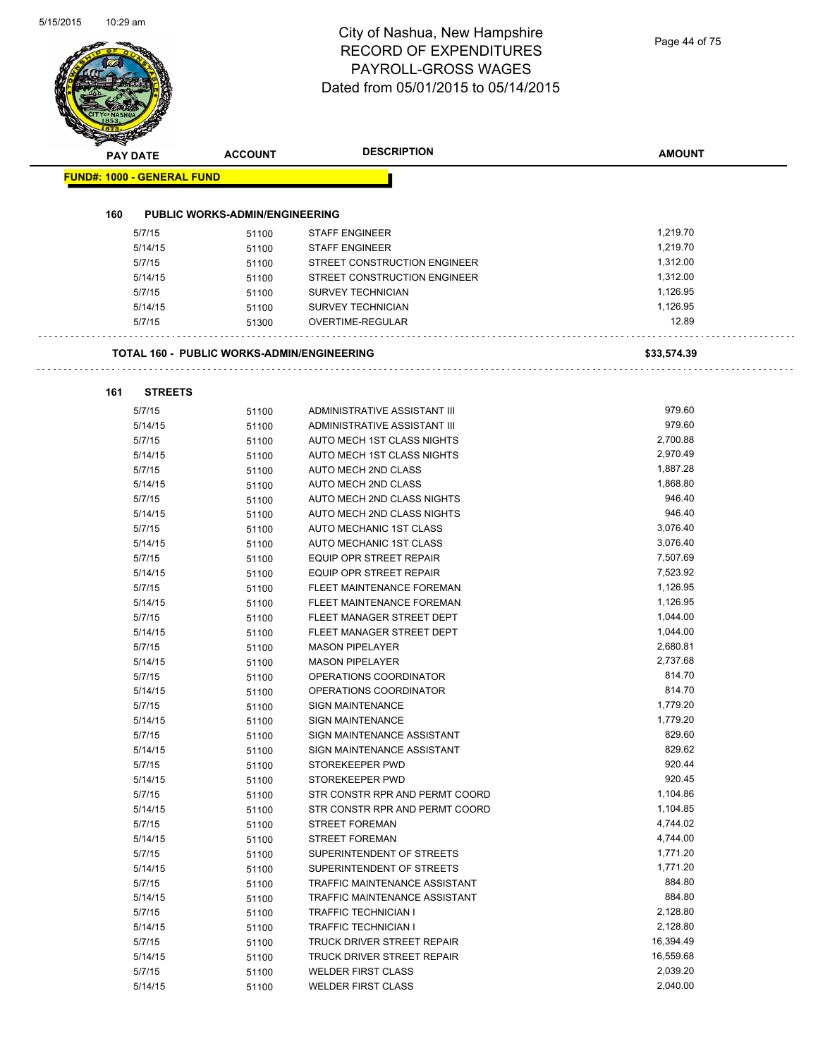# City of Nashua, New Hampshire
## RECORD OF EXPENDITURES
## PAYROLL-GROSS WAGES
## Dated from 05/01/2015 to 05/14/2015

| PAY DATE | ACCOUNT | DESCRIPTION | AMOUNT |
|---|---|---|---|

**FUND#: 1000 - GENERAL FUND**

**160 PUBLIC WORKS-ADMIN/ENGINEERING**

| PAY DATE | ACCOUNT | DESCRIPTION | AMOUNT |
|---|---|---|---|
| 5/7/15 | 51100 | STAFF ENGINEER | 1,219.70 |
| 5/14/15 | 51100 | STAFF ENGINEER | 1,219.70 |
| 5/7/15 | 51100 | STREET CONSTRUCTION ENGINEER | 1,312.00 |
| 5/14/15 | 51100 | STREET CONSTRUCTION ENGINEER | 1,312.00 |
| 5/7/15 | 51100 | SURVEY TECHNICIAN | 1,126.95 |
| 5/14/15 | 51100 | SURVEY TECHNICIAN | 1,126.95 |
| 5/7/15 | 51300 | OVERTIME-REGULAR | 12.89 |

**TOTAL 160 - PUBLIC WORKS-ADMIN/ENGINEERING** **$33,574.39**

**161 STREETS**

| PAY DATE | ACCOUNT | DESCRIPTION | AMOUNT |
|---|---|---|---|
| 5/7/15 | 51100 | ADMINISTRATIVE ASSISTANT III | 979.60 |
| 5/14/15 | 51100 | ADMINISTRATIVE ASSISTANT III | 979.60 |
| 5/7/15 | 51100 | AUTO MECH 1ST CLASS NIGHTS | 2,700.88 |
| 5/14/15 | 51100 | AUTO MECH 1ST CLASS NIGHTS | 2,970.49 |
| 5/7/15 | 51100 | AUTO MECH 2ND CLASS | 1,887.28 |
| 5/14/15 | 51100 | AUTO MECH 2ND CLASS | 1,868.80 |
| 5/7/15 | 51100 | AUTO MECH 2ND CLASS NIGHTS | 946.40 |
| 5/14/15 | 51100 | AUTO MECH 2ND CLASS NIGHTS | 946.40 |
| 5/7/15 | 51100 | AUTO MECHANIC 1ST CLASS | 3,076.40 |
| 5/14/15 | 51100 | AUTO MECHANIC 1ST CLASS | 3,076.40 |
| 5/7/15 | 51100 | EQUIP OPR STREET REPAIR | 7,507.69 |
| 5/14/15 | 51100 | EQUIP OPR STREET REPAIR | 7,523.92 |
| 5/7/15 | 51100 | FLEET MAINTENANCE FOREMAN | 1,126.95 |
| 5/14/15 | 51100 | FLEET MAINTENANCE FOREMAN | 1,126.95 |
| 5/7/15 | 51100 | FLEET MANAGER STREET DEPT | 1,044.00 |
| 5/14/15 | 51100 | FLEET MANAGER STREET DEPT | 1,044.00 |
| 5/7/15 | 51100 | MASON PIPELAYER | 2,680.81 |
| 5/14/15 | 51100 | MASON PIPELAYER | 2,737.68 |
| 5/7/15 | 51100 | OPERATIONS COORDINATOR | 814.70 |
| 5/14/15 | 51100 | OPERATIONS COORDINATOR | 814.70 |
| 5/7/15 | 51100 | SIGN MAINTENANCE | 1,779.20 |
| 5/14/15 | 51100 | SIGN MAINTENANCE | 1,779.20 |
| 5/7/15 | 51100 | SIGN MAINTENANCE ASSISTANT | 829.60 |
| 5/14/15 | 51100 | SIGN MAINTENANCE ASSISTANT | 829.62 |
| 5/7/15 | 51100 | STOREKEEPER PWD | 920.44 |
| 5/14/15 | 51100 | STOREKEEPER PWD | 920.45 |
| 5/7/15 | 51100 | STR CONSTR RPR AND PERMT COORD | 1,104.86 |
| 5/14/15 | 51100 | STR CONSTR RPR AND PERMT COORD | 1,104.85 |
| 5/7/15 | 51100 | STREET FOREMAN | 4,744.02 |
| 5/14/15 | 51100 | STREET FOREMAN | 4,744.00 |
| 5/7/15 | 51100 | SUPERINTENDENT OF STREETS | 1,771.20 |
| 5/14/15 | 51100 | SUPERINTENDENT OF STREETS | 1,771.20 |
| 5/7/15 | 51100 | TRAFFIC MAINTENANCE ASSISTANT | 884.80 |
| 5/14/15 | 51100 | TRAFFIC MAINTENANCE ASSISTANT | 884.80 |
| 5/7/15 | 51100 | TRAFFIC TECHNICIAN I | 2,128.80 |
| 5/14/15 | 51100 | TRAFFIC TECHNICIAN I | 2,128.80 |
| 5/7/15 | 51100 | TRUCK DRIVER STREET REPAIR | 16,394.49 |
| 5/14/15 | 51100 | TRUCK DRIVER STREET REPAIR | 16,559.68 |
| 5/7/15 | 51100 | WELDER FIRST CLASS | 2,039.20 |
| 5/14/15 | 51100 | WELDER FIRST CLASS | 2,040.00 |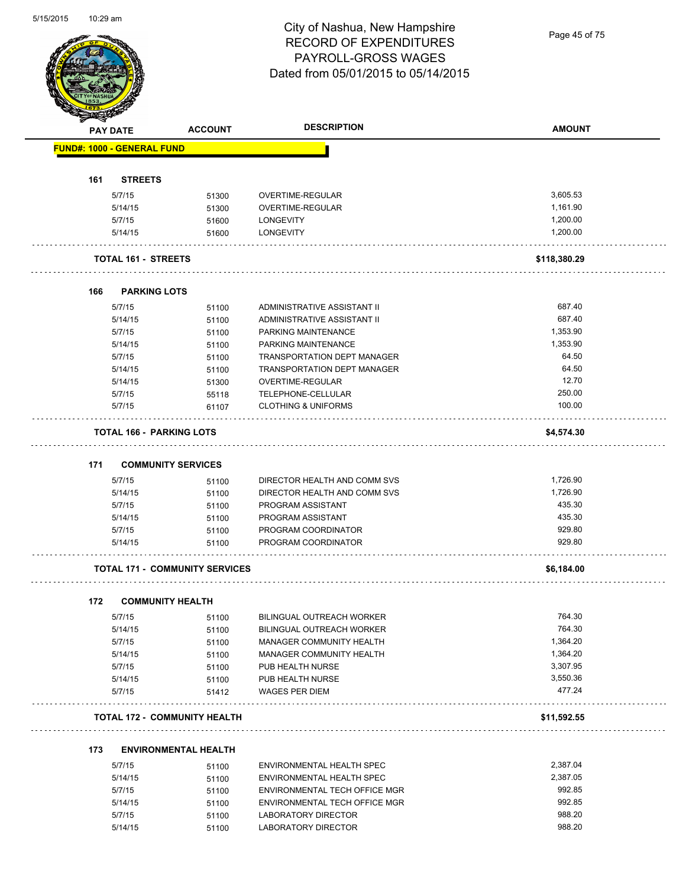# City of Nashua, New Hampshire
# RECORD OF EXPENDITURES
# PAYROLL-GROSS WAGES
# Dated from 05/01/2015 to 05/14/2015

| PAY DATE | ACCOUNT | DESCRIPTION | AMOUNT |
|---|---|---|---|
| **FUND#: 1000 - GENERAL FUND** | | | |
| **161 STREETS** | | | |
| 5/7/15 | 51300 | OVERTIME-REGULAR | 3,605.53 |
| 5/14/15 | 51300 | OVERTIME-REGULAR | 1,161.90 |
| 5/7/15 | 51600 | LONGEVITY | 1,200.00 |
| 5/14/15 | 51600 | LONGEVITY | 1,200.00 |
| **TOTAL 161 - STREETS** | | | **$118,380.29** |
| **166 PARKING LOTS** | | | |
| 5/7/15 | 51100 | ADMINISTRATIVE ASSISTANT II | 687.40 |
| 5/14/15 | 51100 | ADMINISTRATIVE ASSISTANT II | 687.40 |
| 5/7/15 | 51100 | PARKING MAINTENANCE | 1,353.90 |
| 5/14/15 | 51100 | PARKING MAINTENANCE | 1,353.90 |
| 5/7/15 | 51100 | TRANSPORTATION DEPT MANAGER | 64.50 |
| 5/14/15 | 51100 | TRANSPORTATION DEPT MANAGER | 64.50 |
| 5/14/15 | 51300 | OVERTIME-REGULAR | 12.70 |
| 5/7/15 | 55118 | TELEPHONE-CELLULAR | 250.00 |
| 5/7/15 | 61107 | CLOTHING & UNIFORMS | 100.00 |
| **TOTAL 166 - PARKING LOTS** | | | **$4,574.30** |
| **171 COMMUNITY SERVICES** | | | |
| 5/7/15 | 51100 | DIRECTOR HEALTH AND COMM SVS | 1,726.90 |
| 5/14/15 | 51100 | DIRECTOR HEALTH AND COMM SVS | 1,726.90 |
| 5/7/15 | 51100 | PROGRAM ASSISTANT | 435.30 |
| 5/14/15 | 51100 | PROGRAM ASSISTANT | 435.30 |
| 5/7/15 | 51100 | PROGRAM COORDINATOR | 929.80 |
| 5/14/15 | 51100 | PROGRAM COORDINATOR | 929.80 |
| **TOTAL 171 - COMMUNITY SERVICES** | | | **$6,184.00** |
| **172 COMMUNITY HEALTH** | | | |
| 5/7/15 | 51100 | BILINGUAL OUTREACH WORKER | 764.30 |
| 5/14/15 | 51100 | BILINGUAL OUTREACH WORKER | 764.30 |
| 5/7/15 | 51100 | MANAGER COMMUNITY HEALTH | 1,364.20 |
| 5/14/15 | 51100 | MANAGER COMMUNITY HEALTH | 1,364.20 |
| 5/7/15 | 51100 | PUB HEALTH NURSE | 3,307.95 |
| 5/14/15 | 51100 | PUB HEALTH NURSE | 3,550.36 |
| 5/7/15 | 51412 | WAGES PER DIEM | 477.24 |
| **TOTAL 172 - COMMUNITY HEALTH** | | | **$11,592.55** |
| **173 ENVIRONMENTAL HEALTH** | | | |
| 5/7/15 | 51100 | ENVIRONMENTAL HEALTH SPEC | 2,387.04 |
| 5/14/15 | 51100 | ENVIRONMENTAL HEALTH SPEC | 2,387.05 |
| 5/7/15 | 51100 | ENVIRONMENTAL TECH OFFICE MGR | 992.85 |
| 5/14/15 | 51100 | ENVIRONMENTAL TECH OFFICE MGR | 992.85 |
| 5/7/15 | 51100 | LABORATORY DIRECTOR | 988.20 |
| 5/14/15 | 51100 | LABORATORY DIRECTOR | 988.20 |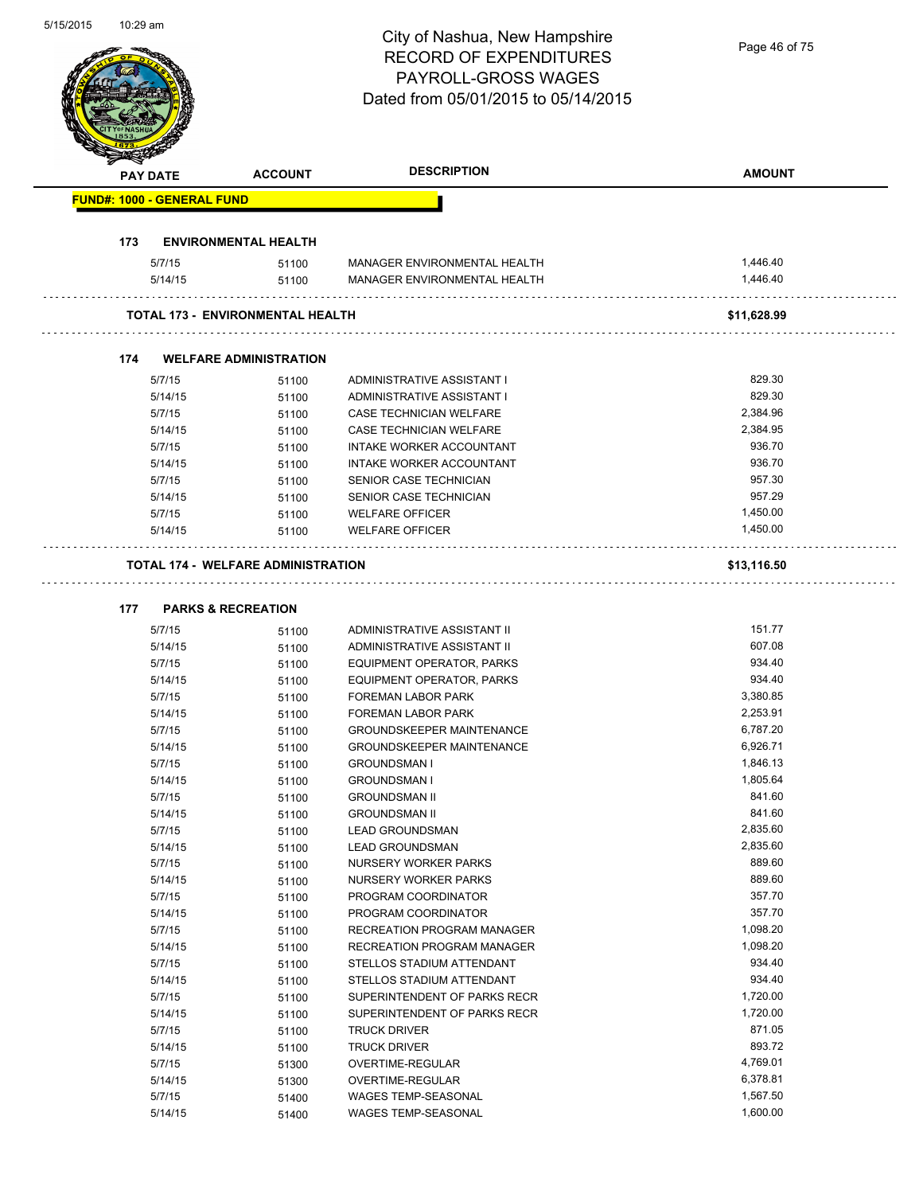# City of Nashua, New Hampshire
## RECORD OF EXPENDITURES
## PAYROLL-GROSS WAGES
## Dated from 05/01/2015 to 05/14/2015

| PAY DATE | ACCOUNT | DESCRIPTION | AMOUNT |
|---|---|---|---|
| **FUND#: 1000 - GENERAL FUND** | | | |
| **173 ENVIRONMENTAL HEALTH** | | | |
| 5/7/15 | 51100 | MANAGER ENVIRONMENTAL HEALTH | 1,446.40 |
| 5/14/15 | 51100 | MANAGER ENVIRONMENTAL HEALTH | 1,446.40 |
| **TOTAL 173 - ENVIRONMENTAL HEALTH** | | | **$11,628.99** |
| **174 WELFARE ADMINISTRATION** | | | |
| 5/7/15 | 51100 | ADMINISTRATIVE ASSISTANT I | 829.30 |
| 5/14/15 | 51100 | ADMINISTRATIVE ASSISTANT I | 829.30 |
| 5/7/15 | 51100 | CASE TECHNICIAN WELFARE | 2,384.96 |
| 5/14/15 | 51100 | CASE TECHNICIAN WELFARE | 2,384.95 |
| 5/7/15 | 51100 | INTAKE WORKER ACCOUNTANT | 936.70 |
| 5/14/15 | 51100 | INTAKE WORKER ACCOUNTANT | 936.70 |
| 5/7/15 | 51100 | SENIOR CASE TECHNICIAN | 957.30 |
| 5/14/15 | 51100 | SENIOR CASE TECHNICIAN | 957.29 |
| 5/7/15 | 51100 | WELFARE OFFICER | 1,450.00 |
| 5/14/15 | 51100 | WELFARE OFFICER | 1,450.00 |
| **TOTAL 174 - WELFARE ADMINISTRATION** | | | **$13,116.50** |
| **177 PARKS & RECREATION** | | | |
| 5/7/15 | 51100 | ADMINISTRATIVE ASSISTANT II | 151.77 |
| 5/14/15 | 51100 | ADMINISTRATIVE ASSISTANT II | 607.08 |
| 5/7/15 | 51100 | EQUIPMENT OPERATOR, PARKS | 934.40 |
| 5/14/15 | 51100 | EQUIPMENT OPERATOR, PARKS | 934.40 |
| 5/7/15 | 51100 | FOREMAN LABOR PARK | 3,380.85 |
| 5/14/15 | 51100 | FOREMAN LABOR PARK | 2,253.91 |
| 5/7/15 | 51100 | GROUNDSKEEPER MAINTENANCE | 6,787.20 |
| 5/14/15 | 51100 | GROUNDSKEEPER MAINTENANCE | 6,926.71 |
| 5/7/15 | 51100 | GROUNDSMAN I | 1,846.13 |
| 5/14/15 | 51100 | GROUNDSMAN I | 1,805.64 |
| 5/7/15 | 51100 | GROUNDSMAN II | 841.60 |
| 5/14/15 | 51100 | GROUNDSMAN II | 841.60 |
| 5/7/15 | 51100 | LEAD GROUNDSMAN | 2,835.60 |
| 5/14/15 | 51100 | LEAD GROUNDSMAN | 2,835.60 |
| 5/7/15 | 51100 | NURSERY WORKER PARKS | 889.60 |
| 5/14/15 | 51100 | NURSERY WORKER PARKS | 889.60 |
| 5/7/15 | 51100 | PROGRAM COORDINATOR | 357.70 |
| 5/14/15 | 51100 | PROGRAM COORDINATOR | 357.70 |
| 5/7/15 | 51100 | RECREATION PROGRAM MANAGER | 1,098.20 |
| 5/14/15 | 51100 | RECREATION PROGRAM MANAGER | 1,098.20 |
| 5/7/15 | 51100 | STELLOS STADIUM ATTENDANT | 934.40 |
| 5/14/15 | 51100 | STELLOS STADIUM ATTENDANT | 934.40 |
| 5/7/15 | 51100 | SUPERINTENDENT OF PARKS RECR | 1,720.00 |
| 5/14/15 | 51100 | SUPERINTENDENT OF PARKS RECR | 1,720.00 |
| 5/7/15 | 51100 | TRUCK DRIVER | 871.05 |
| 5/14/15 | 51100 | TRUCK DRIVER | 893.72 |
| 5/7/15 | 51300 | OVERTIME-REGULAR | 4,769.01 |
| 5/14/15 | 51300 | OVERTIME-REGULAR | 6,378.81 |
| 5/7/15 | 51400 | WAGES TEMP-SEASONAL | 1,567.50 |
| 5/14/15 | 51400 | WAGES TEMP-SEASONAL | 1,600.00 |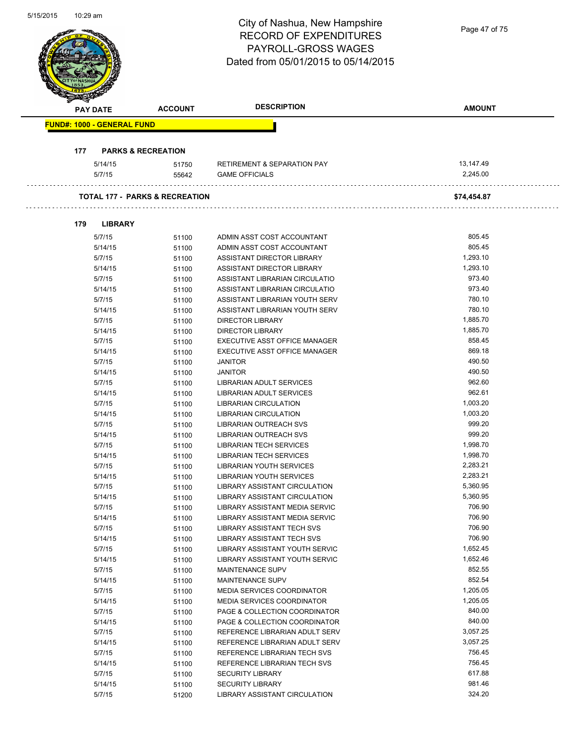# City of Nashua, New Hampshire
## RECORD OF EXPENDITURES
## PAYROLL-GROSS WAGES
## Dated from 05/01/2015 to 05/14/2015

| PAY DATE | ACCOUNT | DESCRIPTION | AMOUNT |
|---|---|---|---|

**FUND#: 1000 - GENERAL FUND**

**177 PARKS & RECREATION**

| PAY DATE | ACCOUNT | DESCRIPTION | AMOUNT |
|---|---|---|---|
| 5/14/15 | 51750 | RETIREMENT & SEPARATION PAY | 13,147.49 |
| 5/7/15 | 55642 | GAME OFFICIALS | 2,245.00 |

**TOTAL 177 - PARKS & RECREATION** **$74,454.87**

**179 LIBRARY**

| PAY DATE | ACCOUNT | DESCRIPTION | AMOUNT |
|---|---|---|---|
| 5/7/15 | 51100 | ADMIN ASST COST ACCOUNTANT | 805.45 |
| 5/14/15 | 51100 | ADMIN ASST COST ACCOUNTANT | 805.45 |
| 5/7/15 | 51100 | ASSISTANT DIRECTOR LIBRARY | 1,293.10 |
| 5/14/15 | 51100 | ASSISTANT DIRECTOR LIBRARY | 1,293.10 |
| 5/7/15 | 51100 | ASSISTANT LIBRARIAN CIRCULATIO | 973.40 |
| 5/14/15 | 51100 | ASSISTANT LIBRARIAN CIRCULATIO | 973.40 |
| 5/7/15 | 51100 | ASSISTANT LIBRARIAN YOUTH SERV | 780.10 |
| 5/14/15 | 51100 | ASSISTANT LIBRARIAN YOUTH SERV | 780.10 |
| 5/7/15 | 51100 | DIRECTOR LIBRARY | 1,885.70 |
| 5/14/15 | 51100 | DIRECTOR LIBRARY | 1,885.70 |
| 5/7/15 | 51100 | EXECUTIVE ASST OFFICE MANAGER | 858.45 |
| 5/14/15 | 51100 | EXECUTIVE ASST OFFICE MANAGER | 869.18 |
| 5/7/15 | 51100 | JANITOR | 490.50 |
| 5/14/15 | 51100 | JANITOR | 490.50 |
| 5/7/15 | 51100 | LIBRARIAN ADULT SERVICES | 962.60 |
| 5/14/15 | 51100 | LIBRARIAN ADULT SERVICES | 962.61 |
| 5/7/15 | 51100 | LIBRARIAN CIRCULATION | 1,003.20 |
| 5/14/15 | 51100 | LIBRARIAN CIRCULATION | 1,003.20 |
| 5/7/15 | 51100 | LIBRARIAN OUTREACH SVS | 999.20 |
| 5/14/15 | 51100 | LIBRARIAN OUTREACH SVS | 999.20 |
| 5/7/15 | 51100 | LIBRARIAN TECH SERVICES | 1,998.70 |
| 5/14/15 | 51100 | LIBRARIAN TECH SERVICES | 1,998.70 |
| 5/7/15 | 51100 | LIBRARIAN YOUTH SERVICES | 2,283.21 |
| 5/14/15 | 51100 | LIBRARIAN YOUTH SERVICES | 2,283.21 |
| 5/7/15 | 51100 | LIBRARY ASSISTANT CIRCULATION | 5,360.95 |
| 5/14/15 | 51100 | LIBRARY ASSISTANT CIRCULATION | 5,360.95 |
| 5/7/15 | 51100 | LIBRARY ASSISTANT MEDIA SERVIC | 706.90 |
| 5/14/15 | 51100 | LIBRARY ASSISTANT MEDIA SERVIC | 706.90 |
| 5/7/15 | 51100 | LIBRARY ASSISTANT TECH SVS | 706.90 |
| 5/14/15 | 51100 | LIBRARY ASSISTANT TECH SVS | 706.90 |
| 5/7/15 | 51100 | LIBRARY ASSISTANT YOUTH SERVIC | 1,652.45 |
| 5/14/15 | 51100 | LIBRARY ASSISTANT YOUTH SERVIC | 1,652.46 |
| 5/7/15 | 51100 | MAINTENANCE SUPV | 852.55 |
| 5/14/15 | 51100 | MAINTENANCE SUPV | 852.54 |
| 5/7/15 | 51100 | MEDIA SERVICES COORDINATOR | 1,205.05 |
| 5/14/15 | 51100 | MEDIA SERVICES COORDINATOR | 1,205.05 |
| 5/7/15 | 51100 | PAGE & COLLECTION COORDINATOR | 840.00 |
| 5/14/15 | 51100 | PAGE & COLLECTION COORDINATOR | 840.00 |
| 5/7/15 | 51100 | REFERENCE LIBRARIAN ADULT SERV | 3,057.25 |
| 5/14/15 | 51100 | REFERENCE LIBRARIAN ADULT SERV | 3,057.25 |
| 5/7/15 | 51100 | REFERENCE LIBRARIAN TECH SVS | 756.45 |
| 5/14/15 | 51100 | REFERENCE LIBRARIAN TECH SVS | 756.45 |
| 5/7/15 | 51100 | SECURITY LIBRARY | 617.88 |
| 5/14/15 | 51100 | SECURITY LIBRARY | 981.46 |
| 5/7/15 | 51200 | LIBRARY ASSISTANT CIRCULATION | 324.20 |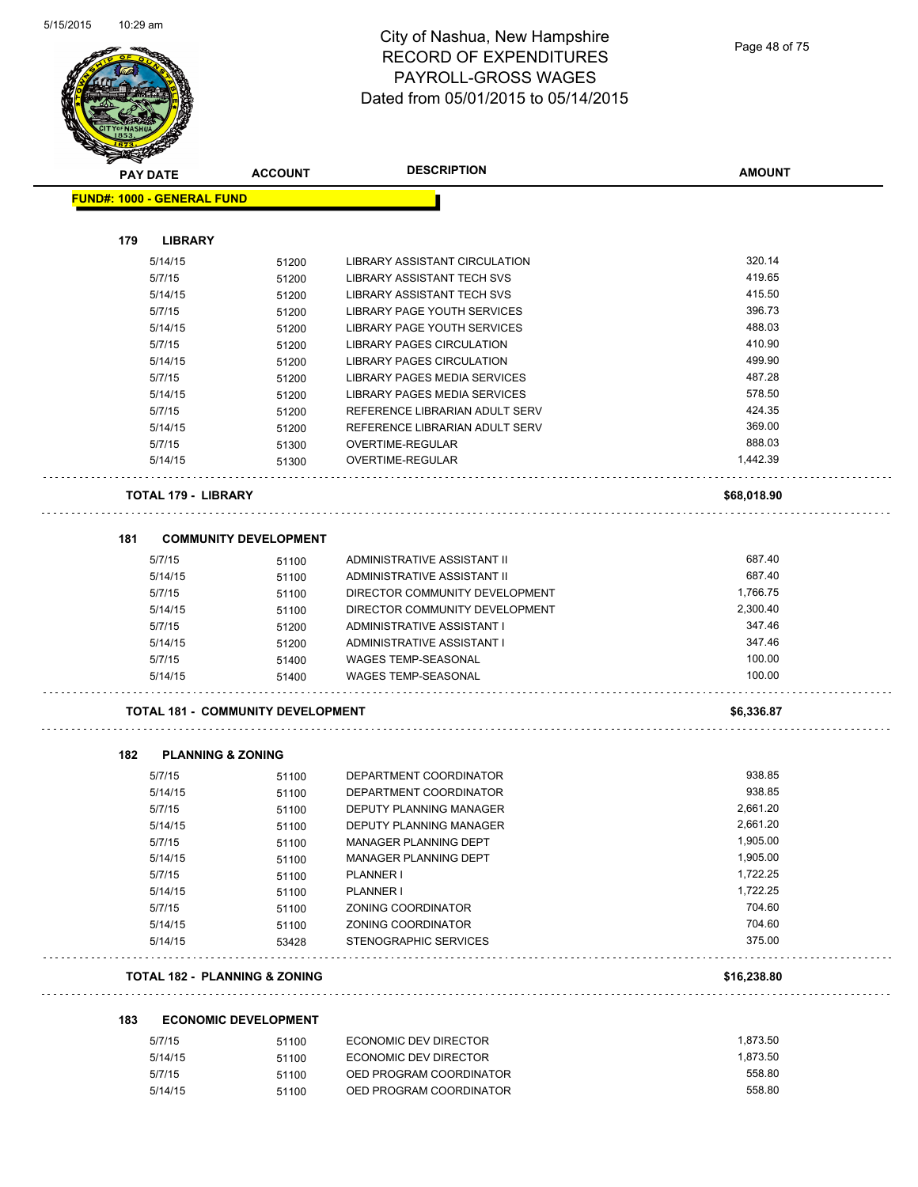# City of Nashua, New Hampshire
## RECORD OF EXPENDITURES
## PAYROLL-GROSS WAGES
## Dated from 05/01/2015 to 05/14/2015

| PAY DATE | ACCOUNT | DESCRIPTION | AMOUNT |
|---|---|---|---|
| **FUND#: 1000 - GENERAL FUND** | | | |
| **179 LIBRARY** | | | |
| 5/14/15 | 51200 | LIBRARY ASSISTANT CIRCULATION | 320.14 |
| 5/7/15 | 51200 | LIBRARY ASSISTANT TECH SVS | 419.65 |
| 5/14/15 | 51200 | LIBRARY ASSISTANT TECH SVS | 415.50 |
| 5/7/15 | 51200 | LIBRARY PAGE YOUTH SERVICES | 396.73 |
| 5/14/15 | 51200 | LIBRARY PAGE YOUTH SERVICES | 488.03 |
| 5/7/15 | 51200 | LIBRARY PAGES CIRCULATION | 410.90 |
| 5/14/15 | 51200 | LIBRARY PAGES CIRCULATION | 499.90 |
| 5/7/15 | 51200 | LIBRARY PAGES MEDIA SERVICES | 487.28 |
| 5/14/15 | 51200 | LIBRARY PAGES MEDIA SERVICES | 578.50 |
| 5/7/15 | 51200 | REFERENCE LIBRARIAN ADULT SERV | 424.35 |
| 5/14/15 | 51200 | REFERENCE LIBRARIAN ADULT SERV | 369.00 |
| 5/7/15 | 51300 | OVERTIME-REGULAR | 888.03 |
| 5/14/15 | 51300 | OVERTIME-REGULAR | 1,442.39 |
| **TOTAL 179 - LIBRARY** | | | **$68,018.90** |
| **181 COMMUNITY DEVELOPMENT** | | | |
| 5/7/15 | 51100 | ADMINISTRATIVE ASSISTANT II | 687.40 |
| 5/14/15 | 51100 | ADMINISTRATIVE ASSISTANT II | 687.40 |
| 5/7/15 | 51100 | DIRECTOR COMMUNITY DEVELOPMENT | 1,766.75 |
| 5/14/15 | 51100 | DIRECTOR COMMUNITY DEVELOPMENT | 2,300.40 |
| 5/7/15 | 51200 | ADMINISTRATIVE ASSISTANT I | 347.46 |
| 5/14/15 | 51200 | ADMINISTRATIVE ASSISTANT I | 347.46 |
| 5/7/15 | 51400 | WAGES TEMP-SEASONAL | 100.00 |
| 5/14/15 | 51400 | WAGES TEMP-SEASONAL | 100.00 |
| **TOTAL 181 - COMMUNITY DEVELOPMENT** | | | **$6,336.87** |
| **182 PLANNING & ZONING** | | | |
| 5/7/15 | 51100 | DEPARTMENT COORDINATOR | 938.85 |
| 5/14/15 | 51100 | DEPARTMENT COORDINATOR | 938.85 |
| 5/7/15 | 51100 | DEPUTY PLANNING MANAGER | 2,661.20 |
| 5/14/15 | 51100 | DEPUTY PLANNING MANAGER | 2,661.20 |
| 5/7/15 | 51100 | MANAGER PLANNING DEPT | 1,905.00 |
| 5/14/15 | 51100 | MANAGER PLANNING DEPT | 1,905.00 |
| 5/7/15 | 51100 | PLANNER I | 1,722.25 |
| 5/14/15 | 51100 | PLANNER I | 1,722.25 |
| 5/7/15 | 51100 | ZONING COORDINATOR | 704.60 |
| 5/14/15 | 51100 | ZONING COORDINATOR | 704.60 |
| 5/14/15 | 53428 | STENOGRAPHIC SERVICES | 375.00 |
| **TOTAL 182 - PLANNING & ZONING** | | | **$16,238.80** |
| **183 ECONOMIC DEVELOPMENT** | | | |
| 5/7/15 | 51100 | ECONOMIC DEV DIRECTOR | 1,873.50 |
| 5/14/15 | 51100 | ECONOMIC DEV DIRECTOR | 1,873.50 |
| 5/7/15 | 51100 | OED PROGRAM COORDINATOR | 558.80 |
| 5/14/15 | 51100 | OED PROGRAM COORDINATOR | 558.80 |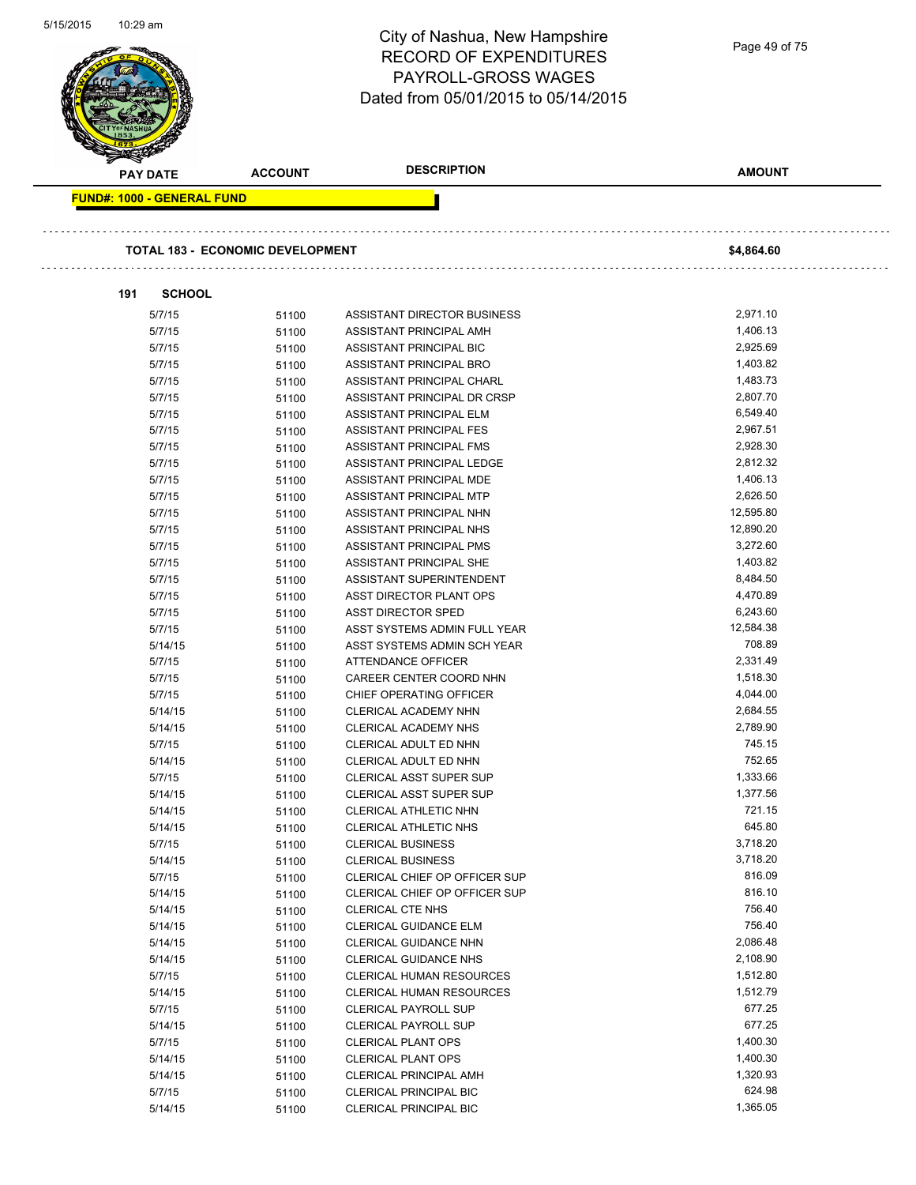# City of Nashua, New Hampshire
## RECORD OF EXPENDITURES
## PAYROLL-GROSS WAGES
## Dated from 05/01/2015 to 05/14/2015

| PAY DATE | ACCOUNT | DESCRIPTION | AMOUNT |
|---|---|---|---|

**FUND#: 1000 - GENERAL FUND**

**TOTAL 183 - ECONOMIC DEVELOPMENT** **$4,864.60**

**191 SCHOOL**

| PAY DATE | ACCOUNT | DESCRIPTION | AMOUNT |
|---|---|---|---|
| 5/7/15 | 51100 | ASSISTANT DIRECTOR BUSINESS | 2,971.10 |
| 5/7/15 | 51100 | ASSISTANT PRINCIPAL AMH | 1,406.13 |
| 5/7/15 | 51100 | ASSISTANT PRINCIPAL BIC | 2,925.69 |
| 5/7/15 | 51100 | ASSISTANT PRINCIPAL BRO | 1,403.82 |
| 5/7/15 | 51100 | ASSISTANT PRINCIPAL CHARL | 1,483.73 |
| 5/7/15 | 51100 | ASSISTANT PRINCIPAL DR CRSP | 2,807.70 |
| 5/7/15 | 51100 | ASSISTANT PRINCIPAL ELM | 6,549.40 |
| 5/7/15 | 51100 | ASSISTANT PRINCIPAL FES | 2,967.51 |
| 5/7/15 | 51100 | ASSISTANT PRINCIPAL FMS | 2,928.30 |
| 5/7/15 | 51100 | ASSISTANT PRINCIPAL LEDGE | 2,812.32 |
| 5/7/15 | 51100 | ASSISTANT PRINCIPAL MDE | 1,406.13 |
| 5/7/15 | 51100 | ASSISTANT PRINCIPAL MTP | 2,626.50 |
| 5/7/15 | 51100 | ASSISTANT PRINCIPAL NHN | 12,595.80 |
| 5/7/15 | 51100 | ASSISTANT PRINCIPAL NHS | 12,890.20 |
| 5/7/15 | 51100 | ASSISTANT PRINCIPAL PMS | 3,272.60 |
| 5/7/15 | 51100 | ASSISTANT PRINCIPAL SHE | 1,403.82 |
| 5/7/15 | 51100 | ASSISTANT SUPERINTENDENT | 8,484.50 |
| 5/7/15 | 51100 | ASST DIRECTOR PLANT OPS | 4,470.89 |
| 5/7/15 | 51100 | ASST DIRECTOR SPED | 6,243.60 |
| 5/7/15 | 51100 | ASST SYSTEMS ADMIN FULL YEAR | 12,584.38 |
| 5/14/15 | 51100 | ASST SYSTEMS ADMIN SCH YEAR | 708.89 |
| 5/7/15 | 51100 | ATTENDANCE OFFICER | 2,331.49 |
| 5/7/15 | 51100 | CAREER CENTER COORD NHN | 1,518.30 |
| 5/7/15 | 51100 | CHIEF OPERATING OFFICER | 4,044.00 |
| 5/14/15 | 51100 | CLERICAL ACADEMY NHN | 2,684.55 |
| 5/14/15 | 51100 | CLERICAL ACADEMY NHS | 2,789.90 |
| 5/7/15 | 51100 | CLERICAL ADULT ED NHN | 745.15 |
| 5/14/15 | 51100 | CLERICAL ADULT ED NHN | 752.65 |
| 5/7/15 | 51100 | CLERICAL ASST SUPER SUP | 1,333.66 |
| 5/14/15 | 51100 | CLERICAL ASST SUPER SUP | 1,377.56 |
| 5/14/15 | 51100 | CLERICAL ATHLETIC NHN | 721.15 |
| 5/14/15 | 51100 | CLERICAL ATHLETIC NHS | 645.80 |
| 5/7/15 | 51100 | CLERICAL BUSINESS | 3,718.20 |
| 5/14/15 | 51100 | CLERICAL BUSINESS | 3,718.20 |
| 5/7/15 | 51100 | CLERICAL CHIEF OP OFFICER SUP | 816.09 |
| 5/14/15 | 51100 | CLERICAL CHIEF OP OFFICER SUP | 816.10 |
| 5/14/15 | 51100 | CLERICAL CTE NHS | 756.40 |
| 5/14/15 | 51100 | CLERICAL GUIDANCE ELM | 756.40 |
| 5/14/15 | 51100 | CLERICAL GUIDANCE NHN | 2,086.48 |
| 5/14/15 | 51100 | CLERICAL GUIDANCE NHS | 2,108.90 |
| 5/7/15 | 51100 | CLERICAL HUMAN RESOURCES | 1,512.80 |
| 5/14/15 | 51100 | CLERICAL HUMAN RESOURCES | 1,512.79 |
| 5/7/15 | 51100 | CLERICAL PAYROLL SUP | 677.25 |
| 5/14/15 | 51100 | CLERICAL PAYROLL SUP | 677.25 |
| 5/7/15 | 51100 | CLERICAL PLANT OPS | 1,400.30 |
| 5/14/15 | 51100 | CLERICAL PLANT OPS | 1,400.30 |
| 5/14/15 | 51100 | CLERICAL PRINCIPAL AMH | 1,320.93 |
| 5/7/15 | 51100 | CLERICAL PRINCIPAL BIC | 624.98 |
| 5/14/15 | 51100 | CLERICAL PRINCIPAL BIC | 1,365.05 |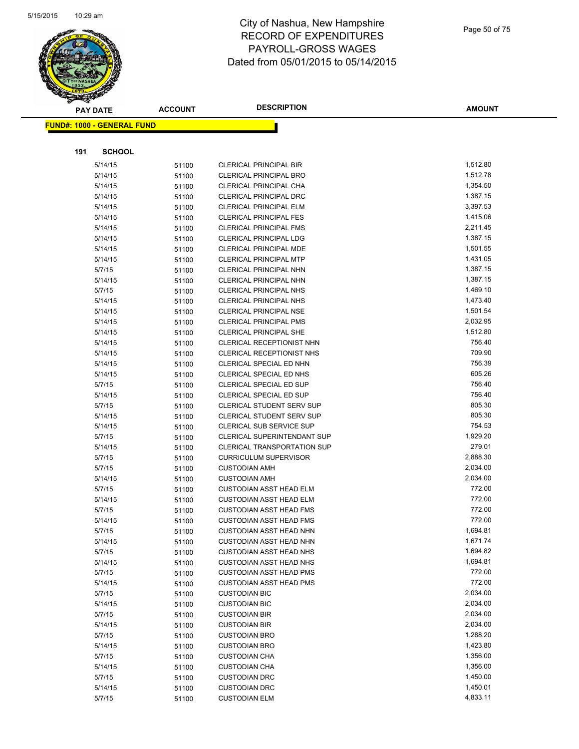# City of Nashua, New Hampshire
## RECORD OF EXPENDITURES
## PAYROLL-GROSS WAGES
## Dated from 05/01/2015 to 05/14/2015

| PAY DATE | ACCOUNT | DESCRIPTION | AMOUNT |
|---|---|---|---|

**FUND#: 1000 - GENERAL FUND**

**191 SCHOOL**

| PAY DATE | ACCOUNT | DESCRIPTION | AMOUNT |
|---|---|---|---|
| 5/14/15 | 51100 | CLERICAL PRINCIPAL BIR | 1,512.80 |
| 5/14/15 | 51100 | CLERICAL PRINCIPAL BRO | 1,512.78 |
| 5/14/15 | 51100 | CLERICAL PRINCIPAL CHA | 1,354.50 |
| 5/14/15 | 51100 | CLERICAL PRINCIPAL DRC | 1,387.15 |
| 5/14/15 | 51100 | CLERICAL PRINCIPAL ELM | 3,397.53 |
| 5/14/15 | 51100 | CLERICAL PRINCIPAL FES | 1,415.06 |
| 5/14/15 | 51100 | CLERICAL PRINCIPAL FMS | 2,211.45 |
| 5/14/15 | 51100 | CLERICAL PRINCIPAL LDG | 1,387.15 |
| 5/14/15 | 51100 | CLERICAL PRINCIPAL MDE | 1,501.55 |
| 5/14/15 | 51100 | CLERICAL PRINCIPAL MTP | 1,431.05 |
| 5/7/15 | 51100 | CLERICAL PRINCIPAL NHN | 1,387.15 |
| 5/14/15 | 51100 | CLERICAL PRINCIPAL NHN | 1,387.15 |
| 5/7/15 | 51100 | CLERICAL PRINCIPAL NHS | 1,469.10 |
| 5/14/15 | 51100 | CLERICAL PRINCIPAL NHS | 1,473.40 |
| 5/14/15 | 51100 | CLERICAL PRINCIPAL NSE | 1,501.54 |
| 5/14/15 | 51100 | CLERICAL PRINCIPAL PMS | 2,032.95 |
| 5/14/15 | 51100 | CLERICAL PRINCIPAL SHE | 1,512.80 |
| 5/14/15 | 51100 | CLERICAL RECEPTIONIST NHN | 756.40 |
| 5/14/15 | 51100 | CLERICAL RECEPTIONIST NHS | 709.90 |
| 5/14/15 | 51100 | CLERICAL SPECIAL ED NHN | 756.39 |
| 5/14/15 | 51100 | CLERICAL SPECIAL ED NHS | 605.26 |
| 5/7/15 | 51100 | CLERICAL SPECIAL ED SUP | 756.40 |
| 5/14/15 | 51100 | CLERICAL SPECIAL ED SUP | 756.40 |
| 5/7/15 | 51100 | CLERICAL STUDENT SERV SUP | 805.30 |
| 5/14/15 | 51100 | CLERICAL STUDENT SERV SUP | 805.30 |
| 5/14/15 | 51100 | CLERICAL SUB SERVICE SUP | 754.53 |
| 5/7/15 | 51100 | CLERICAL SUPERINTENDANT SUP | 1,929.20 |
| 5/14/15 | 51100 | CLERICAL TRANSPORTATION SUP | 279.01 |
| 5/7/15 | 51100 | CURRICULUM SUPERVISOR | 2,888.30 |
| 5/7/15 | 51100 | CUSTODIAN AMH | 2,034.00 |
| 5/14/15 | 51100 | CUSTODIAN AMH | 2,034.00 |
| 5/7/15 | 51100 | CUSTODIAN ASST HEAD ELM | 772.00 |
| 5/14/15 | 51100 | CUSTODIAN ASST HEAD ELM | 772.00 |
| 5/7/15 | 51100 | CUSTODIAN ASST HEAD FMS | 772.00 |
| 5/14/15 | 51100 | CUSTODIAN ASST HEAD FMS | 772.00 |
| 5/7/15 | 51100 | CUSTODIAN ASST HEAD NHN | 1,694.81 |
| 5/14/15 | 51100 | CUSTODIAN ASST HEAD NHN | 1,671.74 |
| 5/7/15 | 51100 | CUSTODIAN ASST HEAD NHS | 1,694.82 |
| 5/14/15 | 51100 | CUSTODIAN ASST HEAD NHS | 1,694.81 |
| 5/7/15 | 51100 | CUSTODIAN ASST HEAD PMS | 772.00 |
| 5/14/15 | 51100 | CUSTODIAN ASST HEAD PMS | 772.00 |
| 5/7/15 | 51100 | CUSTODIAN BIC | 2,034.00 |
| 5/14/15 | 51100 | CUSTODIAN BIC | 2,034.00 |
| 5/7/15 | 51100 | CUSTODIAN BIR | 2,034.00 |
| 5/14/15 | 51100 | CUSTODIAN BIR | 2,034.00 |
| 5/7/15 | 51100 | CUSTODIAN BRO | 1,288.20 |
| 5/14/15 | 51100 | CUSTODIAN BRO | 1,423.80 |
| 5/7/15 | 51100 | CUSTODIAN CHA | 1,356.00 |
| 5/14/15 | 51100 | CUSTODIAN CHA | 1,356.00 |
| 5/7/15 | 51100 | CUSTODIAN DRC | 1,450.00 |
| 5/14/15 | 51100 | CUSTODIAN DRC | 1,450.01 |
| 5/7/15 | 51100 | CUSTODIAN ELM | 4,833.11 |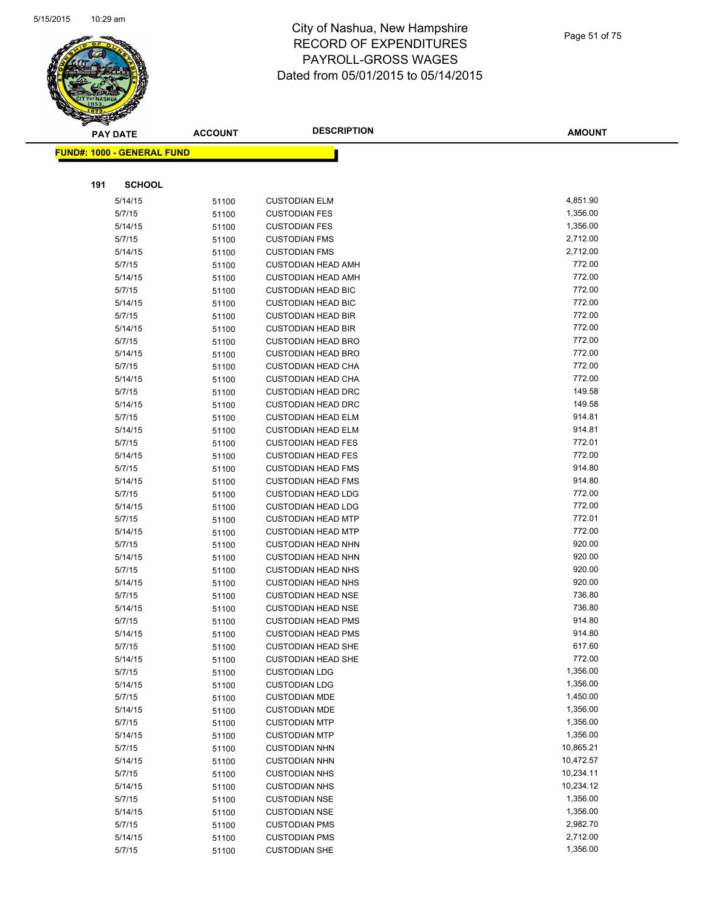# City of Nashua, New Hampshire
# RECORD OF EXPENDITURES
# PAYROLL-GROSS WAGES
# Dated from 05/01/2015 to 05/14/2015

**FUND#: 1000 - GENERAL FUND**

**191 SCHOOL**

| PAY DATE | ACCOUNT | DESCRIPTION | AMOUNT |
|---|---|---|---|
| 5/14/15 | 51100 | CUSTODIAN ELM | 4,851.90 |
| 5/7/15 | 51100 | CUSTODIAN FES | 1,356.00 |
| 5/14/15 | 51100 | CUSTODIAN FES | 1,356.00 |
| 5/7/15 | 51100 | CUSTODIAN FMS | 2,712.00 |
| 5/14/15 | 51100 | CUSTODIAN FMS | 2,712.00 |
| 5/7/15 | 51100 | CUSTODIAN HEAD AMH | 772.00 |
| 5/14/15 | 51100 | CUSTODIAN HEAD AMH | 772.00 |
| 5/7/15 | 51100 | CUSTODIAN HEAD BIC | 772.00 |
| 5/14/15 | 51100 | CUSTODIAN HEAD BIC | 772.00 |
| 5/7/15 | 51100 | CUSTODIAN HEAD BIR | 772.00 |
| 5/14/15 | 51100 | CUSTODIAN HEAD BIR | 772.00 |
| 5/7/15 | 51100 | CUSTODIAN HEAD BRO | 772.00 |
| 5/14/15 | 51100 | CUSTODIAN HEAD BRO | 772.00 |
| 5/7/15 | 51100 | CUSTODIAN HEAD CHA | 772.00 |
| 5/14/15 | 51100 | CUSTODIAN HEAD CHA | 772.00 |
| 5/7/15 | 51100 | CUSTODIAN HEAD DRC | 149.58 |
| 5/14/15 | 51100 | CUSTODIAN HEAD DRC | 149.58 |
| 5/7/15 | 51100 | CUSTODIAN HEAD ELM | 914.81 |
| 5/14/15 | 51100 | CUSTODIAN HEAD ELM | 914.81 |
| 5/7/15 | 51100 | CUSTODIAN HEAD FES | 772.01 |
| 5/14/15 | 51100 | CUSTODIAN HEAD FES | 772.00 |
| 5/7/15 | 51100 | CUSTODIAN HEAD FMS | 914.80 |
| 5/14/15 | 51100 | CUSTODIAN HEAD FMS | 914.80 |
| 5/7/15 | 51100 | CUSTODIAN HEAD LDG | 772.00 |
| 5/14/15 | 51100 | CUSTODIAN HEAD LDG | 772.00 |
| 5/7/15 | 51100 | CUSTODIAN HEAD MTP | 772.01 |
| 5/14/15 | 51100 | CUSTODIAN HEAD MTP | 772.00 |
| 5/7/15 | 51100 | CUSTODIAN HEAD NHN | 920.00 |
| 5/14/15 | 51100 | CUSTODIAN HEAD NHN | 920.00 |
| 5/7/15 | 51100 | CUSTODIAN HEAD NHS | 920.00 |
| 5/14/15 | 51100 | CUSTODIAN HEAD NHS | 920.00 |
| 5/7/15 | 51100 | CUSTODIAN HEAD NSE | 736.80 |
| 5/14/15 | 51100 | CUSTODIAN HEAD NSE | 736.80 |
| 5/7/15 | 51100 | CUSTODIAN HEAD PMS | 914.80 |
| 5/14/15 | 51100 | CUSTODIAN HEAD PMS | 914.80 |
| 5/7/15 | 51100 | CUSTODIAN HEAD SHE | 617.60 |
| 5/14/15 | 51100 | CUSTODIAN HEAD SHE | 772.00 |
| 5/7/15 | 51100 | CUSTODIAN LDG | 1,356.00 |
| 5/14/15 | 51100 | CUSTODIAN LDG | 1,356.00 |
| 5/7/15 | 51100 | CUSTODIAN MDE | 1,450.00 |
| 5/14/15 | 51100 | CUSTODIAN MDE | 1,356.00 |
| 5/7/15 | 51100 | CUSTODIAN MTP | 1,356.00 |
| 5/14/15 | 51100 | CUSTODIAN MTP | 1,356.00 |
| 5/7/15 | 51100 | CUSTODIAN NHN | 10,865.21 |
| 5/14/15 | 51100 | CUSTODIAN NHN | 10,472.57 |
| 5/7/15 | 51100 | CUSTODIAN NHS | 10,234.11 |
| 5/14/15 | 51100 | CUSTODIAN NHS | 10,234.12 |
| 5/7/15 | 51100 | CUSTODIAN NSE | 1,356.00 |
| 5/14/15 | 51100 | CUSTODIAN NSE | 1,356.00 |
| 5/7/15 | 51100 | CUSTODIAN PMS | 2,982.70 |
| 5/14/15 | 51100 | CUSTODIAN PMS | 2,712.00 |
| 5/7/15 | 51100 | CUSTODIAN SHE | 1,356.00 |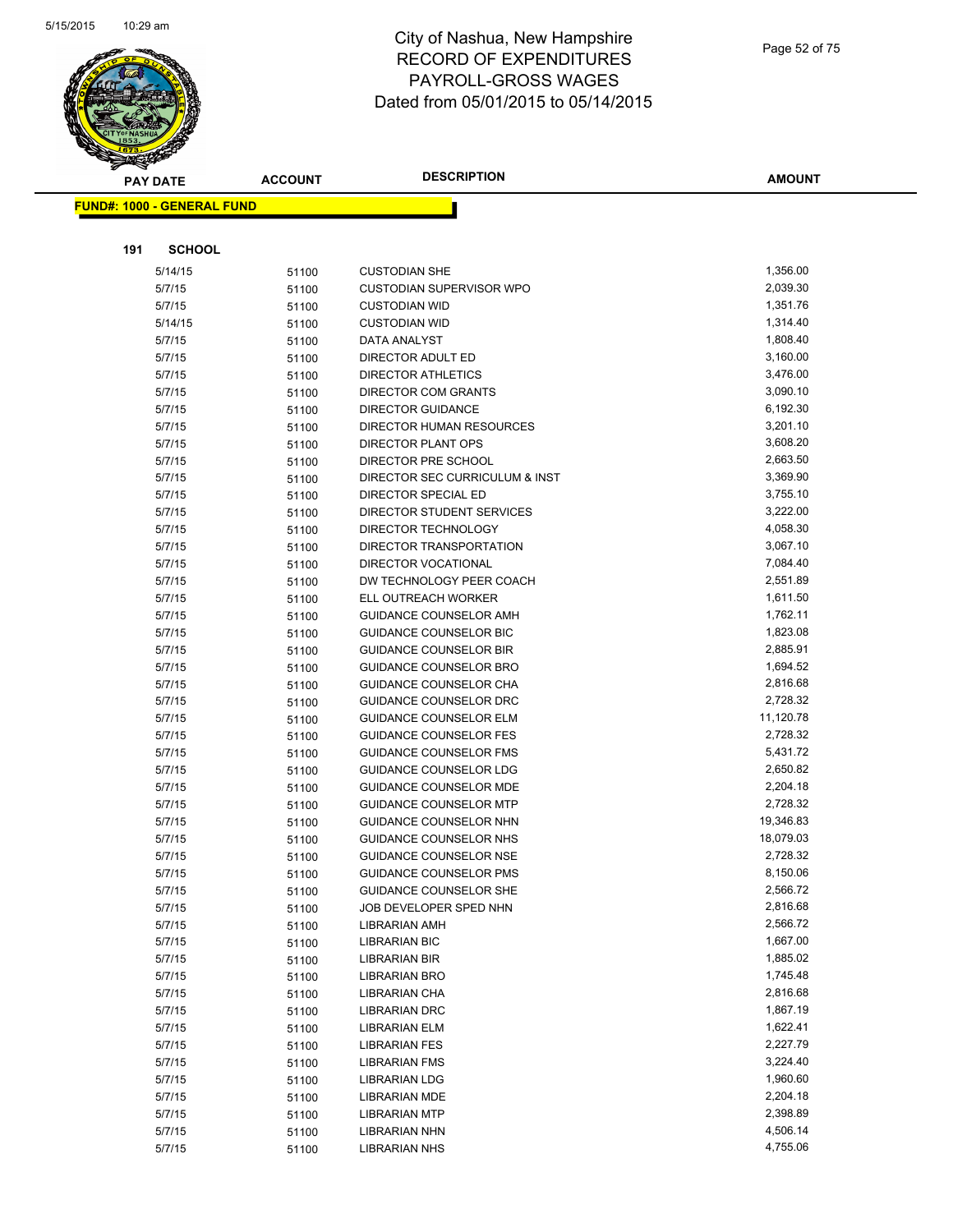# City of Nashua, New Hampshire
# RECORD OF EXPENDITURES
# PAYROLL-GROSS WAGES
# Dated from 05/01/2015 to 05/14/2015

**FUND#: 1000 - GENERAL FUND**

**191 SCHOOL**

| PAY DATE | ACCOUNT | DESCRIPTION | AMOUNT |
|---|---|---|---|
| 5/14/15 | 51100 | CUSTODIAN SHE | 1,356.00 |
| 5/7/15 | 51100 | CUSTODIAN SUPERVISOR WPO | 2,039.30 |
| 5/7/15 | 51100 | CUSTODIAN WID | 1,351.76 |
| 5/14/15 | 51100 | CUSTODIAN WID | 1,314.40 |
| 5/7/15 | 51100 | DATA ANALYST | 1,808.40 |
| 5/7/15 | 51100 | DIRECTOR ADULT ED | 3,160.00 |
| 5/7/15 | 51100 | DIRECTOR ATHLETICS | 3,476.00 |
| 5/7/15 | 51100 | DIRECTOR COM GRANTS | 3,090.10 |
| 5/7/15 | 51100 | DIRECTOR GUIDANCE | 6,192.30 |
| 5/7/15 | 51100 | DIRECTOR HUMAN RESOURCES | 3,201.10 |
| 5/7/15 | 51100 | DIRECTOR PLANT OPS | 3,608.20 |
| 5/7/15 | 51100 | DIRECTOR PRE SCHOOL | 2,663.50 |
| 5/7/15 | 51100 | DIRECTOR SEC CURRICULUM & INST | 3,369.90 |
| 5/7/15 | 51100 | DIRECTOR SPECIAL ED | 3,755.10 |
| 5/7/15 | 51100 | DIRECTOR STUDENT SERVICES | 3,222.00 |
| 5/7/15 | 51100 | DIRECTOR TECHNOLOGY | 4,058.30 |
| 5/7/15 | 51100 | DIRECTOR TRANSPORTATION | 3,067.10 |
| 5/7/15 | 51100 | DIRECTOR VOCATIONAL | 7,084.40 |
| 5/7/15 | 51100 | DW TECHNOLOGY PEER COACH | 2,551.89 |
| 5/7/15 | 51100 | ELL OUTREACH WORKER | 1,611.50 |
| 5/7/15 | 51100 | GUIDANCE COUNSELOR AMH | 1,762.11 |
| 5/7/15 | 51100 | GUIDANCE COUNSELOR BIC | 1,823.08 |
| 5/7/15 | 51100 | GUIDANCE COUNSELOR BIR | 2,885.91 |
| 5/7/15 | 51100 | GUIDANCE COUNSELOR BRO | 1,694.52 |
| 5/7/15 | 51100 | GUIDANCE COUNSELOR CHA | 2,816.68 |
| 5/7/15 | 51100 | GUIDANCE COUNSELOR DRC | 2,728.32 |
| 5/7/15 | 51100 | GUIDANCE COUNSELOR ELM | 11,120.78 |
| 5/7/15 | 51100 | GUIDANCE COUNSELOR FES | 2,728.32 |
| 5/7/15 | 51100 | GUIDANCE COUNSELOR FMS | 5,431.72 |
| 5/7/15 | 51100 | GUIDANCE COUNSELOR LDG | 2,650.82 |
| 5/7/15 | 51100 | GUIDANCE COUNSELOR MDE | 2,204.18 |
| 5/7/15 | 51100 | GUIDANCE COUNSELOR MTP | 2,728.32 |
| 5/7/15 | 51100 | GUIDANCE COUNSELOR NHN | 19,346.83 |
| 5/7/15 | 51100 | GUIDANCE COUNSELOR NHS | 18,079.03 |
| 5/7/15 | 51100 | GUIDANCE COUNSELOR NSE | 2,728.32 |
| 5/7/15 | 51100 | GUIDANCE COUNSELOR PMS | 8,150.06 |
| 5/7/15 | 51100 | GUIDANCE COUNSELOR SHE | 2,566.72 |
| 5/7/15 | 51100 | JOB DEVELOPER SPED NHN | 2,816.68 |
| 5/7/15 | 51100 | LIBRARIAN AMH | 2,566.72 |
| 5/7/15 | 51100 | LIBRARIAN BIC | 1,667.00 |
| 5/7/15 | 51100 | LIBRARIAN BIR | 1,885.02 |
| 5/7/15 | 51100 | LIBRARIAN BRO | 1,745.48 |
| 5/7/15 | 51100 | LIBRARIAN CHA | 2,816.68 |
| 5/7/15 | 51100 | LIBRARIAN DRC | 1,867.19 |
| 5/7/15 | 51100 | LIBRARIAN ELM | 1,622.41 |
| 5/7/15 | 51100 | LIBRARIAN FES | 2,227.79 |
| 5/7/15 | 51100 | LIBRARIAN FMS | 3,224.40 |
| 5/7/15 | 51100 | LIBRARIAN LDG | 1,960.60 |
| 5/7/15 | 51100 | LIBRARIAN MDE | 2,204.18 |
| 5/7/15 | 51100 | LIBRARIAN MTP | 2,398.89 |
| 5/7/15 | 51100 | LIBRARIAN NHN | 4,506.14 |
| 5/7/15 | 51100 | LIBRARIAN NHS | 4,755.06 |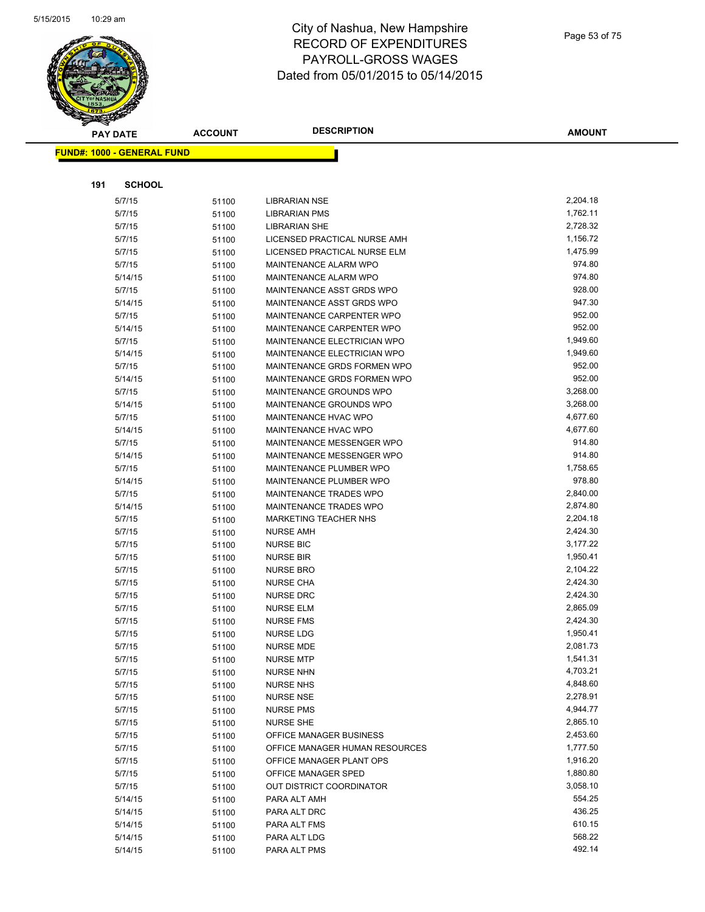# City of Nashua, New Hampshire
# RECORD OF EXPENDITURES
# PAYROLL-GROSS WAGES
# Dated from 05/01/2015 to 05/14/2015

| PAY DATE | ACCOUNT | DESCRIPTION | AMOUNT |
|---|---|---|---|

**FUND#: 1000 - GENERAL FUND**

**191 SCHOOL**

| PAY DATE | ACCOUNT | DESCRIPTION | AMOUNT |
|---|---|---|---|
| 5/7/15 | 51100 | LIBRARIAN NSE | 2,204.18 |
| 5/7/15 | 51100 | LIBRARIAN PMS | 1,762.11 |
| 5/7/15 | 51100 | LIBRARIAN SHE | 2,728.32 |
| 5/7/15 | 51100 | LICENSED PRACTICAL NURSE AMH | 1,156.72 |
| 5/7/15 | 51100 | LICENSED PRACTICAL NURSE ELM | 1,475.99 |
| 5/7/15 | 51100 | MAINTENANCE ALARM WPO | 974.80 |
| 5/14/15 | 51100 | MAINTENANCE ALARM WPO | 974.80 |
| 5/7/15 | 51100 | MAINTENANCE ASST GRDS WPO | 928.00 |
| 5/14/15 | 51100 | MAINTENANCE ASST GRDS WPO | 947.30 |
| 5/7/15 | 51100 | MAINTENANCE CARPENTER WPO | 952.00 |
| 5/14/15 | 51100 | MAINTENANCE CARPENTER WPO | 952.00 |
| 5/7/15 | 51100 | MAINTENANCE ELECTRICIAN WPO | 1,949.60 |
| 5/14/15 | 51100 | MAINTENANCE ELECTRICIAN WPO | 1,949.60 |
| 5/7/15 | 51100 | MAINTENANCE GRDS FORMEN WPO | 952.00 |
| 5/14/15 | 51100 | MAINTENANCE GRDS FORMEN WPO | 952.00 |
| 5/7/15 | 51100 | MAINTENANCE GROUNDS WPO | 3,268.00 |
| 5/14/15 | 51100 | MAINTENANCE GROUNDS WPO | 3,268.00 |
| 5/7/15 | 51100 | MAINTENANCE HVAC WPO | 4,677.60 |
| 5/14/15 | 51100 | MAINTENANCE HVAC WPO | 4,677.60 |
| 5/7/15 | 51100 | MAINTENANCE MESSENGER WPO | 914.80 |
| 5/14/15 | 51100 | MAINTENANCE MESSENGER WPO | 914.80 |
| 5/7/15 | 51100 | MAINTENANCE PLUMBER WPO | 1,758.65 |
| 5/14/15 | 51100 | MAINTENANCE PLUMBER WPO | 978.80 |
| 5/7/15 | 51100 | MAINTENANCE TRADES WPO | 2,840.00 |
| 5/14/15 | 51100 | MAINTENANCE TRADES WPO | 2,874.80 |
| 5/7/15 | 51100 | MARKETING TEACHER NHS | 2,204.18 |
| 5/7/15 | 51100 | NURSE AMH | 2,424.30 |
| 5/7/15 | 51100 | NURSE BIC | 3,177.22 |
| 5/7/15 | 51100 | NURSE BIR | 1,950.41 |
| 5/7/15 | 51100 | NURSE BRO | 2,104.22 |
| 5/7/15 | 51100 | NURSE CHA | 2,424.30 |
| 5/7/15 | 51100 | NURSE DRC | 2,424.30 |
| 5/7/15 | 51100 | NURSE ELM | 2,865.09 |
| 5/7/15 | 51100 | NURSE FMS | 2,424.30 |
| 5/7/15 | 51100 | NURSE LDG | 1,950.41 |
| 5/7/15 | 51100 | NURSE MDE | 2,081.73 |
| 5/7/15 | 51100 | NURSE MTP | 1,541.31 |
| 5/7/15 | 51100 | NURSE NHN | 4,703.21 |
| 5/7/15 | 51100 | NURSE NHS | 4,848.60 |
| 5/7/15 | 51100 | NURSE NSE | 2,278.91 |
| 5/7/15 | 51100 | NURSE PMS | 4,944.77 |
| 5/7/15 | 51100 | NURSE SHE | 2,865.10 |
| 5/7/15 | 51100 | OFFICE MANAGER BUSINESS | 2,453.60 |
| 5/7/15 | 51100 | OFFICE MANAGER HUMAN RESOURCES | 1,777.50 |
| 5/7/15 | 51100 | OFFICE MANAGER PLANT OPS | 1,916.20 |
| 5/7/15 | 51100 | OFFICE MANAGER SPED | 1,880.80 |
| 5/7/15 | 51100 | OUT DISTRICT COORDINATOR | 3,058.10 |
| 5/14/15 | 51100 | PARA ALT AMH | 554.25 |
| 5/14/15 | 51100 | PARA ALT DRC | 436.25 |
| 5/14/15 | 51100 | PARA ALT FMS | 610.15 |
| 5/14/15 | 51100 | PARA ALT LDG | 568.22 |
| 5/14/15 | 51100 | PARA ALT PMS | 492.14 |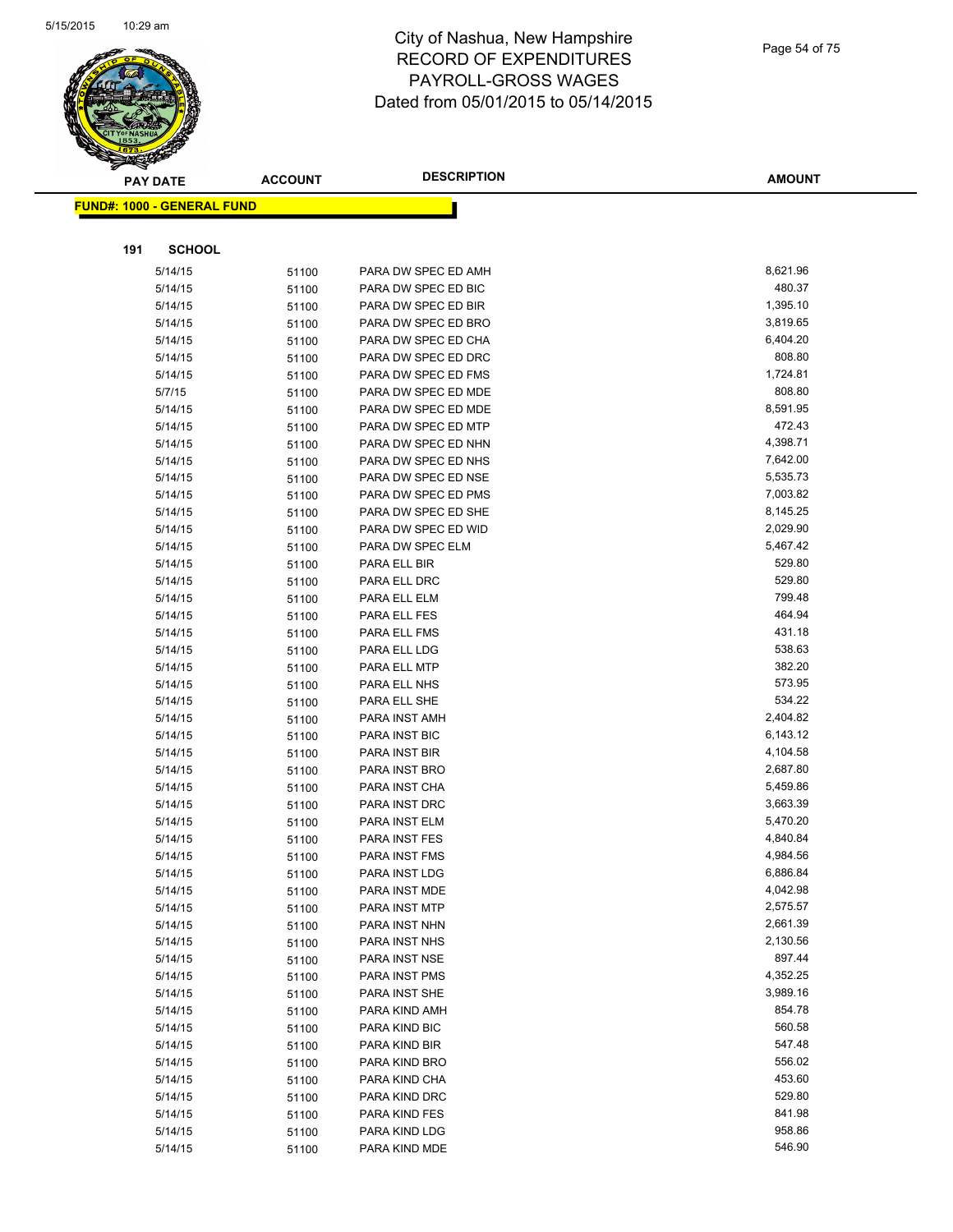# City of Nashua, New Hampshire
# RECORD OF EXPENDITURES
# PAYROLL-GROSS WAGES
# Dated from 05/01/2015 to 05/14/2015

**FUND#: 1000 - GENERAL FUND**

**191 SCHOOL**

| PAY DATE | ACCOUNT | DESCRIPTION | AMOUNT |
|---|---|---|---|
| 5/14/15 | 51100 | PARA DW SPEC ED AMH | 8,621.96 |
| 5/14/15 | 51100 | PARA DW SPEC ED BIC | 480.37 |
| 5/14/15 | 51100 | PARA DW SPEC ED BIR | 1,395.10 |
| 5/14/15 | 51100 | PARA DW SPEC ED BRO | 3,819.65 |
| 5/14/15 | 51100 | PARA DW SPEC ED CHA | 6,404.20 |
| 5/14/15 | 51100 | PARA DW SPEC ED DRC | 808.80 |
| 5/14/15 | 51100 | PARA DW SPEC ED FMS | 1,724.81 |
| 5/7/15 | 51100 | PARA DW SPEC ED MDE | 808.80 |
| 5/14/15 | 51100 | PARA DW SPEC ED MDE | 8,591.95 |
| 5/14/15 | 51100 | PARA DW SPEC ED MTP | 472.43 |
| 5/14/15 | 51100 | PARA DW SPEC ED NHN | 4,398.71 |
| 5/14/15 | 51100 | PARA DW SPEC ED NHS | 7,642.00 |
| 5/14/15 | 51100 | PARA DW SPEC ED NSE | 5,535.73 |
| 5/14/15 | 51100 | PARA DW SPEC ED PMS | 7,003.82 |
| 5/14/15 | 51100 | PARA DW SPEC ED SHE | 8,145.25 |
| 5/14/15 | 51100 | PARA DW SPEC ED WID | 2,029.90 |
| 5/14/15 | 51100 | PARA DW SPEC ELM | 5,467.42 |
| 5/14/15 | 51100 | PARA ELL BIR | 529.80 |
| 5/14/15 | 51100 | PARA ELL DRC | 529.80 |
| 5/14/15 | 51100 | PARA ELL ELM | 799.48 |
| 5/14/15 | 51100 | PARA ELL FES | 464.94 |
| 5/14/15 | 51100 | PARA ELL FMS | 431.18 |
| 5/14/15 | 51100 | PARA ELL LDG | 538.63 |
| 5/14/15 | 51100 | PARA ELL MTP | 382.20 |
| 5/14/15 | 51100 | PARA ELL NHS | 573.95 |
| 5/14/15 | 51100 | PARA ELL SHE | 534.22 |
| 5/14/15 | 51100 | PARA INST AMH | 2,404.82 |
| 5/14/15 | 51100 | PARA INST BIC | 6,143.12 |
| 5/14/15 | 51100 | PARA INST BIR | 4,104.58 |
| 5/14/15 | 51100 | PARA INST BRO | 2,687.80 |
| 5/14/15 | 51100 | PARA INST CHA | 5,459.86 |
| 5/14/15 | 51100 | PARA INST DRC | 3,663.39 |
| 5/14/15 | 51100 | PARA INST ELM | 5,470.20 |
| 5/14/15 | 51100 | PARA INST FES | 4,840.84 |
| 5/14/15 | 51100 | PARA INST FMS | 4,984.56 |
| 5/14/15 | 51100 | PARA INST LDG | 6,886.84 |
| 5/14/15 | 51100 | PARA INST MDE | 4,042.98 |
| 5/14/15 | 51100 | PARA INST MTP | 2,575.57 |
| 5/14/15 | 51100 | PARA INST NHN | 2,661.39 |
| 5/14/15 | 51100 | PARA INST NHS | 2,130.56 |
| 5/14/15 | 51100 | PARA INST NSE | 897.44 |
| 5/14/15 | 51100 | PARA INST PMS | 4,352.25 |
| 5/14/15 | 51100 | PARA INST SHE | 3,989.16 |
| 5/14/15 | 51100 | PARA KIND AMH | 854.78 |
| 5/14/15 | 51100 | PARA KIND BIC | 560.58 |
| 5/14/15 | 51100 | PARA KIND BIR | 547.48 |
| 5/14/15 | 51100 | PARA KIND BRO | 556.02 |
| 5/14/15 | 51100 | PARA KIND CHA | 453.60 |
| 5/14/15 | 51100 | PARA KIND DRC | 529.80 |
| 5/14/15 | 51100 | PARA KIND FES | 841.98 |
| 5/14/15 | 51100 | PARA KIND LDG | 958.86 |
| 5/14/15 | 51100 | PARA KIND MDE | 546.90 |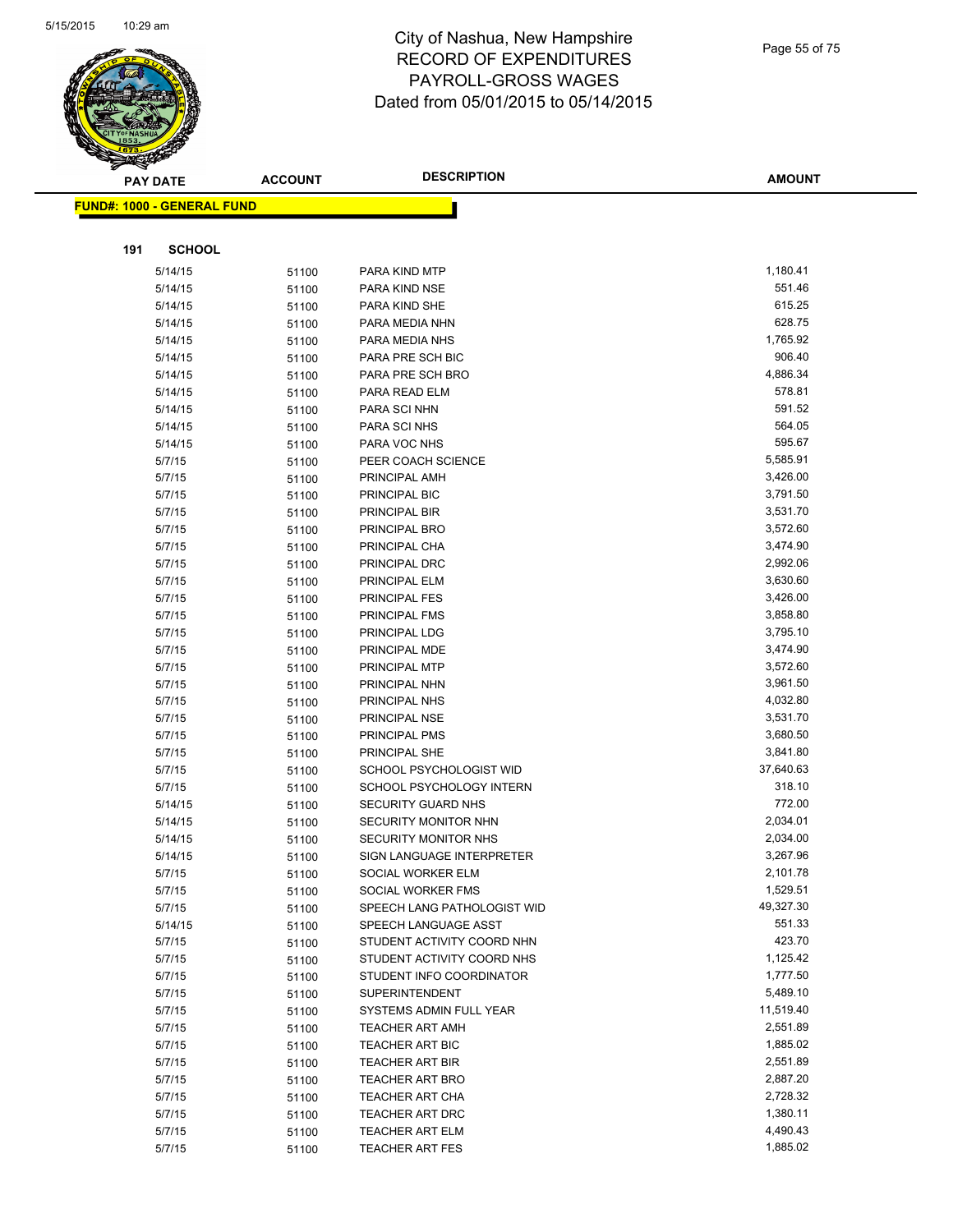# City of Nashua, New Hampshire
# RECORD OF EXPENDITURES
# PAYROLL-GROSS WAGES
# Dated from 05/01/2015 to 05/14/2015

**FUND#: 1000 - GENERAL FUND**

**191 SCHOOL**

| PAY DATE | ACCOUNT | DESCRIPTION | AMOUNT |
|---|---|---|---|
| 5/14/15 | 51100 | PARA KIND MTP | 1,180.41 |
| 5/14/15 | 51100 | PARA KIND NSE | 551.46 |
| 5/14/15 | 51100 | PARA KIND SHE | 615.25 |
| 5/14/15 | 51100 | PARA MEDIA NHN | 628.75 |
| 5/14/15 | 51100 | PARA MEDIA NHS | 1,765.92 |
| 5/14/15 | 51100 | PARA PRE SCH BIC | 906.40 |
| 5/14/15 | 51100 | PARA PRE SCH BRO | 4,886.34 |
| 5/14/15 | 51100 | PARA READ ELM | 578.81 |
| 5/14/15 | 51100 | PARA SCI NHN | 591.52 |
| 5/14/15 | 51100 | PARA SCI NHS | 564.05 |
| 5/14/15 | 51100 | PARA VOC NHS | 595.67 |
| 5/7/15 | 51100 | PEER COACH SCIENCE | 5,585.91 |
| 5/7/15 | 51100 | PRINCIPAL AMH | 3,426.00 |
| 5/7/15 | 51100 | PRINCIPAL BIC | 3,791.50 |
| 5/7/15 | 51100 | PRINCIPAL BIR | 3,531.70 |
| 5/7/15 | 51100 | PRINCIPAL BRO | 3,572.60 |
| 5/7/15 | 51100 | PRINCIPAL CHA | 3,474.90 |
| 5/7/15 | 51100 | PRINCIPAL DRC | 2,992.06 |
| 5/7/15 | 51100 | PRINCIPAL ELM | 3,630.60 |
| 5/7/15 | 51100 | PRINCIPAL FES | 3,426.00 |
| 5/7/15 | 51100 | PRINCIPAL FMS | 3,858.80 |
| 5/7/15 | 51100 | PRINCIPAL LDG | 3,795.10 |
| 5/7/15 | 51100 | PRINCIPAL MDE | 3,474.90 |
| 5/7/15 | 51100 | PRINCIPAL MTP | 3,572.60 |
| 5/7/15 | 51100 | PRINCIPAL NHN | 3,961.50 |
| 5/7/15 | 51100 | PRINCIPAL NHS | 4,032.80 |
| 5/7/15 | 51100 | PRINCIPAL NSE | 3,531.70 |
| 5/7/15 | 51100 | PRINCIPAL PMS | 3,680.50 |
| 5/7/15 | 51100 | PRINCIPAL SHE | 3,841.80 |
| 5/7/15 | 51100 | SCHOOL PSYCHOLOGIST WID | 37,640.63 |
| 5/7/15 | 51100 | SCHOOL PSYCHOLOGY INTERN | 318.10 |
| 5/14/15 | 51100 | SECURITY GUARD NHS | 772.00 |
| 5/14/15 | 51100 | SECURITY MONITOR NHN | 2,034.01 |
| 5/14/15 | 51100 | SECURITY MONITOR NHS | 2,034.00 |
| 5/14/15 | 51100 | SIGN LANGUAGE INTERPRETER | 3,267.96 |
| 5/7/15 | 51100 | SOCIAL WORKER ELM | 2,101.78 |
| 5/7/15 | 51100 | SOCIAL WORKER FMS | 1,529.51 |
| 5/7/15 | 51100 | SPEECH LANG PATHOLOGIST WID | 49,327.30 |
| 5/14/15 | 51100 | SPEECH LANGUAGE ASST | 551.33 |
| 5/7/15 | 51100 | STUDENT ACTIVITY COORD NHN | 423.70 |
| 5/7/15 | 51100 | STUDENT ACTIVITY COORD NHS | 1,125.42 |
| 5/7/15 | 51100 | STUDENT INFO COORDINATOR | 1,777.50 |
| 5/7/15 | 51100 | SUPERINTENDENT | 5,489.10 |
| 5/7/15 | 51100 | SYSTEMS ADMIN FULL YEAR | 11,519.40 |
| 5/7/15 | 51100 | TEACHER ART AMH | 2,551.89 |
| 5/7/15 | 51100 | TEACHER ART BIC | 1,885.02 |
| 5/7/15 | 51100 | TEACHER ART BIR | 2,551.89 |
| 5/7/15 | 51100 | TEACHER ART BRO | 2,887.20 |
| 5/7/15 | 51100 | TEACHER ART CHA | 2,728.32 |
| 5/7/15 | 51100 | TEACHER ART DRC | 1,380.11 |
| 5/7/15 | 51100 | TEACHER ART ELM | 4,490.43 |
| 5/7/15 | 51100 | TEACHER ART FES | 1,885.02 |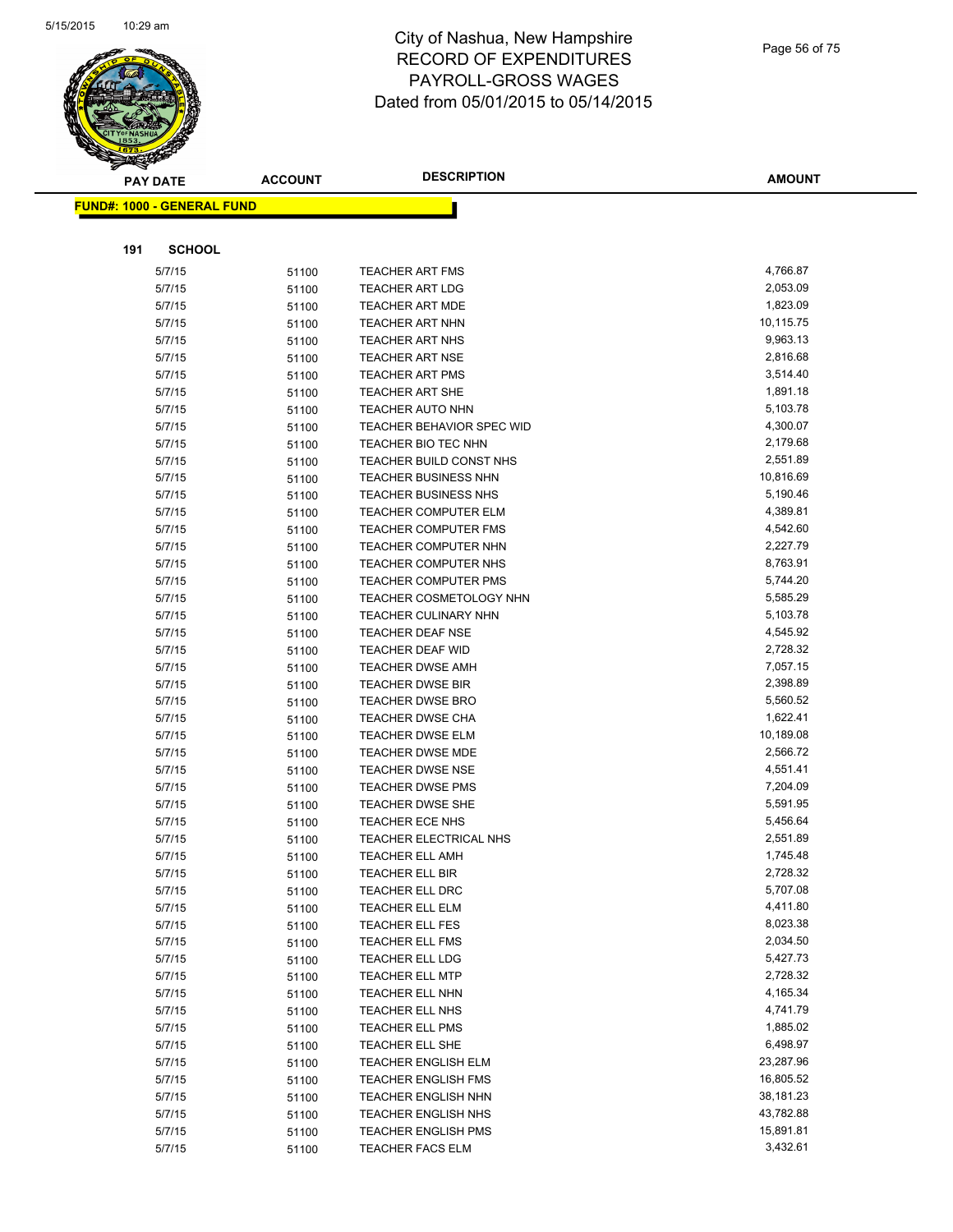# City of Nashua, New Hampshire
# RECORD OF EXPENDITURES
# PAYROLL-GROSS WAGES
# Dated from 05/01/2015 to 05/14/2015

**FUND#: 1000 - GENERAL FUND**

**191 SCHOOL**

| PAY DATE | ACCOUNT | DESCRIPTION | AMOUNT |
|---|---|---|---|
| 5/7/15 | 51100 | TEACHER ART FMS | 4,766.87 |
| 5/7/15 | 51100 | TEACHER ART LDG | 2,053.09 |
| 5/7/15 | 51100 | TEACHER ART MDE | 1,823.09 |
| 5/7/15 | 51100 | TEACHER ART NHN | 10,115.75 |
| 5/7/15 | 51100 | TEACHER ART NHS | 9,963.13 |
| 5/7/15 | 51100 | TEACHER ART NSE | 2,816.68 |
| 5/7/15 | 51100 | TEACHER ART PMS | 3,514.40 |
| 5/7/15 | 51100 | TEACHER ART SHE | 1,891.18 |
| 5/7/15 | 51100 | TEACHER AUTO NHN | 5,103.78 |
| 5/7/15 | 51100 | TEACHER BEHAVIOR SPEC WID | 4,300.07 |
| 5/7/15 | 51100 | TEACHER BIO TEC NHN | 2,179.68 |
| 5/7/15 | 51100 | TEACHER BUILD CONST NHS | 2,551.89 |
| 5/7/15 | 51100 | TEACHER BUSINESS NHN | 10,816.69 |
| 5/7/15 | 51100 | TEACHER BUSINESS NHS | 5,190.46 |
| 5/7/15 | 51100 | TEACHER COMPUTER ELM | 4,389.81 |
| 5/7/15 | 51100 | TEACHER COMPUTER FMS | 4,542.60 |
| 5/7/15 | 51100 | TEACHER COMPUTER NHN | 2,227.79 |
| 5/7/15 | 51100 | TEACHER COMPUTER NHS | 8,763.91 |
| 5/7/15 | 51100 | TEACHER COMPUTER PMS | 5,744.20 |
| 5/7/15 | 51100 | TEACHER COSMETOLOGY NHN | 5,585.29 |
| 5/7/15 | 51100 | TEACHER CULINARY NHN | 5,103.78 |
| 5/7/15 | 51100 | TEACHER DEAF NSE | 4,545.92 |
| 5/7/15 | 51100 | TEACHER DEAF WID | 2,728.32 |
| 5/7/15 | 51100 | TEACHER DWSE AMH | 7,057.15 |
| 5/7/15 | 51100 | TEACHER DWSE BIR | 2,398.89 |
| 5/7/15 | 51100 | TEACHER DWSE BRO | 5,560.52 |
| 5/7/15 | 51100 | TEACHER DWSE CHA | 1,622.41 |
| 5/7/15 | 51100 | TEACHER DWSE ELM | 10,189.08 |
| 5/7/15 | 51100 | TEACHER DWSE MDE | 2,566.72 |
| 5/7/15 | 51100 | TEACHER DWSE NSE | 4,551.41 |
| 5/7/15 | 51100 | TEACHER DWSE PMS | 7,204.09 |
| 5/7/15 | 51100 | TEACHER DWSE SHE | 5,591.95 |
| 5/7/15 | 51100 | TEACHER ECE NHS | 5,456.64 |
| 5/7/15 | 51100 | TEACHER ELECTRICAL NHS | 2,551.89 |
| 5/7/15 | 51100 | TEACHER ELL AMH | 1,745.48 |
| 5/7/15 | 51100 | TEACHER ELL BIR | 2,728.32 |
| 5/7/15 | 51100 | TEACHER ELL DRC | 5,707.08 |
| 5/7/15 | 51100 | TEACHER ELL ELM | 4,411.80 |
| 5/7/15 | 51100 | TEACHER ELL FES | 8,023.38 |
| 5/7/15 | 51100 | TEACHER ELL FMS | 2,034.50 |
| 5/7/15 | 51100 | TEACHER ELL LDG | 5,427.73 |
| 5/7/15 | 51100 | TEACHER ELL MTP | 2,728.32 |
| 5/7/15 | 51100 | TEACHER ELL NHN | 4,165.34 |
| 5/7/15 | 51100 | TEACHER ELL NHS | 4,741.79 |
| 5/7/15 | 51100 | TEACHER ELL PMS | 1,885.02 |
| 5/7/15 | 51100 | TEACHER ELL SHE | 6,498.97 |
| 5/7/15 | 51100 | TEACHER ENGLISH ELM | 23,287.96 |
| 5/7/15 | 51100 | TEACHER ENGLISH FMS | 16,805.52 |
| 5/7/15 | 51100 | TEACHER ENGLISH NHN | 38,181.23 |
| 5/7/15 | 51100 | TEACHER ENGLISH NHS | 43,782.88 |
| 5/7/15 | 51100 | TEACHER ENGLISH PMS | 15,891.81 |
| 5/7/15 | 51100 | TEACHER FACS ELM | 3,432.61 |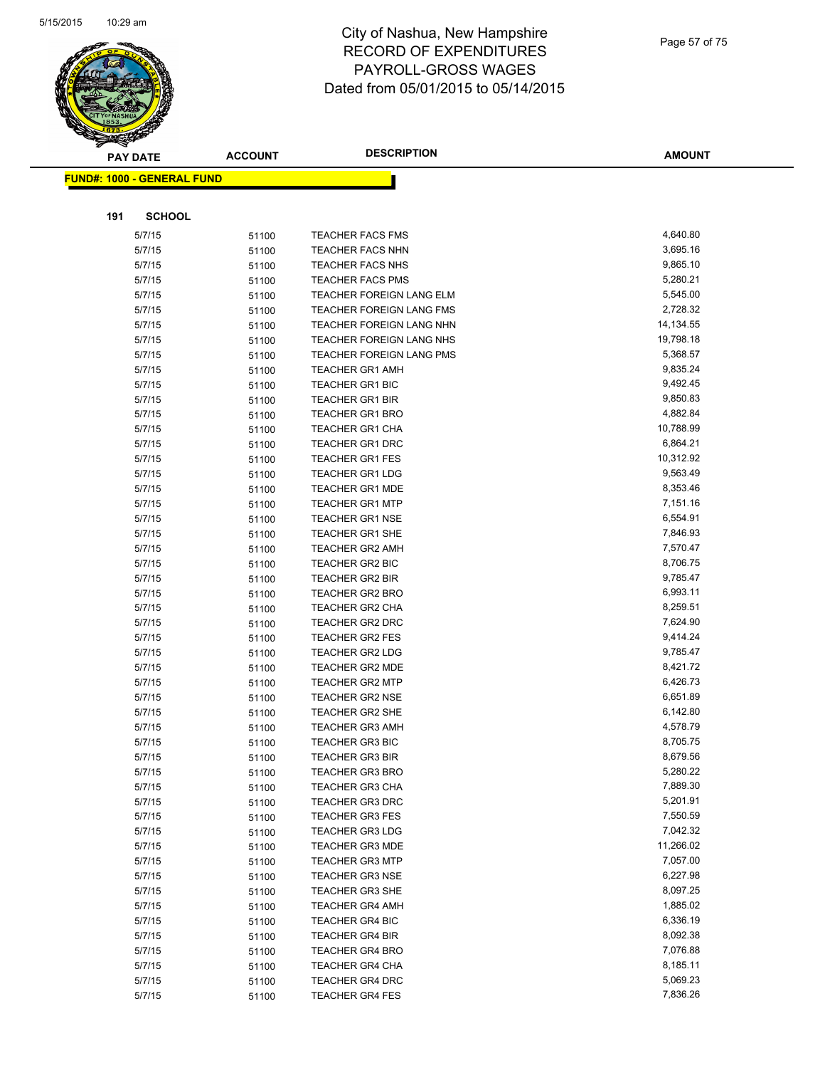City of Nashua, New Hampshire
RECORD OF EXPENDITURES
PAYROLL-GROSS WAGES
Dated from 05/01/2015 to 05/14/2015

| PAY DATE | ACCOUNT | DESCRIPTION | AMOUNT |
|---|---|---|---|

**FUND#: 1000 - GENERAL FUND**

**191 SCHOOL**

| PAY DATE | ACCOUNT | DESCRIPTION | AMOUNT |
|---|---|---|---|
| 5/7/15 | 51100 | TEACHER FACS FMS | 4,640.80 |
| 5/7/15 | 51100 | TEACHER FACS NHN | 3,695.16 |
| 5/7/15 | 51100 | TEACHER FACS NHS | 9,865.10 |
| 5/7/15 | 51100 | TEACHER FACS PMS | 5,280.21 |
| 5/7/15 | 51100 | TEACHER FOREIGN LANG ELM | 5,545.00 |
| 5/7/15 | 51100 | TEACHER FOREIGN LANG FMS | 2,728.32 |
| 5/7/15 | 51100 | TEACHER FOREIGN LANG NHN | 14,134.55 |
| 5/7/15 | 51100 | TEACHER FOREIGN LANG NHS | 19,798.18 |
| 5/7/15 | 51100 | TEACHER FOREIGN LANG PMS | 5,368.57 |
| 5/7/15 | 51100 | TEACHER GR1 AMH | 9,835.24 |
| 5/7/15 | 51100 | TEACHER GR1 BIC | 9,492.45 |
| 5/7/15 | 51100 | TEACHER GR1 BIR | 9,850.83 |
| 5/7/15 | 51100 | TEACHER GR1 BRO | 4,882.84 |
| 5/7/15 | 51100 | TEACHER GR1 CHA | 10,788.99 |
| 5/7/15 | 51100 | TEACHER GR1 DRC | 6,864.21 |
| 5/7/15 | 51100 | TEACHER GR1 FES | 10,312.92 |
| 5/7/15 | 51100 | TEACHER GR1 LDG | 9,563.49 |
| 5/7/15 | 51100 | TEACHER GR1 MDE | 8,353.46 |
| 5/7/15 | 51100 | TEACHER GR1 MTP | 7,151.16 |
| 5/7/15 | 51100 | TEACHER GR1 NSE | 6,554.91 |
| 5/7/15 | 51100 | TEACHER GR1 SHE | 7,846.93 |
| 5/7/15 | 51100 | TEACHER GR2 AMH | 7,570.47 |
| 5/7/15 | 51100 | TEACHER GR2 BIC | 8,706.75 |
| 5/7/15 | 51100 | TEACHER GR2 BIR | 9,785.47 |
| 5/7/15 | 51100 | TEACHER GR2 BRO | 6,993.11 |
| 5/7/15 | 51100 | TEACHER GR2 CHA | 8,259.51 |
| 5/7/15 | 51100 | TEACHER GR2 DRC | 7,624.90 |
| 5/7/15 | 51100 | TEACHER GR2 FES | 9,414.24 |
| 5/7/15 | 51100 | TEACHER GR2 LDG | 9,785.47 |
| 5/7/15 | 51100 | TEACHER GR2 MDE | 8,421.72 |
| 5/7/15 | 51100 | TEACHER GR2 MTP | 6,426.73 |
| 5/7/15 | 51100 | TEACHER GR2 NSE | 6,651.89 |
| 5/7/15 | 51100 | TEACHER GR2 SHE | 6,142.80 |
| 5/7/15 | 51100 | TEACHER GR3 AMH | 4,578.79 |
| 5/7/15 | 51100 | TEACHER GR3 BIC | 8,705.75 |
| 5/7/15 | 51100 | TEACHER GR3 BIR | 8,679.56 |
| 5/7/15 | 51100 | TEACHER GR3 BRO | 5,280.22 |
| 5/7/15 | 51100 | TEACHER GR3 CHA | 7,889.30 |
| 5/7/15 | 51100 | TEACHER GR3 DRC | 5,201.91 |
| 5/7/15 | 51100 | TEACHER GR3 FES | 7,550.59 |
| 5/7/15 | 51100 | TEACHER GR3 LDG | 7,042.32 |
| 5/7/15 | 51100 | TEACHER GR3 MDE | 11,266.02 |
| 5/7/15 | 51100 | TEACHER GR3 MTP | 7,057.00 |
| 5/7/15 | 51100 | TEACHER GR3 NSE | 6,227.98 |
| 5/7/15 | 51100 | TEACHER GR3 SHE | 8,097.25 |
| 5/7/15 | 51100 | TEACHER GR4 AMH | 1,885.02 |
| 5/7/15 | 51100 | TEACHER GR4 BIC | 6,336.19 |
| 5/7/15 | 51100 | TEACHER GR4 BIR | 8,092.38 |
| 5/7/15 | 51100 | TEACHER GR4 BRO | 7,076.88 |
| 5/7/15 | 51100 | TEACHER GR4 CHA | 8,185.11 |
| 5/7/15 | 51100 | TEACHER GR4 DRC | 5,069.23 |
| 5/7/15 | 51100 | TEACHER GR4 FES | 7,836.26 |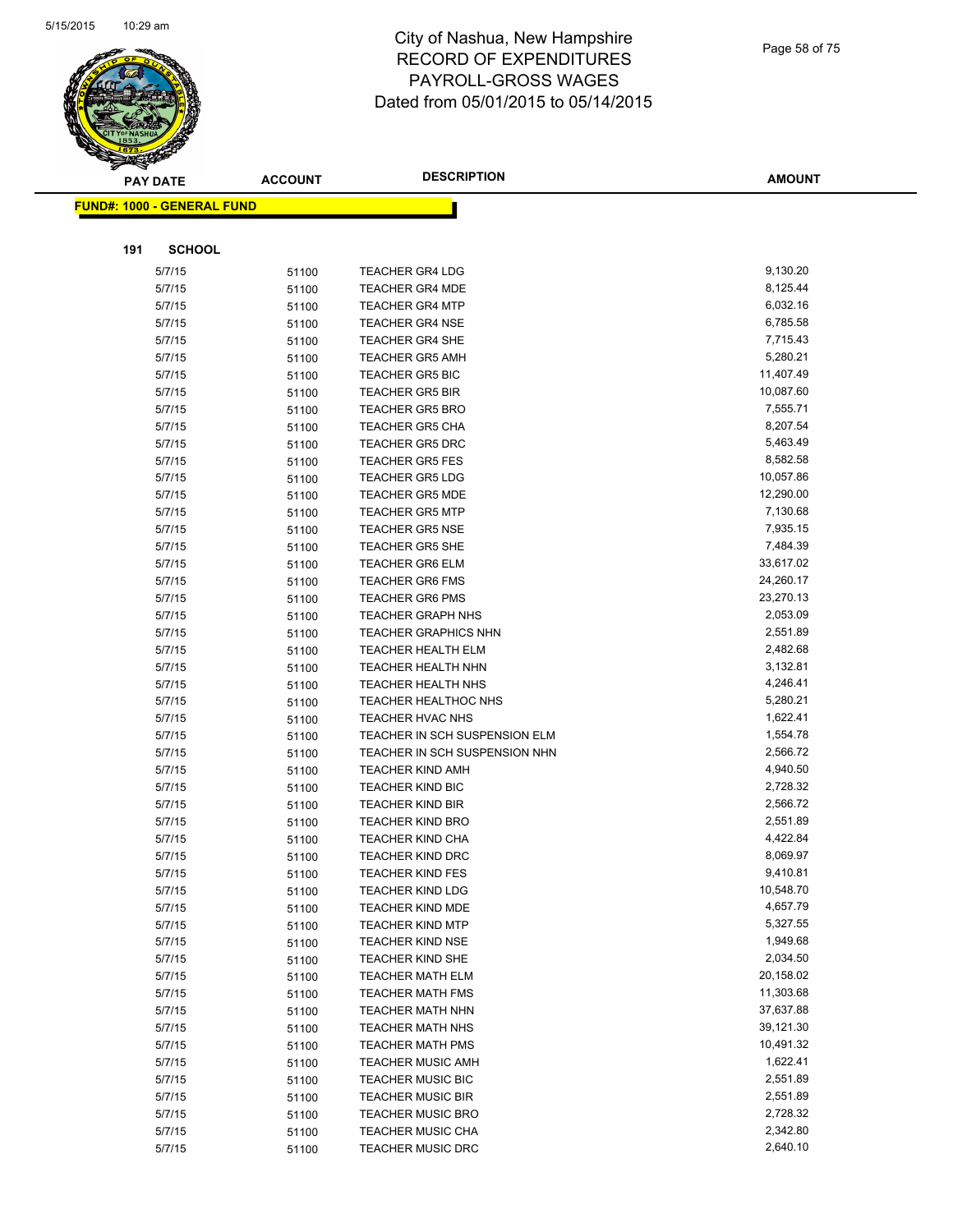# City of Nashua, New Hampshire
## RECORD OF EXPENDITURES
## PAYROLL-GROSS WAGES
## Dated from 05/01/2015 to 05/14/2015

| PAY DATE | ACCOUNT | DESCRIPTION | AMOUNT |
|---|---|---|---|

**FUND#: 1000 - GENERAL FUND**

**191 SCHOOL**

| PAY DATE | ACCOUNT | DESCRIPTION | AMOUNT |
|---|---|---|---|
| 5/7/15 | 51100 | TEACHER GR4 LDG | 9,130.20 |
| 5/7/15 | 51100 | TEACHER GR4 MDE | 8,125.44 |
| 5/7/15 | 51100 | TEACHER GR4 MTP | 6,032.16 |
| 5/7/15 | 51100 | TEACHER GR4 NSE | 6,785.58 |
| 5/7/15 | 51100 | TEACHER GR4 SHE | 7,715.43 |
| 5/7/15 | 51100 | TEACHER GR5 AMH | 5,280.21 |
| 5/7/15 | 51100 | TEACHER GR5 BIC | 11,407.49 |
| 5/7/15 | 51100 | TEACHER GR5 BIR | 10,087.60 |
| 5/7/15 | 51100 | TEACHER GR5 BRO | 7,555.71 |
| 5/7/15 | 51100 | TEACHER GR5 CHA | 8,207.54 |
| 5/7/15 | 51100 | TEACHER GR5 DRC | 5,463.49 |
| 5/7/15 | 51100 | TEACHER GR5 FES | 8,582.58 |
| 5/7/15 | 51100 | TEACHER GR5 LDG | 10,057.86 |
| 5/7/15 | 51100 | TEACHER GR5 MDE | 12,290.00 |
| 5/7/15 | 51100 | TEACHER GR5 MTP | 7,130.68 |
| 5/7/15 | 51100 | TEACHER GR5 NSE | 7,935.15 |
| 5/7/15 | 51100 | TEACHER GR5 SHE | 7,484.39 |
| 5/7/15 | 51100 | TEACHER GR6 ELM | 33,617.02 |
| 5/7/15 | 51100 | TEACHER GR6 FMS | 24,260.17 |
| 5/7/15 | 51100 | TEACHER GR6 PMS | 23,270.13 |
| 5/7/15 | 51100 | TEACHER GRAPH NHS | 2,053.09 |
| 5/7/15 | 51100 | TEACHER GRAPHICS NHN | 2,551.89 |
| 5/7/15 | 51100 | TEACHER HEALTH ELM | 2,482.68 |
| 5/7/15 | 51100 | TEACHER HEALTH NHN | 3,132.81 |
| 5/7/15 | 51100 | TEACHER HEALTH NHS | 4,246.41 |
| 5/7/15 | 51100 | TEACHER HEALTHOC NHS | 5,280.21 |
| 5/7/15 | 51100 | TEACHER HVAC NHS | 1,622.41 |
| 5/7/15 | 51100 | TEACHER IN SCH SUSPENSION ELM | 1,554.78 |
| 5/7/15 | 51100 | TEACHER IN SCH SUSPENSION NHN | 2,566.72 |
| 5/7/15 | 51100 | TEACHER KIND AMH | 4,940.50 |
| 5/7/15 | 51100 | TEACHER KIND BIC | 2,728.32 |
| 5/7/15 | 51100 | TEACHER KIND BIR | 2,566.72 |
| 5/7/15 | 51100 | TEACHER KIND BRO | 2,551.89 |
| 5/7/15 | 51100 | TEACHER KIND CHA | 4,422.84 |
| 5/7/15 | 51100 | TEACHER KIND DRC | 8,069.97 |
| 5/7/15 | 51100 | TEACHER KIND FES | 9,410.81 |
| 5/7/15 | 51100 | TEACHER KIND LDG | 10,548.70 |
| 5/7/15 | 51100 | TEACHER KIND MDE | 4,657.79 |
| 5/7/15 | 51100 | TEACHER KIND MTP | 5,327.55 |
| 5/7/15 | 51100 | TEACHER KIND NSE | 1,949.68 |
| 5/7/15 | 51100 | TEACHER KIND SHE | 2,034.50 |
| 5/7/15 | 51100 | TEACHER MATH ELM | 20,158.02 |
| 5/7/15 | 51100 | TEACHER MATH FMS | 11,303.68 |
| 5/7/15 | 51100 | TEACHER MATH NHN | 37,637.88 |
| 5/7/15 | 51100 | TEACHER MATH NHS | 39,121.30 |
| 5/7/15 | 51100 | TEACHER MATH PMS | 10,491.32 |
| 5/7/15 | 51100 | TEACHER MUSIC AMH | 1,622.41 |
| 5/7/15 | 51100 | TEACHER MUSIC BIC | 2,551.89 |
| 5/7/15 | 51100 | TEACHER MUSIC BIR | 2,551.89 |
| 5/7/15 | 51100 | TEACHER MUSIC BRO | 2,728.32 |
| 5/7/15 | 51100 | TEACHER MUSIC CHA | 2,342.80 |
| 5/7/15 | 51100 | TEACHER MUSIC DRC | 2,640.10 |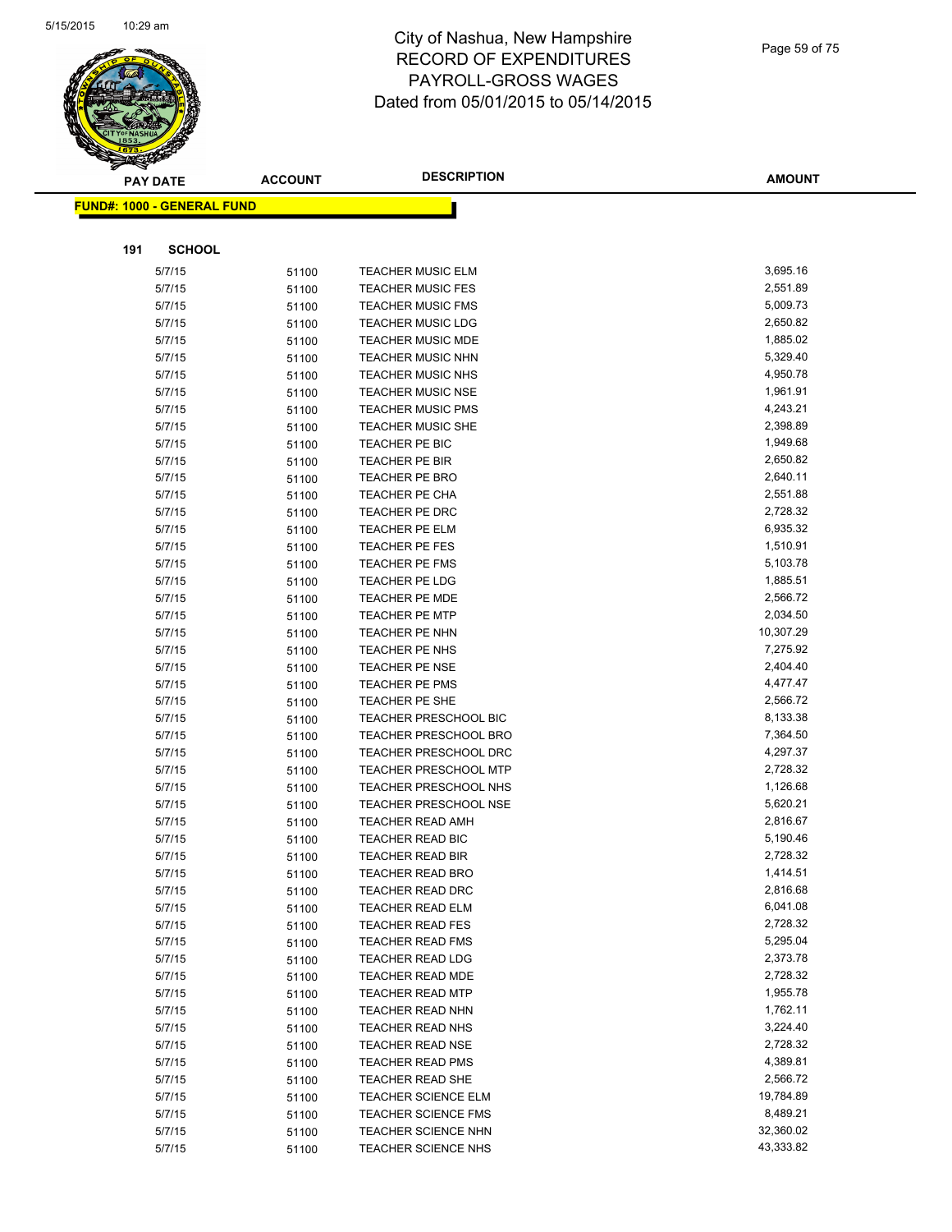# City of Nashua, New Hampshire
# RECORD OF EXPENDITURES
# PAYROLL-GROSS WAGES
# Dated from 05/01/2015 to 05/14/2015

**FUND#: 1000 - GENERAL FUND**

**191 SCHOOL**

| PAY DATE | ACCOUNT | DESCRIPTION | AMOUNT |
|---|---|---|---|
| 5/7/15 | 51100 | TEACHER MUSIC ELM | 3,695.16 |
| 5/7/15 | 51100 | TEACHER MUSIC FES | 2,551.89 |
| 5/7/15 | 51100 | TEACHER MUSIC FMS | 5,009.73 |
| 5/7/15 | 51100 | TEACHER MUSIC LDG | 2,650.82 |
| 5/7/15 | 51100 | TEACHER MUSIC MDE | 1,885.02 |
| 5/7/15 | 51100 | TEACHER MUSIC NHN | 5,329.40 |
| 5/7/15 | 51100 | TEACHER MUSIC NHS | 4,950.78 |
| 5/7/15 | 51100 | TEACHER MUSIC NSE | 1,961.91 |
| 5/7/15 | 51100 | TEACHER MUSIC PMS | 4,243.21 |
| 5/7/15 | 51100 | TEACHER MUSIC SHE | 2,398.89 |
| 5/7/15 | 51100 | TEACHER PE BIC | 1,949.68 |
| 5/7/15 | 51100 | TEACHER PE BIR | 2,650.82 |
| 5/7/15 | 51100 | TEACHER PE BRO | 2,640.11 |
| 5/7/15 | 51100 | TEACHER PE CHA | 2,551.88 |
| 5/7/15 | 51100 | TEACHER PE DRC | 2,728.32 |
| 5/7/15 | 51100 | TEACHER PE ELM | 6,935.32 |
| 5/7/15 | 51100 | TEACHER PE FES | 1,510.91 |
| 5/7/15 | 51100 | TEACHER PE FMS | 5,103.78 |
| 5/7/15 | 51100 | TEACHER PE LDG | 1,885.51 |
| 5/7/15 | 51100 | TEACHER PE MDE | 2,566.72 |
| 5/7/15 | 51100 | TEACHER PE MTP | 2,034.50 |
| 5/7/15 | 51100 | TEACHER PE NHN | 10,307.29 |
| 5/7/15 | 51100 | TEACHER PE NHS | 7,275.92 |
| 5/7/15 | 51100 | TEACHER PE NSE | 2,404.40 |
| 5/7/15 | 51100 | TEACHER PE PMS | 4,477.47 |
| 5/7/15 | 51100 | TEACHER PE SHE | 2,566.72 |
| 5/7/15 | 51100 | TEACHER PRESCHOOL BIC | 8,133.38 |
| 5/7/15 | 51100 | TEACHER PRESCHOOL BRO | 7,364.50 |
| 5/7/15 | 51100 | TEACHER PRESCHOOL DRC | 4,297.37 |
| 5/7/15 | 51100 | TEACHER PRESCHOOL MTP | 2,728.32 |
| 5/7/15 | 51100 | TEACHER PRESCHOOL NHS | 1,126.68 |
| 5/7/15 | 51100 | TEACHER PRESCHOOL NSE | 5,620.21 |
| 5/7/15 | 51100 | TEACHER READ AMH | 2,816.67 |
| 5/7/15 | 51100 | TEACHER READ BIC | 5,190.46 |
| 5/7/15 | 51100 | TEACHER READ BIR | 2,728.32 |
| 5/7/15 | 51100 | TEACHER READ BRO | 1,414.51 |
| 5/7/15 | 51100 | TEACHER READ DRC | 2,816.68 |
| 5/7/15 | 51100 | TEACHER READ ELM | 6,041.08 |
| 5/7/15 | 51100 | TEACHER READ FES | 2,728.32 |
| 5/7/15 | 51100 | TEACHER READ FMS | 5,295.04 |
| 5/7/15 | 51100 | TEACHER READ LDG | 2,373.78 |
| 5/7/15 | 51100 | TEACHER READ MDE | 2,728.32 |
| 5/7/15 | 51100 | TEACHER READ MTP | 1,955.78 |
| 5/7/15 | 51100 | TEACHER READ NHN | 1,762.11 |
| 5/7/15 | 51100 | TEACHER READ NHS | 3,224.40 |
| 5/7/15 | 51100 | TEACHER READ NSE | 2,728.32 |
| 5/7/15 | 51100 | TEACHER READ PMS | 4,389.81 |
| 5/7/15 | 51100 | TEACHER READ SHE | 2,566.72 |
| 5/7/15 | 51100 | TEACHER SCIENCE ELM | 19,784.89 |
| 5/7/15 | 51100 | TEACHER SCIENCE FMS | 8,489.21 |
| 5/7/15 | 51100 | TEACHER SCIENCE NHN | 32,360.02 |
| 5/7/15 | 51100 | TEACHER SCIENCE NHS | 43,333.82 |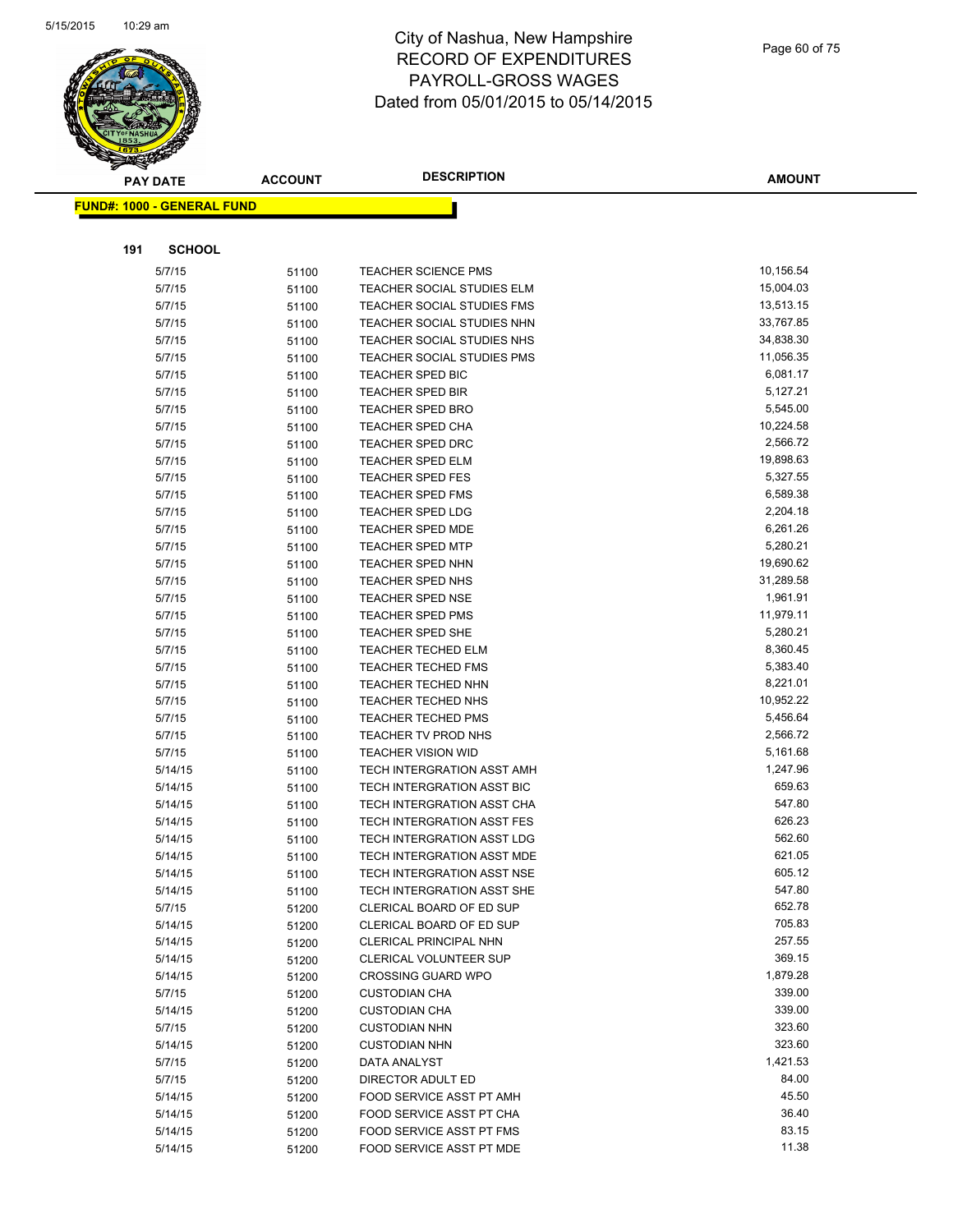# City of Nashua, New Hampshire
# RECORD OF EXPENDITURES
# PAYROLL-GROSS WAGES
# Dated from 05/01/2015 to 05/14/2015

**FUND#: 1000 - GENERAL FUND**

**191 SCHOOL**

| PAY DATE | ACCOUNT | DESCRIPTION | AMOUNT |
|---|---|---|---|
| 5/7/15 | 51100 | TEACHER SCIENCE PMS | 10,156.54 |
| 5/7/15 | 51100 | TEACHER SOCIAL STUDIES ELM | 15,004.03 |
| 5/7/15 | 51100 | TEACHER SOCIAL STUDIES FMS | 13,513.15 |
| 5/7/15 | 51100 | TEACHER SOCIAL STUDIES NHN | 33,767.85 |
| 5/7/15 | 51100 | TEACHER SOCIAL STUDIES NHS | 34,838.30 |
| 5/7/15 | 51100 | TEACHER SOCIAL STUDIES PMS | 11,056.35 |
| 5/7/15 | 51100 | TEACHER SPED BIC | 6,081.17 |
| 5/7/15 | 51100 | TEACHER SPED BIR | 5,127.21 |
| 5/7/15 | 51100 | TEACHER SPED BRO | 5,545.00 |
| 5/7/15 | 51100 | TEACHER SPED CHA | 10,224.58 |
| 5/7/15 | 51100 | TEACHER SPED DRC | 2,566.72 |
| 5/7/15 | 51100 | TEACHER SPED ELM | 19,898.63 |
| 5/7/15 | 51100 | TEACHER SPED FES | 5,327.55 |
| 5/7/15 | 51100 | TEACHER SPED FMS | 6,589.38 |
| 5/7/15 | 51100 | TEACHER SPED LDG | 2,204.18 |
| 5/7/15 | 51100 | TEACHER SPED MDE | 6,261.26 |
| 5/7/15 | 51100 | TEACHER SPED MTP | 5,280.21 |
| 5/7/15 | 51100 | TEACHER SPED NHN | 19,690.62 |
| 5/7/15 | 51100 | TEACHER SPED NHS | 31,289.58 |
| 5/7/15 | 51100 | TEACHER SPED NSE | 1,961.91 |
| 5/7/15 | 51100 | TEACHER SPED PMS | 11,979.11 |
| 5/7/15 | 51100 | TEACHER SPED SHE | 5,280.21 |
| 5/7/15 | 51100 | TEACHER TECHED ELM | 8,360.45 |
| 5/7/15 | 51100 | TEACHER TECHED FMS | 5,383.40 |
| 5/7/15 | 51100 | TEACHER TECHED NHN | 8,221.01 |
| 5/7/15 | 51100 | TEACHER TECHED NHS | 10,952.22 |
| 5/7/15 | 51100 | TEACHER TECHED PMS | 5,456.64 |
| 5/7/15 | 51100 | TEACHER TV PROD NHS | 2,566.72 |
| 5/7/15 | 51100 | TEACHER VISION WID | 5,161.68 |
| 5/14/15 | 51100 | TECH INTERGRATION ASST AMH | 1,247.96 |
| 5/14/15 | 51100 | TECH INTERGRATION ASST BIC | 659.63 |
| 5/14/15 | 51100 | TECH INTERGRATION ASST CHA | 547.80 |
| 5/14/15 | 51100 | TECH INTERGRATION ASST FES | 626.23 |
| 5/14/15 | 51100 | TECH INTERGRATION ASST LDG | 562.60 |
| 5/14/15 | 51100 | TECH INTERGRATION ASST MDE | 621.05 |
| 5/14/15 | 51100 | TECH INTERGRATION ASST NSE | 605.12 |
| 5/14/15 | 51100 | TECH INTERGRATION ASST SHE | 547.80 |
| 5/7/15 | 51200 | CLERICAL BOARD OF ED SUP | 652.78 |
| 5/14/15 | 51200 | CLERICAL BOARD OF ED SUP | 705.83 |
| 5/14/15 | 51200 | CLERICAL PRINCIPAL NHN | 257.55 |
| 5/14/15 | 51200 | CLERICAL VOLUNTEER SUP | 369.15 |
| 5/14/15 | 51200 | CROSSING GUARD WPO | 1,879.28 |
| 5/7/15 | 51200 | CUSTODIAN CHA | 339.00 |
| 5/14/15 | 51200 | CUSTODIAN CHA | 339.00 |
| 5/7/15 | 51200 | CUSTODIAN NHN | 323.60 |
| 5/14/15 | 51200 | CUSTODIAN NHN | 323.60 |
| 5/7/15 | 51200 | DATA ANALYST | 1,421.53 |
| 5/7/15 | 51200 | DIRECTOR ADULT ED | 84.00 |
| 5/14/15 | 51200 | FOOD SERVICE ASST PT AMH | 45.50 |
| 5/14/15 | 51200 | FOOD SERVICE ASST PT CHA | 36.40 |
| 5/14/15 | 51200 | FOOD SERVICE ASST PT FMS | 83.15 |
| 5/14/15 | 51200 | FOOD SERVICE ASST PT MDE | 11.38 |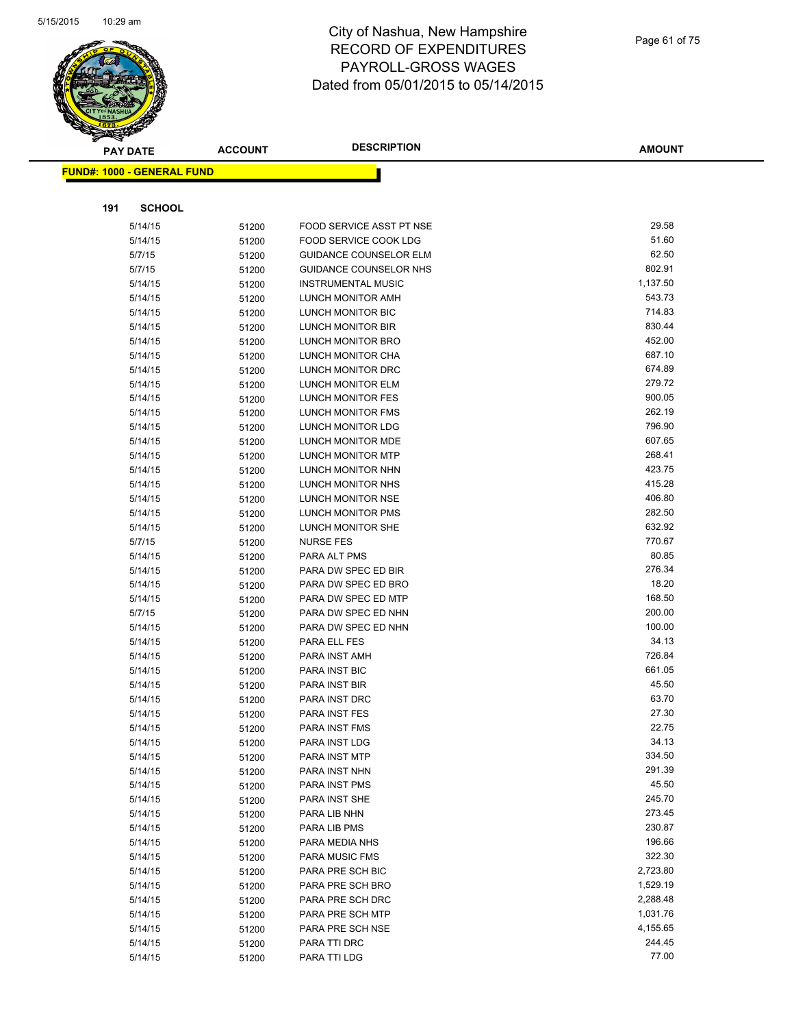# City of Nashua, New Hampshire
## RECORD OF EXPENDITURES
## PAYROLL-GROSS WAGES
## Dated from 05/01/2015 to 05/14/2015

**FUND#: 1000 - GENERAL FUND**

**191 SCHOOL**

| PAY DATE | ACCOUNT | DESCRIPTION | AMOUNT |
|---|---|---|---|
| 5/14/15 | 51200 | FOOD SERVICE ASST PT NSE | 29.58 |
| 5/14/15 | 51200 | FOOD SERVICE COOK LDG | 51.60 |
| 5/7/15 | 51200 | GUIDANCE COUNSELOR ELM | 62.50 |
| 5/7/15 | 51200 | GUIDANCE COUNSELOR NHS | 802.91 |
| 5/14/15 | 51200 | INSTRUMENTAL MUSIC | 1,137.50 |
| 5/14/15 | 51200 | LUNCH MONITOR AMH | 543.73 |
| 5/14/15 | 51200 | LUNCH MONITOR BIC | 714.83 |
| 5/14/15 | 51200 | LUNCH MONITOR BIR | 830.44 |
| 5/14/15 | 51200 | LUNCH MONITOR BRO | 452.00 |
| 5/14/15 | 51200 | LUNCH MONITOR CHA | 687.10 |
| 5/14/15 | 51200 | LUNCH MONITOR DRC | 674.89 |
| 5/14/15 | 51200 | LUNCH MONITOR ELM | 279.72 |
| 5/14/15 | 51200 | LUNCH MONITOR FES | 900.05 |
| 5/14/15 | 51200 | LUNCH MONITOR FMS | 262.19 |
| 5/14/15 | 51200 | LUNCH MONITOR LDG | 796.90 |
| 5/14/15 | 51200 | LUNCH MONITOR MDE | 607.65 |
| 5/14/15 | 51200 | LUNCH MONITOR MTP | 268.41 |
| 5/14/15 | 51200 | LUNCH MONITOR NHN | 423.75 |
| 5/14/15 | 51200 | LUNCH MONITOR NHS | 415.28 |
| 5/14/15 | 51200 | LUNCH MONITOR NSE | 406.80 |
| 5/14/15 | 51200 | LUNCH MONITOR PMS | 282.50 |
| 5/14/15 | 51200 | LUNCH MONITOR SHE | 632.92 |
| 5/7/15 | 51200 | NURSE FES | 770.67 |
| 5/14/15 | 51200 | PARA ALT PMS | 80.85 |
| 5/14/15 | 51200 | PARA DW SPEC ED BIR | 276.34 |
| 5/14/15 | 51200 | PARA DW SPEC ED BRO | 18.20 |
| 5/14/15 | 51200 | PARA DW SPEC ED MTP | 168.50 |
| 5/7/15 | 51200 | PARA DW SPEC ED NHN | 200.00 |
| 5/14/15 | 51200 | PARA DW SPEC ED NHN | 100.00 |
| 5/14/15 | 51200 | PARA ELL FES | 34.13 |
| 5/14/15 | 51200 | PARA INST AMH | 726.84 |
| 5/14/15 | 51200 | PARA INST BIC | 661.05 |
| 5/14/15 | 51200 | PARA INST BIR | 45.50 |
| 5/14/15 | 51200 | PARA INST DRC | 63.70 |
| 5/14/15 | 51200 | PARA INST FES | 27.30 |
| 5/14/15 | 51200 | PARA INST FMS | 22.75 |
| 5/14/15 | 51200 | PARA INST LDG | 34.13 |
| 5/14/15 | 51200 | PARA INST MTP | 334.50 |
| 5/14/15 | 51200 | PARA INST NHN | 291.39 |
| 5/14/15 | 51200 | PARA INST PMS | 45.50 |
| 5/14/15 | 51200 | PARA INST SHE | 245.70 |
| 5/14/15 | 51200 | PARA LIB NHN | 273.45 |
| 5/14/15 | 51200 | PARA LIB PMS | 230.87 |
| 5/14/15 | 51200 | PARA MEDIA NHS | 196.66 |
| 5/14/15 | 51200 | PARA MUSIC FMS | 322.30 |
| 5/14/15 | 51200 | PARA PRE SCH BIC | 2,723.80 |
| 5/14/15 | 51200 | PARA PRE SCH BRO | 1,529.19 |
| 5/14/15 | 51200 | PARA PRE SCH DRC | 2,288.48 |
| 5/14/15 | 51200 | PARA PRE SCH MTP | 1,031.76 |
| 5/14/15 | 51200 | PARA PRE SCH NSE | 4,155.65 |
| 5/14/15 | 51200 | PARA TTI DRC | 244.45 |
| 5/14/15 | 51200 | PARA TTI LDG | 77.00 |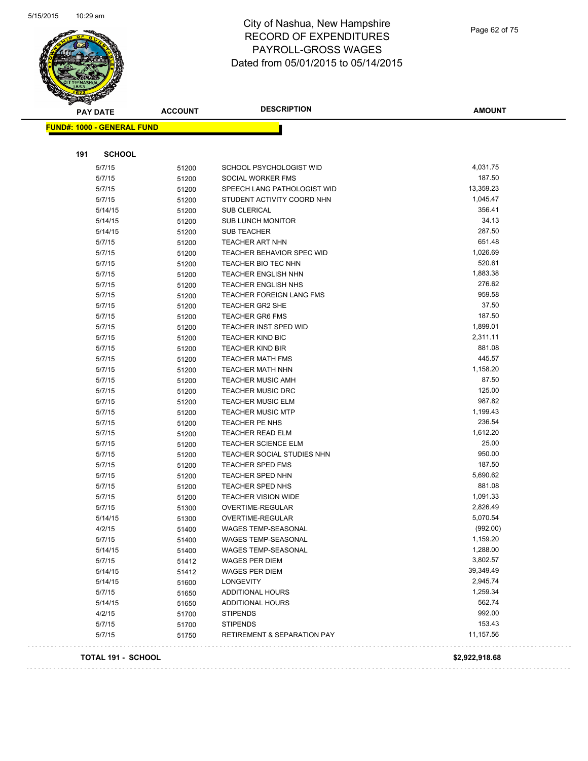# City of Nashua, New Hampshire
# RECORD OF EXPENDITURES
# PAYROLL-GROSS WAGES
# Dated from 05/01/2015 to 05/14/2015

**FUND#: 1000 - GENERAL FUND**

**191 SCHOOL**

| PAY DATE | ACCOUNT | DESCRIPTION | AMOUNT |
|---|---|---|---|
| 5/7/15 | 51200 | SCHOOL PSYCHOLOGIST WID | 4,031.75 |
| 5/7/15 | 51200 | SOCIAL WORKER FMS | 187.50 |
| 5/7/15 | 51200 | SPEECH LANG PATHOLOGIST WID | 13,359.23 |
| 5/7/15 | 51200 | STUDENT ACTIVITY COORD NHN | 1,045.47 |
| 5/14/15 | 51200 | SUB CLERICAL | 356.41 |
| 5/14/15 | 51200 | SUB LUNCH MONITOR | 34.13 |
| 5/14/15 | 51200 | SUB TEACHER | 287.50 |
| 5/7/15 | 51200 | TEACHER ART NHN | 651.48 |
| 5/7/15 | 51200 | TEACHER BEHAVIOR SPEC WID | 1,026.69 |
| 5/7/15 | 51200 | TEACHER BIO TEC NHN | 520.61 |
| 5/7/15 | 51200 | TEACHER ENGLISH NHN | 1,883.38 |
| 5/7/15 | 51200 | TEACHER ENGLISH NHS | 276.62 |
| 5/7/15 | 51200 | TEACHER FOREIGN LANG FMS | 959.58 |
| 5/7/15 | 51200 | TEACHER GR2 SHE | 37.50 |
| 5/7/15 | 51200 | TEACHER GR6 FMS | 187.50 |
| 5/7/15 | 51200 | TEACHER INST SPED WID | 1,899.01 |
| 5/7/15 | 51200 | TEACHER KIND BIC | 2,311.11 |
| 5/7/15 | 51200 | TEACHER KIND BIR | 881.08 |
| 5/7/15 | 51200 | TEACHER MATH FMS | 445.57 |
| 5/7/15 | 51200 | TEACHER MATH NHN | 1,158.20 |
| 5/7/15 | 51200 | TEACHER MUSIC AMH | 87.50 |
| 5/7/15 | 51200 | TEACHER MUSIC DRC | 125.00 |
| 5/7/15 | 51200 | TEACHER MUSIC ELM | 987.82 |
| 5/7/15 | 51200 | TEACHER MUSIC MTP | 1,199.43 |
| 5/7/15 | 51200 | TEACHER PE NHS | 236.54 |
| 5/7/15 | 51200 | TEACHER READ ELM | 1,612.20 |
| 5/7/15 | 51200 | TEACHER SCIENCE ELM | 25.00 |
| 5/7/15 | 51200 | TEACHER SOCIAL STUDIES NHN | 950.00 |
| 5/7/15 | 51200 | TEACHER SPED FMS | 187.50 |
| 5/7/15 | 51200 | TEACHER SPED NHN | 5,690.62 |
| 5/7/15 | 51200 | TEACHER SPED NHS | 881.08 |
| 5/7/15 | 51200 | TEACHER VISION WIDE | 1,091.33 |
| 5/7/15 | 51300 | OVERTIME-REGULAR | 2,826.49 |
| 5/14/15 | 51300 | OVERTIME-REGULAR | 5,070.54 |
| 4/2/15 | 51400 | WAGES TEMP-SEASONAL | (992.00) |
| 5/7/15 | 51400 | WAGES TEMP-SEASONAL | 1,159.20 |
| 5/14/15 | 51400 | WAGES TEMP-SEASONAL | 1,288.00 |
| 5/7/15 | 51412 | WAGES PER DIEM | 3,802.57 |
| 5/14/15 | 51412 | WAGES PER DIEM | 39,349.49 |
| 5/14/15 | 51600 | LONGEVITY | 2,945.74 |
| 5/7/15 | 51650 | ADDITIONAL HOURS | 1,259.34 |
| 5/14/15 | 51650 | ADDITIONAL HOURS | 562.74 |
| 4/2/15 | 51700 | STIPENDS | 992.00 |
| 5/7/15 | 51700 | STIPENDS | 153.43 |
| 5/7/15 | 51750 | RETIREMENT & SEPARATION PAY | 11,157.56 |

**TOTAL 191 - SCHOOL** **$2,922,918.68**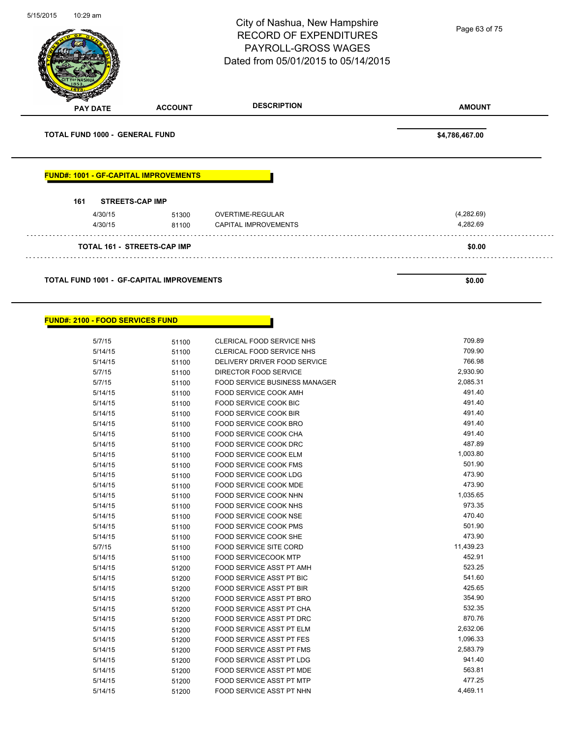City of Nashua, New Hampshire
RECORD OF EXPENDITURES
PAYROLL-GROSS WAGES
Dated from 05/01/2015 to 05/14/2015

| PAY DATE | ACCOUNT | DESCRIPTION | AMOUNT |
|---|---|---|---|
| **TOTAL FUND 1000 - GENERAL FUND** | | | **$4,786,467.00** |

**FUND#: 1001 - GF-CAPITAL IMPROVEMENTS**

**161 STREETS-CAP IMP**

| PAY DATE | ACCOUNT | DESCRIPTION | AMOUNT |
|---|---|---|---|
| 4/30/15 | 51300 | OVERTIME-REGULAR | (4,282.69) |
| 4/30/15 | 81100 | CAPITAL IMPROVEMENTS | 4,282.69 |
| **TOTAL 161 - STREETS-CAP IMP** | | | **$0.00** |

| | | | |
|---|---|---|---|
| **TOTAL FUND 1001 - GF-CAPITAL IMPROVEMENTS** | | | **$0.00** |

**FUND#: 2100 - FOOD SERVICES FUND**

| PAY DATE | ACCOUNT | DESCRIPTION | AMOUNT |
|---|---|---|---|
| 5/7/15 | 51100 | CLERICAL FOOD SERVICE NHS | 709.89 |
| 5/14/15 | 51100 | CLERICAL FOOD SERVICE NHS | 709.90 |
| 5/14/15 | 51100 | DELIVERY DRIVER FOOD SERVICE | 766.98 |
| 5/7/15 | 51100 | DIRECTOR FOOD SERVICE | 2,930.90 |
| 5/7/15 | 51100 | FOOD SERVICE BUSINESS MANAGER | 2,085.31 |
| 5/14/15 | 51100 | FOOD SERVICE COOK AMH | 491.40 |
| 5/14/15 | 51100 | FOOD SERVICE COOK BIC | 491.40 |
| 5/14/15 | 51100 | FOOD SERVICE COOK BIR | 491.40 |
| 5/14/15 | 51100 | FOOD SERVICE COOK BRO | 491.40 |
| 5/14/15 | 51100 | FOOD SERVICE COOK CHA | 491.40 |
| 5/14/15 | 51100 | FOOD SERVICE COOK DRC | 487.89 |
| 5/14/15 | 51100 | FOOD SERVICE COOK ELM | 1,003.80 |
| 5/14/15 | 51100 | FOOD SERVICE COOK FMS | 501.90 |
| 5/14/15 | 51100 | FOOD SERVICE COOK LDG | 473.90 |
| 5/14/15 | 51100 | FOOD SERVICE COOK MDE | 473.90 |
| 5/14/15 | 51100 | FOOD SERVICE COOK NHN | 1,035.65 |
| 5/14/15 | 51100 | FOOD SERVICE COOK NHS | 973.35 |
| 5/14/15 | 51100 | FOOD SERVICE COOK NSE | 470.40 |
| 5/14/15 | 51100 | FOOD SERVICE COOK PMS | 501.90 |
| 5/14/15 | 51100 | FOOD SERVICE COOK SHE | 473.90 |
| 5/7/15 | 51100 | FOOD SERVICE SITE CORD | 11,439.23 |
| 5/14/15 | 51100 | FOOD SERVICECOOK MTP | 452.91 |
| 5/14/15 | 51200 | FOOD SERVICE ASST PT AMH | 523.25 |
| 5/14/15 | 51200 | FOOD SERVICE ASST PT BIC | 541.60 |
| 5/14/15 | 51200 | FOOD SERVICE ASST PT BIR | 425.65 |
| 5/14/15 | 51200 | FOOD SERVICE ASST PT BRO | 354.90 |
| 5/14/15 | 51200 | FOOD SERVICE ASST PT CHA | 532.35 |
| 5/14/15 | 51200 | FOOD SERVICE ASST PT DRC | 870.76 |
| 5/14/15 | 51200 | FOOD SERVICE ASST PT ELM | 2,632.06 |
| 5/14/15 | 51200 | FOOD SERVICE ASST PT FES | 1,096.33 |
| 5/14/15 | 51200 | FOOD SERVICE ASST PT FMS | 2,583.79 |
| 5/14/15 | 51200 | FOOD SERVICE ASST PT LDG | 941.40 |
| 5/14/15 | 51200 | FOOD SERVICE ASST PT MDE | 563.81 |
| 5/14/15 | 51200 | FOOD SERVICE ASST PT MTP | 477.25 |
| 5/14/15 | 51200 | FOOD SERVICE ASST PT NHN | 4,469.11 |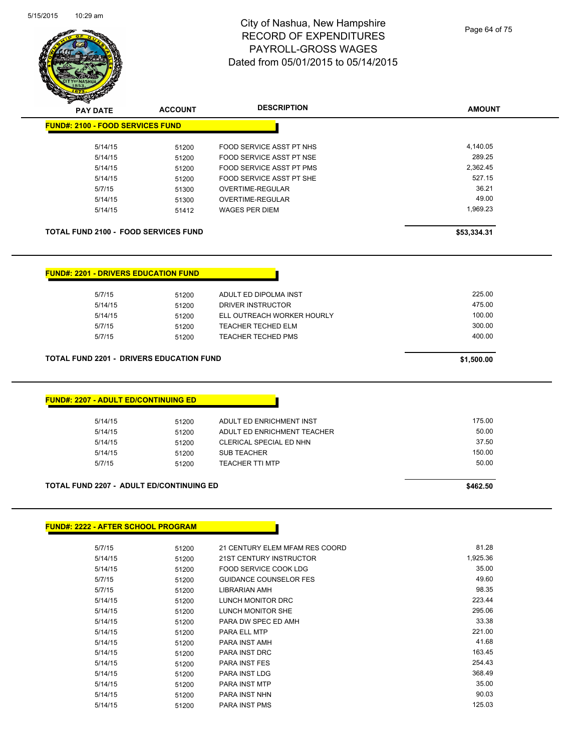# City of Nashua, New Hampshire
# RECORD OF EXPENDITURES
# PAYROLL-GROSS WAGES
# Dated from 05/01/2015 to 05/14/2015

| PAY DATE | ACCOUNT | DESCRIPTION | AMOUNT |
|---|---|---|---|

## FUND#: 2100 - FOOD SERVICES FUND

| PAY DATE | ACCOUNT | DESCRIPTION | AMOUNT |
|---|---|---|---|
| 5/14/15 | 51200 | FOOD SERVICE ASST PT NHS | 4,140.05 |
| 5/14/15 | 51200 | FOOD SERVICE ASST PT NSE | 289.25 |
| 5/14/15 | 51200 | FOOD SERVICE ASST PT PMS | 2,362.45 |
| 5/14/15 | 51200 | FOOD SERVICE ASST PT SHE | 527.15 |
| 5/7/15 | 51300 | OVERTIME-REGULAR | 36.21 |
| 5/14/15 | 51300 | OVERTIME-REGULAR | 49.00 |
| 5/14/15 | 51412 | WAGES PER DIEM | 1,969.23 |

**TOTAL FUND 2100 - FOOD SERVICES FUND** **$53,334.31**

## FUND#: 2201 - DRIVERS EDUCATION FUND

| PAY DATE | ACCOUNT | DESCRIPTION | AMOUNT |
|---|---|---|---|
| 5/7/15 | 51200 | ADULT ED DIPOLMA INST | 225.00 |
| 5/14/15 | 51200 | DRIVER INSTRUCTOR | 475.00 |
| 5/14/15 | 51200 | ELL OUTREACH WORKER HOURLY | 100.00 |
| 5/7/15 | 51200 | TEACHER TECHED ELM | 300.00 |
| 5/7/15 | 51200 | TEACHER TECHED PMS | 400.00 |

**TOTAL FUND 2201 - DRIVERS EDUCATION FUND** **$1,500.00**

## FUND#: 2207 - ADULT ED/CONTINUING ED

| PAY DATE | ACCOUNT | DESCRIPTION | AMOUNT |
|---|---|---|---|
| 5/14/15 | 51200 | ADULT ED ENRICHMENT INST | 175.00 |
| 5/14/15 | 51200 | ADULT ED ENRICHMENT TEACHER | 50.00 |
| 5/14/15 | 51200 | CLERICAL SPECIAL ED NHN | 37.50 |
| 5/14/15 | 51200 | SUB TEACHER | 150.00 |
| 5/7/15 | 51200 | TEACHER TTI MTP | 50.00 |

**TOTAL FUND 2207 - ADULT ED/CONTINUING ED** **$462.50**

## FUND#: 2222 - AFTER SCHOOL PROGRAM

| PAY DATE | ACCOUNT | DESCRIPTION | AMOUNT |
|---|---|---|---|
| 5/7/15 | 51200 | 21 CENTURY ELEM MFAM RES COORD | 81.28 |
| 5/14/15 | 51200 | 21ST CENTURY INSTRUCTOR | 1,925.36 |
| 5/14/15 | 51200 | FOOD SERVICE COOK LDG | 35.00 |
| 5/7/15 | 51200 | GUIDANCE COUNSELOR FES | 49.60 |
| 5/7/15 | 51200 | LIBRARIAN AMH | 98.35 |
| 5/14/15 | 51200 | LUNCH MONITOR DRC | 223.44 |
| 5/14/15 | 51200 | LUNCH MONITOR SHE | 295.06 |
| 5/14/15 | 51200 | PARA DW SPEC ED AMH | 33.38 |
| 5/14/15 | 51200 | PARA ELL MTP | 221.00 |
| 5/14/15 | 51200 | PARA INST AMH | 41.68 |
| 5/14/15 | 51200 | PARA INST DRC | 163.45 |
| 5/14/15 | 51200 | PARA INST FES | 254.43 |
| 5/14/15 | 51200 | PARA INST LDG | 368.49 |
| 5/14/15 | 51200 | PARA INST MTP | 35.00 |
| 5/14/15 | 51200 | PARA INST NHN | 90.03 |
| 5/14/15 | 51200 | PARA INST PMS | 125.03 |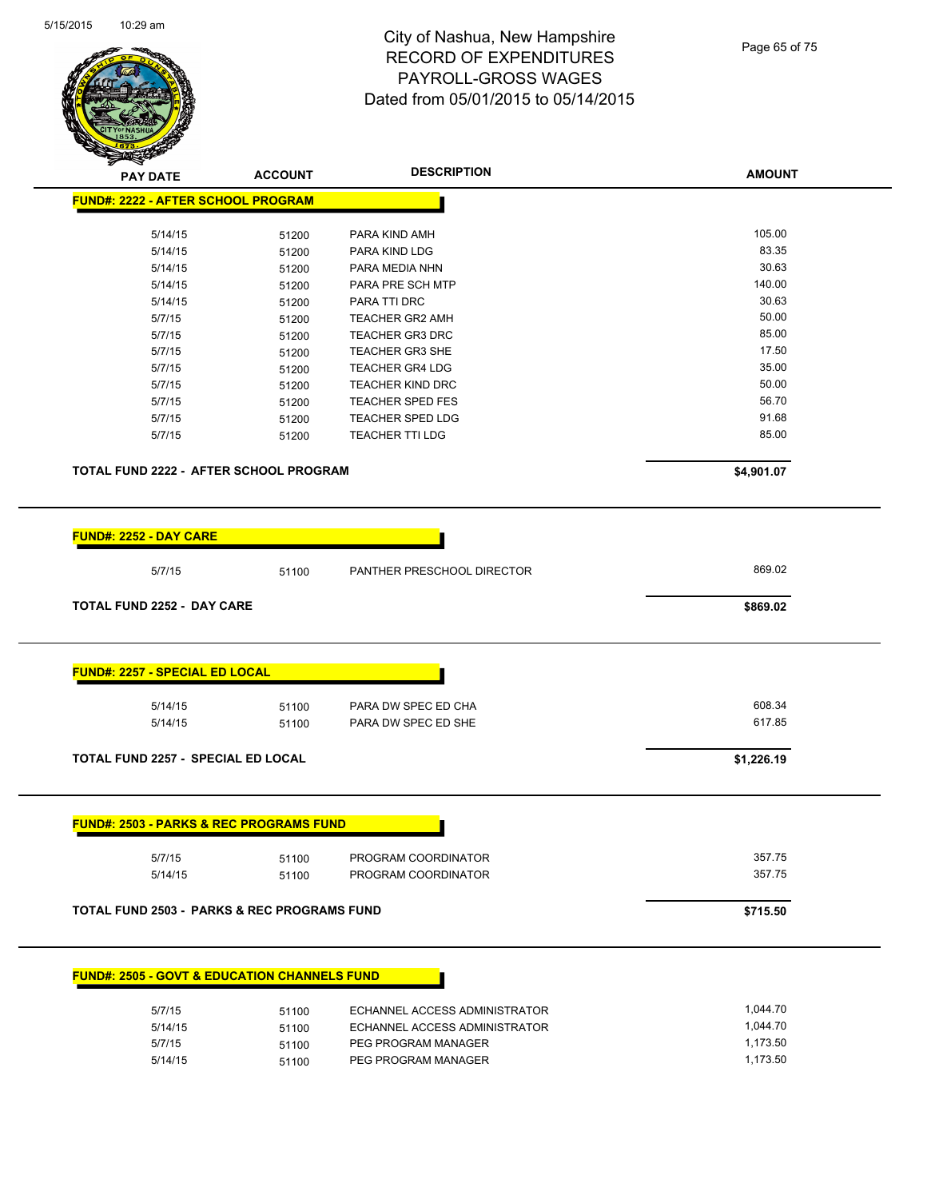# City of Nashua, New Hampshire
# RECORD OF EXPENDITURES
# PAYROLL-GROSS WAGES
# Dated from 05/01/2015 to 05/14/2015

5/15/2015 10:29 am

| PAY DATE | ACCOUNT | DESCRIPTION | AMOUNT |
|---|---|---|---|
| **FUND#: 2222 - AFTER SCHOOL PROGRAM** | | | |
| 5/14/15 | 51200 | PARA KIND AMH | 105.00 |
| 5/14/15 | 51200 | PARA KIND LDG | 83.35 |
| 5/14/15 | 51200 | PARA MEDIA NHN | 30.63 |
| 5/14/15 | 51200 | PARA PRE SCH MTP | 140.00 |
| 5/14/15 | 51200 | PARA TTI DRC | 30.63 |
| 5/7/15 | 51200 | TEACHER GR2 AMH | 50.00 |
| 5/7/15 | 51200 | TEACHER GR3 DRC | 85.00 |
| 5/7/15 | 51200 | TEACHER GR3 SHE | 17.50 |
| 5/7/15 | 51200 | TEACHER GR4 LDG | 35.00 |
| 5/7/15 | 51200 | TEACHER KIND DRC | 50.00 |
| 5/7/15 | 51200 | TEACHER SPED FES | 56.70 |
| 5/7/15 | 51200 | TEACHER SPED LDG | 91.68 |
| 5/7/15 | 51200 | TEACHER TTI LDG | 85.00 |
| **TOTAL FUND 2222 - AFTER SCHOOL PROGRAM** | | | **$4,901.07** |
| **FUND#: 2252 - DAY CARE** | | | |
| 5/7/15 | 51100 | PANTHER PRESCHOOL DIRECTOR | 869.02 |
| **TOTAL FUND 2252 - DAY CARE** | | | **$869.02** |
| **FUND#: 2257 - SPECIAL ED LOCAL** | | | |
| 5/14/15 | 51100 | PARA DW SPEC ED CHA | 608.34 |
| 5/14/15 | 51100 | PARA DW SPEC ED SHE | 617.85 |
| **TOTAL FUND 2257 - SPECIAL ED LOCAL** | | | **$1,226.19** |
| **FUND#: 2503 - PARKS & REC PROGRAMS FUND** | | | |
| 5/7/15 | 51100 | PROGRAM COORDINATOR | 357.75 |
| 5/14/15 | 51100 | PROGRAM COORDINATOR | 357.75 |
| **TOTAL FUND 2503 - PARKS & REC PROGRAMS FUND** | | | **$715.50** |
| **FUND#: 2505 - GOVT & EDUCATION CHANNELS FUND** | | | |
| 5/7/15 | 51100 | ECHANNEL ACCESS ADMINISTRATOR | 1,044.70 |
| 5/14/15 | 51100 | ECHANNEL ACCESS ADMINISTRATOR | 1,044.70 |
| 5/7/15 | 51100 | PEG PROGRAM MANAGER | 1,173.50 |
| 5/14/15 | 51100 | PEG PROGRAM MANAGER | 1,173.50 |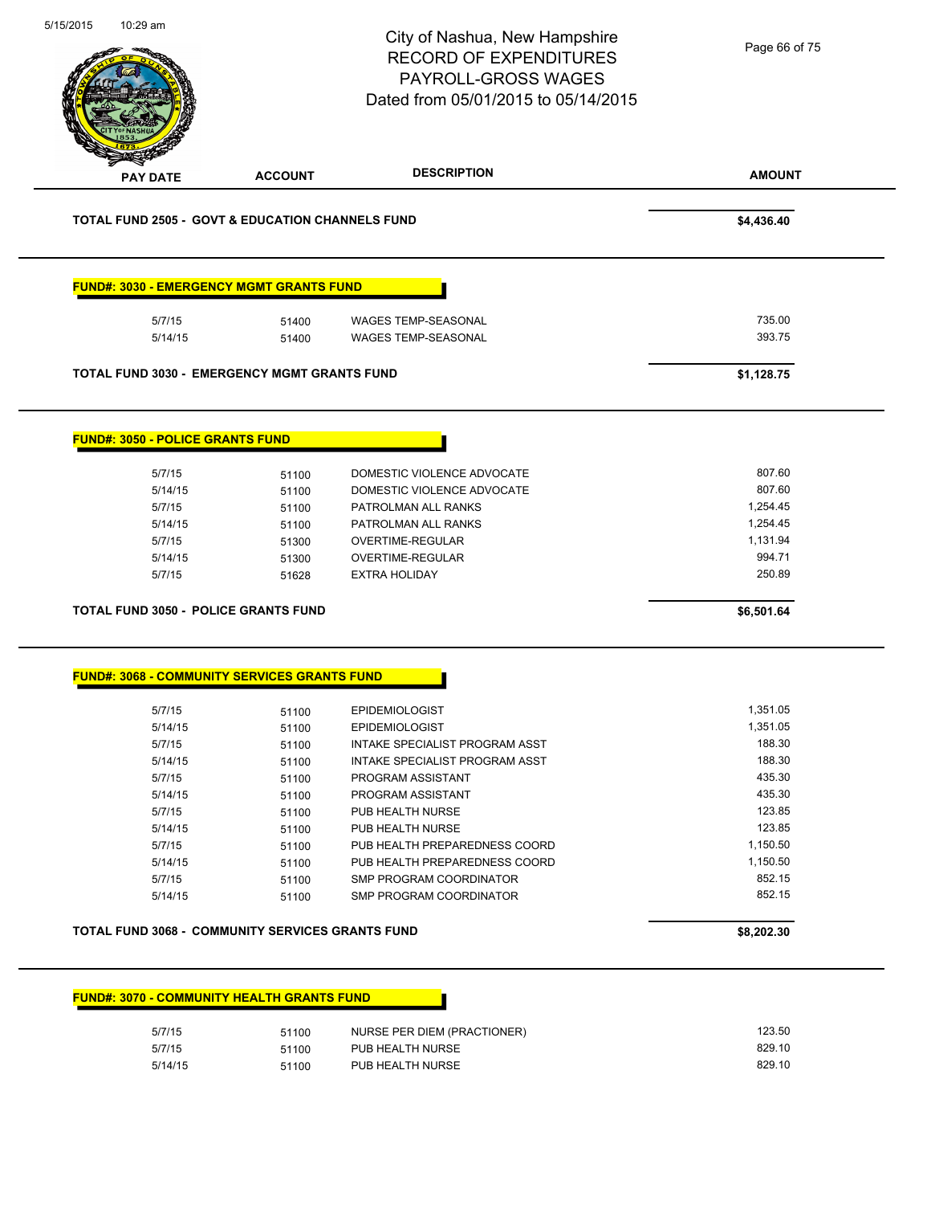# City of Nashua, New Hampshire
## RECORD OF EXPENDITURES
## PAYROLL-GROSS WAGES
## Dated from 05/01/2015 to 05/14/2015

5/15/2015 10:29 am

| PAY DATE | ACCOUNT | DESCRIPTION | AMOUNT |
|---|---|---|---|
| **TOTAL FUND 2505 - GOVT & EDUCATION CHANNELS FUND** | | | **$4,436.40** |

**FUND#: 3030 - EMERGENCY MGMT GRANTS FUND**

| PAY DATE | ACCOUNT | DESCRIPTION | AMOUNT |
|---|---|---|---|
| 5/7/15 | 51400 | WAGES TEMP-SEASONAL | 735.00 |
| 5/14/15 | 51400 | WAGES TEMP-SEASONAL | 393.75 |
| **TOTAL FUND 3030 - EMERGENCY MGMT GRANTS FUND** | | | **$1,128.75** |

**FUND#: 3050 - POLICE GRANTS FUND**

| PAY DATE | ACCOUNT | DESCRIPTION | AMOUNT |
|---|---|---|---|
| 5/7/15 | 51100 | DOMESTIC VIOLENCE ADVOCATE | 807.60 |
| 5/14/15 | 51100 | DOMESTIC VIOLENCE ADVOCATE | 807.60 |
| 5/7/15 | 51100 | PATROLMAN ALL RANKS | 1,254.45 |
| 5/14/15 | 51100 | PATROLMAN ALL RANKS | 1,254.45 |
| 5/7/15 | 51300 | OVERTIME-REGULAR | 1,131.94 |
| 5/14/15 | 51300 | OVERTIME-REGULAR | 994.71 |
| 5/7/15 | 51628 | EXTRA HOLIDAY | 250.89 |
| **TOTAL FUND 3050 - POLICE GRANTS FUND** | | | **$6,501.64** |

**FUND#: 3068 - COMMUNITY SERVICES GRANTS FUND**

| PAY DATE | ACCOUNT | DESCRIPTION | AMOUNT |
|---|---|---|---|
| 5/7/15 | 51100 | EPIDEMIOLOGIST | 1,351.05 |
| 5/14/15 | 51100 | EPIDEMIOLOGIST | 1,351.05 |
| 5/7/15 | 51100 | INTAKE SPECIALIST PROGRAM ASST | 188.30 |
| 5/14/15 | 51100 | INTAKE SPECIALIST PROGRAM ASST | 188.30 |
| 5/7/15 | 51100 | PROGRAM ASSISTANT | 435.30 |
| 5/14/15 | 51100 | PROGRAM ASSISTANT | 435.30 |
| 5/7/15 | 51100 | PUB HEALTH NURSE | 123.85 |
| 5/14/15 | 51100 | PUB HEALTH NURSE | 123.85 |
| 5/7/15 | 51100 | PUB HEALTH PREPAREDNESS COORD | 1,150.50 |
| 5/14/15 | 51100 | PUB HEALTH PREPAREDNESS COORD | 1,150.50 |
| 5/7/15 | 51100 | SMP PROGRAM COORDINATOR | 852.15 |
| 5/14/15 | 51100 | SMP PROGRAM COORDINATOR | 852.15 |
| **TOTAL FUND 3068 - COMMUNITY SERVICES GRANTS FUND** | | | **$8,202.30** |

**FUND#: 3070 - COMMUNITY HEALTH GRANTS FUND**

| PAY DATE | ACCOUNT | DESCRIPTION | AMOUNT |
|---|---|---|---|
| 5/7/15 | 51100 | NURSE PER DIEM (PRACTIONER) | 123.50 |
| 5/7/15 | 51100 | PUB HEALTH NURSE | 829.10 |
| 5/14/15 | 51100 | PUB HEALTH NURSE | 829.10 |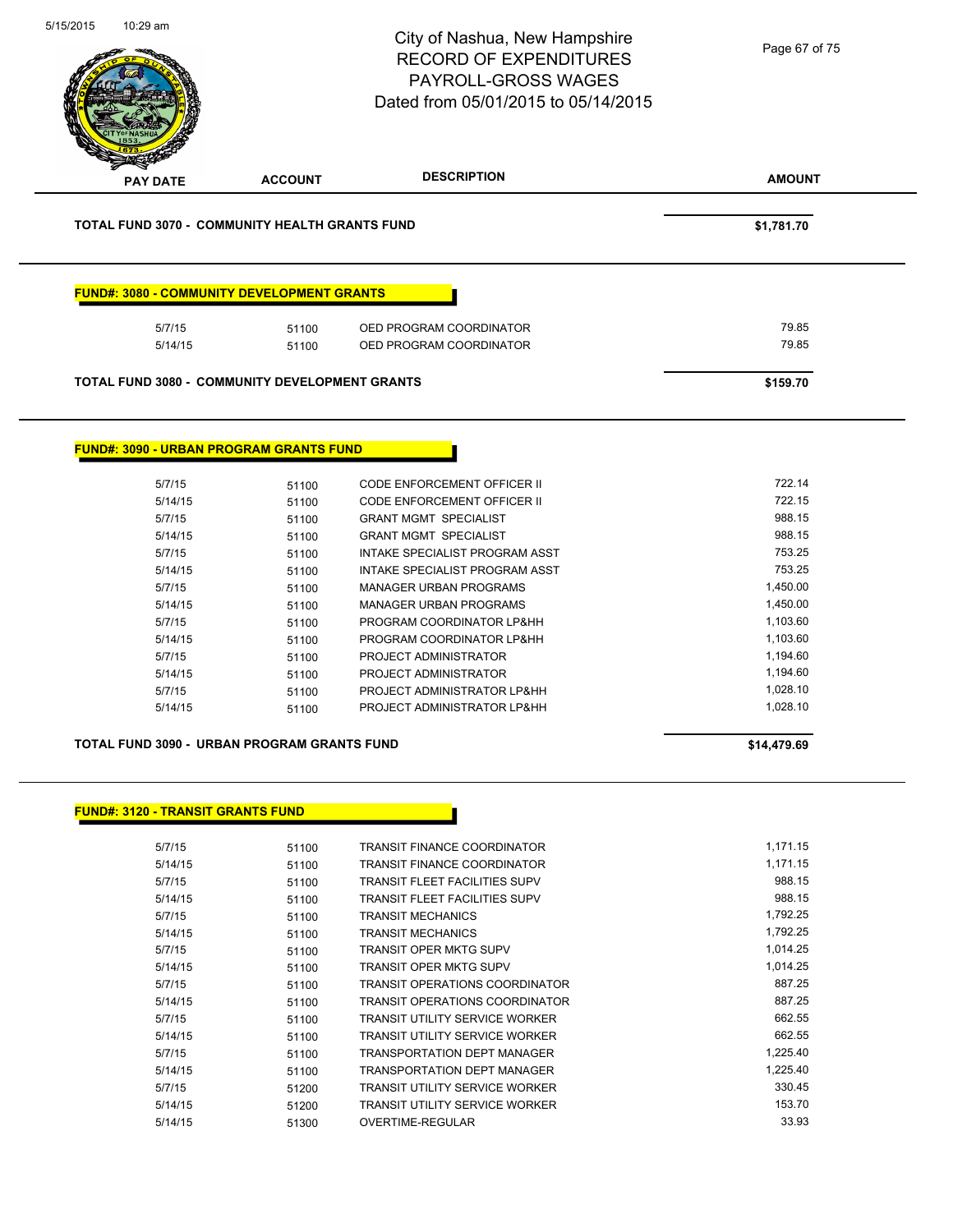# City of Nashua, New Hampshire
## RECORD OF EXPENDITURES
## PAYROLL-GROSS WAGES
## Dated from 05/01/2015 to 05/14/2015

| PAY DATE | ACCOUNT | DESCRIPTION | AMOUNT |
|---|---|---|---|
| **TOTAL FUND 3070 - COMMUNITY HEALTH GRANTS FUND** | | | **$1,781.70** |

**FUND#: 3080 - COMMUNITY DEVELOPMENT GRANTS**

| PAY DATE | ACCOUNT | DESCRIPTION | AMOUNT |
|---|---|---|---|
| 5/7/15 | 51100 | OED PROGRAM COORDINATOR | 79.85 |
| 5/14/15 | 51100 | OED PROGRAM COORDINATOR | 79.85 |
| **TOTAL FUND 3080 - COMMUNITY DEVELOPMENT GRANTS** | | | **$159.70** |

**FUND#: 3090 - URBAN PROGRAM GRANTS FUND**

| PAY DATE | ACCOUNT | DESCRIPTION | AMOUNT |
|---|---|---|---|
| 5/7/15 | 51100 | CODE ENFORCEMENT OFFICER II | 722.14 |
| 5/14/15 | 51100 | CODE ENFORCEMENT OFFICER II | 722.15 |
| 5/7/15 | 51100 | GRANT MGMT SPECIALIST | 988.15 |
| 5/14/15 | 51100 | GRANT MGMT SPECIALIST | 988.15 |
| 5/7/15 | 51100 | INTAKE SPECIALIST PROGRAM ASST | 753.25 |
| 5/14/15 | 51100 | INTAKE SPECIALIST PROGRAM ASST | 753.25 |
| 5/7/15 | 51100 | MANAGER URBAN PROGRAMS | 1,450.00 |
| 5/14/15 | 51100 | MANAGER URBAN PROGRAMS | 1,450.00 |
| 5/7/15 | 51100 | PROGRAM COORDINATOR LP&HH | 1,103.60 |
| 5/14/15 | 51100 | PROGRAM COORDINATOR LP&HH | 1,103.60 |
| 5/7/15 | 51100 | PROJECT ADMINISTRATOR | 1,194.60 |
| 5/14/15 | 51100 | PROJECT ADMINISTRATOR | 1,194.60 |
| 5/7/15 | 51100 | PROJECT ADMINISTRATOR LP&HH | 1,028.10 |
| 5/14/15 | 51100 | PROJECT ADMINISTRATOR LP&HH | 1,028.10 |
| **TOTAL FUND 3090 - URBAN PROGRAM GRANTS FUND** | | | **$14,479.69** |

**FUND#: 3120 - TRANSIT GRANTS FUND**

| PAY DATE | ACCOUNT | DESCRIPTION | AMOUNT |
|---|---|---|---|
| 5/7/15 | 51100 | TRANSIT FINANCE COORDINATOR | 1,171.15 |
| 5/14/15 | 51100 | TRANSIT FINANCE COORDINATOR | 1,171.15 |
| 5/7/15 | 51100 | TRANSIT FLEET FACILITIES SUPV | 988.15 |
| 5/14/15 | 51100 | TRANSIT FLEET FACILITIES SUPV | 988.15 |
| 5/7/15 | 51100 | TRANSIT MECHANICS | 1,792.25 |
| 5/14/15 | 51100 | TRANSIT MECHANICS | 1,792.25 |
| 5/7/15 | 51100 | TRANSIT OPER MKTG SUPV | 1,014.25 |
| 5/14/15 | 51100 | TRANSIT OPER MKTG SUPV | 1,014.25 |
| 5/7/15 | 51100 | TRANSIT OPERATIONS COORDINATOR | 887.25 |
| 5/14/15 | 51100 | TRANSIT OPERATIONS COORDINATOR | 887.25 |
| 5/7/15 | 51100 | TRANSIT UTILITY SERVICE WORKER | 662.55 |
| 5/14/15 | 51100 | TRANSIT UTILITY SERVICE WORKER | 662.55 |
| 5/7/15 | 51100 | TRANSPORTATION DEPT MANAGER | 1,225.40 |
| 5/14/15 | 51100 | TRANSPORTATION DEPT MANAGER | 1,225.40 |
| 5/7/15 | 51200 | TRANSIT UTILITY SERVICE WORKER | 330.45 |
| 5/14/15 | 51200 | TRANSIT UTILITY SERVICE WORKER | 153.70 |
| 5/14/15 | 51300 | OVERTIME-REGULAR | 33.93 |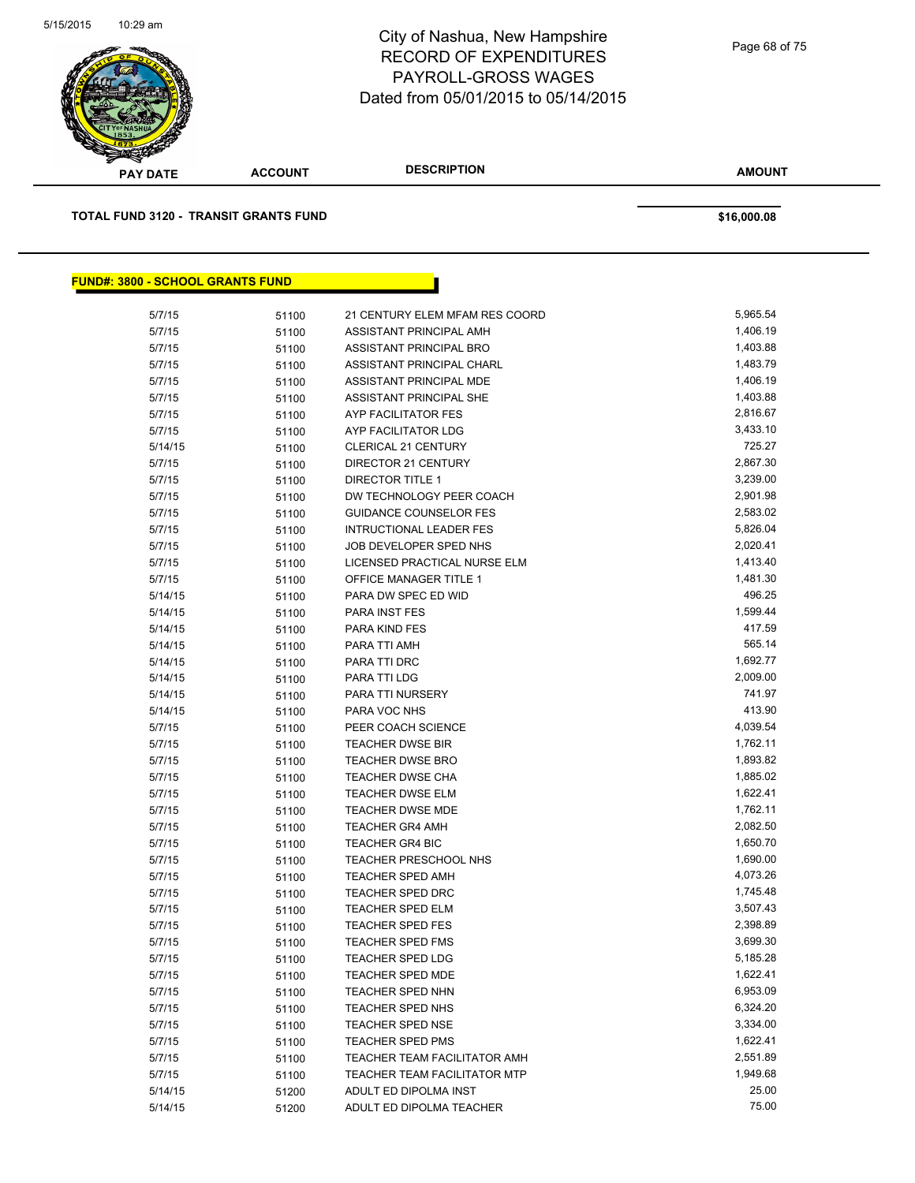# City of Nashua, New Hampshire
## RECORD OF EXPENDITURES
## PAYROLL-GROSS WAGES
## Dated from 05/01/2015 to 05/14/2015

| PAY DATE | ACCOUNT | DESCRIPTION | AMOUNT |
|---|---|---|---|
| **TOTAL FUND 3120 - TRANSIT GRANTS FUND** | | | **$16,000.08** |

**FUND#: 3800 - SCHOOL GRANTS FUND**

| PAY DATE | ACCOUNT | DESCRIPTION | AMOUNT |
|---|---|---|---|
| 5/7/15 | 51100 | 21 CENTURY ELEM MFAM RES COORD | 5,965.54 |
| 5/7/15 | 51100 | ASSISTANT PRINCIPAL AMH | 1,406.19 |
| 5/7/15 | 51100 | ASSISTANT PRINCIPAL BRO | 1,403.88 |
| 5/7/15 | 51100 | ASSISTANT PRINCIPAL CHARL | 1,483.79 |
| 5/7/15 | 51100 | ASSISTANT PRINCIPAL MDE | 1,406.19 |
| 5/7/15 | 51100 | ASSISTANT PRINCIPAL SHE | 1,403.88 |
| 5/7/15 | 51100 | AYP FACILITATOR FES | 2,816.67 |
| 5/7/15 | 51100 | AYP FACILITATOR LDG | 3,433.10 |
| 5/14/15 | 51100 | CLERICAL 21 CENTURY | 725.27 |
| 5/7/15 | 51100 | DIRECTOR 21 CENTURY | 2,867.30 |
| 5/7/15 | 51100 | DIRECTOR TITLE 1 | 3,239.00 |
| 5/7/15 | 51100 | DW TECHNOLOGY PEER COACH | 2,901.98 |
| 5/7/15 | 51100 | GUIDANCE COUNSELOR FES | 2,583.02 |
| 5/7/15 | 51100 | INTRUCTIONAL LEADER FES | 5,826.04 |
| 5/7/15 | 51100 | JOB DEVELOPER SPED NHS | 2,020.41 |
| 5/7/15 | 51100 | LICENSED PRACTICAL NURSE ELM | 1,413.40 |
| 5/7/15 | 51100 | OFFICE MANAGER TITLE 1 | 1,481.30 |
| 5/14/15 | 51100 | PARA DW SPEC ED WID | 496.25 |
| 5/14/15 | 51100 | PARA INST FES | 1,599.44 |
| 5/14/15 | 51100 | PARA KIND FES | 417.59 |
| 5/14/15 | 51100 | PARA TTI AMH | 565.14 |
| 5/14/15 | 51100 | PARA TTI DRC | 1,692.77 |
| 5/14/15 | 51100 | PARA TTI LDG | 2,009.00 |
| 5/14/15 | 51100 | PARA TTI NURSERY | 741.97 |
| 5/14/15 | 51100 | PARA VOC NHS | 413.90 |
| 5/7/15 | 51100 | PEER COACH SCIENCE | 4,039.54 |
| 5/7/15 | 51100 | TEACHER DWSE BIR | 1,762.11 |
| 5/7/15 | 51100 | TEACHER DWSE BRO | 1,893.82 |
| 5/7/15 | 51100 | TEACHER DWSE CHA | 1,885.02 |
| 5/7/15 | 51100 | TEACHER DWSE ELM | 1,622.41 |
| 5/7/15 | 51100 | TEACHER DWSE MDE | 1,762.11 |
| 5/7/15 | 51100 | TEACHER GR4 AMH | 2,082.50 |
| 5/7/15 | 51100 | TEACHER GR4 BIC | 1,650.70 |
| 5/7/15 | 51100 | TEACHER PRESCHOOL NHS | 1,690.00 |
| 5/7/15 | 51100 | TEACHER SPED AMH | 4,073.26 |
| 5/7/15 | 51100 | TEACHER SPED DRC | 1,745.48 |
| 5/7/15 | 51100 | TEACHER SPED ELM | 3,507.43 |
| 5/7/15 | 51100 | TEACHER SPED FES | 2,398.89 |
| 5/7/15 | 51100 | TEACHER SPED FMS | 3,699.30 |
| 5/7/15 | 51100 | TEACHER SPED LDG | 5,185.28 |
| 5/7/15 | 51100 | TEACHER SPED MDE | 1,622.41 |
| 5/7/15 | 51100 | TEACHER SPED NHN | 6,953.09 |
| 5/7/15 | 51100 | TEACHER SPED NHS | 6,324.20 |
| 5/7/15 | 51100 | TEACHER SPED NSE | 3,334.00 |
| 5/7/15 | 51100 | TEACHER SPED PMS | 1,622.41 |
| 5/7/15 | 51100 | TEACHER TEAM FACILITATOR AMH | 2,551.89 |
| 5/7/15 | 51100 | TEACHER TEAM FACILITATOR MTP | 1,949.68 |
| 5/14/15 | 51200 | ADULT ED DIPOLMA INST | 25.00 |
| 5/14/15 | 51200 | ADULT ED DIPOLMA TEACHER | 75.00 |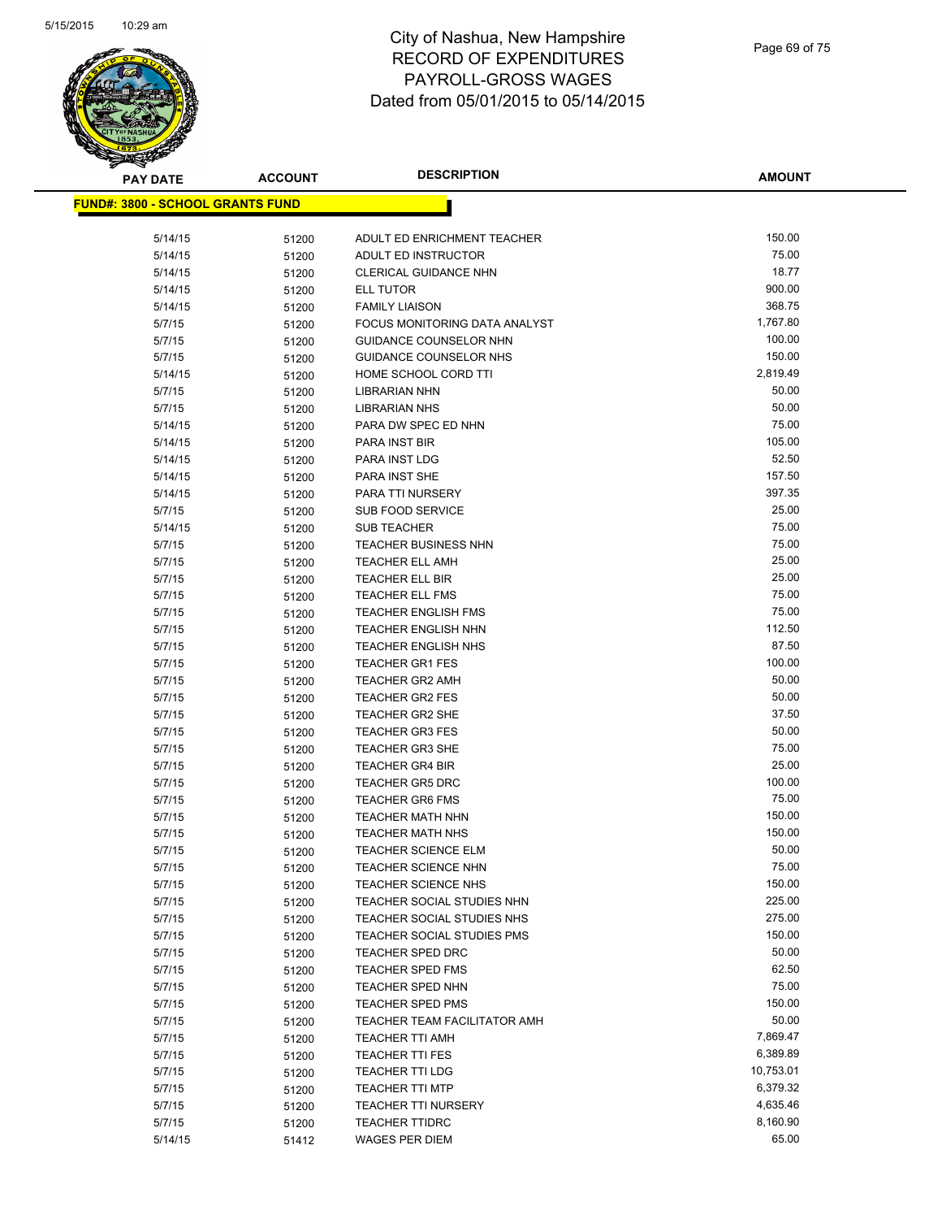# City of Nashua, New Hampshire
## RECORD OF EXPENDITURES
## PAYROLL-GROSS WAGES
## Dated from 05/01/2015 to 05/14/2015

**FUND#: 3800 - SCHOOL GRANTS FUND**

| PAY DATE | ACCOUNT | DESCRIPTION | AMOUNT |
|---|---|---|---|
| 5/14/15 | 51200 | ADULT ED ENRICHMENT TEACHER | 150.00 |
| 5/14/15 | 51200 | ADULT ED INSTRUCTOR | 75.00 |
| 5/14/15 | 51200 | CLERICAL GUIDANCE NHN | 18.77 |
| 5/14/15 | 51200 | ELL TUTOR | 900.00 |
| 5/14/15 | 51200 | FAMILY LIAISON | 368.75 |
| 5/7/15 | 51200 | FOCUS MONITORING DATA ANALYST | 1,767.80 |
| 5/7/15 | 51200 | GUIDANCE COUNSELOR NHN | 100.00 |
| 5/7/15 | 51200 | GUIDANCE COUNSELOR NHS | 150.00 |
| 5/14/15 | 51200 | HOME SCHOOL CORD TTI | 2,819.49 |
| 5/7/15 | 51200 | LIBRARIAN NHN | 50.00 |
| 5/7/15 | 51200 | LIBRARIAN NHS | 50.00 |
| 5/14/15 | 51200 | PARA DW SPEC ED NHN | 75.00 |
| 5/14/15 | 51200 | PARA INST BIR | 105.00 |
| 5/14/15 | 51200 | PARA INST LDG | 52.50 |
| 5/14/15 | 51200 | PARA INST SHE | 157.50 |
| 5/14/15 | 51200 | PARA TTI NURSERY | 397.35 |
| 5/7/15 | 51200 | SUB FOOD SERVICE | 25.00 |
| 5/14/15 | 51200 | SUB TEACHER | 75.00 |
| 5/7/15 | 51200 | TEACHER BUSINESS NHN | 75.00 |
| 5/7/15 | 51200 | TEACHER ELL AMH | 25.00 |
| 5/7/15 | 51200 | TEACHER ELL BIR | 25.00 |
| 5/7/15 | 51200 | TEACHER ELL FMS | 75.00 |
| 5/7/15 | 51200 | TEACHER ENGLISH FMS | 75.00 |
| 5/7/15 | 51200 | TEACHER ENGLISH NHN | 112.50 |
| 5/7/15 | 51200 | TEACHER ENGLISH NHS | 87.50 |
| 5/7/15 | 51200 | TEACHER GR1 FES | 100.00 |
| 5/7/15 | 51200 | TEACHER GR2 AMH | 50.00 |
| 5/7/15 | 51200 | TEACHER GR2 FES | 50.00 |
| 5/7/15 | 51200 | TEACHER GR2 SHE | 37.50 |
| 5/7/15 | 51200 | TEACHER GR3 FES | 50.00 |
| 5/7/15 | 51200 | TEACHER GR3 SHE | 75.00 |
| 5/7/15 | 51200 | TEACHER GR4 BIR | 25.00 |
| 5/7/15 | 51200 | TEACHER GR5 DRC | 100.00 |
| 5/7/15 | 51200 | TEACHER GR6 FMS | 75.00 |
| 5/7/15 | 51200 | TEACHER MATH NHN | 150.00 |
| 5/7/15 | 51200 | TEACHER MATH NHS | 150.00 |
| 5/7/15 | 51200 | TEACHER SCIENCE ELM | 50.00 |
| 5/7/15 | 51200 | TEACHER SCIENCE NHN | 75.00 |
| 5/7/15 | 51200 | TEACHER SCIENCE NHS | 150.00 |
| 5/7/15 | 51200 | TEACHER SOCIAL STUDIES NHN | 225.00 |
| 5/7/15 | 51200 | TEACHER SOCIAL STUDIES NHS | 275.00 |
| 5/7/15 | 51200 | TEACHER SOCIAL STUDIES PMS | 150.00 |
| 5/7/15 | 51200 | TEACHER SPED DRC | 50.00 |
| 5/7/15 | 51200 | TEACHER SPED FMS | 62.50 |
| 5/7/15 | 51200 | TEACHER SPED NHN | 75.00 |
| 5/7/15 | 51200 | TEACHER SPED PMS | 150.00 |
| 5/7/15 | 51200 | TEACHER TEAM FACILITATOR AMH | 50.00 |
| 5/7/15 | 51200 | TEACHER TTI AMH | 7,869.47 |
| 5/7/15 | 51200 | TEACHER TTI FES | 6,389.89 |
| 5/7/15 | 51200 | TEACHER TTI LDG | 10,753.01 |
| 5/7/15 | 51200 | TEACHER TTI MTP | 6,379.32 |
| 5/7/15 | 51200 | TEACHER TTI NURSERY | 4,635.46 |
| 5/7/15 | 51200 | TEACHER TTIDRC | 8,160.90 |
| 5/14/15 | 51412 | WAGES PER DIEM | 65.00 |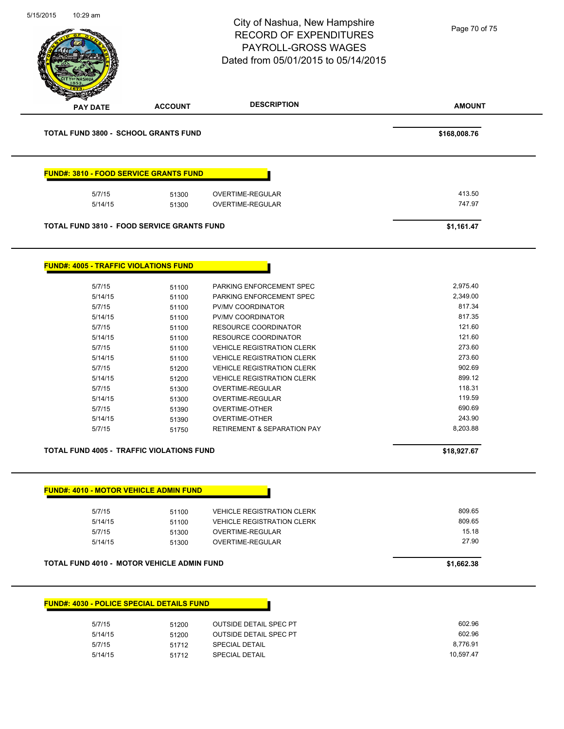# City of Nashua, New Hampshire
# RECORD OF EXPENDITURES
# PAYROLL-GROSS WAGES
# Dated from 05/01/2015 to 05/14/2015

| PAY DATE | ACCOUNT | DESCRIPTION | AMOUNT |
|---|---|---|---|

**TOTAL FUND 3800 - SCHOOL GRANTS FUND** **$168,008.76**

## FUND#: 3810 - FOOD SERVICE GRANTS FUND

| PAY DATE | ACCOUNT | DESCRIPTION | AMOUNT |
|---|---|---|---|
| 5/7/15 | 51300 | OVERTIME-REGULAR | 413.50 |
| 5/14/15 | 51300 | OVERTIME-REGULAR | 747.97 |

**TOTAL FUND 3810 - FOOD SERVICE GRANTS FUND** **$1,161.47**

## FUND#: 4005 - TRAFFIC VIOLATIONS FUND

| PAY DATE | ACCOUNT | DESCRIPTION | AMOUNT |
|---|---|---|---|
| 5/7/15 | 51100 | PARKING ENFORCEMENT SPEC | 2,975.40 |
| 5/14/15 | 51100 | PARKING ENFORCEMENT SPEC | 2,349.00 |
| 5/7/15 | 51100 | PV/MV COORDINATOR | 817.34 |
| 5/14/15 | 51100 | PV/MV COORDINATOR | 817.35 |
| 5/7/15 | 51100 | RESOURCE COORDINATOR | 121.60 |
| 5/14/15 | 51100 | RESOURCE COORDINATOR | 121.60 |
| 5/7/15 | 51100 | VEHICLE REGISTRATION CLERK | 273.60 |
| 5/14/15 | 51100 | VEHICLE REGISTRATION CLERK | 273.60 |
| 5/7/15 | 51200 | VEHICLE REGISTRATION CLERK | 902.69 |
| 5/14/15 | 51200 | VEHICLE REGISTRATION CLERK | 899.12 |
| 5/7/15 | 51300 | OVERTIME-REGULAR | 118.31 |
| 5/14/15 | 51300 | OVERTIME-REGULAR | 119.59 |
| 5/7/15 | 51390 | OVERTIME-OTHER | 690.69 |
| 5/14/15 | 51390 | OVERTIME-OTHER | 243.90 |
| 5/7/15 | 51750 | RETIREMENT & SEPARATION PAY | 8,203.88 |

**TOTAL FUND 4005 - TRAFFIC VIOLATIONS FUND** **$18,927.67**

## FUND#: 4010 - MOTOR VEHICLE ADMIN FUND

| PAY DATE | ACCOUNT | DESCRIPTION | AMOUNT |
|---|---|---|---|
| 5/7/15 | 51100 | VEHICLE REGISTRATION CLERK | 809.65 |
| 5/14/15 | 51100 | VEHICLE REGISTRATION CLERK | 809.65 |
| 5/7/15 | 51300 | OVERTIME-REGULAR | 15.18 |
| 5/14/15 | 51300 | OVERTIME-REGULAR | 27.90 |

**TOTAL FUND 4010 - MOTOR VEHICLE ADMIN FUND** **$1,662.38**

## FUND#: 4030 - POLICE SPECIAL DETAILS FUND

| PAY DATE | ACCOUNT | DESCRIPTION | AMOUNT |
|---|---|---|---|
| 5/7/15 | 51200 | OUTSIDE DETAIL SPEC PT | 602.96 |
| 5/14/15 | 51200 | OUTSIDE DETAIL SPEC PT | 602.96 |
| 5/7/15 | 51712 | SPECIAL DETAIL | 8,776.91 |
| 5/14/15 | 51712 | SPECIAL DETAIL | 10,597.47 |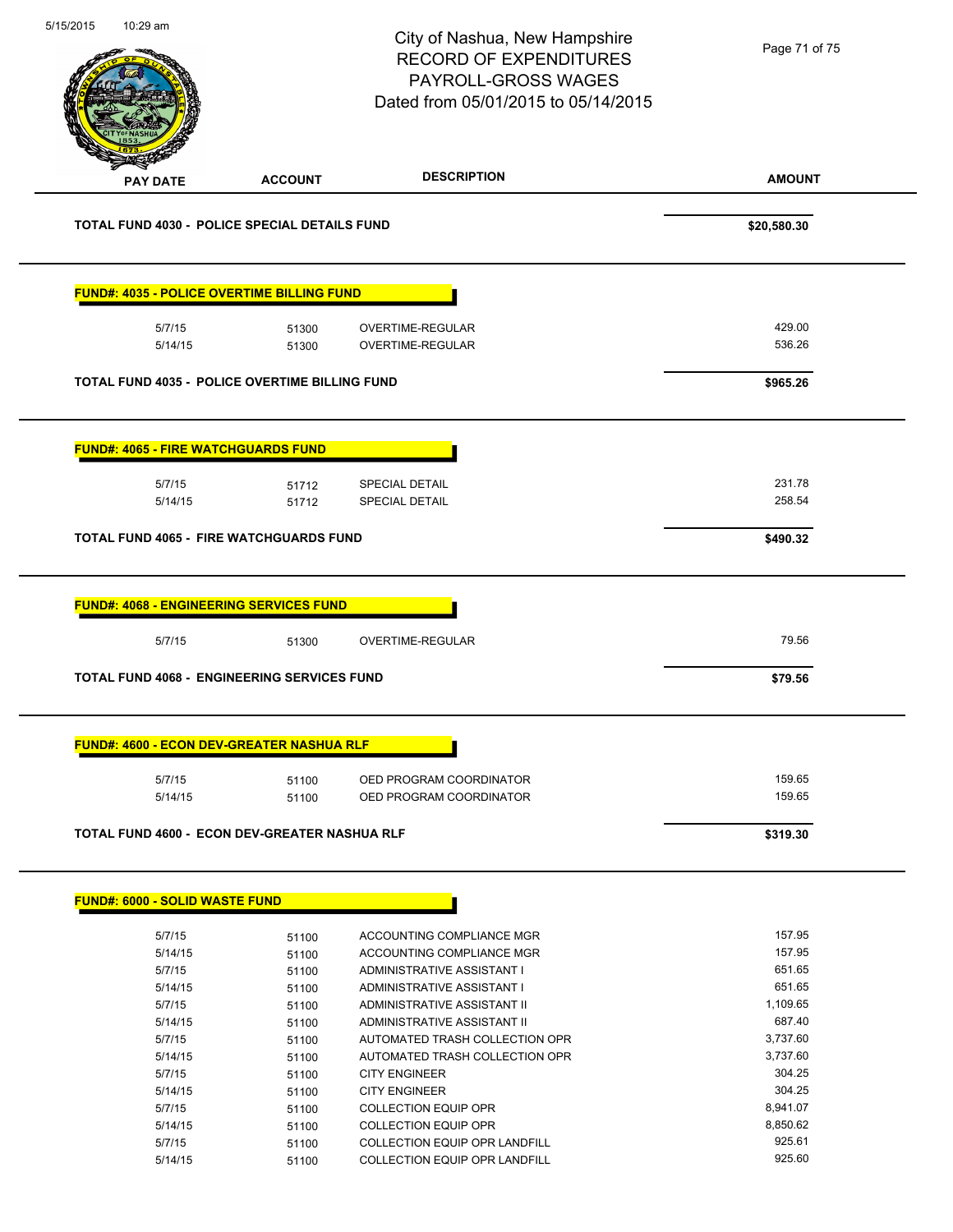City of Nashua, New Hampshire
RECORD OF EXPENDITURES
PAYROLL-GROSS WAGES
Dated from 05/01/2015 to 05/14/2015

| PAY DATE | ACCOUNT | DESCRIPTION | AMOUNT |
|---|---|---|---|
| **TOTAL FUND 4030 - POLICE SPECIAL DETAILS FUND** | | | **$20,580.30** |

**FUND#: 4035 - POLICE OVERTIME BILLING FUND**

| PAY DATE | ACCOUNT | DESCRIPTION | AMOUNT |
|---|---|---|---|
| 5/7/15 | 51300 | OVERTIME-REGULAR | 429.00 |
| 5/14/15 | 51300 | OVERTIME-REGULAR | 536.26 |
| **TOTAL FUND 4035 - POLICE OVERTIME BILLING FUND** | | | **$965.26** |

**FUND#: 4065 - FIRE WATCHGUARDS FUND**

| PAY DATE | ACCOUNT | DESCRIPTION | AMOUNT |
|---|---|---|---|
| 5/7/15 | 51712 | SPECIAL DETAIL | 231.78 |
| 5/14/15 | 51712 | SPECIAL DETAIL | 258.54 |
| **TOTAL FUND 4065 - FIRE WATCHGUARDS FUND** | | | **$490.32** |

**FUND#: 4068 - ENGINEERING SERVICES FUND**

| PAY DATE | ACCOUNT | DESCRIPTION | AMOUNT |
|---|---|---|---|
| 5/7/15 | 51300 | OVERTIME-REGULAR | 79.56 |
| **TOTAL FUND 4068 - ENGINEERING SERVICES FUND** | | | **$79.56** |

**FUND#: 4600 - ECON DEV-GREATER NASHUA RLF**

| PAY DATE | ACCOUNT | DESCRIPTION | AMOUNT |
|---|---|---|---|
| 5/7/15 | 51100 | OED PROGRAM COORDINATOR | 159.65 |
| 5/14/15 | 51100 | OED PROGRAM COORDINATOR | 159.65 |
| **TOTAL FUND 4600 - ECON DEV-GREATER NASHUA RLF** | | | **$319.30** |

**FUND#: 6000 - SOLID WASTE FUND**

| PAY DATE | ACCOUNT | DESCRIPTION | AMOUNT |
|---|---|---|---|
| 5/7/15 | 51100 | ACCOUNTING COMPLIANCE MGR | 157.95 |
| 5/14/15 | 51100 | ACCOUNTING COMPLIANCE MGR | 157.95 |
| 5/7/15 | 51100 | ADMINISTRATIVE ASSISTANT I | 651.65 |
| 5/14/15 | 51100 | ADMINISTRATIVE ASSISTANT I | 651.65 |
| 5/7/15 | 51100 | ADMINISTRATIVE ASSISTANT II | 1,109.65 |
| 5/14/15 | 51100 | ADMINISTRATIVE ASSISTANT II | 687.40 |
| 5/7/15 | 51100 | AUTOMATED TRASH COLLECTION OPR | 3,737.60 |
| 5/14/15 | 51100 | AUTOMATED TRASH COLLECTION OPR | 3,737.60 |
| 5/7/15 | 51100 | CITY ENGINEER | 304.25 |
| 5/14/15 | 51100 | CITY ENGINEER | 304.25 |
| 5/7/15 | 51100 | COLLECTION EQUIP OPR | 8,941.07 |
| 5/14/15 | 51100 | COLLECTION EQUIP OPR | 8,850.62 |
| 5/7/15 | 51100 | COLLECTION EQUIP OPR LANDFILL | 925.61 |
| 5/14/15 | 51100 | COLLECTION EQUIP OPR LANDFILL | 925.60 |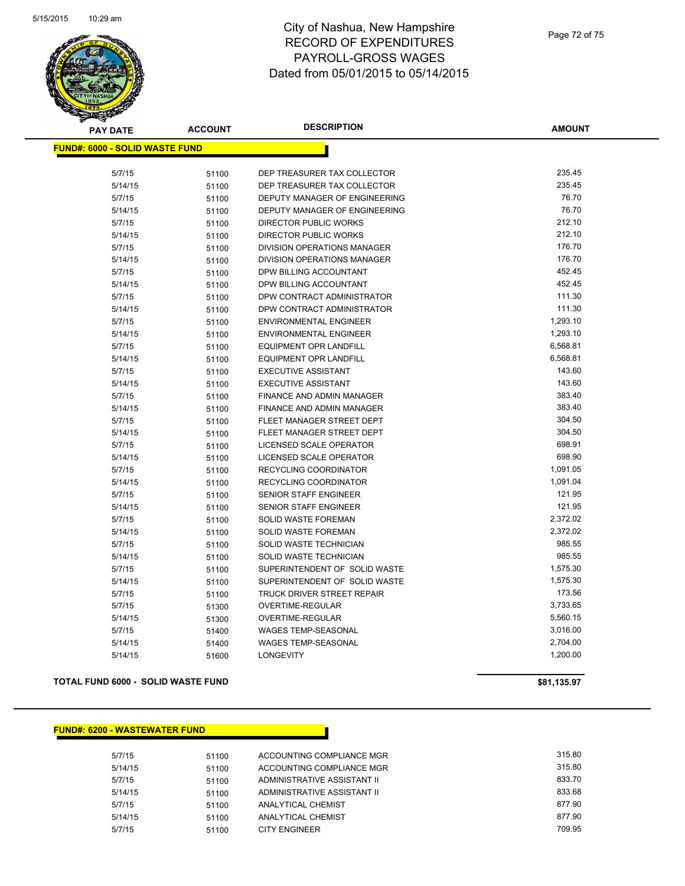# City of Nashua, New Hampshire
## RECORD OF EXPENDITURES
## PAYROLL-GROSS WAGES
## Dated from 05/01/2015 to 05/14/2015

| PAY DATE | ACCOUNT | DESCRIPTION | AMOUNT |
|---|---|---|---|
| **FUND#: 6000 - SOLID WASTE FUND** | | | |
| 5/7/15 | 51100 | DEP TREASURER TAX COLLECTOR | 235.45 |
| 5/14/15 | 51100 | DEP TREASURER TAX COLLECTOR | 235.45 |
| 5/7/15 | 51100 | DEPUTY MANAGER OF ENGINEERING | 76.70 |
| 5/14/15 | 51100 | DEPUTY MANAGER OF ENGINEERING | 76.70 |
| 5/7/15 | 51100 | DIRECTOR PUBLIC WORKS | 212.10 |
| 5/14/15 | 51100 | DIRECTOR PUBLIC WORKS | 212.10 |
| 5/7/15 | 51100 | DIVISION OPERATIONS MANAGER | 176.70 |
| 5/14/15 | 51100 | DIVISION OPERATIONS MANAGER | 176.70 |
| 5/7/15 | 51100 | DPW BILLING ACCOUNTANT | 452.45 |
| 5/14/15 | 51100 | DPW BILLING ACCOUNTANT | 452.45 |
| 5/7/15 | 51100 | DPW CONTRACT ADMINISTRATOR | 111.30 |
| 5/14/15 | 51100 | DPW CONTRACT ADMINISTRATOR | 111.30 |
| 5/7/15 | 51100 | ENVIRONMENTAL ENGINEER | 1,293.10 |
| 5/14/15 | 51100 | ENVIRONMENTAL ENGINEER | 1,293.10 |
| 5/7/15 | 51100 | EQUIPMENT OPR LANDFILL | 6,568.81 |
| 5/14/15 | 51100 | EQUIPMENT OPR LANDFILL | 6,568.81 |
| 5/7/15 | 51100 | EXECUTIVE ASSISTANT | 143.60 |
| 5/14/15 | 51100 | EXECUTIVE ASSISTANT | 143.60 |
| 5/7/15 | 51100 | FINANCE AND ADMIN MANAGER | 383.40 |
| 5/14/15 | 51100 | FINANCE AND ADMIN MANAGER | 383.40 |
| 5/7/15 | 51100 | FLEET MANAGER STREET DEPT | 304.50 |
| 5/14/15 | 51100 | FLEET MANAGER STREET DEPT | 304.50 |
| 5/7/15 | 51100 | LICENSED SCALE OPERATOR | 698.91 |
| 5/14/15 | 51100 | LICENSED SCALE OPERATOR | 698.90 |
| 5/7/15 | 51100 | RECYCLING COORDINATOR | 1,091.05 |
| 5/14/15 | 51100 | RECYCLING COORDINATOR | 1,091.04 |
| 5/7/15 | 51100 | SENIOR STAFF ENGINEER | 121.95 |
| 5/14/15 | 51100 | SENIOR STAFF ENGINEER | 121.95 |
| 5/7/15 | 51100 | SOLID WASTE FOREMAN | 2,372.02 |
| 5/14/15 | 51100 | SOLID WASTE FOREMAN | 2,372.02 |
| 5/7/15 | 51100 | SOLID WASTE TECHNICIAN | 985.55 |
| 5/14/15 | 51100 | SOLID WASTE TECHNICIAN | 985.55 |
| 5/7/15 | 51100 | SUPERINTENDENT OF SOLID WASTE | 1,575.30 |
| 5/14/15 | 51100 | SUPERINTENDENT OF SOLID WASTE | 1,575.30 |
| 5/7/15 | 51100 | TRUCK DRIVER STREET REPAIR | 173.56 |
| 5/7/15 | 51300 | OVERTIME-REGULAR | 3,733.65 |
| 5/14/15 | 51300 | OVERTIME-REGULAR | 5,560.15 |
| 5/7/15 | 51400 | WAGES TEMP-SEASONAL | 3,016.00 |
| 5/14/15 | 51400 | WAGES TEMP-SEASONAL | 2,704.00 |
| 5/14/15 | 51600 | LONGEVITY | 1,200.00 |
| **TOTAL FUND 6000 - SOLID WASTE FUND** | | | **$81,135.97** |

| PAY DATE | ACCOUNT | DESCRIPTION | AMOUNT |
|---|---|---|---|
| **FUND#: 6200 - WASTEWATER FUND** | | | |
| 5/7/15 | 51100 | ACCOUNTING COMPLIANCE MGR | 315.80 |
| 5/14/15 | 51100 | ACCOUNTING COMPLIANCE MGR | 315.80 |
| 5/7/15 | 51100 | ADMINISTRATIVE ASSISTANT II | 833.70 |
| 5/14/15 | 51100 | ADMINISTRATIVE ASSISTANT II | 833.68 |
| 5/7/15 | 51100 | ANALYTICAL CHEMIST | 877.90 |
| 5/14/15 | 51100 | ANALYTICAL CHEMIST | 877.90 |
| 5/7/15 | 51100 | CITY ENGINEER | 709.95 |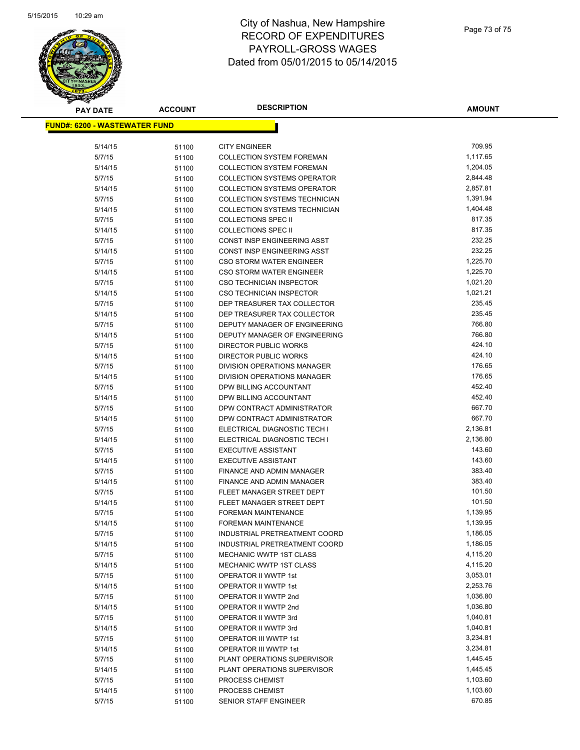# City of Nashua, New Hampshire
# RECORD OF EXPENDITURES
# PAYROLL-GROSS WAGES
# Dated from 05/01/2015 to 05/14/2015

**FUND#: 6200 - WASTEWATER FUND**

| PAY DATE | ACCOUNT | DESCRIPTION | AMOUNT |
|---|---|---|---|
| 5/14/15 | 51100 | CITY ENGINEER | 709.95 |
| 5/7/15 | 51100 | COLLECTION SYSTEM FOREMAN | 1,117.65 |
| 5/14/15 | 51100 | COLLECTION SYSTEM FOREMAN | 1,204.05 |
| 5/7/15 | 51100 | COLLECTION SYSTEMS OPERATOR | 2,844.48 |
| 5/14/15 | 51100 | COLLECTION SYSTEMS OPERATOR | 2,857.81 |
| 5/7/15 | 51100 | COLLECTION SYSTEMS TECHNICIAN | 1,391.94 |
| 5/14/15 | 51100 | COLLECTION SYSTEMS TECHNICIAN | 1,404.48 |
| 5/7/15 | 51100 | COLLECTIONS SPEC II | 817.35 |
| 5/14/15 | 51100 | COLLECTIONS SPEC II | 817.35 |
| 5/7/15 | 51100 | CONST INSP ENGINEERING ASST | 232.25 |
| 5/14/15 | 51100 | CONST INSP ENGINEERING ASST | 232.25 |
| 5/7/15 | 51100 | CSO STORM WATER ENGINEER | 1,225.70 |
| 5/14/15 | 51100 | CSO STORM WATER ENGINEER | 1,225.70 |
| 5/7/15 | 51100 | CSO TECHNICIAN INSPECTOR | 1,021.20 |
| 5/14/15 | 51100 | CSO TECHNICIAN INSPECTOR | 1,021.21 |
| 5/7/15 | 51100 | DEP TREASURER TAX COLLECTOR | 235.45 |
| 5/14/15 | 51100 | DEP TREASURER TAX COLLECTOR | 235.45 |
| 5/7/15 | 51100 | DEPUTY MANAGER OF ENGINEERING | 766.80 |
| 5/14/15 | 51100 | DEPUTY MANAGER OF ENGINEERING | 766.80 |
| 5/7/15 | 51100 | DIRECTOR PUBLIC WORKS | 424.10 |
| 5/14/15 | 51100 | DIRECTOR PUBLIC WORKS | 424.10 |
| 5/7/15 | 51100 | DIVISION OPERATIONS MANAGER | 176.65 |
| 5/14/15 | 51100 | DIVISION OPERATIONS MANAGER | 176.65 |
| 5/7/15 | 51100 | DPW BILLING ACCOUNTANT | 452.40 |
| 5/14/15 | 51100 | DPW BILLING ACCOUNTANT | 452.40 |
| 5/7/15 | 51100 | DPW CONTRACT ADMINISTRATOR | 667.70 |
| 5/14/15 | 51100 | DPW CONTRACT ADMINISTRATOR | 667.70 |
| 5/7/15 | 51100 | ELECTRICAL DIAGNOSTIC TECH I | 2,136.81 |
| 5/14/15 | 51100 | ELECTRICAL DIAGNOSTIC TECH I | 2,136.80 |
| 5/7/15 | 51100 | EXECUTIVE ASSISTANT | 143.60 |
| 5/14/15 | 51100 | EXECUTIVE ASSISTANT | 143.60 |
| 5/7/15 | 51100 | FINANCE AND ADMIN MANAGER | 383.40 |
| 5/14/15 | 51100 | FINANCE AND ADMIN MANAGER | 383.40 |
| 5/7/15 | 51100 | FLEET MANAGER STREET DEPT | 101.50 |
| 5/14/15 | 51100 | FLEET MANAGER STREET DEPT | 101.50 |
| 5/7/15 | 51100 | FOREMAN MAINTENANCE | 1,139.95 |
| 5/14/15 | 51100 | FOREMAN MAINTENANCE | 1,139.95 |
| 5/7/15 | 51100 | INDUSTRIAL PRETREATMENT COORD | 1,186.05 |
| 5/14/15 | 51100 | INDUSTRIAL PRETREATMENT COORD | 1,186.05 |
| 5/7/15 | 51100 | MECHANIC WWTP 1ST CLASS | 4,115.20 |
| 5/14/15 | 51100 | MECHANIC WWTP 1ST CLASS | 4,115.20 |
| 5/7/15 | 51100 | OPERATOR II WWTP 1st | 3,053.01 |
| 5/14/15 | 51100 | OPERATOR II WWTP 1st | 2,253.76 |
| 5/7/15 | 51100 | OPERATOR II WWTP 2nd | 1,036.80 |
| 5/14/15 | 51100 | OPERATOR II WWTP 2nd | 1,036.80 |
| 5/7/15 | 51100 | OPERATOR II WWTP 3rd | 1,040.81 |
| 5/14/15 | 51100 | OPERATOR II WWTP 3rd | 1,040.81 |
| 5/7/15 | 51100 | OPERATOR III WWTP 1st | 3,234.81 |
| 5/14/15 | 51100 | OPERATOR III WWTP 1st | 3,234.81 |
| 5/7/15 | 51100 | PLANT OPERATIONS SUPERVISOR | 1,445.45 |
| 5/14/15 | 51100 | PLANT OPERATIONS SUPERVISOR | 1,445.45 |
| 5/7/15 | 51100 | PROCESS CHEMIST | 1,103.60 |
| 5/14/15 | 51100 | PROCESS CHEMIST | 1,103.60 |
| 5/7/15 | 51100 | SENIOR STAFF ENGINEER | 670.85 |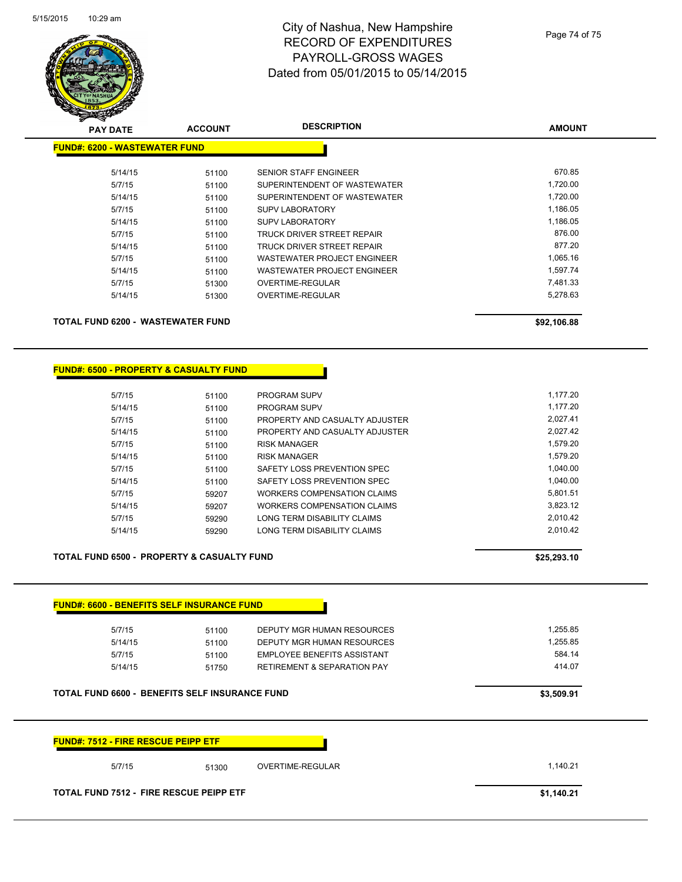# City of Nashua, New Hampshire
# RECORD OF EXPENDITURES
# PAYROLL-GROSS WAGES
# Dated from 05/01/2015 to 05/14/2015

## FUND#: 6200 - WASTEWATER FUND

| PAY DATE | ACCOUNT | DESCRIPTION | AMOUNT |
|---|---|---|---|
| 5/14/15 | 51100 | SENIOR STAFF ENGINEER | 670.85 |
| 5/7/15 | 51100 | SUPERINTENDENT OF WASTEWATER | 1,720.00 |
| 5/14/15 | 51100 | SUPERINTENDENT OF WASTEWATER | 1,720.00 |
| 5/7/15 | 51100 | SUPV LABORATORY | 1,186.05 |
| 5/14/15 | 51100 | SUPV LABORATORY | 1,186.05 |
| 5/7/15 | 51100 | TRUCK DRIVER STREET REPAIR | 876.00 |
| 5/14/15 | 51100 | TRUCK DRIVER STREET REPAIR | 877.20 |
| 5/7/15 | 51100 | WASTEWATER PROJECT ENGINEER | 1,065.16 |
| 5/14/15 | 51100 | WASTEWATER PROJECT ENGINEER | 1,597.74 |
| 5/7/15 | 51300 | OVERTIME-REGULAR | 7,481.33 |
| 5/14/15 | 51300 | OVERTIME-REGULAR | 5,278.63 |

**TOTAL FUND 6200 - WASTEWATER FUND** **$92,106.88**

## FUND#: 6500 - PROPERTY & CASUALTY FUND

| PAY DATE | ACCOUNT | DESCRIPTION | AMOUNT |
|---|---|---|---|
| 5/7/15 | 51100 | PROGRAM SUPV | 1,177.20 |
| 5/14/15 | 51100 | PROGRAM SUPV | 1,177.20 |
| 5/7/15 | 51100 | PROPERTY AND CASUALTY ADJUSTER | 2,027.41 |
| 5/14/15 | 51100 | PROPERTY AND CASUALTY ADJUSTER | 2,027.42 |
| 5/7/15 | 51100 | RISK MANAGER | 1,579.20 |
| 5/14/15 | 51100 | RISK MANAGER | 1,579.20 |
| 5/7/15 | 51100 | SAFETY LOSS PREVENTION SPEC | 1,040.00 |
| 5/14/15 | 51100 | SAFETY LOSS PREVENTION SPEC | 1,040.00 |
| 5/7/15 | 59207 | WORKERS COMPENSATION CLAIMS | 5,801.51 |
| 5/14/15 | 59207 | WORKERS COMPENSATION CLAIMS | 3,823.12 |
| 5/7/15 | 59290 | LONG TERM DISABILITY CLAIMS | 2,010.42 |
| 5/14/15 | 59290 | LONG TERM DISABILITY CLAIMS | 2,010.42 |

**TOTAL FUND 6500 - PROPERTY & CASUALTY FUND** **$25,293.10**

## FUND#: 6600 - BENEFITS SELF INSURANCE FUND

| PAY DATE | ACCOUNT | DESCRIPTION | AMOUNT |
|---|---|---|---|
| 5/7/15 | 51100 | DEPUTY MGR HUMAN RESOURCES | 1,255.85 |
| 5/14/15 | 51100 | DEPUTY MGR HUMAN RESOURCES | 1,255.85 |
| 5/7/15 | 51100 | EMPLOYEE BENEFITS ASSISTANT | 584.14 |
| 5/14/15 | 51750 | RETIREMENT & SEPARATION PAY | 414.07 |

**TOTAL FUND 6600 - BENEFITS SELF INSURANCE FUND** **$3,509.91**

## FUND#: 7512 - FIRE RESCUE PEIPP ETF

| PAY DATE | ACCOUNT | DESCRIPTION | AMOUNT |
|---|---|---|---|
| 5/7/15 | 51300 | OVERTIME-REGULAR | 1,140.21 |

**TOTAL FUND 7512 - FIRE RESCUE PEIPP ETF** **$1,140.21**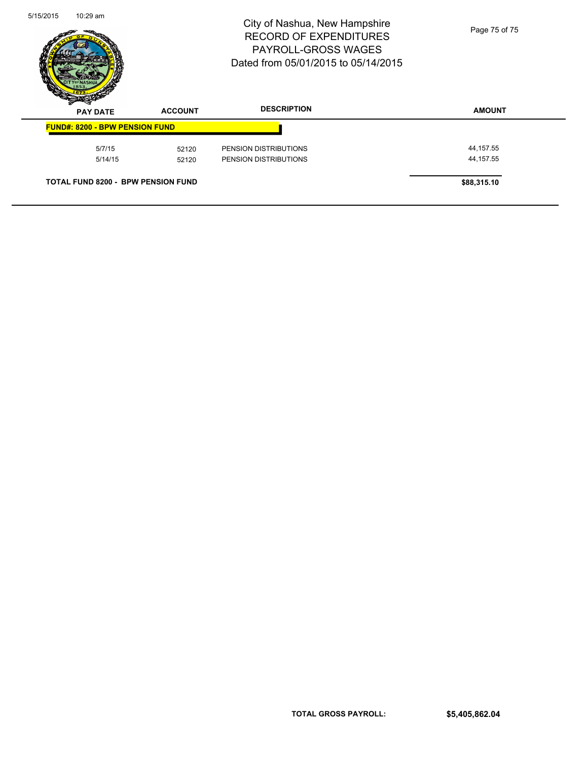# City of Nashua, New Hampshire
## RECORD OF EXPENDITURES
## PAYROLL-GROSS WAGES
Dated from 05/01/2015 to 05/14/2015

| PAY DATE | ACCOUNT | DESCRIPTION | AMOUNT |
|---|---|---|---|
| **FUND#: 8200 - BPW PENSION FUND** | | | |
| 5/7/15 | 52120 | PENSION DISTRIBUTIONS | 44,157.55 |
| 5/14/15 | 52120 | PENSION DISTRIBUTIONS | 44,157.55 |
| **TOTAL FUND 8200 - BPW PENSION FUND** | | | **$88,315.10** |

**TOTAL GROSS PAYROLL: $5,405,862.04**